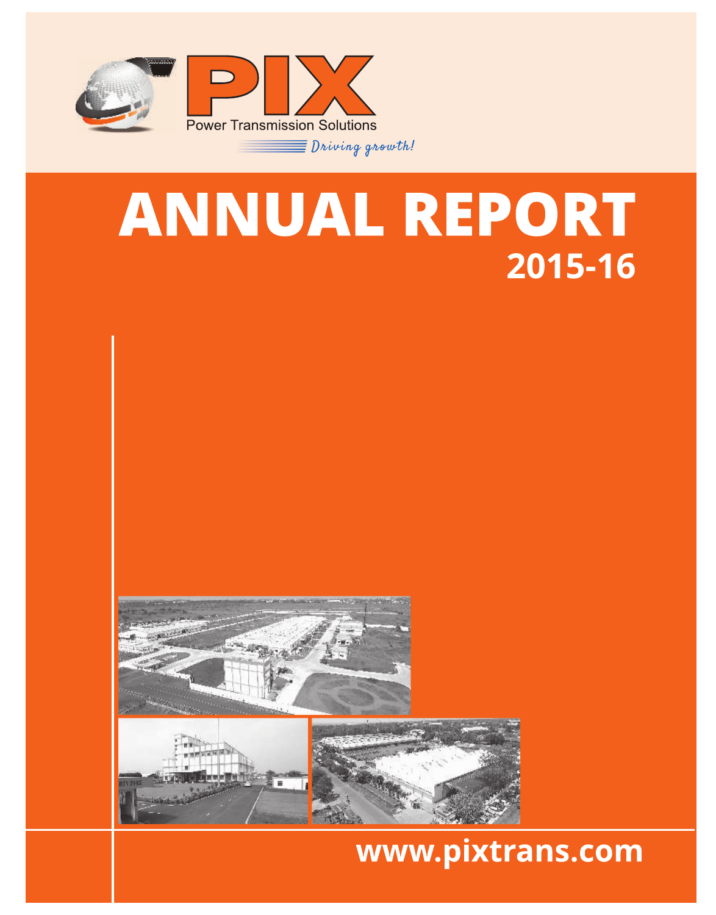PIX

Power Transmission Solutions

*Driving growth!*

# ANNUAL REPORT

## 2015-16

www.pixtrans.com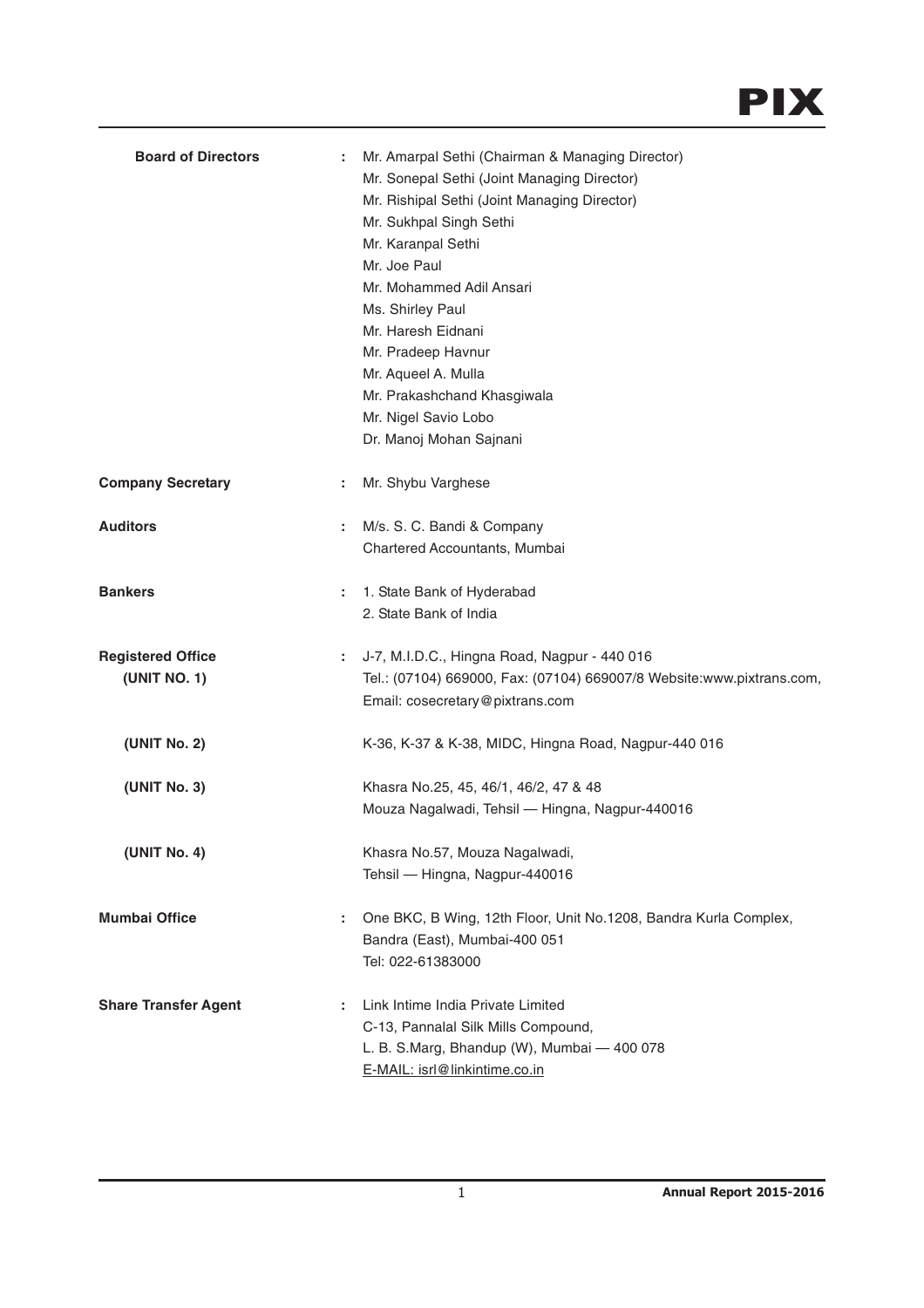| | | |
|---|---|---|
| **Board of Directors** | : | Mr. Amarpal Sethi (Chairman & Managing Director)<br>Mr. Sonepal Sethi (Joint Managing Director)<br>Mr. Rishipal Sethi (Joint Managing Director)<br>Mr. Sukhpal Singh Sethi<br>Mr. Karanpal Sethi<br>Mr. Joe Paul<br>Mr. Mohammed Adil Ansari<br>Ms. Shirley Paul<br>Mr. Haresh Eidnani<br>Mr. Pradeep Havnur<br>Mr. Aqueel A. Mulla<br>Mr. Prakashchand Khasgiwala<br>Mr. Nigel Savio Lobo<br>Dr. Manoj Mohan Sajnani |
| **Company Secretary** | : | Mr. Shybu Varghese |
| **Auditors** | : | M/s. S. C. Bandi & Company<br>Chartered Accountants, Mumbai |
| **Bankers** | : | 1. State Bank of Hyderabad<br>2. State Bank of India |
| **Registered Office (UNIT NO. 1)** | : | J-7, M.I.D.C., Hingna Road, Nagpur - 440 016<br>Tel.: (07104) 669000, Fax: (07104) 669007/8 Website:www.pixtrans.com,<br>Email: cosecretary@pixtrans.com |
| **(UNIT No. 2)** | | K-36, K-37 & K-38, MIDC, Hingna Road, Nagpur-440 016 |
| **(UNIT No. 3)** | | Khasra No.25, 45, 46/1, 46/2, 47 & 48<br>Mouza Nagalwadi, Tehsil — Hingna, Nagpur-440016 |
| **(UNIT No. 4)** | | Khasra No.57, Mouza Nagalwadi,<br>Tehsil — Hingna, Nagpur-440016 |
| **Mumbai Office** | : | One BKC, B Wing, 12th Floor, Unit No.1208, Bandra Kurla Complex,<br>Bandra (East), Mumbai-400 051<br>Tel: 022-61383000 |
| **Share Transfer Agent** | : | Link Intime India Private Limited<br>C-13, Pannalal Silk Mills Compound,<br>L. B. S.Marg, Bhandup (W), Mumbai — 400 078<br>E-MAIL: isrl@linkintime.co.in |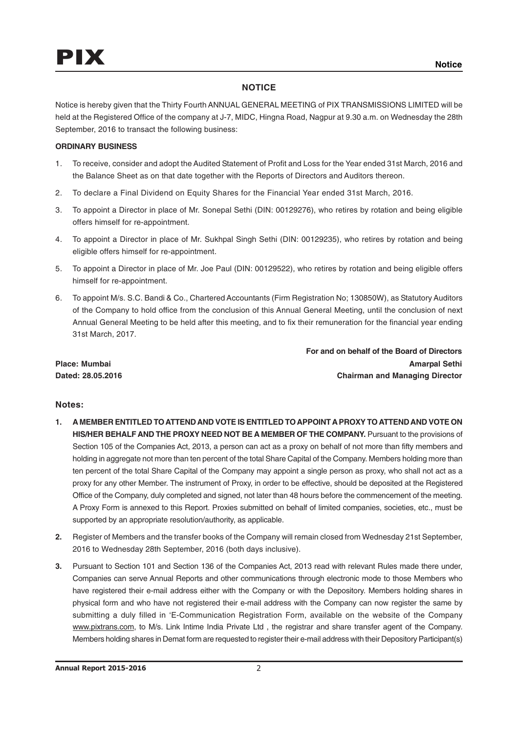# NOTICE

Notice is hereby given that the Thirty Fourth ANNUAL GENERAL MEETING of PIX TRANSMISSIONS LIMITED will be held at the Registered Office of the company at J-7, MIDC, Hingna Road, Nagpur at 9.30 a.m. on Wednesday the 28th September, 2016 to transact the following business:

**ORDINARY BUSINESS**

1. To receive, consider and adopt the Audited Statement of Profit and Loss for the Year ended 31st March, 2016 and the Balance Sheet as on that date together with the Reports of Directors and Auditors thereon.
2. To declare a Final Dividend on Equity Shares for the Financial Year ended 31st March, 2016.
3. To appoint a Director in place of Mr. Sonepal Sethi (DIN: 00129276), who retires by rotation and being eligible offers himself for re-appointment.
4. To appoint a Director in place of Mr. Sukhpal Singh Sethi (DIN: 00129235), who retires by rotation and being eligible offers himself for re-appointment.
5. To appoint a Director in place of Mr. Joe Paul (DIN: 00129522), who retires by rotation and being eligible offers himself for re-appointment.
6. To appoint M/s. S.C. Bandi & Co., Chartered Accountants (Firm Registration No; 130850W), as Statutory Auditors of the Company to hold office from the conclusion of this Annual General Meeting, until the conclusion of next Annual General Meeting to be held after this meeting, and to fix their remuneration for the financial year ending 31st March, 2017.

**For and on behalf of the Board of Directors**
**Amarpal Sethi**
**Chairman and Managing Director**

**Place: Mumbai**
**Dated: 28.05.2016**

## Notes:

1. **A MEMBER ENTITLED TO ATTEND AND VOTE IS ENTITLED TO APPOINT A PROXY TO ATTEND AND VOTE ON HIS/HER BEHALF AND THE PROXY NEED NOT BE A MEMBER OF THE COMPANY.** Pursuant to the provisions of Section 105 of the Companies Act, 2013, a person can act as a proxy on behalf of not more than fifty members and holding in aggregate not more than ten percent of the total Share Capital of the Company. Members holding more than ten percent of the total Share Capital of the Company may appoint a single person as proxy, who shall not act as a proxy for any other Member. The instrument of Proxy, in order to be effective, should be deposited at the Registered Office of the Company, duly completed and signed, not later than 48 hours before the commencement of the meeting. A Proxy Form is annexed to this Report. Proxies submitted on behalf of limited companies, societies, etc., must be supported by an appropriate resolution/authority, as applicable.
2. Register of Members and the transfer books of the Company will remain closed from Wednesday 21st September, 2016 to Wednesday 28th September, 2016 (both days inclusive).
3. Pursuant to Section 101 and Section 136 of the Companies Act, 2013 read with relevant Rules made there under, Companies can serve Annual Reports and other communications through electronic mode to those Members who have registered their e-mail address either with the Company or with the Depository. Members holding shares in physical form and who have not registered their e-mail address with the Company can now register the same by submitting a duly filled in 'E-Communication Registration Form, available on the website of the Company www.pixtrans.com, to M/s. Link Intime India Private Ltd , the registrar and share transfer agent of the Company. Members holding shares in Demat form are requested to register their e-mail address with their Depository Participant(s)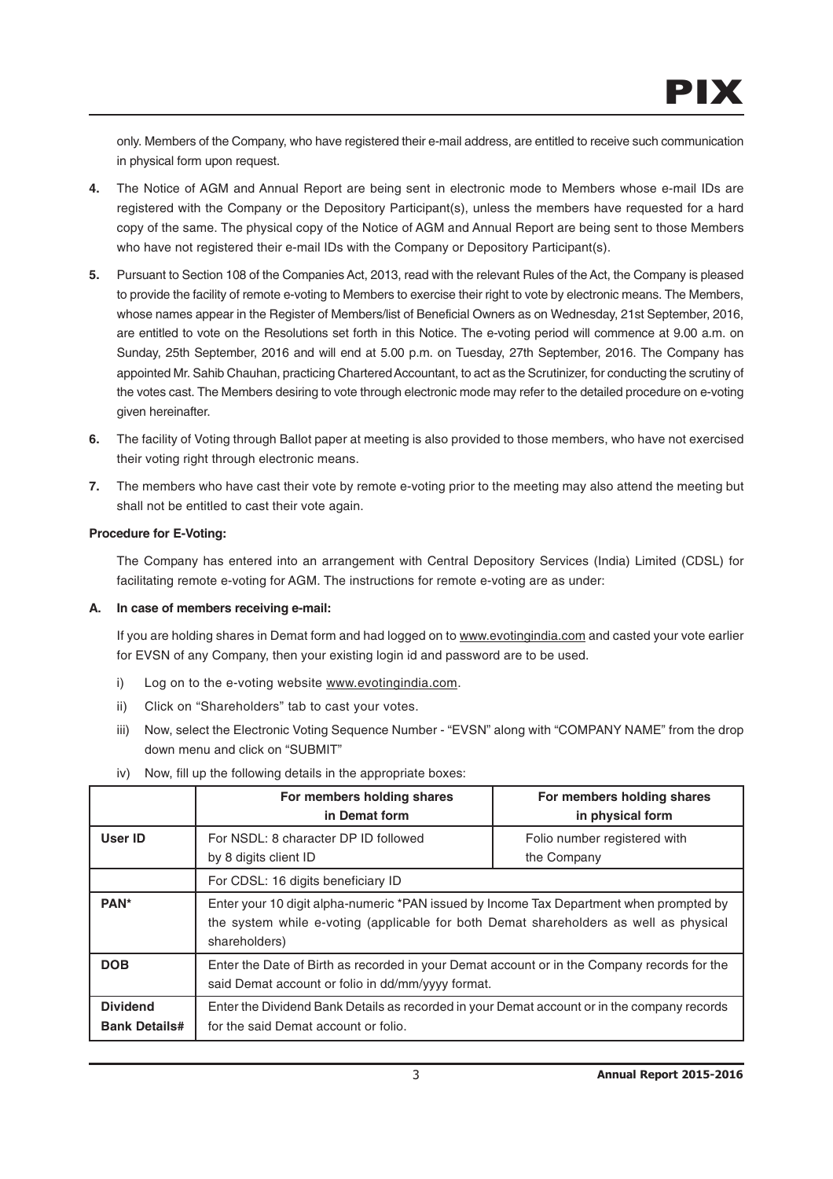only. Members of the Company, who have registered their e-mail address, are entitled to receive such communication in physical form upon request.

**4.** The Notice of AGM and Annual Report are being sent in electronic mode to Members whose e-mail IDs are registered with the Company or the Depository Participant(s), unless the members have requested for a hard copy of the same. The physical copy of the Notice of AGM and Annual Report are being sent to those Members who have not registered their e-mail IDs with the Company or Depository Participant(s).

**5.** Pursuant to Section 108 of the Companies Act, 2013, read with the relevant Rules of the Act, the Company is pleased to provide the facility of remote e-voting to Members to exercise their right to vote by electronic means. The Members, whose names appear in the Register of Members/list of Beneficial Owners as on Wednesday, 21st September, 2016, are entitled to vote on the Resolutions set forth in this Notice. The e-voting period will commence at 9.00 a.m. on Sunday, 25th September, 2016 and will end at 5.00 p.m. on Tuesday, 27th September, 2016. The Company has appointed Mr. Sahib Chauhan, practicing Chartered Accountant, to act as the Scrutinizer, for conducting the scrutiny of the votes cast. The Members desiring to vote through electronic mode may refer to the detailed procedure on e-voting given hereinafter.

**6.** The facility of Voting through Ballot paper at meeting is also provided to those members, who have not exercised their voting right through electronic means.

**7.** The members who have cast their vote by remote e-voting prior to the meeting may also attend the meeting but shall not be entitled to cast their vote again.

**Procedure for E-Voting:**

The Company has entered into an arrangement with Central Depository Services (India) Limited (CDSL) for facilitating remote e-voting for AGM. The instructions for remote e-voting are as under:

**A. In case of members receiving e-mail:**

If you are holding shares in Demat form and had logged on to www.evotingindia.com and casted your vote earlier for EVSN of any Company, then your existing login id and password are to be used.

i) Log on to the e-voting website www.evotingindia.com.

ii) Click on "Shareholders" tab to cast your votes.

iii) Now, select the Electronic Voting Sequence Number - "EVSN" along with "COMPANY NAME" from the drop down menu and click on "SUBMIT"

iv) Now, fill up the following details in the appropriate boxes:

| | For members holding shares in Demat form | For members holding shares in physical form |
|---|---|---|
| **User ID** | For NSDL: 8 character DP ID followed by 8 digits client ID | Folio number registered with the Company |
| | For CDSL: 16 digits beneficiary ID | |
| **PAN*** | Enter your 10 digit alpha-numeric *PAN issued by Income Tax Department when prompted by the system while e-voting (applicable for both Demat shareholders as well as physical shareholders) | |
| **DOB** | Enter the Date of Birth as recorded in your Demat account or in the Company records for the said Demat account or folio in dd/mm/yyyy format. | |
| **Dividend Bank Details#** | Enter the Dividend Bank Details as recorded in your Demat account or in the company records for the said Demat account or folio. | |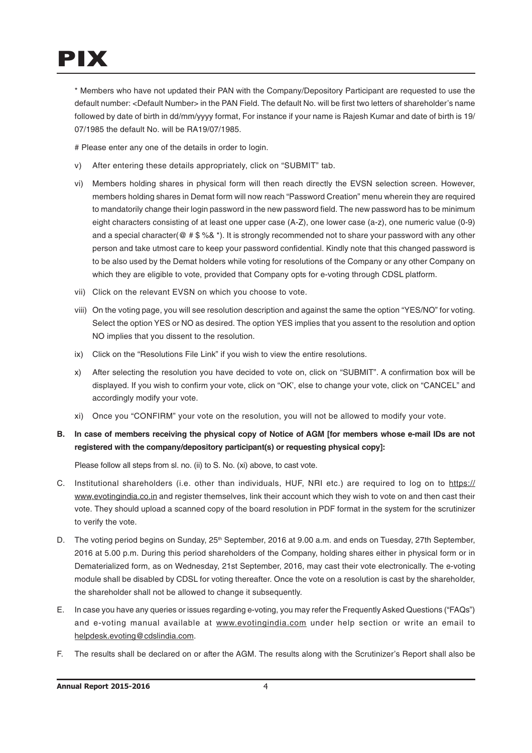\* Members who have not updated their PAN with the Company/Depository Participant are requested to use the default number: <Default Number> in the PAN Field. The default No. will be first two letters of shareholder's name followed by date of birth in dd/mm/yyyy format, For instance if your name is Rajesh Kumar and date of birth is 19/07/1985 the default No. will be RA19/07/1985.

# Please enter any one of the details in order to login.

v) After entering these details appropriately, click on "SUBMIT" tab.

vi) Members holding shares in physical form will then reach directly the EVSN selection screen. However, members holding shares in Demat form will now reach "Password Creation" menu wherein they are required to mandatorily change their login password in the new password field. The new password has to be minimum eight characters consisting of at least one upper case (A-Z), one lower case (a-z), one numeric value (0-9) and a special character(@ # $ %& *). It is strongly recommended not to share your password with any other person and take utmost care to keep your password confidential. Kindly note that this changed password is to be also used by the Demat holders while voting for resolutions of the Company or any other Company on which they are eligible to vote, provided that Company opts for e-voting through CDSL platform.

vii) Click on the relevant EVSN on which you choose to vote.

viii) On the voting page, you will see resolution description and against the same the option "YES/NO" for voting. Select the option YES or NO as desired. The option YES implies that you assent to the resolution and option NO implies that you dissent to the resolution.

ix) Click on the "Resolutions File Link" if you wish to view the entire resolutions.

x) After selecting the resolution you have decided to vote on, click on "SUBMIT". A confirmation box will be displayed. If you wish to confirm your vote, click on "OK', else to change your vote, click on "CANCEL" and accordingly modify your vote.

xi) Once you "CONFIRM" your vote on the resolution, you will not be allowed to modify your vote.

**B. In case of members receiving the physical copy of Notice of AGM [for members whose e-mail IDs are not registered with the company/depository participant(s) or requesting physical copy]:**

Please follow all steps from sl. no. (ii) to S. No. (xi) above, to cast vote.

C. Institutional shareholders (i.e. other than individuals, HUF, NRI etc.) are required to log on to https://www.evotingindia.co.in and register themselves, link their account which they wish to vote on and then cast their vote. They should upload a scanned copy of the board resolution in PDF format in the system for the scrutinizer to verify the vote.

D. The voting period begins on Sunday, 25th September, 2016 at 9.00 a.m. and ends on Tuesday, 27th September, 2016 at 5.00 p.m. During this period shareholders of the Company, holding shares either in physical form or in Dematerialized form, as on Wednesday, 21st September, 2016, may cast their vote electronically. The e-voting module shall be disabled by CDSL for voting thereafter. Once the vote on a resolution is cast by the shareholder, the shareholder shall not be allowed to change it subsequently.

E. In case you have any queries or issues regarding e-voting, you may refer the Frequently Asked Questions ("FAQs") and e-voting manual available at www.evotingindia.com under help section or write an email to helpdesk.evoting@cdslindia.com.

F. The results shall be declared on or after the AGM. The results along with the Scrutinizer's Report shall also be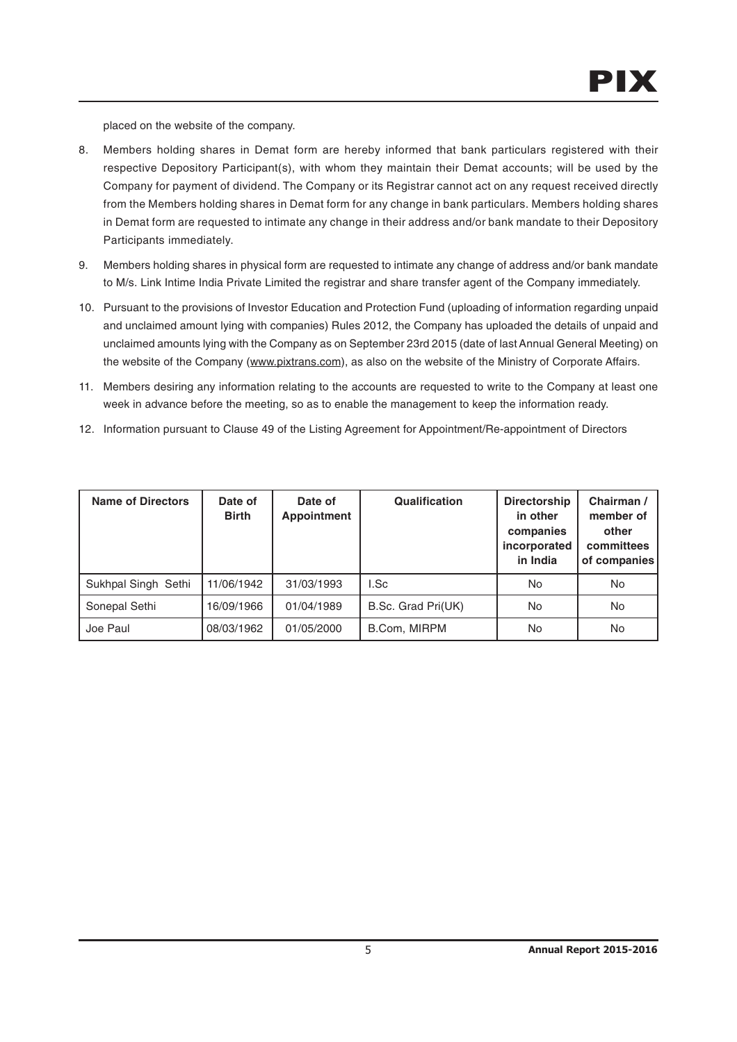placed on the website of the company.

8. Members holding shares in Demat form are hereby informed that bank particulars registered with their respective Depository Participant(s), with whom they maintain their Demat accounts; will be used by the Company for payment of dividend. The Company or its Registrar cannot act on any request received directly from the Members holding shares in Demat form for any change in bank particulars. Members holding shares in Demat form are requested to intimate any change in their address and/or bank mandate to their Depository Participants immediately.

9. Members holding shares in physical form are requested to intimate any change of address and/or bank mandate to M/s. Link Intime India Private Limited the registrar and share transfer agent of the Company immediately.

10. Pursuant to the provisions of Investor Education and Protection Fund (uploading of information regarding unpaid and unclaimed amount lying with companies) Rules 2012, the Company has uploaded the details of unpaid and unclaimed amounts lying with the Company as on September 23rd 2015 (date of last Annual General Meeting) on the website of the Company (www.pixtrans.com), as also on the website of the Ministry of Corporate Affairs.

11. Members desiring any information relating to the accounts are requested to write to the Company at least one week in advance before the meeting, so as to enable the management to keep the information ready.

12. Information pursuant to Clause 49 of the Listing Agreement for Appointment/Re-appointment of Directors

| Name of Directors | Date of Birth | Date of Appointment | Qualification | Directorship in other companies incorporated in India | Chairman / member of other committees of companies |
|---|---|---|---|---|---|
| Sukhpal Singh Sethi | 11/06/1942 | 31/03/1993 | I.Sc | No | No |
| Sonepal Sethi | 16/09/1966 | 01/04/1989 | B.Sc. Grad Pri(UK) | No | No |
| Joe Paul | 08/03/1962 | 01/05/2000 | B.Com, MIRPM | No | No |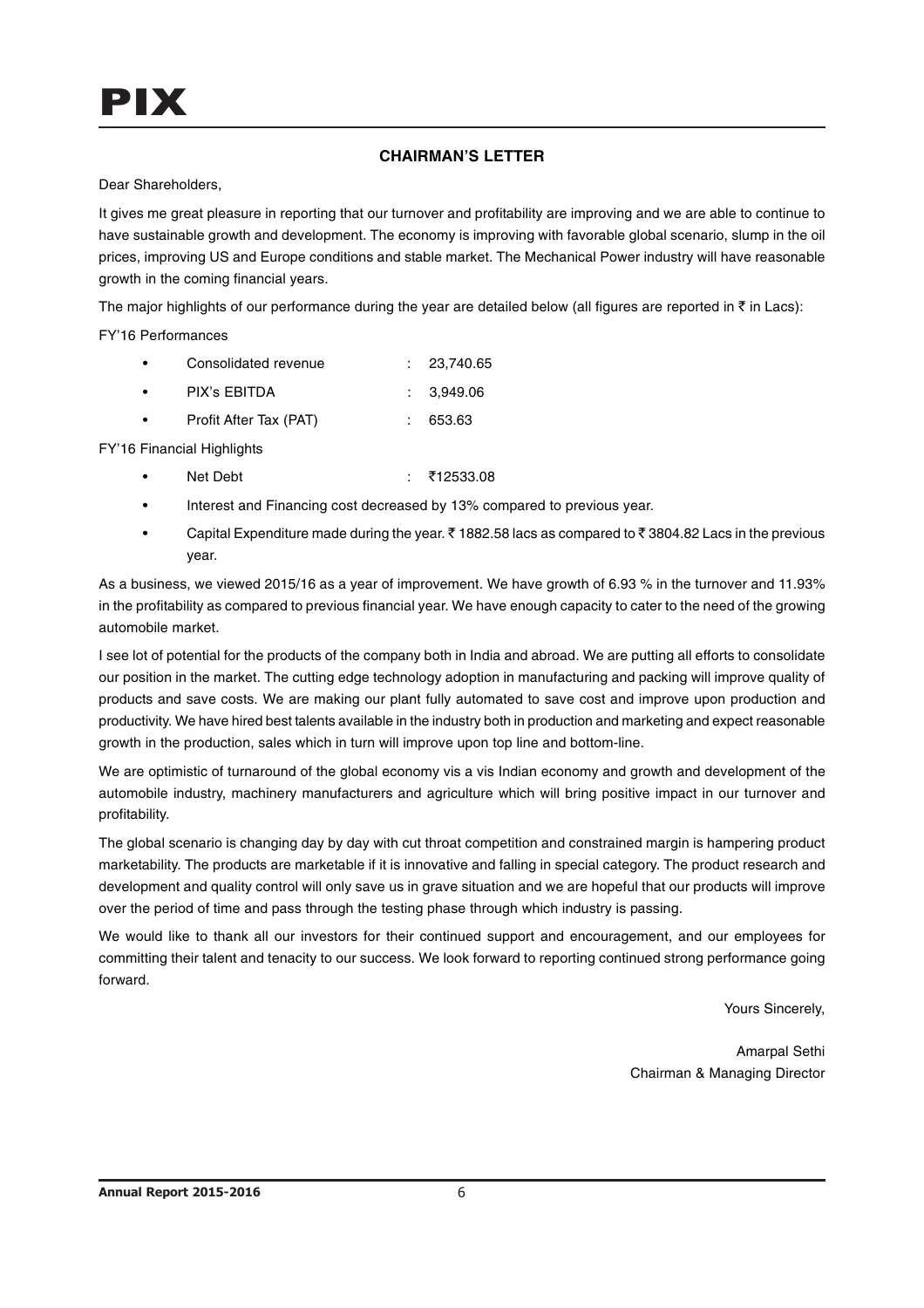## CHAIRMAN'S LETTER

Dear Shareholders,

It gives me great pleasure in reporting that our turnover and profitability are improving and we are able to continue to have sustainable growth and development. The economy is improving with favorable global scenario, slump in the oil prices, improving US and Europe conditions and stable market. The Mechanical Power industry will have reasonable growth in the coming financial years.

The major highlights of our performance during the year are detailed below (all figures are reported in ₹ in Lacs):

FY'16 Performances

- Consolidated revenue : 23,740.65
- PIX's EBITDA : 3,949.06
- Profit After Tax (PAT) : 653.63

FY'16 Financial Highlights

- Net Debt : ₹12533.08
- Interest and Financing cost decreased by 13% compared to previous year.
- Capital Expenditure made during the year. ₹ 1882.58 lacs as compared to ₹ 3804.82 Lacs in the previous year.

As a business, we viewed 2015/16 as a year of improvement. We have growth of 6.93 % in the turnover and 11.93% in the profitability as compared to previous financial year. We have enough capacity to cater to the need of the growing automobile market.

I see lot of potential for the products of the company both in India and abroad. We are putting all efforts to consolidate our position in the market. The cutting edge technology adoption in manufacturing and packing will improve quality of products and save costs. We are making our plant fully automated to save cost and improve upon production and productivity. We have hired best talents available in the industry both in production and marketing and expect reasonable growth in the production, sales which in turn will improve upon top line and bottom-line.

We are optimistic of turnaround of the global economy vis a vis Indian economy and growth and development of the automobile industry, machinery manufacturers and agriculture which will bring positive impact in our turnover and profitability.

The global scenario is changing day by day with cut throat competition and constrained margin is hampering product marketability. The products are marketable if it is innovative and falling in special category. The product research and development and quality control will only save us in grave situation and we are hopeful that our products will improve over the period of time and pass through the testing phase through which industry is passing.

We would like to thank all our investors for their continued support and encouragement, and our employees for committing their talent and tenacity to our success. We look forward to reporting continued strong performance going forward.

Yours Sincerely,

Amarpal Sethi
Chairman & Managing Director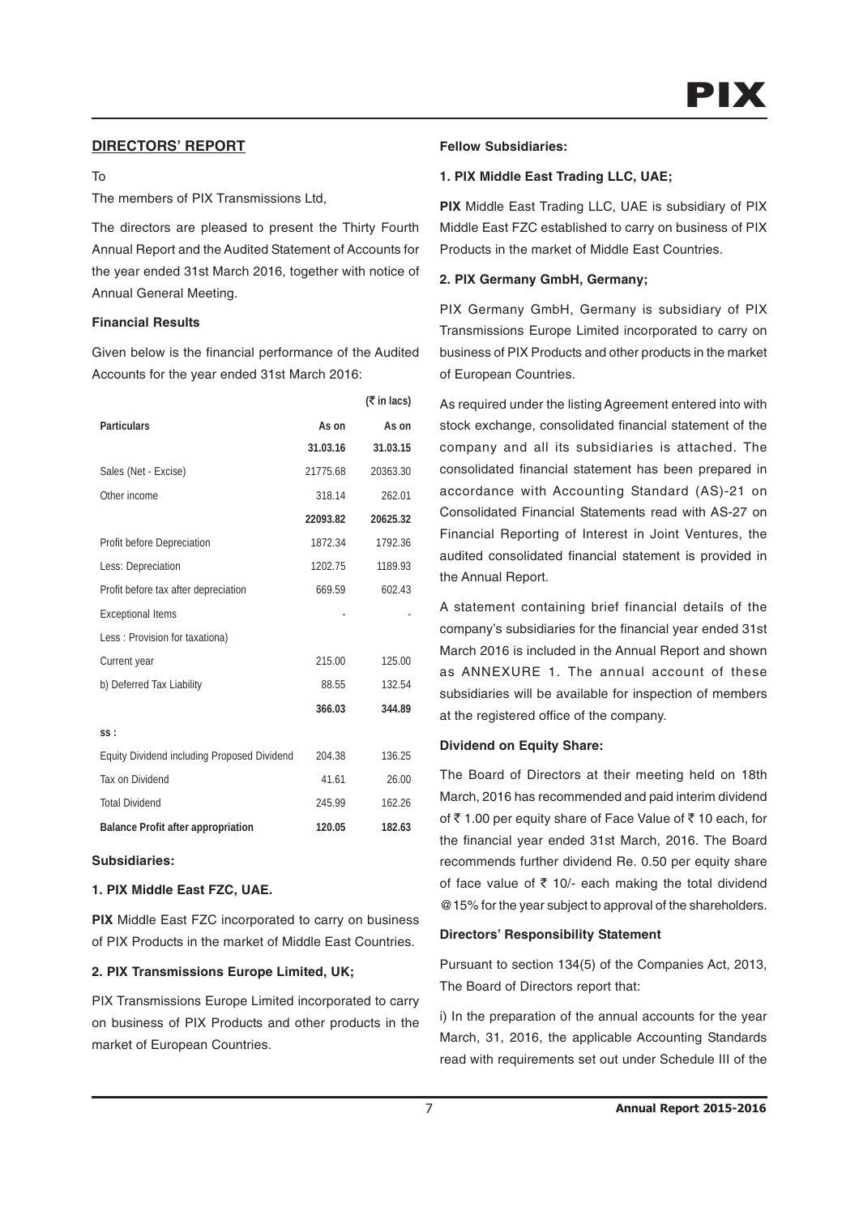## DIRECTORS' REPORT

To

The members of PIX Transmissions Ltd,

The directors are pleased to present the Thirty Fourth Annual Report and the Audited Statement of Accounts for the year ended 31st March 2016, together with notice of Annual General Meeting.

### Financial Results

Given below is the financial performance of the Audited Accounts for the year ended 31st March 2016:

| Particulars | As on 31.03.16 | (₹ in lacs) As on 31.03.15 |
|---|---|---|
| Sales (Net - Excise) | 21775.68 | 20363.30 |
| Other income | 318.14 | 262.01 |
| | **22093.82** | **20625.32** |
| Profit before Depreciation | 1872.34 | 1792.36 |
| Less: Depreciation | 1202.75 | 1189.93 |
| Profit before tax after depreciation | 669.59 | 602.43 |
| Exceptional Items | - | - |
| Less : Provision for taxationa) | | |
| Current year | 215.00 | 125.00 |
| b) Deferred Tax Liability | 88.55 | 132.54 |
| | **366.03** | **344.89** |
| SS : | | |
| Equity Dividend including Proposed Dividend | 204.38 | 136.25 |
| Tax on Dividend | 41.61 | 26.00 |
| Total Dividend | 245.99 | 162.26 |
| **Balance Profit after appropriation** | **120.05** | **182.63** |

### Subsidiaries:

**1. PIX Middle East FZC, UAE.**

**PIX** Middle East FZC incorporated to carry on business of PIX Products in the market of Middle East Countries.

**2. PIX Transmissions Europe Limited, UK;**

PIX Transmissions Europe Limited incorporated to carry on business of PIX Products and other products in the market of European Countries.

### Fellow Subsidiaries:

**1. PIX Middle East Trading LLC, UAE;**

**PIX** Middle East Trading LLC, UAE is subsidiary of PIX Middle East FZC established to carry on business of PIX Products in the market of Middle East Countries.

**2. PIX Germany GmbH, Germany;**

PIX Germany GmbH, Germany is subsidiary of PIX Transmissions Europe Limited incorporated to carry on business of PIX Products and other products in the market of European Countries.

As required under the listing Agreement entered into with stock exchange, consolidated financial statement of the company and all its subsidiaries is attached. The consolidated financial statement has been prepared in accordance with Accounting Standard (AS)-21 on Consolidated Financial Statements read with AS-27 on Financial Reporting of Interest in Joint Ventures, the audited consolidated financial statement is provided in the Annual Report.

A statement containing brief financial details of the company's subsidiaries for the financial year ended 31st March 2016 is included in the Annual Report and shown as ANNEXURE 1. The annual account of these subsidiaries will be available for inspection of members at the registered office of the company.

### Dividend on Equity Share:

The Board of Directors at their meeting held on 18th March, 2016 has recommended and paid interim dividend of ₹ 1.00 per equity share of Face Value of ₹ 10 each, for the financial year ended 31st March, 2016. The Board recommends further dividend Re. 0.50 per equity share of face value of ₹ 10/- each making the total dividend @15% for the year subject to approval of the shareholders.

### Directors' Responsibility Statement

Pursuant to section 134(5) of the Companies Act, 2013, The Board of Directors report that:

i) In the preparation of the annual accounts for the year March, 31, 2016, the applicable Accounting Standards read with requirements set out under Schedule III of the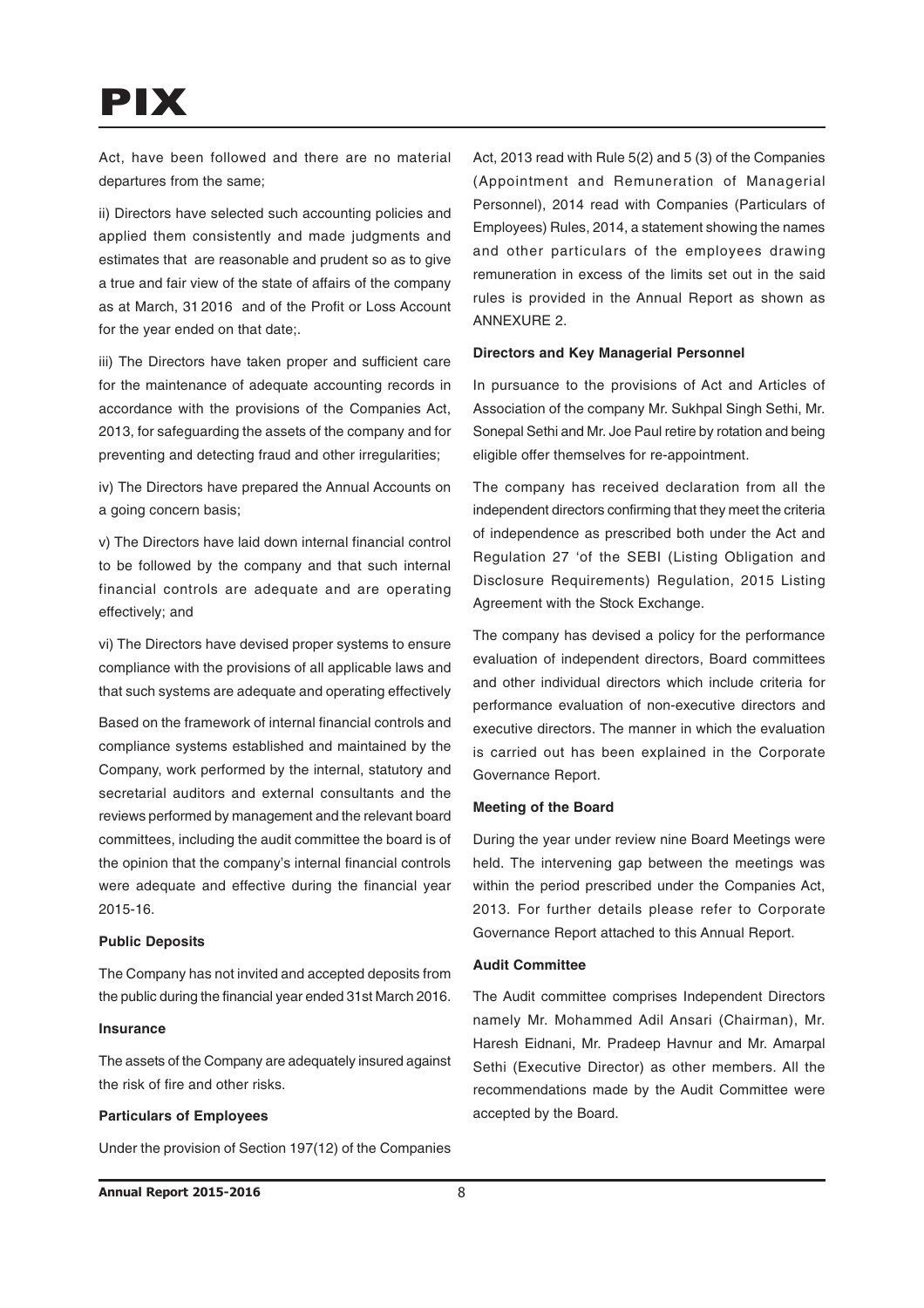Act, have been followed and there are no material departures from the same;

ii) Directors have selected such accounting policies and applied them consistently and made judgments and estimates that are reasonable and prudent so as to give a true and fair view of the state of affairs of the company as at March, 31 2016 and of the Profit or Loss Account for the year ended on that date;.

iii) The Directors have taken proper and sufficient care for the maintenance of adequate accounting records in accordance with the provisions of the Companies Act, 2013, for safeguarding the assets of the company and for preventing and detecting fraud and other irregularities;

iv) The Directors have prepared the Annual Accounts on a going concern basis;

v) The Directors have laid down internal financial control to be followed by the company and that such internal financial controls are adequate and are operating effectively; and

vi) The Directors have devised proper systems to ensure compliance with the provisions of all applicable laws and that such systems are adequate and operating effectively

Based on the framework of internal financial controls and compliance systems established and maintained by the Company, work performed by the internal, statutory and secretarial auditors and external consultants and the reviews performed by management and the relevant board committees, including the audit committee the board is of the opinion that the company's internal financial controls were adequate and effective during the financial year 2015-16.

**Public Deposits**

The Company has not invited and accepted deposits from the public during the financial year ended 31st March 2016.

**Insurance**

The assets of the Company are adequately insured against the risk of fire and other risks.

**Particulars of Employees**

Under the provision of Section 197(12) of the Companies Act, 2013 read with Rule 5(2) and 5 (3) of the Companies (Appointment and Remuneration of Managerial Personnel), 2014 read with Companies (Particulars of Employees) Rules, 2014, a statement showing the names and other particulars of the employees drawing remuneration in excess of the limits set out in the said rules is provided in the Annual Report as shown as ANNEXURE 2.

**Directors and Key Managerial Personnel**

In pursuance to the provisions of Act and Articles of Association of the company Mr. Sukhpal Singh Sethi, Mr. Sonepal Sethi and Mr. Joe Paul retire by rotation and being eligible offer themselves for re-appointment.

The company has received declaration from all the independent directors confirming that they meet the criteria of independence as prescribed both under the Act and Regulation 27 'of the SEBI (Listing Obligation and Disclosure Requirements) Regulation, 2015 Listing Agreement with the Stock Exchange.

The company has devised a policy for the performance evaluation of independent directors, Board committees and other individual directors which include criteria for performance evaluation of non-executive directors and executive directors. The manner in which the evaluation is carried out has been explained in the Corporate Governance Report.

**Meeting of the Board**

During the year under review nine Board Meetings were held. The intervening gap between the meetings was within the period prescribed under the Companies Act, 2013. For further details please refer to Corporate Governance Report attached to this Annual Report.

**Audit Committee**

The Audit committee comprises Independent Directors namely Mr. Mohammed Adil Ansari (Chairman), Mr. Haresh Eidnani, Mr. Pradeep Havnur and Mr. Amarpal Sethi (Executive Director) as other members. All the recommendations made by the Audit Committee were accepted by the Board.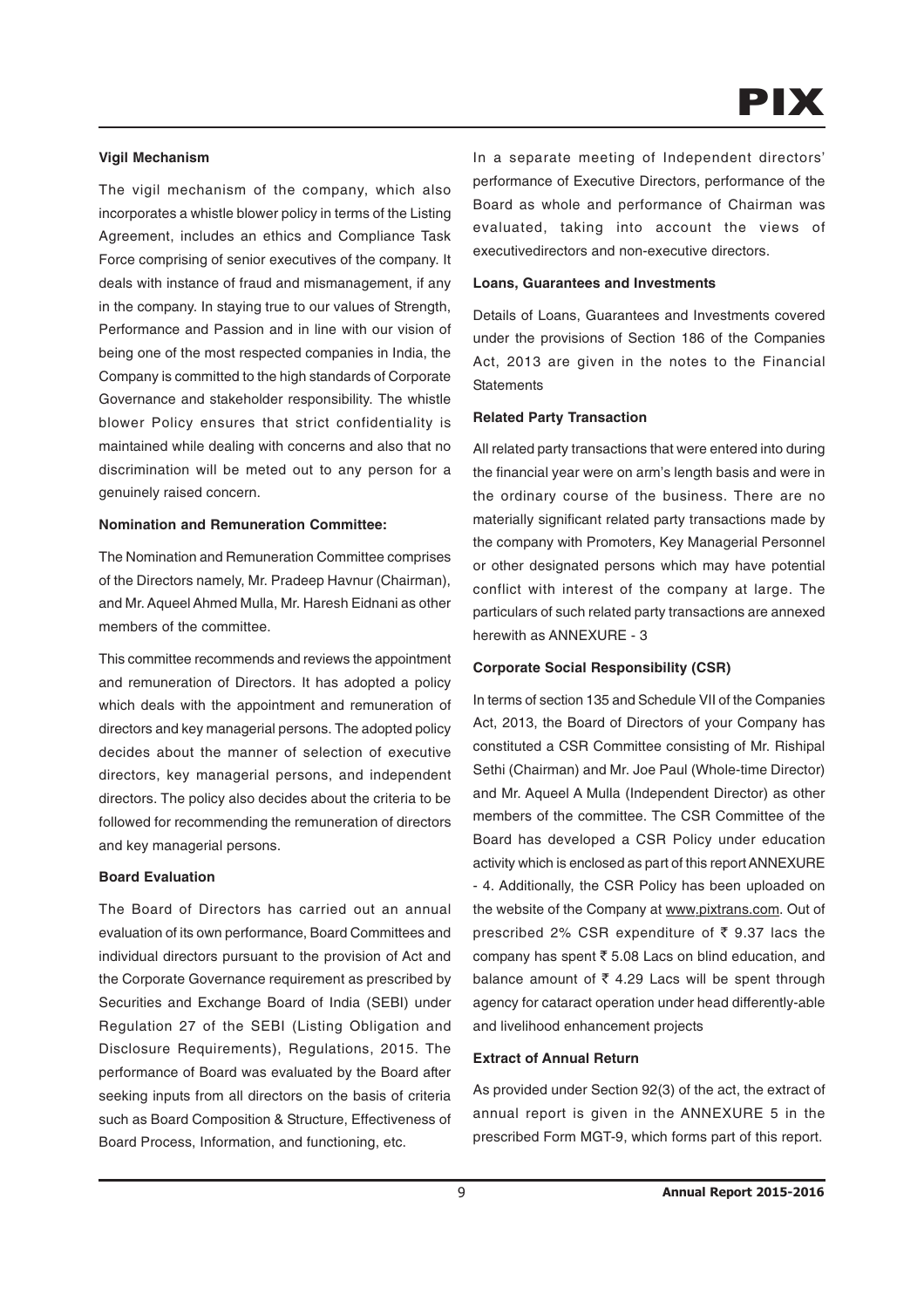### Vigil Mechanism

The vigil mechanism of the company, which also incorporates a whistle blower policy in terms of the Listing Agreement, includes an ethics and Compliance Task Force comprising of senior executives of the company. It deals with instance of fraud and mismanagement, if any in the company. In staying true to our values of Strength, Performance and Passion and in line with our vision of being one of the most respected companies in India, the Company is committed to the high standards of Corporate Governance and stakeholder responsibility. The whistle blower Policy ensures that strict confidentiality is maintained while dealing with concerns and also that no discrimination will be meted out to any person for a genuinely raised concern.

### Nomination and Remuneration Committee:

The Nomination and Remuneration Committee comprises of the Directors namely, Mr. Pradeep Havnur (Chairman), and Mr. Aqueel Ahmed Mulla, Mr. Haresh Eidnani as other members of the committee.

This committee recommends and reviews the appointment and remuneration of Directors. It has adopted a policy which deals with the appointment and remuneration of directors and key managerial persons. The adopted policy decides about the manner of selection of executive directors, key managerial persons, and independent directors. The policy also decides about the criteria to be followed for recommending the remuneration of directors and key managerial persons.

### Board Evaluation

The Board of Directors has carried out an annual evaluation of its own performance, Board Committees and individual directors pursuant to the provision of Act and the Corporate Governance requirement as prescribed by Securities and Exchange Board of India (SEBI) under Regulation 27 of the SEBI (Listing Obligation and Disclosure Requirements), Regulations, 2015. The performance of Board was evaluated by the Board after seeking inputs from all directors on the basis of criteria such as Board Composition & Structure, Effectiveness of Board Process, Information, and functioning, etc.

In a separate meeting of Independent directors' performance of Executive Directors, performance of the Board as whole and performance of Chairman was evaluated, taking into account the views of executivedirectors and non-executive directors.

### Loans, Guarantees and Investments

Details of Loans, Guarantees and Investments covered under the provisions of Section 186 of the Companies Act, 2013 are given in the notes to the Financial Statements

### Related Party Transaction

All related party transactions that were entered into during the financial year were on arm's length basis and were in the ordinary course of the business. There are no materially significant related party transactions made by the company with Promoters, Key Managerial Personnel or other designated persons which may have potential conflict with interest of the company at large. The particulars of such related party transactions are annexed herewith as ANNEXURE - 3

### Corporate Social Responsibility (CSR)

In terms of section 135 and Schedule VII of the Companies Act, 2013, the Board of Directors of your Company has constituted a CSR Committee consisting of Mr. Rishipal Sethi (Chairman) and Mr. Joe Paul (Whole-time Director) and Mr. Aqueel A Mulla (Independent Director) as other members of the committee. The CSR Committee of the Board has developed a CSR Policy under education activity which is enclosed as part of this report ANNEXURE - 4. Additionally, the CSR Policy has been uploaded on the website of the Company at www.pixtrans.com. Out of prescribed 2% CSR expenditure of ₹ 9.37 lacs the company has spent ₹ 5.08 Lacs on blind education, and balance amount of ₹ 4.29 Lacs will be spent through agency for cataract operation under head differently-able and livelihood enhancement projects

### Extract of Annual Return

As provided under Section 92(3) of the act, the extract of annual report is given in the ANNEXURE 5 in the prescribed Form MGT-9, which forms part of this report.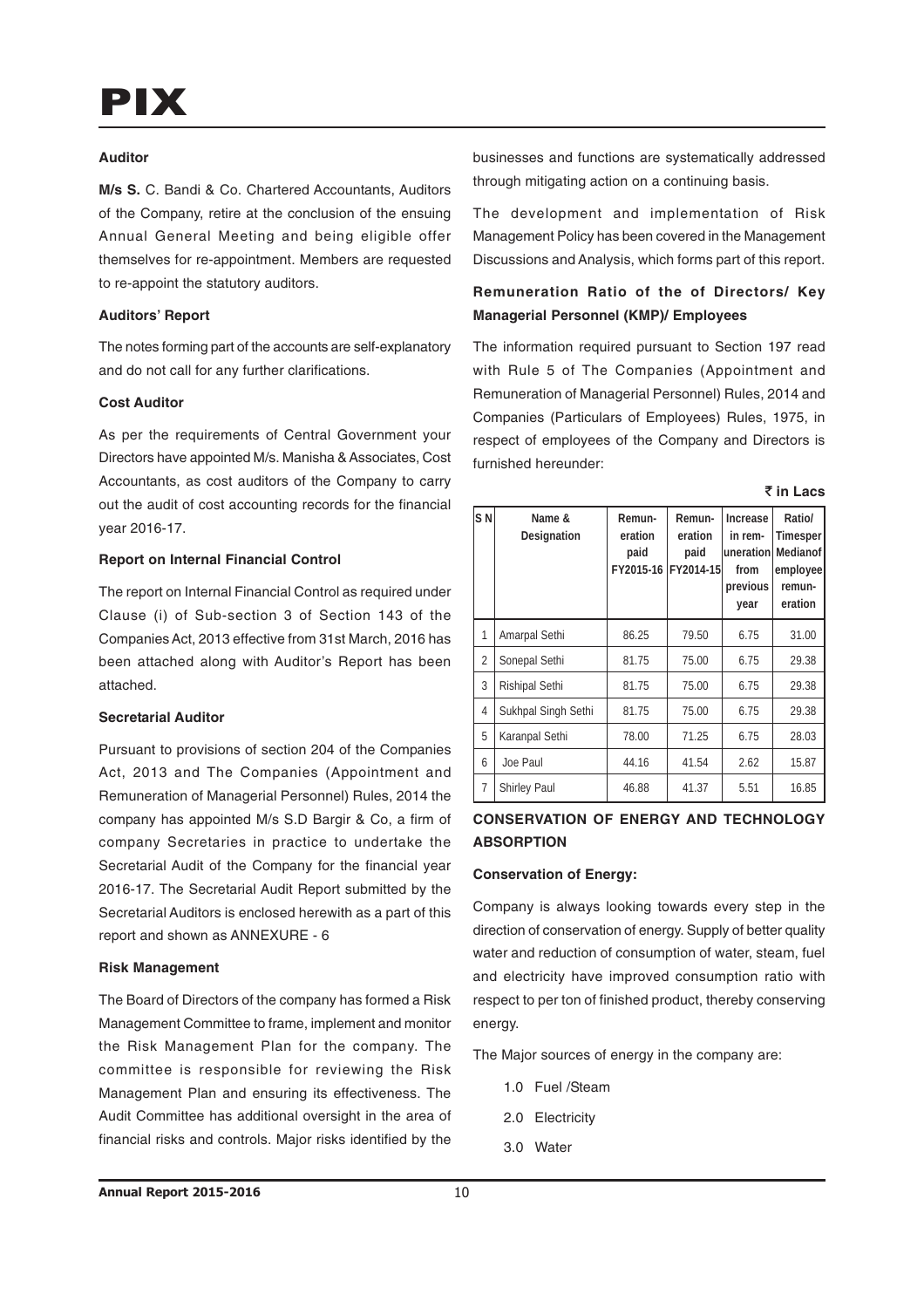#### Auditor

**M/s S.** C. Bandi & Co. Chartered Accountants, Auditors of the Company, retire at the conclusion of the ensuing Annual General Meeting and being eligible offer themselves for re-appointment. Members are requested to re-appoint the statutory auditors.

#### Auditors' Report

The notes forming part of the accounts are self-explanatory and do not call for any further clarifications.

#### Cost Auditor

As per the requirements of Central Government your Directors have appointed M/s. Manisha & Associates, Cost Accountants, as cost auditors of the Company to carry out the audit of cost accounting records for the financial year 2016-17.

#### Report on Internal Financial Control

The report on Internal Financial Control as required under Clause (i) of Sub-section 3 of Section 143 of the Companies Act, 2013 effective from 31st March, 2016 has been attached along with Auditor's Report has been attached.

#### Secretarial Auditor

Pursuant to provisions of section 204 of the Companies Act, 2013 and The Companies (Appointment and Remuneration of Managerial Personnel) Rules, 2014 the company has appointed M/s S.D Bargir & Co, a firm of company Secretaries in practice to undertake the Secretarial Audit of the Company for the financial year 2016-17. The Secretarial Audit Report submitted by the Secretarial Auditors is enclosed herewith as a part of this report and shown as ANNEXURE - 6

#### Risk Management

The Board of Directors of the company has formed a Risk Management Committee to frame, implement and monitor the Risk Management Plan for the company. The committee is responsible for reviewing the Risk Management Plan and ensuring its effectiveness. The Audit Committee has additional oversight in the area of financial risks and controls. Major risks identified by the businesses and functions are systematically addressed through mitigating action on a continuing basis.

The development and implementation of Risk Management Policy has been covered in the Management Discussions and Analysis, which forms part of this report.

#### Remuneration Ratio of the of Directors/ Key Managerial Personnel (KMP)/ Employees

The information required pursuant to Section 197 read with Rule 5 of The Companies (Appointment and Remuneration of Managerial Personnel) Rules, 2014 and Companies (Particulars of Employees) Rules, 1975, in respect of employees of the Company and Directors is furnished hereunder:

**₹ in Lacs**

| S N | Name & Designation | Remuneration paid FY2015-16 | Remuneration paid FY2014-15 | Increase in remuneration from previous year | Ratio/ Timesper Medianof employee remuneration |
|---|---|---|---|---|---|
| 1 | Amarpal Sethi | 86.25 | 79.50 | 6.75 | 31.00 |
| 2 | Sonepal Sethi | 81.75 | 75.00 | 6.75 | 29.38 |
| 3 | Rishipal Sethi | 81.75 | 75.00 | 6.75 | 29.38 |
| 4 | Sukhpal Singh Sethi | 81.75 | 75.00 | 6.75 | 29.38 |
| 5 | Karanpal Sethi | 78.00 | 71.25 | 6.75 | 28.03 |
| 6 | Joe Paul | 44.16 | 41.54 | 2.62 | 15.87 |
| 7 | Shirley Paul | 46.88 | 41.37 | 5.51 | 16.85 |

#### CONSERVATION OF ENERGY AND TECHNOLOGY ABSORPTION

#### Conservation of Energy:

Company is always looking towards every step in the direction of conservation of energy. Supply of better quality water and reduction of consumption of water, steam, fuel and electricity have improved consumption ratio with respect to per ton of finished product, thereby conserving energy.

The Major sources of energy in the company are:

1.0 Fuel /Steam

2.0 Electricity

3.0 Water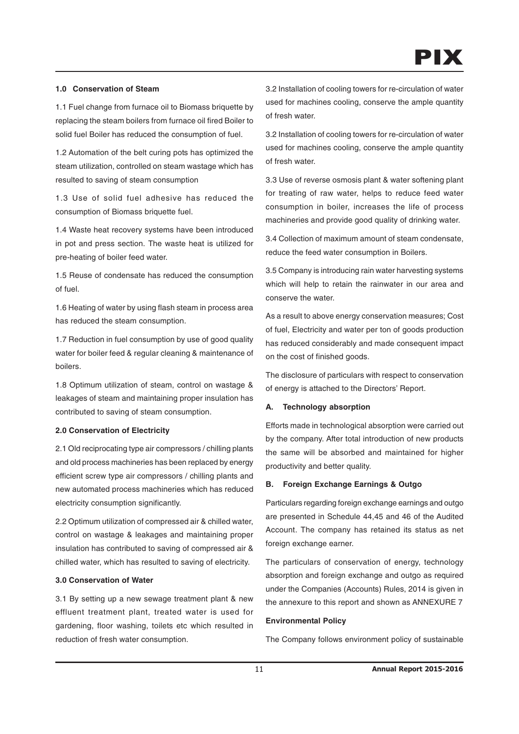**1.0 Conservation of Steam**

1.1 Fuel change from furnace oil to Biomass briquette by replacing the steam boilers from furnace oil fired Boiler to solid fuel Boiler has reduced the consumption of fuel.

1.2 Automation of the belt curing pots has optimized the steam utilization, controlled on steam wastage which has resulted to saving of steam consumption

1.3 Use of solid fuel adhesive has reduced the consumption of Biomass briquette fuel.

1.4 Waste heat recovery systems have been introduced in pot and press section. The waste heat is utilized for pre-heating of boiler feed water.

1.5 Reuse of condensate has reduced the consumption of fuel.

1.6 Heating of water by using flash steam in process area has reduced the steam consumption.

1.7 Reduction in fuel consumption by use of good quality water for boiler feed & regular cleaning & maintenance of boilers.

1.8 Optimum utilization of steam, control on wastage & leakages of steam and maintaining proper insulation has contributed to saving of steam consumption.

**2.0 Conservation of Electricity**

2.1 Old reciprocating type air compressors / chilling plants and old process machineries has been replaced by energy efficient screw type air compressors / chilling plants and new automated process machineries which has reduced electricity consumption significantly.

2.2 Optimum utilization of compressed air & chilled water, control on wastage & leakages and maintaining proper insulation has contributed to saving of compressed air & chilled water, which has resulted to saving of electricity.

**3.0 Conservation of Water**

3.1 By setting up a new sewage treatment plant & new effluent treatment plant, treated water is used for gardening, floor washing, toilets etc which resulted in reduction of fresh water consumption.

3.2 Installation of cooling towers for re-circulation of water used for machines cooling, conserve the ample quantity of fresh water.

3.2 Installation of cooling towers for re-circulation of water used for machines cooling, conserve the ample quantity of fresh water.

3.3 Use of reverse osmosis plant & water softening plant for treating of raw water, helps to reduce feed water consumption in boiler, increases the life of process machineries and provide good quality of drinking water.

3.4 Collection of maximum amount of steam condensate, reduce the feed water consumption in Boilers.

3.5 Company is introducing rain water harvesting systems which will help to retain the rainwater in our area and conserve the water.

As a result to above energy conservation measures; Cost of fuel, Electricity and water per ton of goods production has reduced considerably and made consequent impact on the cost of finished goods.

The disclosure of particulars with respect to conservation of energy is attached to the Directors' Report.

**A. Technology absorption**

Efforts made in technological absorption were carried out by the company. After total introduction of new products the same will be absorbed and maintained for higher productivity and better quality.

**B. Foreign Exchange Earnings & Outgo**

Particulars regarding foreign exchange earnings and outgo are presented in Schedule 44,45 and 46 of the Audited Account. The company has retained its status as net foreign exchange earner.

The particulars of conservation of energy, technology absorption and foreign exchange and outgo as required under the Companies (Accounts) Rules, 2014 is given in the annexure to this report and shown as ANNEXURE 7

**Environmental Policy**

The Company follows environment policy of sustainable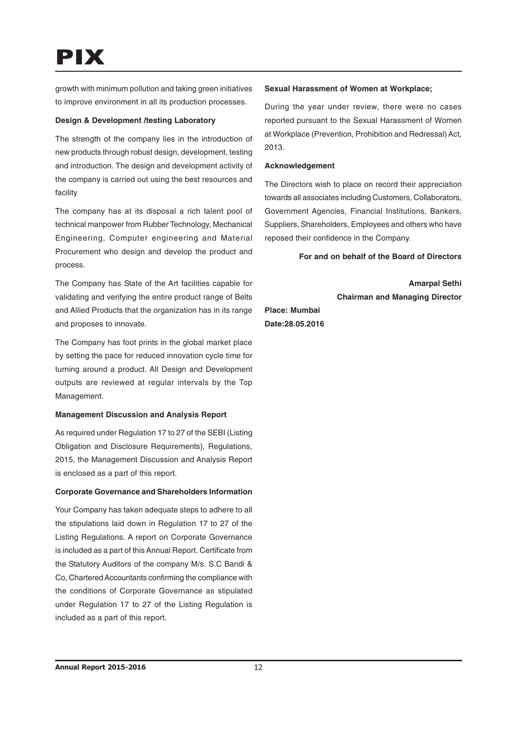growth with minimum pollution and taking green initiatives to improve environment in all its production processes.

**Design & Development /testing Laboratory**

The strength of the company lies in the introduction of new products through robust design, development, testing and introduction. The design and development activity of the company is carried out using the best resources and facility

The company has at its disposal a rich talent pool of technical manpower from Rubber Technology, Mechanical Engineering, Computer engineering and Material Procurement who design and develop the product and process.

The Company has State of the Art facilities capable for validating and verifying the entire product range of Belts and Allied Products that the organization has in its range and proposes to innovate.

The Company has foot prints in the global market place by setting the pace for reduced innovation cycle time for turning around a product. All Design and Development outputs are reviewed at regular intervals by the Top Management.

**Management Discussion and Analysis Report**

As required under Regulation 17 to 27 of the SEBI (Listing Obligation and Disclosure Requirements), Regulations, 2015, the Management Discussion and Analysis Report is enclosed as a part of this report.

**Corporate Governance and Shareholders Information**

Your Company has taken adequate steps to adhere to all the stipulations laid down in Regulation 17 to 27 of the Listing Regulations. A report on Corporate Governance is included as a part of this Annual Report. Certificate from the Statutory Auditors of the company M/s. S.C Bandi & Co, Chartered Accountants confirming the compliance with the conditions of Corporate Governance as stipulated under Regulation 17 to 27 of the Listing Regulation is included as a part of this report.

**Sexual Harassment of Women at Workplace;**

During the year under review, there were no cases reported pursuant to the Sexual Harassment of Women at Workplace (Prevention, Prohibition and Redressal) Act, 2013.

**Acknowledgement**

The Directors wish to place on record their appreciation towards all associates including Customers, Collaborators, Government Agencies, Financial Institutions, Bankers, Suppliers, Shareholders, Employees and others who have reposed their confidence in the Company.

**For and on behalf of the Board of Directors**

**Amarpal Sethi**
**Chairman and Managing Director**

**Place: Mumbai**
**Date:28.05.2016**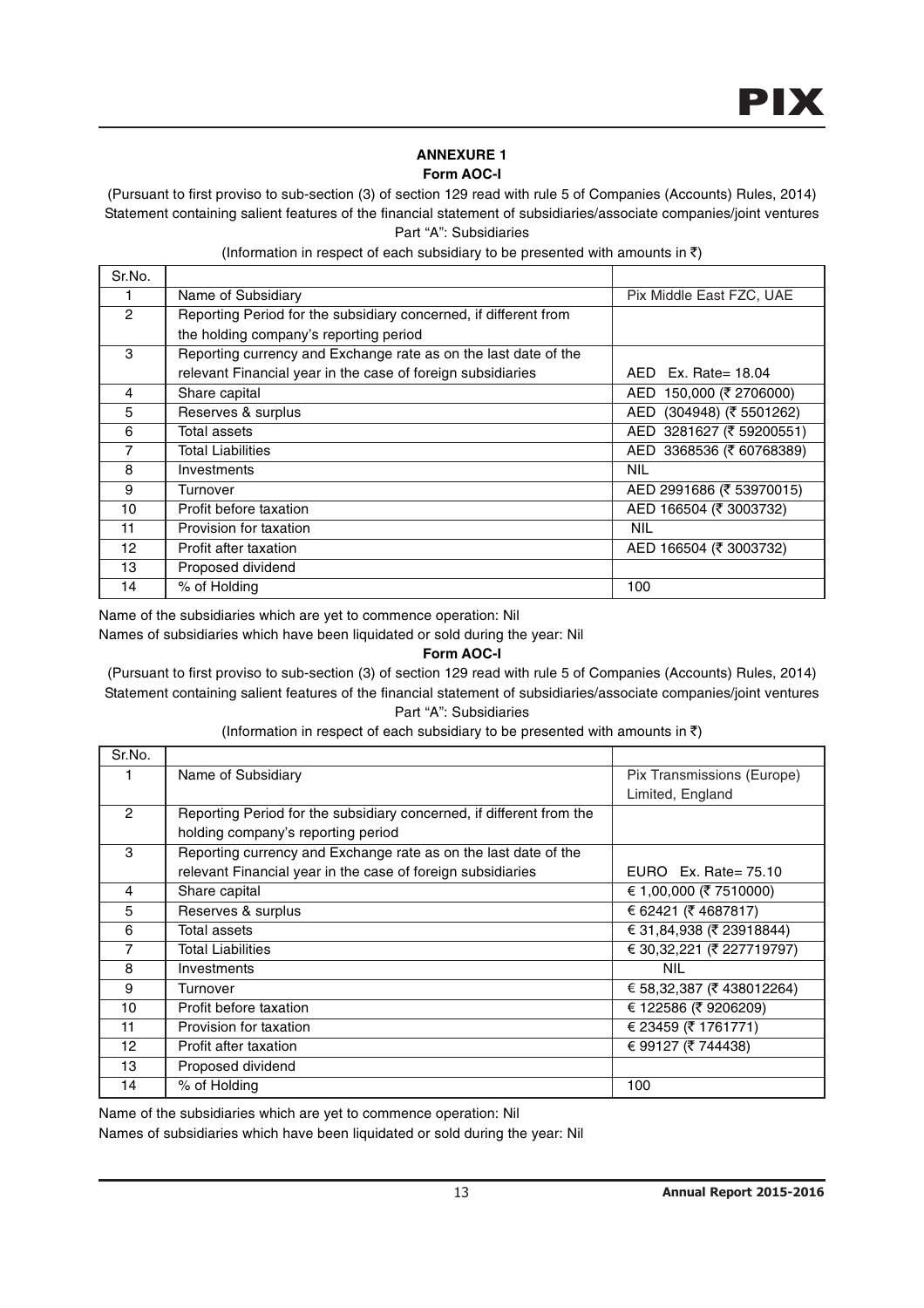## ANNEXURE 1

### Form AOC-I

(Pursuant to first proviso to sub-section (3) of section 129 read with rule 5 of Companies (Accounts) Rules, 2014)
Statement containing salient features of the financial statement of subsidiaries/associate companies/joint ventures
Part "A": Subsidiaries

(Information in respect of each subsidiary to be presented with amounts in ₹)

| Sr.No. | | |
|---|---|---|
| 1 | Name of Subsidiary | Pix Middle East FZC, UAE |
| 2 | Reporting Period for the subsidiary concerned, if different from the holding company's reporting period | |
| 3 | Reporting currency and Exchange rate as on the last date of the relevant Financial year in the case of foreign subsidiaries | AED Ex. Rate= 18.04 |
| 4 | Share capital | AED 150,000 (₹ 2706000) |
| 5 | Reserves & surplus | AED (304948) (₹ 5501262) |
| 6 | Total assets | AED 3281627 (₹ 59200551) |
| 7 | Total Liabilities | AED 3368536 (₹ 60768389) |
| 8 | Investments | NIL |
| 9 | Turnover | AED 2991686 (₹ 53970015) |
| 10 | Profit before taxation | AED 166504 (₹ 3003732) |
| 11 | Provision for taxation | NIL |
| 12 | Profit after taxation | AED 166504 (₹ 3003732) |
| 13 | Proposed dividend | |
| 14 | % of Holding | 100 |

Name of the subsidiaries which are yet to commence operation: Nil

Names of subsidiaries which have been liquidated or sold during the year: Nil

### Form AOC-I

(Pursuant to first proviso to sub-section (3) of section 129 read with rule 5 of Companies (Accounts) Rules, 2014)
Statement containing salient features of the financial statement of subsidiaries/associate companies/joint ventures
Part "A": Subsidiaries

(Information in respect of each subsidiary to be presented with amounts in ₹)

| Sr.No. | | |
|---|---|---|
| 1 | Name of Subsidiary | Pix Transmissions (Europe) Limited, England |
| 2 | Reporting Period for the subsidiary concerned, if different from the holding company's reporting period | |
| 3 | Reporting currency and Exchange rate as on the last date of the relevant Financial year in the case of foreign subsidiaries | EURO Ex. Rate= 75.10 |
| 4 | Share capital | € 1,00,000 (₹ 7510000) |
| 5 | Reserves & surplus | € 62421 (₹ 4687817) |
| 6 | Total assets | € 31,84,938 (₹ 23918844) |
| 7 | Total Liabilities | € 30,32,221 (₹ 227719797) |
| 8 | Investments | NIL |
| 9 | Turnover | € 58,32,387 (₹ 438012264) |
| 10 | Profit before taxation | € 122586 (₹ 9206209) |
| 11 | Provision for taxation | € 23459 (₹ 1761771) |
| 12 | Profit after taxation | € 99127 (₹ 744438) |
| 13 | Proposed dividend | |
| 14 | % of Holding | 100 |

Name of the subsidiaries which are yet to commence operation: Nil

Names of subsidiaries which have been liquidated or sold during the year: Nil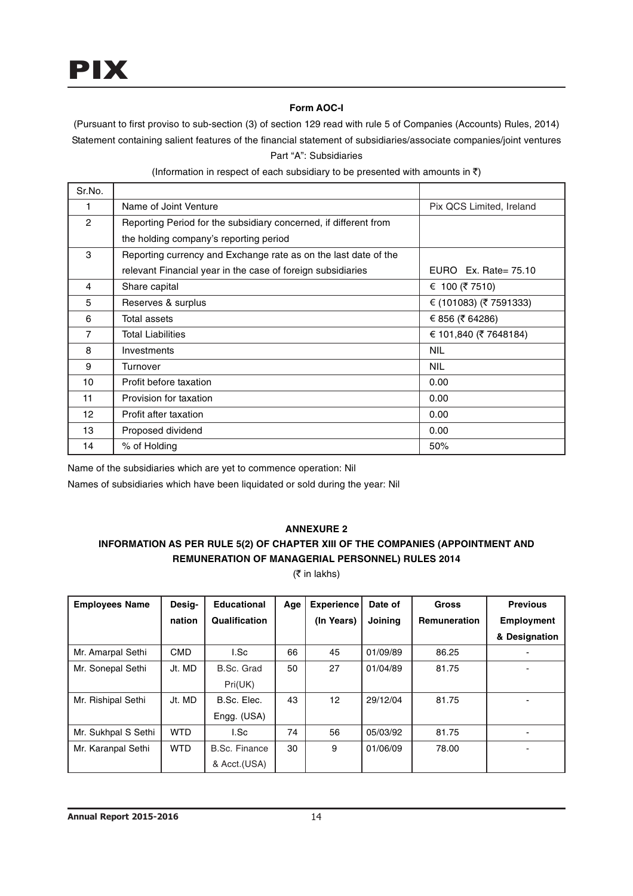**Form AOC-I**

(Pursuant to first proviso to sub-section (3) of section 129 read with rule 5 of Companies (Accounts) Rules, 2014)

Statement containing salient features of the financial statement of subsidiaries/associate companies/joint ventures

Part "A": Subsidiaries

(Information in respect of each subsidiary to be presented with amounts in ₹)

| Sr.No. | | |
|---|---|---|
| 1 | Name of Joint Venture | Pix QCS Limited, Ireland |
| 2 | Reporting Period for the subsidiary concerned, if different from the holding company's reporting period | |
| 3 | Reporting currency and Exchange rate as on the last date of the relevant Financial year in the case of foreign subsidiaries | EURO Ex. Rate= 75.10 |
| 4 | Share capital | € 100 (₹ 7510) |
| 5 | Reserves & surplus | € (101083) (₹ 7591333) |
| 6 | Total assets | € 856 (₹ 64286) |
| 7 | Total Liabilities | € 101,840 (₹ 7648184) |
| 8 | Investments | NIL |
| 9 | Turnover | NIL |
| 10 | Profit before taxation | 0.00 |
| 11 | Provision for taxation | 0.00 |
| 12 | Profit after taxation | 0.00 |
| 13 | Proposed dividend | 0.00 |
| 14 | % of Holding | 50% |

Name of the subsidiaries which are yet to commence operation: Nil

Names of subsidiaries which have been liquidated or sold during the year: Nil

## ANNEXURE 2

### INFORMATION AS PER RULE 5(2) OF CHAPTER XIII OF THE COMPANIES (APPOINTMENT AND REMUNERATION OF MANAGERIAL PERSONNEL) RULES 2014

(₹ in lakhs)

| Employees Name | Designation | Educational Qualification | Age | Experience (In Years) | Date of Joining | Gross Remuneration | Previous Employment & Designation |
|---|---|---|---|---|---|---|---|
| Mr. Amarpal Sethi | CMD | I.Sc | 66 | 45 | 01/09/89 | 86.25 | - |
| Mr. Sonepal Sethi | Jt. MD | B.Sc. Grad Pri(UK) | 50 | 27 | 01/04/89 | 81.75 | - |
| Mr. Rishipal Sethi | Jt. MD | B.Sc. Elec. Engg. (USA) | 43 | 12 | 29/12/04 | 81.75 | - |
| Mr. Sukhpal S Sethi | WTD | I.Sc | 74 | 56 | 05/03/92 | 81.75 | - |
| Mr. Karanpal Sethi | WTD | B.Sc. Finance & Acct.(USA) | 30 | 9 | 01/06/09 | 78.00 | - |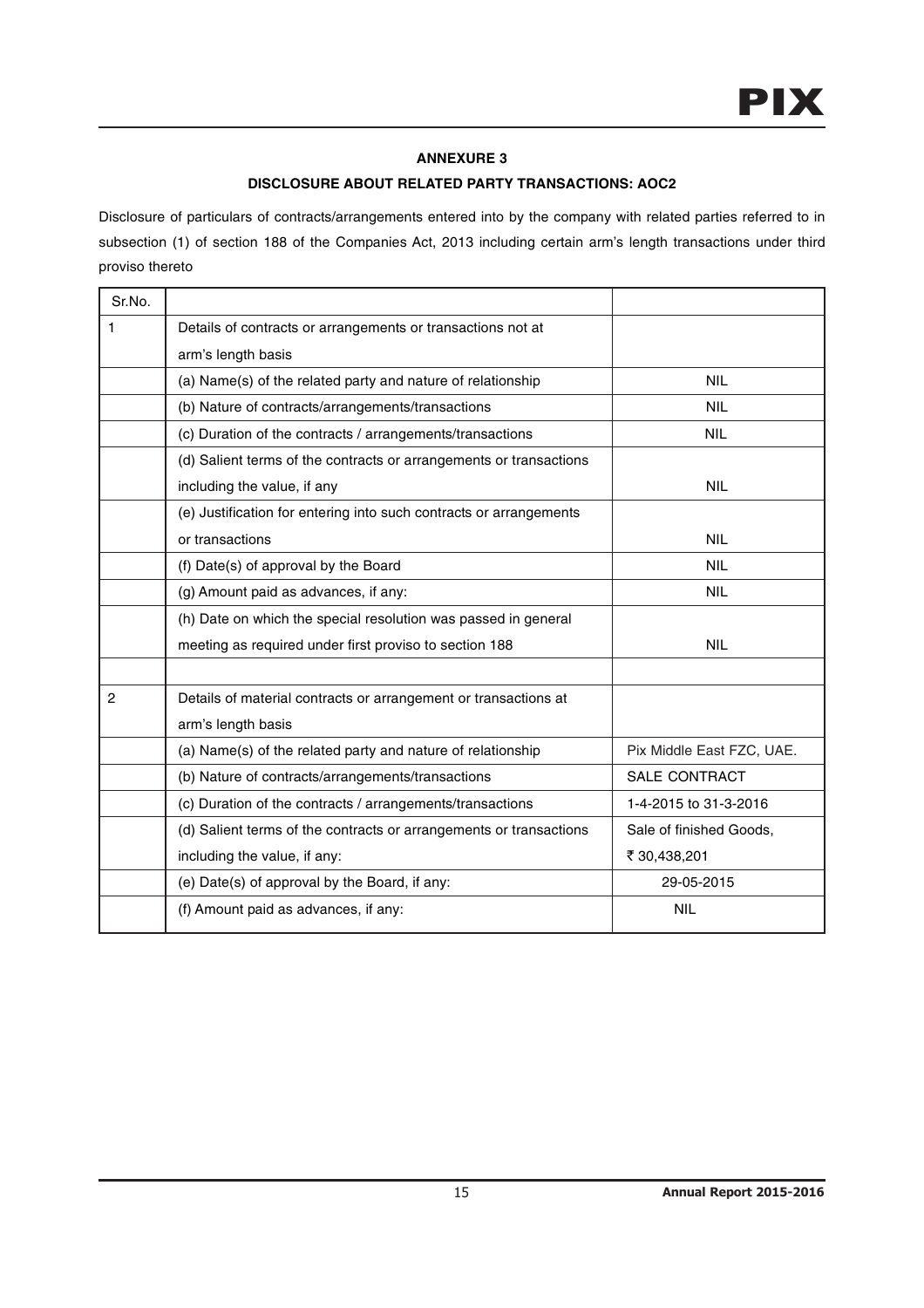## ANNEXURE 3

### DISCLOSURE ABOUT RELATED PARTY TRANSACTIONS: AOC2

Disclosure of particulars of contracts/arrangements entered into by the company with related parties referred to in subsection (1) of section 188 of the Companies Act, 2013 including certain arm's length transactions under third proviso thereto

| Sr.No. | | |
|---|---|---|
| 1 | Details of contracts or arrangements or transactions not at arm's length basis | |
| | (a) Name(s) of the related party and nature of relationship | NIL |
| | (b) Nature of contracts/arrangements/transactions | NIL |
| | (c) Duration of the contracts / arrangements/transactions | NIL |
| | (d) Salient terms of the contracts or arrangements or transactions including the value, if any | NIL |
| | (e) Justification for entering into such contracts or arrangements or transactions | NIL |
| | (f) Date(s) of approval by the Board | NIL |
| | (g) Amount paid as advances, if any: | NIL |
| | (h) Date on which the special resolution was passed in general meeting as required under first proviso to section 188 | NIL |
| | | |
| 2 | Details of material contracts or arrangement or transactions at arm's length basis | |
| | (a) Name(s) of the related party and nature of relationship | Pix Middle East FZC, UAE. |
| | (b) Nature of contracts/arrangements/transactions | SALE CONTRACT |
| | (c) Duration of the contracts / arrangements/transactions | 1-4-2015 to 31-3-2016 |
| | (d) Salient terms of the contracts or arrangements or transactions including the value, if any: | Sale of finished Goods, ₹ 30,438,201 |
| | (e) Date(s) of approval by the Board, if any: | 29-05-2015 |
| | (f) Amount paid as advances, if any: | NIL |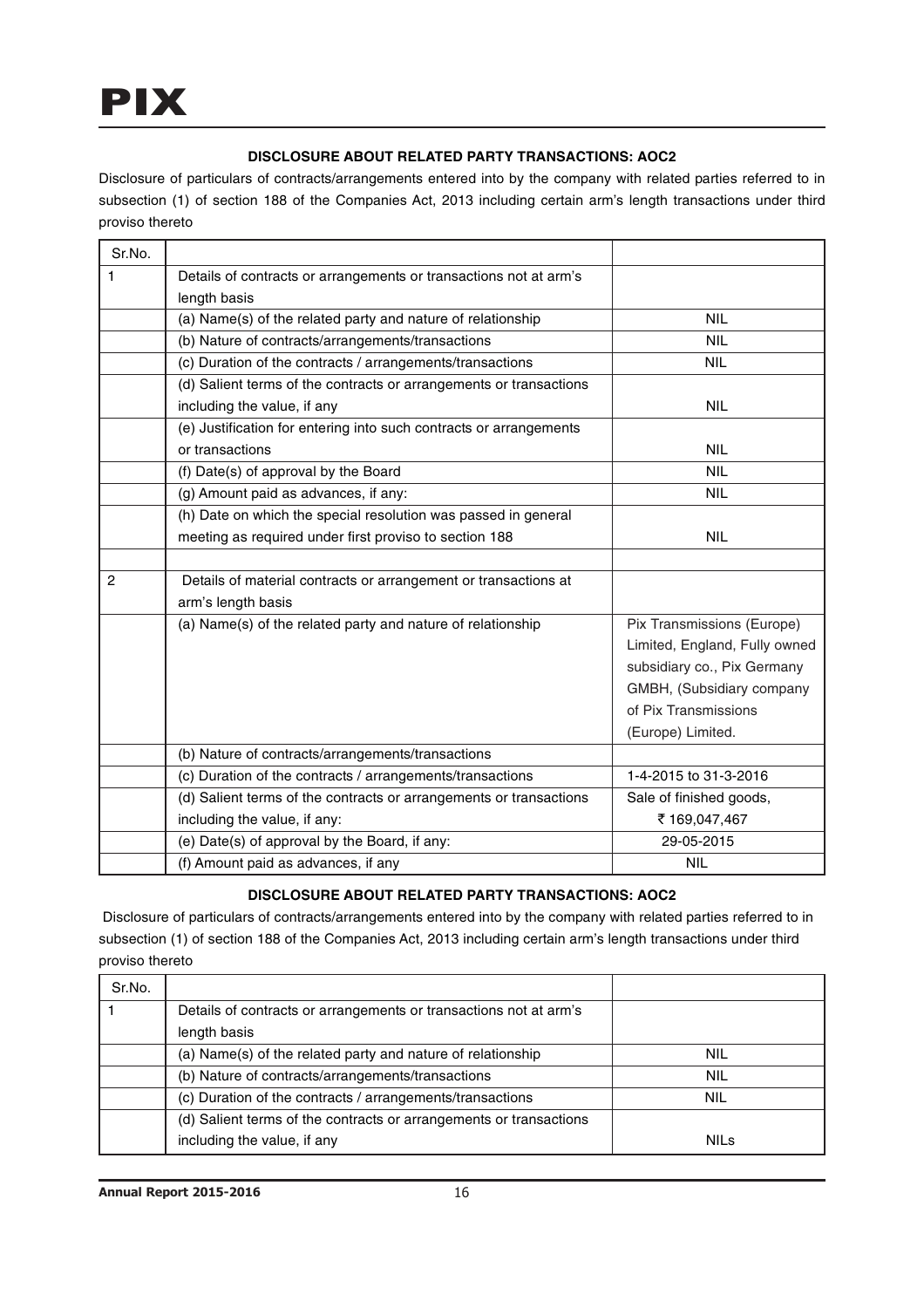### DISCLOSURE ABOUT RELATED PARTY TRANSACTIONS: AOC2

Disclosure of particulars of contracts/arrangements entered into by the company with related parties referred to in subsection (1) of section 188 of the Companies Act, 2013 including certain arm's length transactions under third proviso thereto

| Sr.No. | | |
|---|---|---|
| 1 | Details of contracts or arrangements or transactions not at arm's length basis | |
| | (a) Name(s) of the related party and nature of relationship | NIL |
| | (b) Nature of contracts/arrangements/transactions | NIL |
| | (c) Duration of the contracts / arrangements/transactions | NIL |
| | (d) Salient terms of the contracts or arrangements or transactions including the value, if any | NIL |
| | (e) Justification for entering into such contracts or arrangements or transactions | NIL |
| | (f) Date(s) of approval by the Board | NIL |
| | (g) Amount paid as advances, if any: | NIL |
| | (h) Date on which the special resolution was passed in general meeting as required under first proviso to section 188 | NIL |
| | | |
| 2 | Details of material contracts or arrangement or transactions at arm's length basis | |
| | (a) Name(s) of the related party and nature of relationship | Pix Transmissions (Europe) Limited, England, Fully owned subsidiary co., Pix Germany GMBH, (Subsidiary company of Pix Transmissions (Europe) Limited. |
| | (b) Nature of contracts/arrangements/transactions | |
| | (c) Duration of the contracts / arrangements/transactions | 1-4-2015 to 31-3-2016 |
| | (d) Salient terms of the contracts or arrangements or transactions including the value, if any: | Sale of finished goods, ₹ 169,047,467 |
| | (e) Date(s) of approval by the Board, if any: | 29-05-2015 |
| | (f) Amount paid as advances, if any | NIL |

### DISCLOSURE ABOUT RELATED PARTY TRANSACTIONS: AOC2

Disclosure of particulars of contracts/arrangements entered into by the company with related parties referred to in subsection (1) of section 188 of the Companies Act, 2013 including certain arm's length transactions under third proviso thereto

| Sr.No. | | |
|---|---|---|
| 1 | Details of contracts or arrangements or transactions not at arm's length basis | |
| | (a) Name(s) of the related party and nature of relationship | NIL |
| | (b) Nature of contracts/arrangements/transactions | NIL |
| | (c) Duration of the contracts / arrangements/transactions | NIL |
| | (d) Salient terms of the contracts or arrangements or transactions including the value, if any | NILs |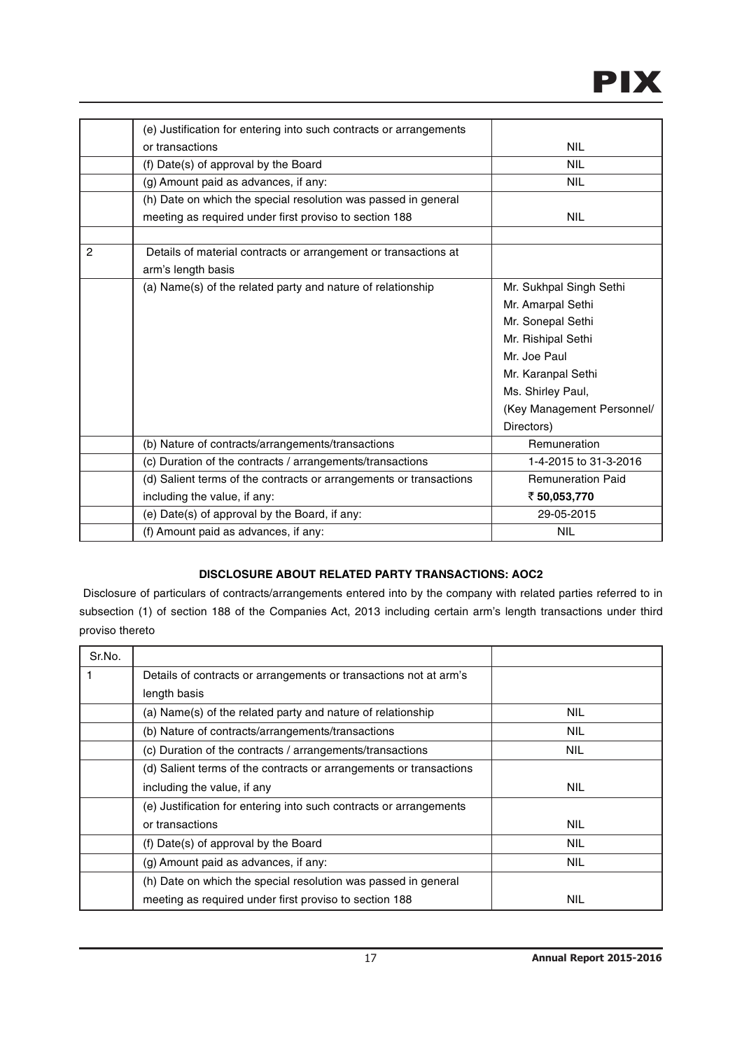|  |  |  |
|---|---|---|
|  | (e) Justification for entering into such contracts or arrangements or transactions | NIL |
|  | (f) Date(s) of approval by the Board | NIL |
|  | (g) Amount paid as advances, if any: | NIL |
|  | (h) Date on which the special resolution was passed in general meeting as required under first proviso to section 188 | NIL |
|  |  |  |
| 2 | Details of material contracts or arrangement or transactions at arm's length basis |  |
|  | (a) Name(s) of the related party and nature of relationship | Mr. Sukhpal Singh Sethi<br>Mr. Amarpal Sethi<br>Mr. Sonepal Sethi<br>Mr. Rishipal Sethi<br>Mr. Joe Paul<br>Mr. Karanpal Sethi<br>Ms. Shirley Paul,<br>(Key Management Personnel/ Directors) |
|  | (b) Nature of contracts/arrangements/transactions | Remuneration |
|  | (c) Duration of the contracts / arrangements/transactions | 1-4-2015 to 31-3-2016 |
|  | (d) Salient terms of the contracts or arrangements or transactions including the value, if any: | Remuneration Paid<br>**₹ 50,053,770** |
|  | (e) Date(s) of approval by the Board, if any: | 29-05-2015 |
|  | (f) Amount paid as advances, if any: | NIL |

**DISCLOSURE ABOUT RELATED PARTY TRANSACTIONS: AOC2**

Disclosure of particulars of contracts/arrangements entered into by the company with related parties referred to in subsection (1) of section 188 of the Companies Act, 2013 including certain arm's length transactions under third proviso thereto

| Sr.No. |  |  |
|---|---|---|
| 1 | Details of contracts or arrangements or transactions not at arm's length basis |  |
|  | (a) Name(s) of the related party and nature of relationship | NIL |
|  | (b) Nature of contracts/arrangements/transactions | NIL |
|  | (c) Duration of the contracts / arrangements/transactions | NIL |
|  | (d) Salient terms of the contracts or arrangements or transactions including the value, if any | NIL |
|  | (e) Justification for entering into such contracts or arrangements or transactions | NIL |
|  | (f) Date(s) of approval by the Board | NIL |
|  | (g) Amount paid as advances, if any: | NIL |
|  | (h) Date on which the special resolution was passed in general meeting as required under first proviso to section 188 | NIL |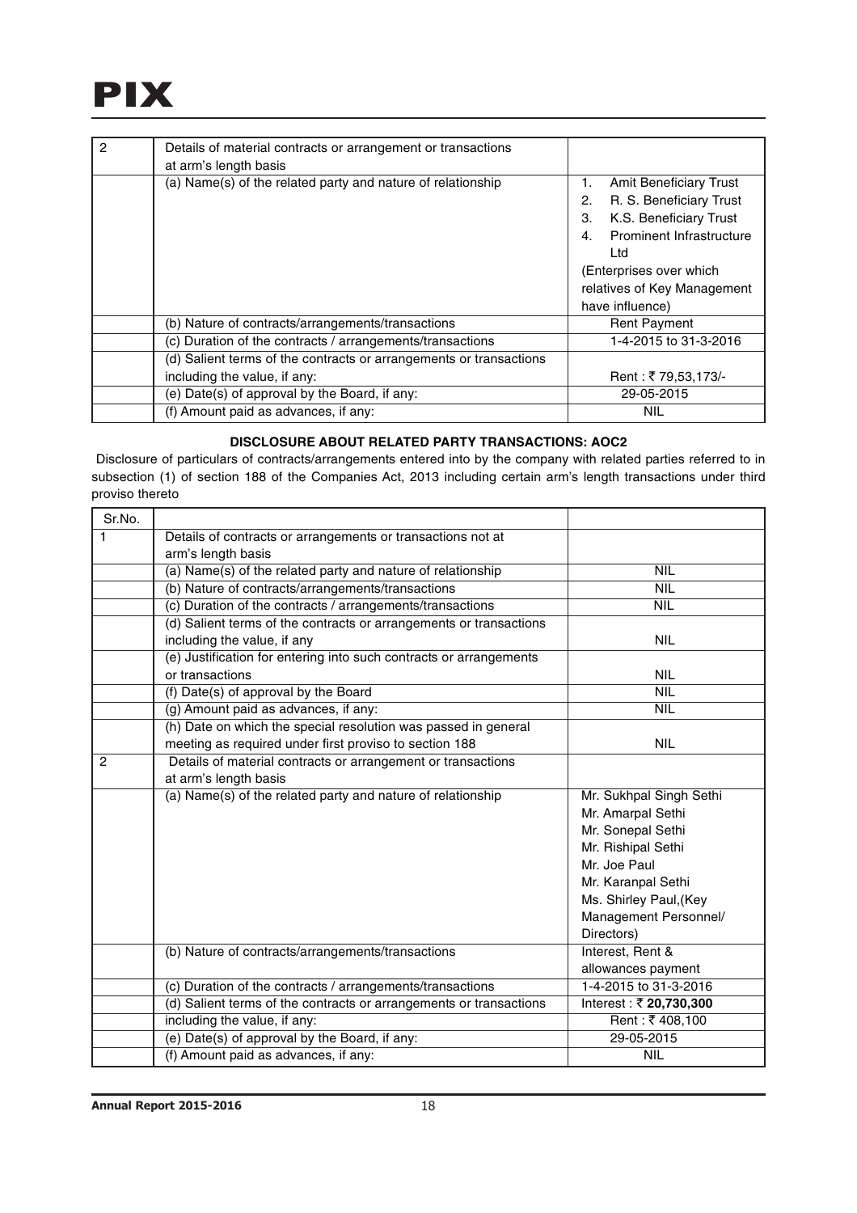| 2 | Details of material contracts or arrangement or transactions at arm's length basis | |
|---|---|---|
| | (a) Name(s) of the related party and nature of relationship | 1. Amit Beneficiary Trust<br>2. R. S. Beneficiary Trust<br>3. K.S. Beneficiary Trust<br>4. Prominent Infrastructure Ltd<br>(Enterprises over which relatives of Key Management have influence) |
| | (b) Nature of contracts/arrangements/transactions | Rent Payment |
| | (c) Duration of the contracts / arrangements/transactions | 1-4-2015 to 31-3-2016 |
| | (d) Salient terms of the contracts or arrangements or transactions including the value, if any: | Rent : ₹ 79,53,173/- |
| | (e) Date(s) of approval by the Board, if any: | 29-05-2015 |
| | (f) Amount paid as advances, if any: | NIL |

**DISCLOSURE ABOUT RELATED PARTY TRANSACTIONS: AOC2**

Disclosure of particulars of contracts/arrangements entered into by the company with related parties referred to in subsection (1) of section 188 of the Companies Act, 2013 including certain arm's length transactions under third proviso thereto

| Sr.No. | | |
|---|---|---|
| 1 | Details of contracts or arrangements or transactions not at arm's length basis | |
| | (a) Name(s) of the related party and nature of relationship | NIL |
| | (b) Nature of contracts/arrangements/transactions | NIL |
| | (c) Duration of the contracts / arrangements/transactions | NIL |
| | (d) Salient terms of the contracts or arrangements or transactions including the value, if any | NIL |
| | (e) Justification for entering into such contracts or arrangements or transactions | NIL |
| | (f) Date(s) of approval by the Board | NIL |
| | (g) Amount paid as advances, if any: | NIL |
| | (h) Date on which the special resolution was passed in general meeting as required under first proviso to section 188 | NIL |
| 2 | Details of material contracts or arrangement or transactions at arm's length basis | |
| | (a) Name(s) of the related party and nature of relationship | Mr. Sukhpal Singh Sethi<br>Mr. Amarpal Sethi<br>Mr. Sonepal Sethi<br>Mr. Rishipal Sethi<br>Mr. Joe Paul<br>Mr. Karanpal Sethi<br>Ms. Shirley Paul,(Key Management Personnel/ Directors) |
| | (b) Nature of contracts/arrangements/transactions | Interest, Rent & allowances payment |
| | (c) Duration of the contracts / arrangements/transactions | 1-4-2015 to 31-3-2016 |
| | (d) Salient terms of the contracts or arrangements or transactions including the value, if any: | Interest : ₹ **20,730,300**<br>Rent : ₹ 408,100 |
| | (e) Date(s) of approval by the Board, if any: | 29-05-2015 |
| | (f) Amount paid as advances, if any: | NIL |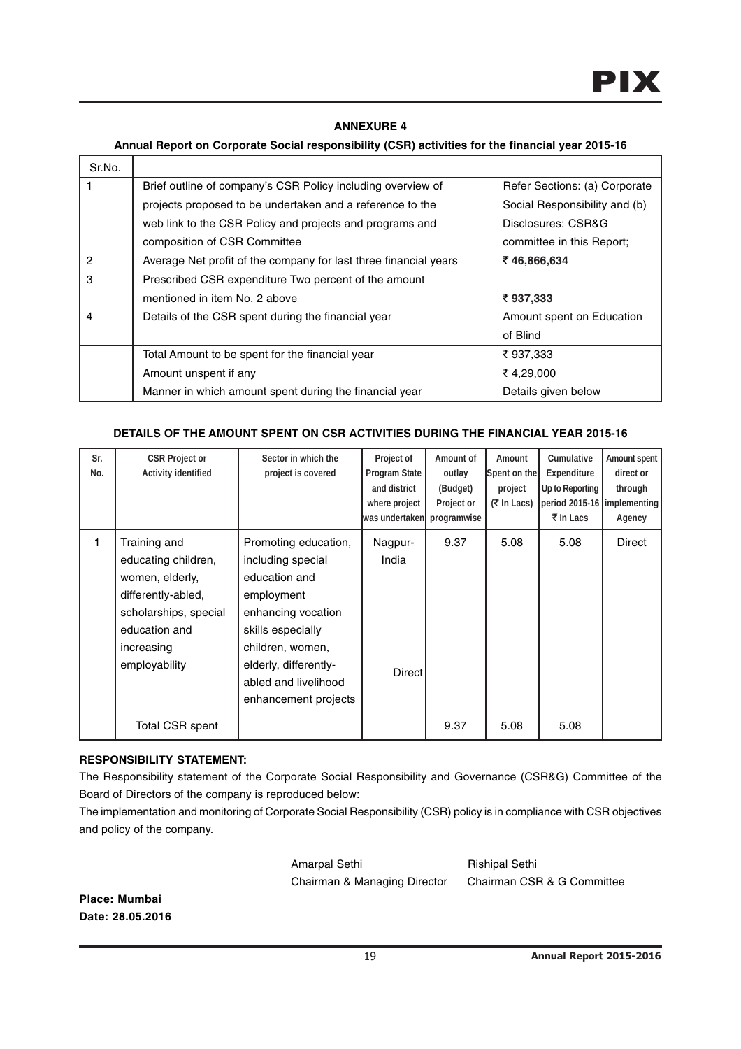## ANNEXURE 4

### Annual Report on Corporate Social responsibility (CSR) activities for the financial year 2015-16

| Sr.No. | | |
|---|---|---|
| 1 | Brief outline of company's CSR Policy including overview of projects proposed to be undertaken and a reference to the web link to the CSR Policy and projects and programs and composition of CSR Committee | Refer Sections: (a) Corporate Social Responsibility and (b) Disclosures: CSR&G committee in this Report; |
| 2 | Average Net profit of the company for last three financial years | **₹ 46,866,634** |
| 3 | Prescribed CSR expenditure Two percent of the amount mentioned in item No. 2 above | **₹ 937,333** |
| 4 | Details of the CSR spent during the financial year | Amount spent on Education of Blind |
| | Total Amount to be spent for the financial year | ₹ 937,333 |
| | Amount unspent if any | ₹ 4,29,000 |
| | Manner in which amount spent during the financial year | Details given below |

### DETAILS OF THE AMOUNT SPENT ON CSR ACTIVITIES DURING THE FINANCIAL YEAR 2015-16

| Sr. No. | CSR Project or Activity identified | Sector in which the project is covered | Project of Program State and district where project was undertaken | Amount of outlay (Budget) Project or programwise | Amount Spent on the project (₹ In Lacs) | Cumulative Expenditure Up to Reporting period 2015-16 ₹ In Lacs | Amount spent direct or through implementing Agency |
|---|---|---|---|---|---|---|---|
| 1 | Training and educating children, women, elderly, differently-abled, scholarships, special education and increasing employability | Promoting education, including special education and employment enhancing vocation skills especially children, women, elderly, differently-abled and livelihood enhancement projects | Nagpur-India Direct | 9.37 | 5.08 | 5.08 | Direct |
| | Total CSR spent | | | 9.37 | 5.08 | 5.08 | |

**RESPONSIBILITY STATEMENT:**

The Responsibility statement of the Corporate Social Responsibility and Governance (CSR&G) Committee of the Board of Directors of the company is reproduced below:

The implementation and monitoring of Corporate Social Responsibility (CSR) policy is in compliance with CSR objectives and policy of the company.

Amarpal Sethi
Chairman & Managing Director

Rishipal Sethi
Chairman CSR & G Committee

**Place: Mumbai**
**Date: 28.05.2016**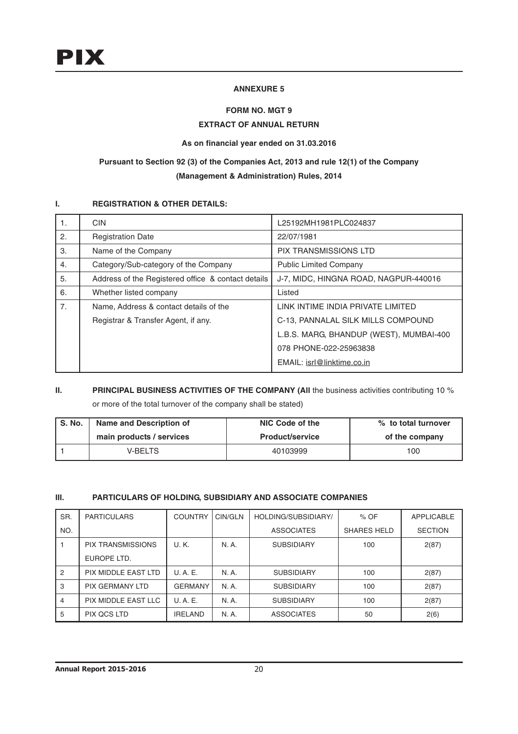## ANNEXURE 5

### FORM NO. MGT 9

### EXTRACT OF ANNUAL RETURN

**As on financial year ended on 31.03.2016**

**Pursuant to Section 92 (3) of the Companies Act, 2013 and rule 12(1) of the Company (Management & Administration) Rules, 2014**

### I. REGISTRATION & OTHER DETAILS:

| | | |
|---|---|---|
| 1. | CIN | L25192MH1981PLC024837 |
| 2. | Registration Date | 22/07/1981 |
| 3. | Name of the Company | PIX TRANSMISSIONS LTD |
| 4. | Category/Sub-category of the Company | Public Limited Company |
| 5. | Address of the Registered office & contact details | J-7, MIDC, HINGNA ROAD, NAGPUR-440016 |
| 6. | Whether listed company | Listed |
| 7. | Name, Address & contact details of the Registrar & Transfer Agent, if any. | LINK INTIME INDIA PRIVATE LIMITED C-13, PANNALAL SILK MILLS COMPOUND L.B.S. MARG, BHANDUP (WEST), MUMBAI-400 078 PHONE-022-25963838 EMAIL: isrl@linktime.co.in |

### II. PRINCIPAL BUSINESS ACTIVITIES OF THE COMPANY (All the business activities contributing 10 % or more of the total turnover of the company shall be stated)

| S. No. | Name and Description of main products / services | NIC Code of the Product/service | % to total turnover of the company |
|---|---|---|---|
| 1 | V-BELTS | 40103999 | 100 |

### III. PARTICULARS OF HOLDING, SUBSIDIARY AND ASSOCIATE COMPANIES

| SR. NO. | PARTICULARS | COUNTRY | CIN/GLN | HOLDING/SUBSIDIARY/ ASSOCIATES | % OF SHARES HELD | APPLICABLE SECTION |
|---|---|---|---|---|---|---|
| 1 | PIX TRANSMISSIONS EUROPE LTD. | U. K. | N. A. | SUBSIDIARY | 100 | 2(87) |
| 2 | PIX MIDDLE EAST LTD | U. A. E. | N. A. | SUBSIDIARY | 100 | 2(87) |
| 3 | PIX GERMANY LTD | GERMANY | N. A. | SUBSIDIARY | 100 | 2(87) |
| 4 | PIX MIDDLE EAST LLC | U. A. E. | N. A. | SUBSIDIARY | 100 | 2(87) |
| 5 | PIX QCS LTD | IRELAND | N. A. | ASSOCIATES | 50 | 2(6) |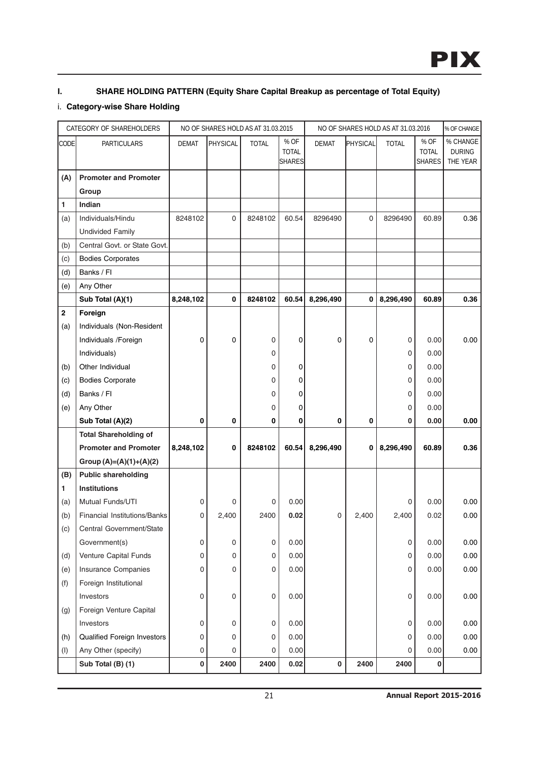## I. SHARE HOLDING PATTERN (Equity Share Capital Breakup as percentage of Total Equity)

### i. Category-wise Share Holding

| CATEGORY OF SHAREHOLDERS | | NO OF SHARES HOLD AS AT 31.03.2015 | | | | NO OF SHARES HOLD AS AT 31.03.2016 | | | | % OF CHANGE |
|---|---|---|---|---|---|---|---|---|---|---|
| CODE | PARTICULARS | DEMAT | PHYSICAL | TOTAL | % OF TOTAL SHARES | DEMAT | PHYSICAL | TOTAL | % OF TOTAL SHARES | % CHANGE DURING THE YEAR |
| **(A)** | **Promoter and Promoter Group** | | | | | | | | | |
| **1** | **Indian** | | | | | | | | | |
| (a) | Individuals/Hindu Undivided Family | 8248102 | 0 | 8248102 | 60.54 | 8296490 | 0 | 8296490 | 60.89 | 0.36 |
| (b) | Central Govt. or State Govt. | | | | | | | | | |
| (c) | Bodies Corporates | | | | | | | | | |
| (d) | Banks / FI | | | | | | | | | |
| (e) | Any Other | | | | | | | | | |
| | **Sub Total (A)(1)** | **8,248,102** | **0** | **8248102** | **60.54** | **8,296,490** | **0** | **8,296,490** | **60.89** | **0.36** |
| **2** | **Foreign** | | | | | | | | | |
| (a) | Individuals (Non-Resident Individuals /Foreign | 0 | 0 | 0 | 0 | 0 | 0 | 0 | 0.00 | 0.00 |
| | Individuals) | | | 0 | | | | 0 | 0.00 | |
| (b) | Other Individual | | | 0 | 0 | | | 0 | 0.00 | |
| (c) | Bodies Corporate | | | 0 | 0 | | | 0 | 0.00 | |
| (d) | Banks / FI | | | 0 | 0 | | | 0 | 0.00 | |
| (e) | Any Other | | | 0 | 0 | | | 0 | 0.00 | |
| | **Sub Total (A)(2)** | **0** | **0** | **0** | **0** | **0** | **0** | **0** | **0.00** | **0.00** |
| | **Total Shareholding of Promoter and Promoter Group (A)=(A)(1)+(A)(2)** | **8,248,102** | **0** | **8248102** | **60.54** | **8,296,490** | **0** | **8,296,490** | **60.89** | **0.36** |
| **(B)** | **Public shareholding** | | | | | | | | | |
| **1** | **Institutions** | | | | | | | | | |
| (a) | Mutual Funds/UTI | 0 | 0 | 0 | 0.00 | | | 0 | 0.00 | 0.00 |
| (b) | Financial Institutions/Banks | 0 | 2,400 | 2400 | **0.02** | 0 | 2,400 | 2,400 | 0.02 | 0.00 |
| (c) | Central Government/State Government(s) | 0 | 0 | 0 | 0.00 | | | 0 | 0.00 | 0.00 |
| (d) | Venture Capital Funds | 0 | 0 | 0 | 0.00 | | | 0 | 0.00 | 0.00 |
| (e) | Insurance Companies | 0 | 0 | 0 | 0.00 | | | 0 | 0.00 | 0.00 |
| (f) | Foreign Institutional Investors | 0 | 0 | 0 | 0.00 | | | 0 | 0.00 | 0.00 |
| (g) | Foreign Venture Capital Investors | 0 | 0 | 0 | 0.00 | | | 0 | 0.00 | 0.00 |
| (h) | Qualified Foreign Investors | 0 | 0 | 0 | 0.00 | | | 0 | 0.00 | 0.00 |
| (I) | Any Other (specify) | 0 | 0 | 0 | 0.00 | | | 0 | 0.00 | 0.00 |
| | **Sub Total (B) (1)** | **0** | **2400** | **2400** | **0.02** | **0** | **2400** | **2400** | **0** | |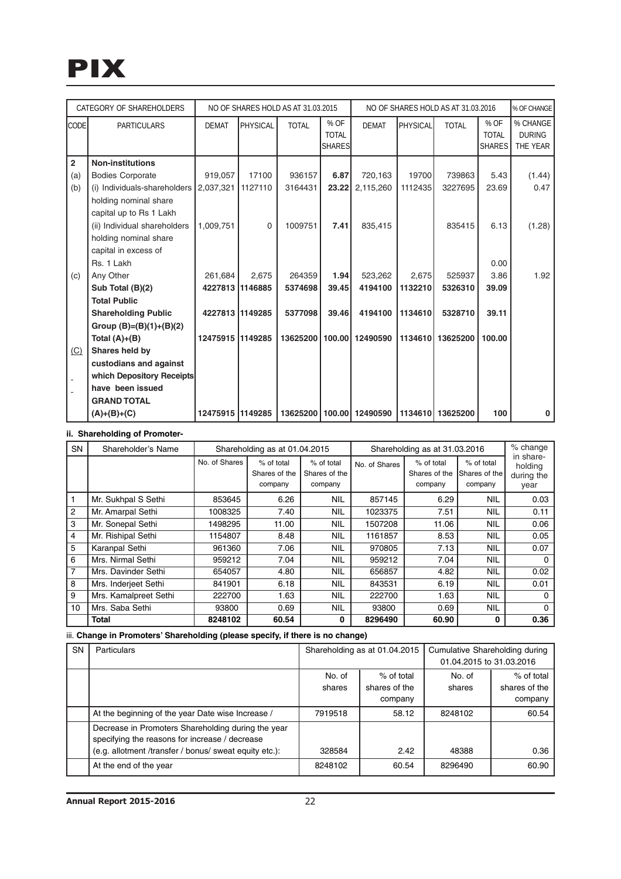| CATEGORY OF SHAREHOLDERS | | NO OF SHARES HOLD AS AT 31.03.2015 | | | | NO OF SHARES HOLD AS AT 31.03.2016 | | | | % OF CHANGE |
|---|---|---|---|---|---|---|---|---|---|---|
| CODE | PARTICULARS | DEMAT | PHYSICAL | TOTAL | % OF TOTAL SHARES | DEMAT | PHYSICAL | TOTAL | % OF TOTAL SHARES | % CHANGE DURING THE YEAR |
| **2** | **Non-institutions** | | | | | | | | | |
| (a) | Bodies Corporate | 919,057 | 17100 | 936157 | **6.87** | 720,163 | 19700 | 739863 | 5.43 | (1.44) |
| (b) | (i) Individuals-shareholders holding nominal share capital up to Rs 1 Lakh | 2,037,321 | 1127110 | 3164431 | **23.22** | 2,115,260 | 1112435 | 3227695 | 23.69 | 0.47 |
| | (ii) Individual shareholders holding nominal share capital in excess of Rs. 1 Lakh | 1,009,751 | 0 | 1009751 | **7.41** | 835,415 | | 835415 | 6.13 | (1.28) |
| | | | | | | | | | 0.00 | |
| (c) | Any Other | 261,684 | 2,675 | 264359 | **1.94** | 523,262 | 2,675 | 525937 | 3.86 | 1.92 |
| | **Sub Total (B)(2)** | **4227813** | **1146885** | **5374698** | **39.45** | **4194100** | **1132210** | **5326310** | **39.09** | |
| | **Total Public Shareholding Public Group (B)=(B)(1)+(B)(2)** | **4227813** | **1149285** | **5377098** | **39.46** | **4194100** | **1134610** | **5328710** | **39.11** | |
| | **Total (A)+(B)** | **12475915** | **1149285** | **13625200** | **100.00** | **12490590** | **1134610** | **13625200** | **100.00** | |
| (C) | **Shares held by custodians and against which Depository Receipts have been issued** | | | | | | | | | |
| | **GRAND TOTAL (A)+(B)+(C)** | **12475915** | **1149285** | **13625200** | **100.00** | **12490590** | **1134610** | **13625200** | **100** | **0** |

**ii. Shareholding of Promoter-**

| SN | Shareholder's Name | Shareholding as at 01.04.2015 | | | Shareholding as at 31.03.2016 | | | % change in share-holding during the year |
|---|---|---|---|---|---|---|---|---|
| | | No. of Shares | % of total Shares of the company | % of total Shares of the company | No. of Shares | % of total Shares of the company | % of total Shares of the company | |
| 1 | Mr. Sukhpal S Sethi | 853645 | 6.26 | NIL | 857145 | 6.29 | NIL | 0.03 |
| 2 | Mr. Amarpal Sethi | 1008325 | 7.40 | NIL | 1023375 | 7.51 | NIL | 0.11 |
| 3 | Mr. Sonepal Sethi | 1498295 | 11.00 | NIL | 1507208 | 11.06 | NIL | 0.06 |
| 4 | Mr. Rishipal Sethi | 1154807 | 8.48 | NIL | 1161857 | 8.53 | NIL | 0.05 |
| 5 | Karanpal Sethi | 961360 | 7.06 | NIL | 970805 | 7.13 | NIL | 0.07 |
| 6 | Mrs. Nirmal Sethi | 959212 | 7.04 | NIL | 959212 | 7.04 | NIL | 0 |
| 7 | Mrs. Davinder Sethi | 654057 | 4.80 | NIL | 656857 | 4.82 | NIL | 0.02 |
| 8 | Mrs. Inderjeet Sethi | 841901 | 6.18 | NIL | 843531 | 6.19 | NIL | 0.01 |
| 9 | Mrs. Kamalpreet Sethi | 222700 | 1.63 | NIL | 222700 | 1.63 | NIL | 0 |
| 10 | Mrs. Saba Sethi | 93800 | 0.69 | NIL | 93800 | 0.69 | NIL | 0 |
| | **Total** | **8248102** | **60.54** | **0** | **8296490** | **60.90** | **0** | **0.36** |

iii. **Change in Promoters' Shareholding (please specify, if there is no change)**

| SN | Particulars | Shareholding as at 01.04.2015 | | Cumulative Shareholding during 01.04.2015 to 31.03.2016 | |
|---|---|---|---|---|---|
| | | No. of shares | % of total shares of the company | No. of shares | % of total shares of the company |
| | At the beginning of the year Date wise Increase / | 7919518 | 58.12 | 8248102 | 60.54 |
| | Decrease in Promoters Shareholding during the year specifying the reasons for increase / decrease (e.g. allotment /transfer / bonus/ sweat equity etc.): | 328584 | 2.42 | 48388 | 0.36 |
| | At the end of the year | 8248102 | 60.54 | 8296490 | 60.90 |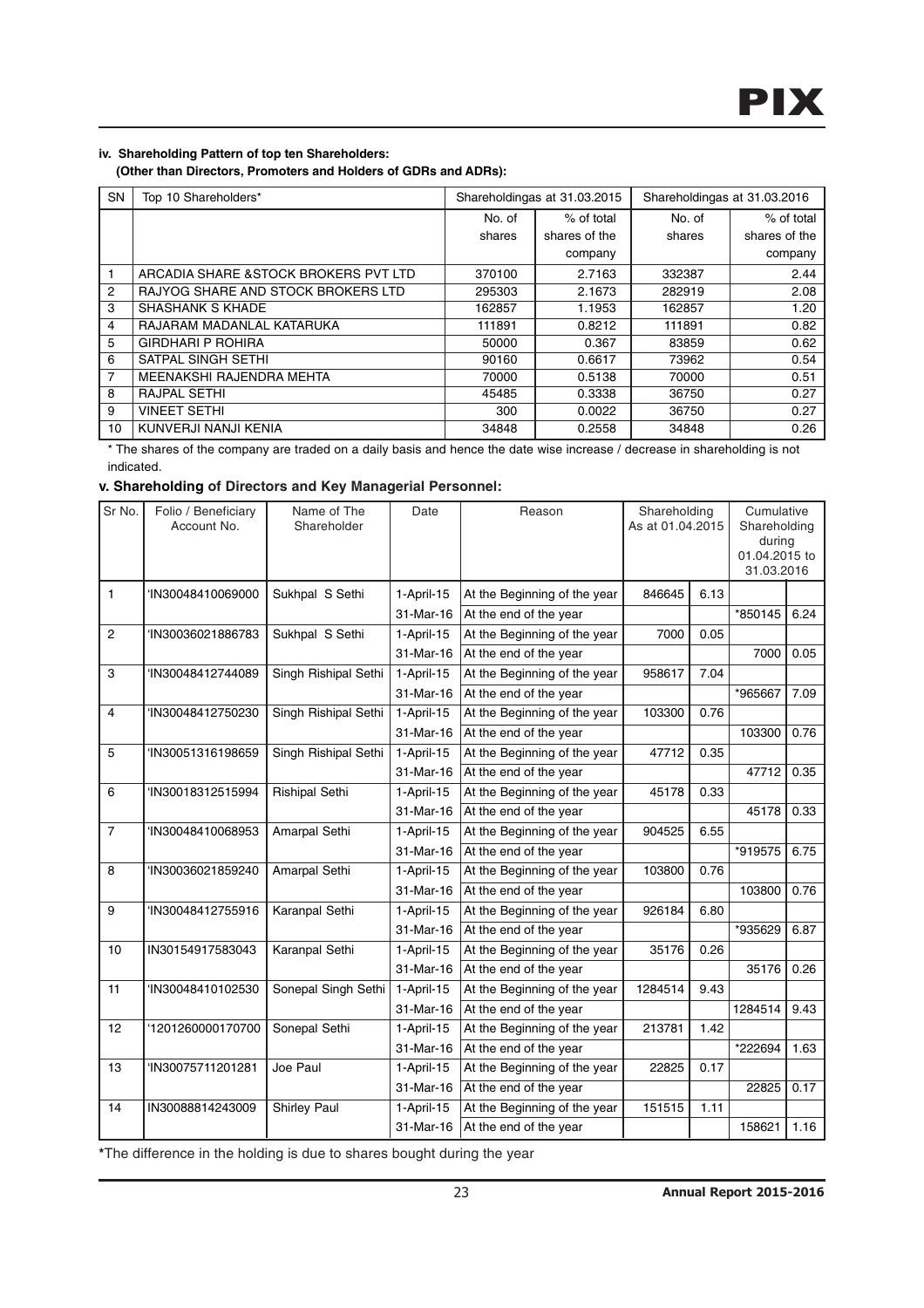#### iv. Shareholding Pattern of top ten Shareholders:
**(Other than Directors, Promoters and Holders of GDRs and ADRs):**

| SN | Top 10 Shareholders* | Shareholdingas at 31.03.2015 | | Shareholdingas at 31.03.2016 | |
|---|---|---|---|---|---|
| | | No. of shares | % of total shares of the company | No. of shares | % of total shares of the company |
| 1 | ARCADIA SHARE &STOCK BROKERS PVT LTD | 370100 | 2.7163 | 332387 | 2.44 |
| 2 | RAJYOG SHARE AND STOCK BROKERS LTD | 295303 | 2.1673 | 282919 | 2.08 |
| 3 | SHASHANK S KHADE | 162857 | 1.1953 | 162857 | 1.20 |
| 4 | RAJARAM MADANLAL KATARUKA | 111891 | 0.8212 | 111891 | 0.82 |
| 5 | GIRDHARI P ROHIRA | 50000 | 0.367 | 83859 | 0.62 |
| 6 | SATPAL SINGH SETHI | 90160 | 0.6617 | 73962 | 0.54 |
| 7 | MEENAKSHI RAJENDRA MEHTA | 70000 | 0.5138 | 70000 | 0.51 |
| 8 | RAJPAL SETHI | 45485 | 0.3338 | 36750 | 0.27 |
| 9 | VINEET SETHI | 300 | 0.0022 | 36750 | 0.27 |
| 10 | KUNVERJI NANJI KENIA | 34848 | 0.2558 | 34848 | 0.26 |

* The shares of the company are traded on a daily basis and hence the date wise increase / decrease in shareholding is not indicated.

#### v. Shareholding of Directors and Key Managerial Personnel:

| Sr No. | Folio / Beneficiary Account No. | Name of The Shareholder | Date | Reason | Shareholding As at 01.04.2015 | | Cumulative Shareholding during 01.04.2015 to 31.03.2016 | |
|---|---|---|---|---|---|---|---|---|
| 1 | 'IN30048410069000 | Sukhpal S Sethi | 1-April-15 | At the Beginning of the year | 846645 | 6.13 | | |
| | | | 31-Mar-16 | At the end of the year | | | *850145 | 6.24 |
| 2 | 'IN30036021886783 | Sukhpal S Sethi | 1-April-15 | At the Beginning of the year | 7000 | 0.05 | | |
| | | | 31-Mar-16 | At the end of the year | | | 7000 | 0.05 |
| 3 | 'IN30048412744089 | Singh Rishipal Sethi | 1-April-15 | At the Beginning of the year | 958617 | 7.04 | | |
| | | | 31-Mar-16 | At the end of the year | | | *965667 | 7.09 |
| 4 | 'IN30048412750230 | Singh Rishipal Sethi | 1-April-15 | At the Beginning of the year | 103300 | 0.76 | | |
| | | | 31-Mar-16 | At the end of the year | | | 103300 | 0.76 |
| 5 | 'IN30051316198659 | Singh Rishipal Sethi | 1-April-15 | At the Beginning of the year | 47712 | 0.35 | | |
| | | | 31-Mar-16 | At the end of the year | | | 47712 | 0.35 |
| 6 | 'IN30018312515994 | Rishipal Sethi | 1-April-15 | At the Beginning of the year | 45178 | 0.33 | | |
| | | | 31-Mar-16 | At the end of the year | | | 45178 | 0.33 |
| 7 | 'IN30048410068953 | Amarpal Sethi | 1-April-15 | At the Beginning of the year | 904525 | 6.55 | | |
| | | | 31-Mar-16 | At the end of the year | | | *919575 | 6.75 |
| 8 | 'IN30036021859240 | Amarpal Sethi | 1-April-15 | At the Beginning of the year | 103800 | 0.76 | | |
| | | | 31-Mar-16 | At the end of the year | | | 103800 | 0.76 |
| 9 | 'IN30048412755916 | Karanpal Sethi | 1-April-15 | At the Beginning of the year | 926184 | 6.80 | | |
| | | | 31-Mar-16 | At the end of the year | | | *935629 | 6.87 |
| 10 | IN30154917583043 | Karanpal Sethi | 1-April-15 | At the Beginning of the year | 35176 | 0.26 | | |
| | | | 31-Mar-16 | At the end of the year | | | 35176 | 0.26 |
| 11 | 'IN30048410102530 | Sonepal Singh Sethi | 1-April-15 | At the Beginning of the year | 1284514 | 9.43 | | |
| | | | 31-Mar-16 | At the end of the year | | | 1284514 | 9.43 |
| 12 | '1201260000170700 | Sonepal Sethi | 1-April-15 | At the Beginning of the year | 213781 | 1.42 | | |
| | | | 31-Mar-16 | At the end of the year | | | *222694 | 1.63 |
| 13 | 'IN30075711201281 | Joe Paul | 1-April-15 | At the Beginning of the year | 22825 | 0.17 | | |
| | | | 31-Mar-16 | At the end of the year | | | 22825 | 0.17 |
| 14 | IN30088814243009 | Shirley Paul | 1-April-15 | At the Beginning of the year | 151515 | 1.11 | | |
| | | | 31-Mar-16 | At the end of the year | | | 158621 | 1.16 |

*The difference in the holding is due to shares bought during the year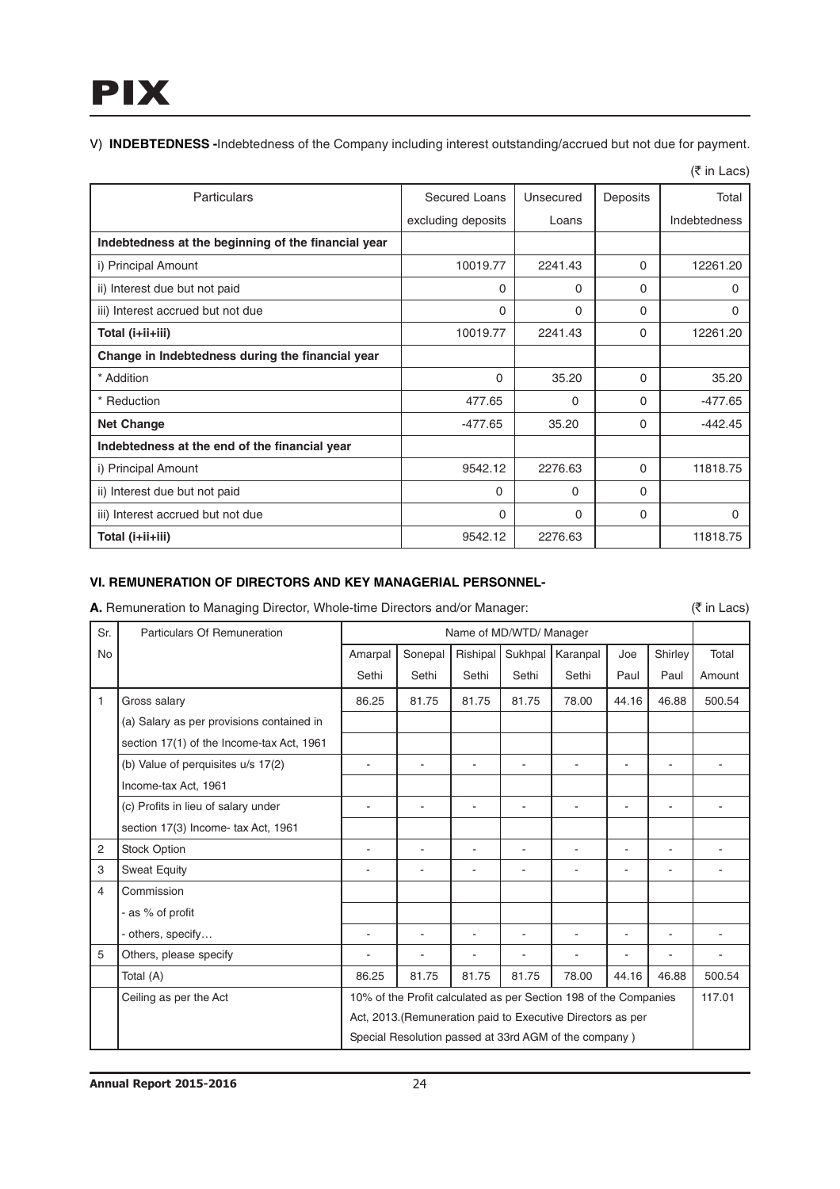V) **INDEBTEDNESS -**Indebtedness of the Company including interest outstanding/accrued but not due for payment.

(₹ in Lacs)

| Particulars | Secured Loans excluding deposits | Unsecured Loans | Deposits | Total Indebtedness |
|---|---|---|---|---|
| **Indebtedness at the beginning of the financial year** | | | | |
| i) Principal Amount | 10019.77 | 2241.43 | 0 | 12261.20 |
| ii) Interest due but not paid | 0 | 0 | 0 | 0 |
| iii) Interest accrued but not due | 0 | 0 | 0 | 0 |
| **Total (i+ii+iii)** | 10019.77 | 2241.43 | 0 | 12261.20 |
| **Change in Indebtedness during the financial year** | | | | |
| * Addition | 0 | 35.20 | 0 | 35.20 |
| * Reduction | 477.65 | 0 | 0 | -477.65 |
| **Net Change** | -477.65 | 35.20 | 0 | -442.45 |
| **Indebtedness at the end of the financial year** | | | | |
| i) Principal Amount | 9542.12 | 2276.63 | 0 | 11818.75 |
| ii) Interest due but not paid | 0 | 0 | 0 | |
| iii) Interest accrued but not due | 0 | 0 | 0 | 0 |
| **Total (i+ii+iii)** | 9542.12 | 2276.63 | | 11818.75 |

**VI. REMUNERATION OF DIRECTORS AND KEY MANAGERIAL PERSONNEL-**

**A.** Remuneration to Managing Director, Whole-time Directors and/or Manager: (₹ in Lacs)

| Sr. No | Particulars Of Remuneration | Name of MD/WTD/ Manager | | | | | | | |
|---|---|---|---|---|---|---|---|---|---|
| | | Amarpal Sethi | Sonepal Sethi | Rishipal Sethi | Sukhpal Sethi | Karanpal Sethi | Joe Paul | Shirley Paul | Total Amount |
| 1 | Gross salary | 86.25 | 81.75 | 81.75 | 81.75 | 78.00 | 44.16 | 46.88 | 500.54 |
| | (a) Salary as per provisions contained in section 17(1) of the Income-tax Act, 1961 | | | | | | | | |
| | (b) Value of perquisites u/s 17(2) Income-tax Act, 1961 | - | - | - | - | - | - | - | - |
| | (c) Profits in lieu of salary under section 17(3) Income- tax Act, 1961 | - | - | - | - | - | - | - | - |
| 2 | Stock Option | - | - | - | - | - | - | - | - |
| 3 | Sweat Equity | - | - | - | - | - | - | - | - |
| 4 | Commission | | | | | | | | |
| | - as % of profit | | | | | | | | |
| | - others, specify… | - | - | - | - | - | - | - | - |
| 5 | Others, please specify | - | - | - | - | - | - | - | - |
| | Total (A) | 86.25 | 81.75 | 81.75 | 81.75 | 78.00 | 44.16 | 46.88 | 500.54 |
| | Ceiling as per the Act | 10% of the Profit calculated as per Section 198 of the Companies Act, 2013.(Remuneration paid to Executive Directors as per Special Resolution passed at 33rd AGM of the company ) | | | | | | | 117.01 |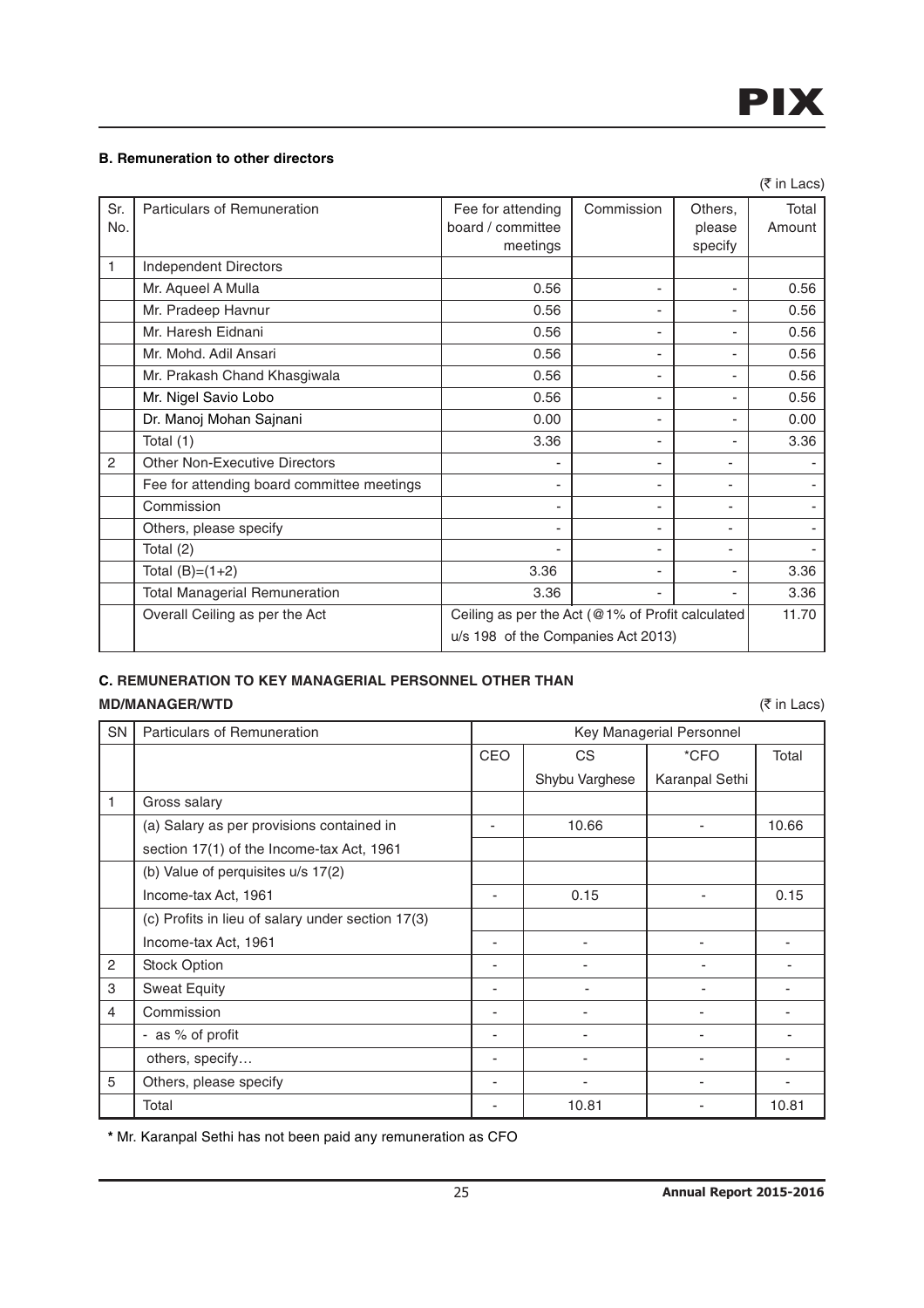**B. Remuneration to other directors**

(₹ in Lacs)

| Sr. No. | Particulars of Remuneration | Fee for attending board / committee meetings | Commission | Others, please specify | Total Amount |
|---|---|---|---|---|---|
| 1 | Independent Directors | | | | |
| | Mr. Aqueel A Mulla | 0.56 | - | - | 0.56 |
| | Mr. Pradeep Havnur | 0.56 | - | - | 0.56 |
| | Mr. Haresh Eidnani | 0.56 | - | - | 0.56 |
| | Mr. Mohd. Adil Ansari | 0.56 | - | - | 0.56 |
| | Mr. Prakash Chand Khasgiwala | 0.56 | - | - | 0.56 |
| | Mr. Nigel Savio Lobo | 0.56 | - | - | 0.56 |
| | Dr. Manoj Mohan Sajnani | 0.00 | - | - | 0.00 |
| | Total (1) | 3.36 | - | - | 3.36 |
| 2 | Other Non-Executive Directors | - | - | - | - |
| | Fee for attending board committee meetings | - | - | - | - |
| | Commission | - | - | - | - |
| | Others, please specify | - | - | - | - |
| | Total (2) | - | - | - | - |
| | Total (B)=(1+2) | 3.36 | - | - | 3.36 |
| | Total Managerial Remuneration | 3.36 | - | - | 3.36 |
| | Overall Ceiling as per the Act | Ceiling as per the Act (@1% of Profit calculated u/s 198 of the Companies Act 2013) | | | 11.70 |

**C. REMUNERATION TO KEY MANAGERIAL PERSONNEL OTHER THAN MD/MANAGER/WTD**

(₹ in Lacs)

| SN | Particulars of Remuneration | Key Managerial Personnel | | | |
|---|---|---|---|---|---|
| | | CEO | CS | *CFO | Total |
| | | | Shybu Varghese | Karanpal Sethi | |
| 1 | Gross salary | | | | |
| | (a) Salary as per provisions contained in section 17(1) of the Income-tax Act, 1961 | - | 10.66 | - | 10.66 |
| | (b) Value of perquisites u/s 17(2) Income-tax Act, 1961 | - | 0.15 | - | 0.15 |
| | (c) Profits in lieu of salary under section 17(3) Income-tax Act, 1961 | - | - | - | - |
| 2 | Stock Option | - | - | - | - |
| 3 | Sweat Equity | - | - | - | - |
| 4 | Commission | - | - | - | - |
| | - as % of profit | - | - | - | - |
| | others, specify… | - | - | - | - |
| 5 | Others, please specify | - | - | - | - |
| | Total | - | 10.81 | - | 10.81 |

**\*** Mr. Karanpal Sethi has not been paid any remuneration as CFO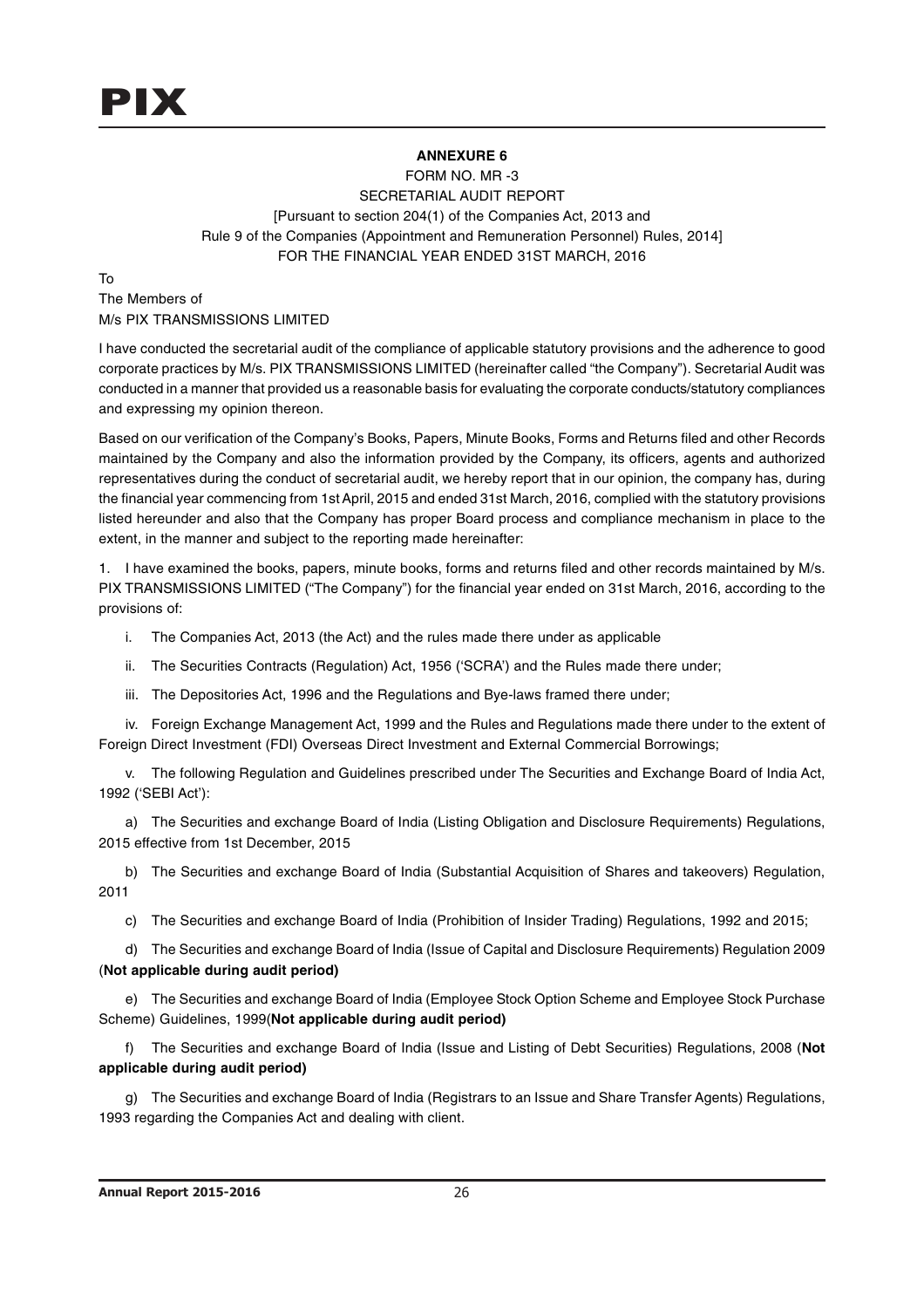**ANNEXURE 6**

FORM NO. MR -3

SECRETARIAL AUDIT REPORT

[Pursuant to section 204(1) of the Companies Act, 2013 and Rule 9 of the Companies (Appointment and Remuneration Personnel) Rules, 2014]

FOR THE FINANCIAL YEAR ENDED 31ST MARCH, 2016

To

The Members of

M/s PIX TRANSMISSIONS LIMITED

I have conducted the secretarial audit of the compliance of applicable statutory provisions and the adherence to good corporate practices by M/s. PIX TRANSMISSIONS LIMITED (hereinafter called "the Company"). Secretarial Audit was conducted in a manner that provided us a reasonable basis for evaluating the corporate conducts/statutory compliances and expressing my opinion thereon.

Based on our verification of the Company's Books, Papers, Minute Books, Forms and Returns filed and other Records maintained by the Company and also the information provided by the Company, its officers, agents and authorized representatives during the conduct of secretarial audit, we hereby report that in our opinion, the company has, during the financial year commencing from 1st April, 2015 and ended 31st March, 2016, complied with the statutory provisions listed hereunder and also that the Company has proper Board process and compliance mechanism in place to the extent, in the manner and subject to the reporting made hereinafter:

1. I have examined the books, papers, minute books, forms and returns filed and other records maintained by M/s. PIX TRANSMISSIONS LIMITED ("The Company") for the financial year ended on 31st March, 2016, according to the provisions of:

   i. The Companies Act, 2013 (the Act) and the rules made there under as applicable

   ii. The Securities Contracts (Regulation) Act, 1956 ('SCRA') and the Rules made there under;

   iii. The Depositories Act, 1996 and the Regulations and Bye-laws framed there under;

   iv. Foreign Exchange Management Act, 1999 and the Rules and Regulations made there under to the extent of Foreign Direct Investment (FDI) Overseas Direct Investment and External Commercial Borrowings;

   v. The following Regulation and Guidelines prescribed under The Securities and Exchange Board of India Act, 1992 ('SEBI Act'):

   a) The Securities and exchange Board of India (Listing Obligation and Disclosure Requirements) Regulations, 2015 effective from 1st December, 2015

   b) The Securities and exchange Board of India (Substantial Acquisition of Shares and takeovers) Regulation, 2011

   c) The Securities and exchange Board of India (Prohibition of Insider Trading) Regulations, 1992 and 2015;

   d) The Securities and exchange Board of India (Issue of Capital and Disclosure Requirements) Regulation 2009 (**Not applicable during audit period)**

   e) The Securities and exchange Board of India (Employee Stock Option Scheme and Employee Stock Purchase Scheme) Guidelines, 1999(**Not applicable during audit period)**

   f) The Securities and exchange Board of India (Issue and Listing of Debt Securities) Regulations, 2008 (**Not applicable during audit period)**

   g) The Securities and exchange Board of India (Registrars to an Issue and Share Transfer Agents) Regulations, 1993 regarding the Companies Act and dealing with client.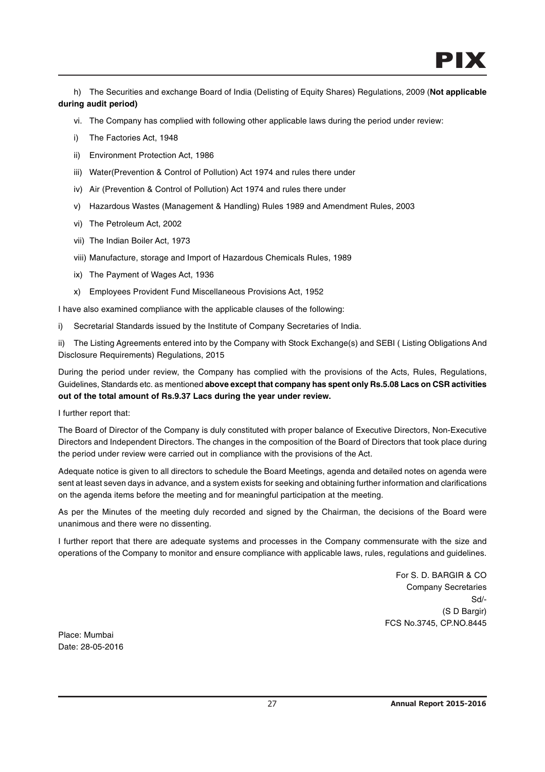h) The Securities and exchange Board of India (Delisting of Equity Shares) Regulations, 2009 (**Not applicable during audit period)**

vi. The Company has complied with following other applicable laws during the period under review:

i) The Factories Act, 1948

ii) Environment Protection Act, 1986

iii) Water(Prevention & Control of Pollution) Act 1974 and rules there under

iv) Air (Prevention & Control of Pollution) Act 1974 and rules there under

v) Hazardous Wastes (Management & Handling) Rules 1989 and Amendment Rules, 2003

vi) The Petroleum Act, 2002

vii) The Indian Boiler Act, 1973

viii) Manufacture, storage and Import of Hazardous Chemicals Rules, 1989

ix) The Payment of Wages Act, 1936

x) Employees Provident Fund Miscellaneous Provisions Act, 1952

I have also examined compliance with the applicable clauses of the following:

i) Secretarial Standards issued by the Institute of Company Secretaries of India.

ii) The Listing Agreements entered into by the Company with Stock Exchange(s) and SEBI ( Listing Obligations And Disclosure Requirements) Regulations, 2015

During the period under review, the Company has complied with the provisions of the Acts, Rules, Regulations, Guidelines, Standards etc. as mentioned **above except that company has spent only Rs.5.08 Lacs on CSR activities out of the total amount of Rs.9.37 Lacs during the year under review.**

I further report that:

The Board of Director of the Company is duly constituted with proper balance of Executive Directors, Non-Executive Directors and Independent Directors. The changes in the composition of the Board of Directors that took place during the period under review were carried out in compliance with the provisions of the Act.

Adequate notice is given to all directors to schedule the Board Meetings, agenda and detailed notes on agenda were sent at least seven days in advance, and a system exists for seeking and obtaining further information and clarifications on the agenda items before the meeting and for meaningful participation at the meeting.

As per the Minutes of the meeting duly recorded and signed by the Chairman, the decisions of the Board were unanimous and there were no dissenting.

I further report that there are adequate systems and processes in the Company commensurate with the size and operations of the Company to monitor and ensure compliance with applicable laws, rules, regulations and guidelines.

For S. D. BARGIR & CO
Company Secretaries
Sd/-
(S D Bargir)
FCS No.3745, CP.NO.8445

Place: Mumbai
Date: 28-05-2016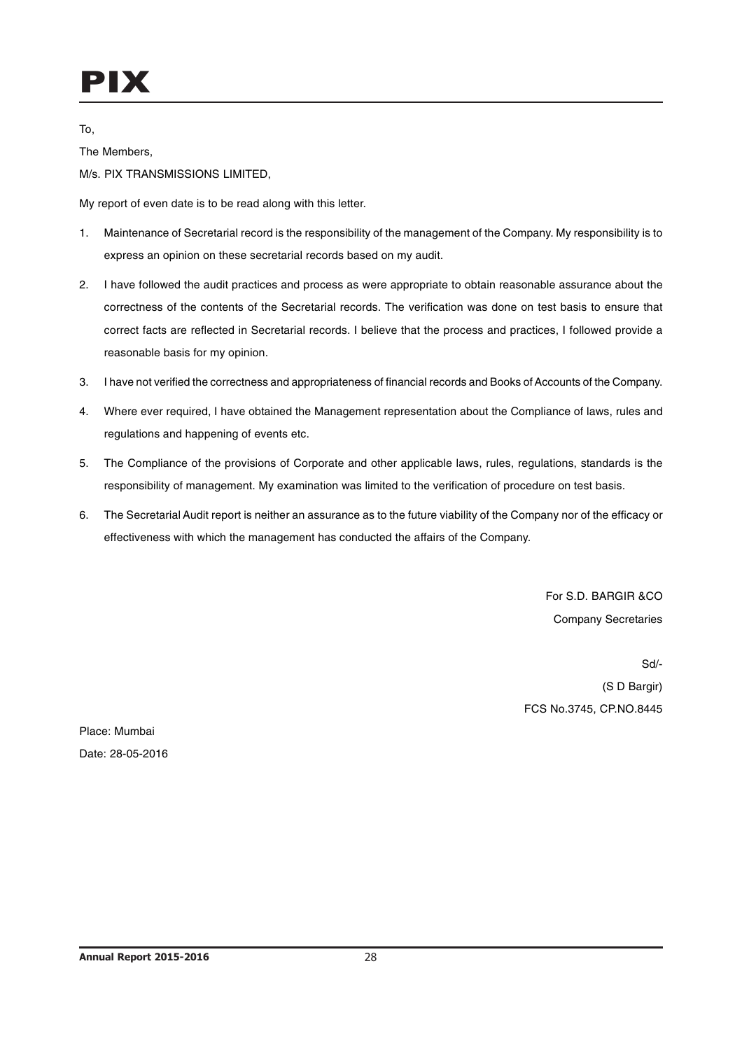To,

The Members,

M/s. PIX TRANSMISSIONS LIMITED,

My report of even date is to be read along with this letter.

1. Maintenance of Secretarial record is the responsibility of the management of the Company. My responsibility is to express an opinion on these secretarial records based on my audit.

2. I have followed the audit practices and process as were appropriate to obtain reasonable assurance about the correctness of the contents of the Secretarial records. The verification was done on test basis to ensure that correct facts are reflected in Secretarial records. I believe that the process and practices, I followed provide a reasonable basis for my opinion.

3. I have not verified the correctness and appropriateness of financial records and Books of Accounts of the Company.

4. Where ever required, I have obtained the Management representation about the Compliance of laws, rules and regulations and happening of events etc.

5. The Compliance of the provisions of Corporate and other applicable laws, rules, regulations, standards is the responsibility of management. My examination was limited to the verification of procedure on test basis.

6. The Secretarial Audit report is neither an assurance as to the future viability of the Company nor of the efficacy or effectiveness with which the management has conducted the affairs of the Company.

For S.D. BARGIR &CO

Company Secretaries

Sd/-

(S D Bargir)

FCS No.3745, CP.NO.8445

Place: Mumbai

Date: 28-05-2016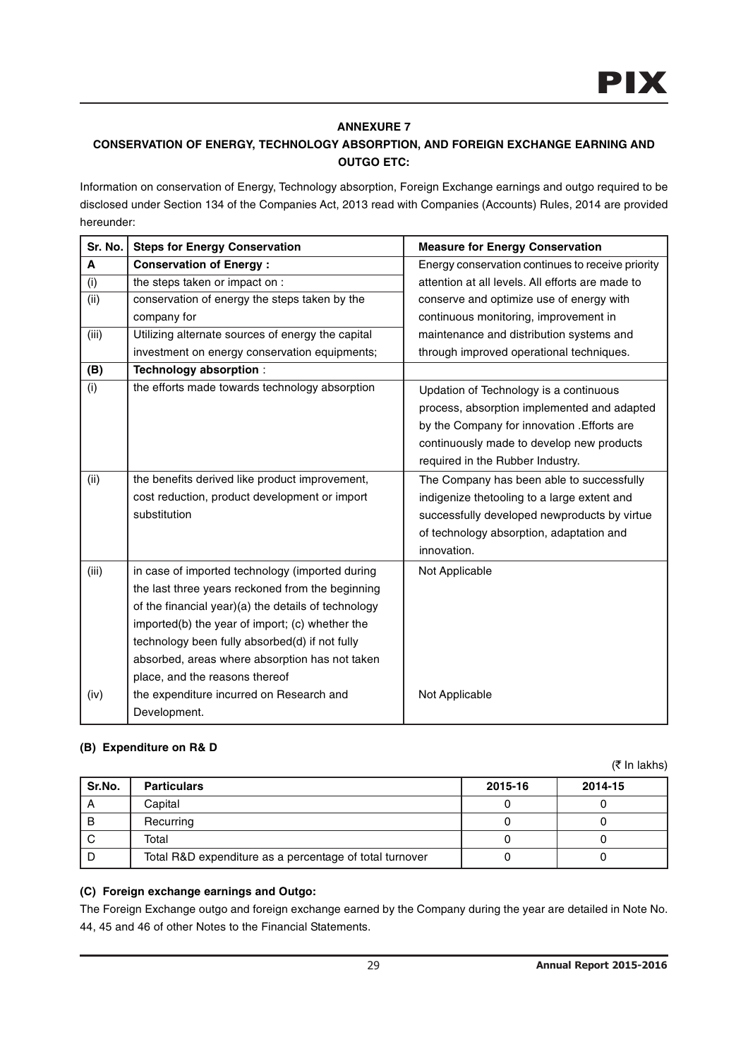## ANNEXURE 7

### CONSERVATION OF ENERGY, TECHNOLOGY ABSORPTION, AND FOREIGN EXCHANGE EARNING AND OUTGO ETC:

Information on conservation of Energy, Technology absorption, Foreign Exchange earnings and outgo required to be disclosed under Section 134 of the Companies Act, 2013 read with Companies (Accounts) Rules, 2014 are provided hereunder:

| Sr. No. | Steps for Energy Conservation | Measure for Energy Conservation |
|---|---|---|
| **A** | **Conservation of Energy :** | Energy conservation continues to receive priority attention at all levels. All efforts are made to conserve and optimize use of energy with continuous monitoring, improvement in maintenance and distribution systems and through improved operational techniques. |
| (i) | the steps taken or impact on : | |
| (ii) | conservation of energy the steps taken by the company for | |
| (iii) | Utilizing alternate sources of energy the capital investment on energy conservation equipments; | |
| **(B)** | **Technology absorption** : | |
| (i) | the efforts made towards technology absorption | Updation of Technology is a continuous process, absorption implemented and adapted by the Company for innovation .Efforts are continuously made to develop new products required in the Rubber Industry. |
| (ii) | the benefits derived like product improvement, cost reduction, product development or import substitution | The Company has been able to successfully indigenize thetooling to a large extent and successfully developed newproducts by virtue of technology absorption, adaptation and innovation. |
| (iii) | in case of imported technology (imported during the last three years reckoned from the beginning of the financial year)(a) the details of technology imported(b) the year of import; (c) whether the technology been fully absorbed(d) if not fully absorbed, areas where absorption has not taken place, and the reasons thereof | Not Applicable |
| (iv) | the expenditure incurred on Research and Development. | Not Applicable |

#### (B) Expenditure on R& D

(₹ In lakhs)

| Sr.No. | Particulars | 2015-16 | 2014-15 |
|---|---|---|---|
| A | Capital | 0 | 0 |
| B | Recurring | 0 | 0 |
| C | Total | 0 | 0 |
| D | Total R&D expenditure as a percentage of total turnover | 0 | 0 |

#### (C) Foreign exchange earnings and Outgo:

The Foreign Exchange outgo and foreign exchange earned by the Company during the year are detailed in Note No. 44, 45 and 46 of other Notes to the Financial Statements.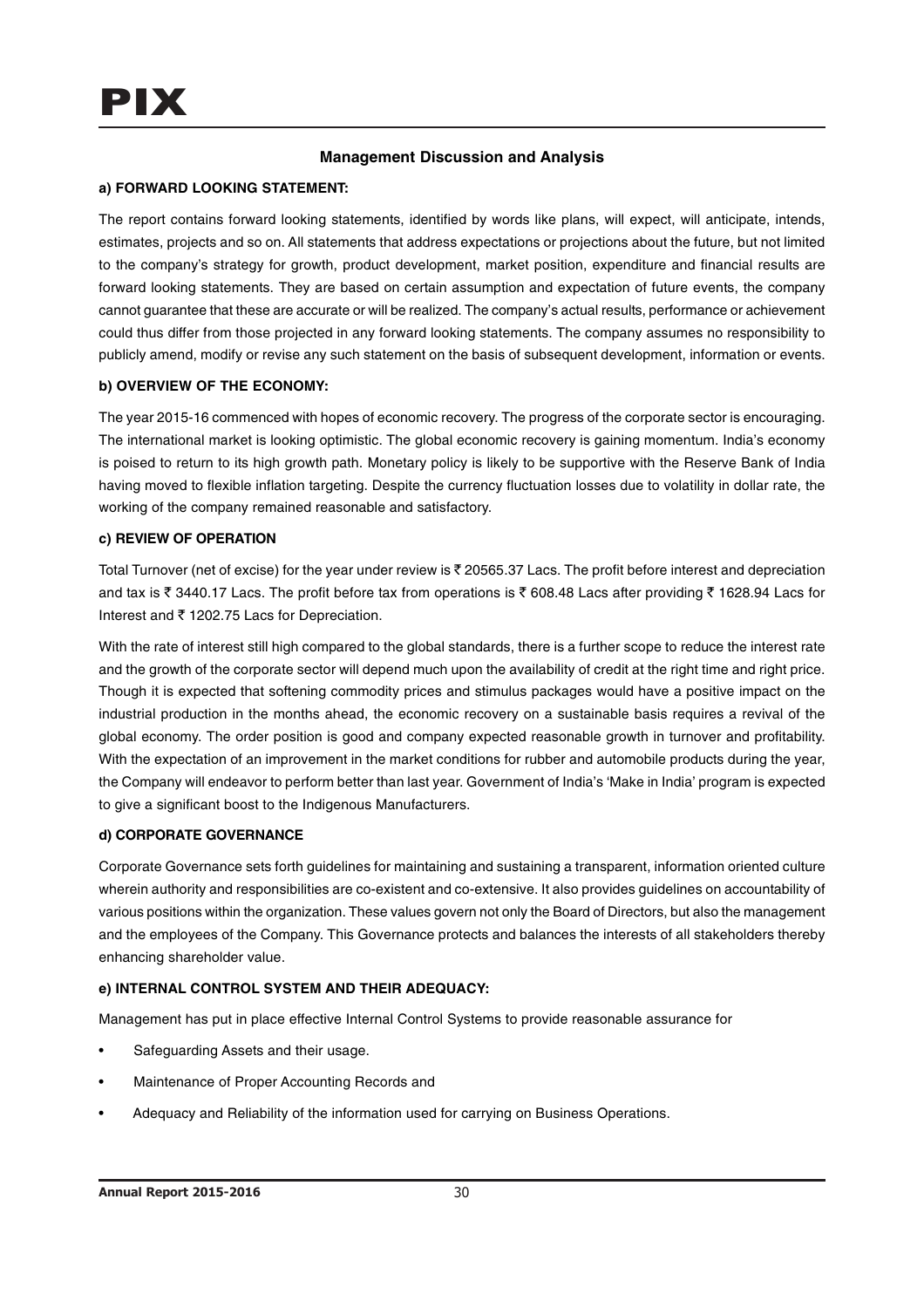## Management Discussion and Analysis

### a) FORWARD LOOKING STATEMENT:

The report contains forward looking statements, identified by words like plans, will expect, will anticipate, intends, estimates, projects and so on. All statements that address expectations or projections about the future, but not limited to the company's strategy for growth, product development, market position, expenditure and financial results are forward looking statements. They are based on certain assumption and expectation of future events, the company cannot guarantee that these are accurate or will be realized. The company's actual results, performance or achievement could thus differ from those projected in any forward looking statements. The company assumes no responsibility to publicly amend, modify or revise any such statement on the basis of subsequent development, information or events.

### b) OVERVIEW OF THE ECONOMY:

The year 2015-16 commenced with hopes of economic recovery. The progress of the corporate sector is encouraging. The international market is looking optimistic. The global economic recovery is gaining momentum. India's economy is poised to return to its high growth path. Monetary policy is likely to be supportive with the Reserve Bank of India having moved to flexible inflation targeting. Despite the currency fluctuation losses due to volatility in dollar rate, the working of the company remained reasonable and satisfactory.

### c) REVIEW OF OPERATION

Total Turnover (net of excise) for the year under review is ₹ 20565.37 Lacs. The profit before interest and depreciation and tax is ₹ 3440.17 Lacs. The profit before tax from operations is ₹ 608.48 Lacs after providing ₹ 1628.94 Lacs for Interest and ₹ 1202.75 Lacs for Depreciation.

With the rate of interest still high compared to the global standards, there is a further scope to reduce the interest rate and the growth of the corporate sector will depend much upon the availability of credit at the right time and right price. Though it is expected that softening commodity prices and stimulus packages would have a positive impact on the industrial production in the months ahead, the economic recovery on a sustainable basis requires a revival of the global economy. The order position is good and company expected reasonable growth in turnover and profitability. With the expectation of an improvement in the market conditions for rubber and automobile products during the year, the Company will endeavor to perform better than last year. Government of India's 'Make in India' program is expected to give a significant boost to the Indigenous Manufacturers.

### d) CORPORATE GOVERNANCE

Corporate Governance sets forth guidelines for maintaining and sustaining a transparent, information oriented culture wherein authority and responsibilities are co-existent and co-extensive. It also provides guidelines on accountability of various positions within the organization. These values govern not only the Board of Directors, but also the management and the employees of the Company. This Governance protects and balances the interests of all stakeholders thereby enhancing shareholder value.

### e) INTERNAL CONTROL SYSTEM AND THEIR ADEQUACY:

Management has put in place effective Internal Control Systems to provide reasonable assurance for

- Safeguarding Assets and their usage.
- Maintenance of Proper Accounting Records and
- Adequacy and Reliability of the information used for carrying on Business Operations.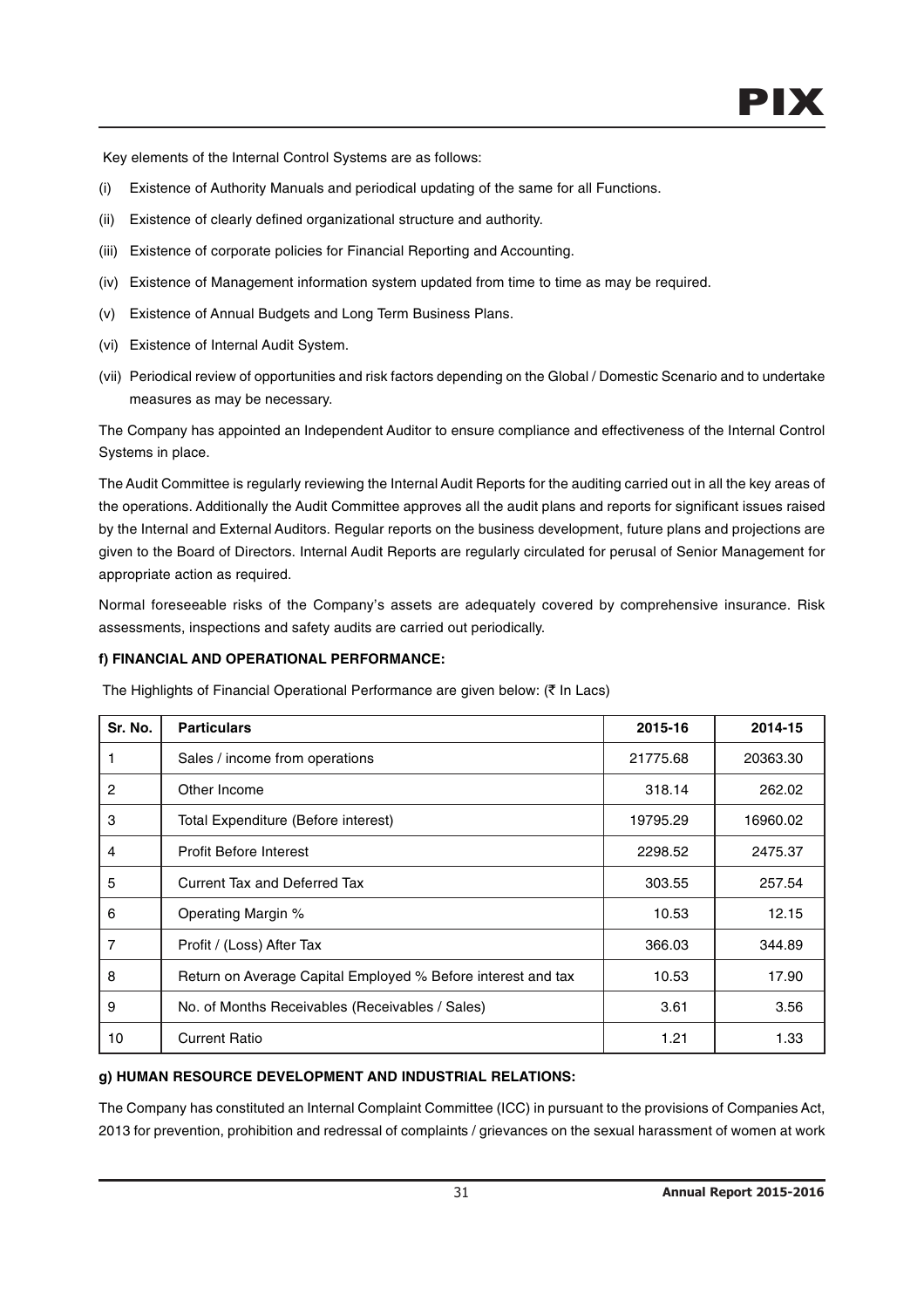Key elements of the Internal Control Systems are as follows:

(i) Existence of Authority Manuals and periodical updating of the same for all Functions.

(ii) Existence of clearly defined organizational structure and authority.

(iii) Existence of corporate policies for Financial Reporting and Accounting.

(iv) Existence of Management information system updated from time to time as may be required.

(v) Existence of Annual Budgets and Long Term Business Plans.

(vi) Existence of Internal Audit System.

(vii) Periodical review of opportunities and risk factors depending on the Global / Domestic Scenario and to undertake measures as may be necessary.

The Company has appointed an Independent Auditor to ensure compliance and effectiveness of the Internal Control Systems in place.

The Audit Committee is regularly reviewing the Internal Audit Reports for the auditing carried out in all the key areas of the operations. Additionally the Audit Committee approves all the audit plans and reports for significant issues raised by the Internal and External Auditors. Regular reports on the business development, future plans and projections are given to the Board of Directors. Internal Audit Reports are regularly circulated for perusal of Senior Management for appropriate action as required.

Normal foreseeable risks of the Company's assets are adequately covered by comprehensive insurance. Risk assessments, inspections and safety audits are carried out periodically.

#### f) FINANCIAL AND OPERATIONAL PERFORMANCE:

The Highlights of Financial Operational Performance are given below: (₹ In Lacs)

| Sr. No. | Particulars | 2015-16 | 2014-15 |
|---|---|---|---|
| 1 | Sales / income from operations | 21775.68 | 20363.30 |
| 2 | Other Income | 318.14 | 262.02 |
| 3 | Total Expenditure (Before interest) | 19795.29 | 16960.02 |
| 4 | Profit Before Interest | 2298.52 | 2475.37 |
| 5 | Current Tax and Deferred Tax | 303.55 | 257.54 |
| 6 | Operating Margin % | 10.53 | 12.15 |
| 7 | Profit / (Loss) After Tax | 366.03 | 344.89 |
| 8 | Return on Average Capital Employed % Before interest and tax | 10.53 | 17.90 |
| 9 | No. of Months Receivables (Receivables / Sales) | 3.61 | 3.56 |
| 10 | Current Ratio | 1.21 | 1.33 |

#### g) HUMAN RESOURCE DEVELOPMENT AND INDUSTRIAL RELATIONS:

The Company has constituted an Internal Complaint Committee (ICC) in pursuant to the provisions of Companies Act, 2013 for prevention, prohibition and redressal of complaints / grievances on the sexual harassment of women at work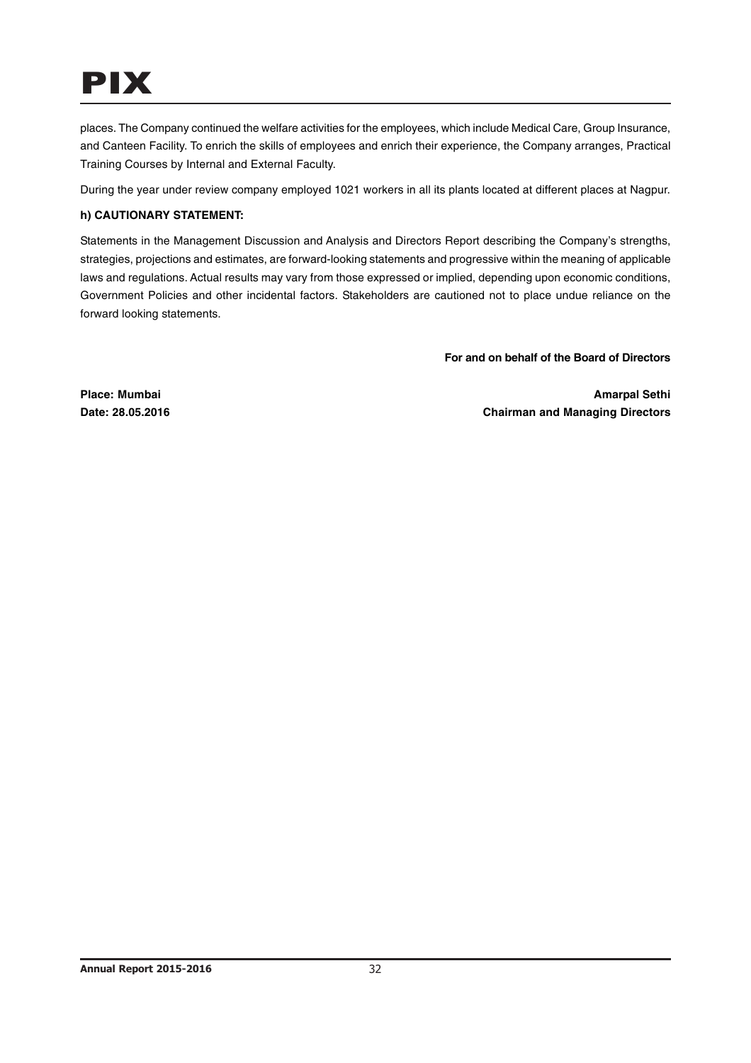places. The Company continued the welfare activities for the employees, which include Medical Care, Group Insurance, and Canteen Facility. To enrich the skills of employees and enrich their experience, the Company arranges, Practical Training Courses by Internal and External Faculty.

During the year under review company employed 1021 workers in all its plants located at different places at Nagpur.

**h) CAUTIONARY STATEMENT:**

Statements in the Management Discussion and Analysis and Directors Report describing the Company's strengths, strategies, projections and estimates, are forward-looking statements and progressive within the meaning of applicable laws and regulations. Actual results may vary from those expressed or implied, depending upon economic conditions, Government Policies and other incidental factors. Stakeholders are cautioned not to place undue reliance on the forward looking statements.

**For and on behalf of the Board of Directors**

**Place: Mumbai**
**Date: 28.05.2016**

**Amarpal Sethi**
**Chairman and Managing Directors**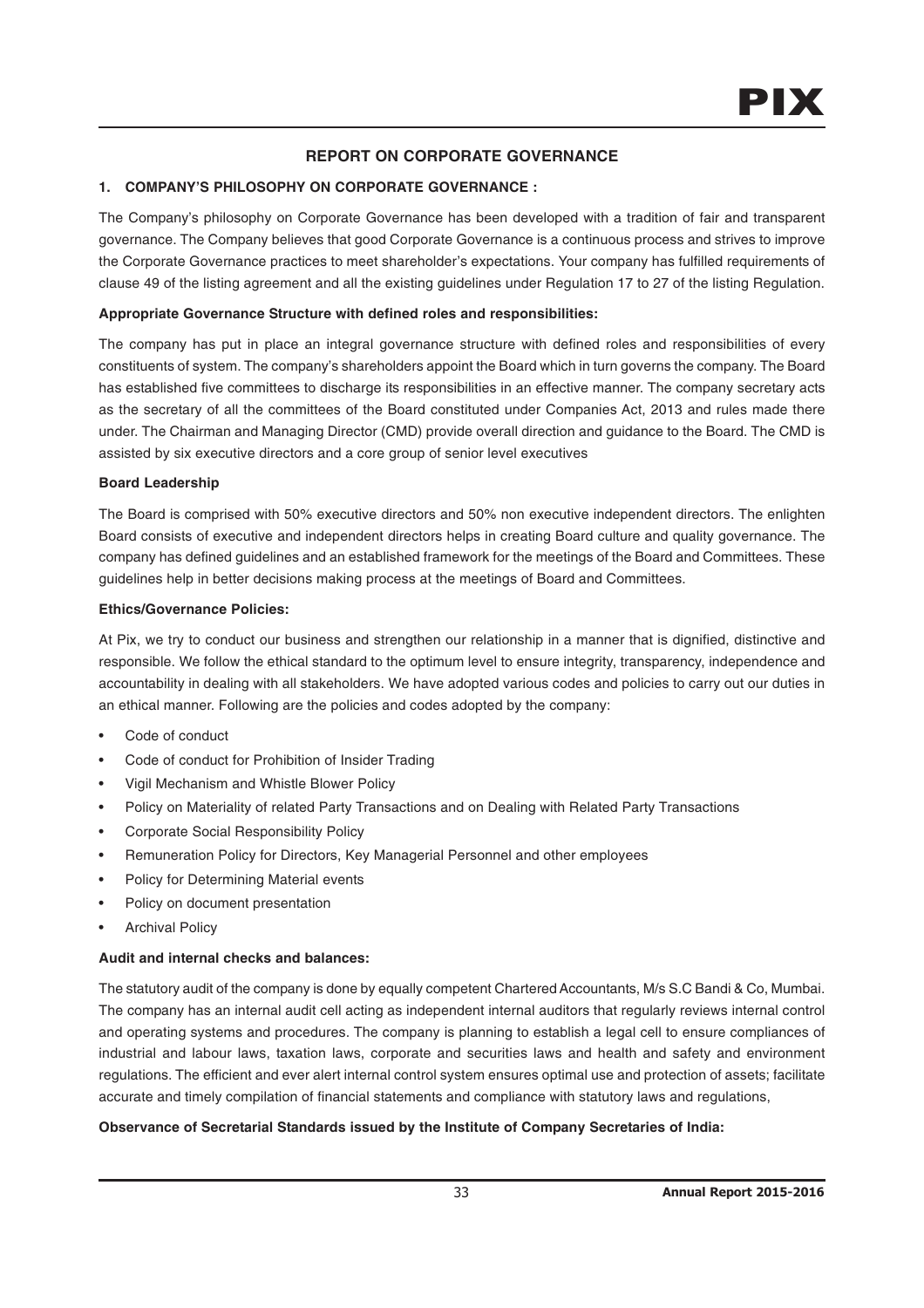## REPORT ON CORPORATE GOVERNANCE

### 1. COMPANY'S PHILOSOPHY ON CORPORATE GOVERNANCE :

The Company's philosophy on Corporate Governance has been developed with a tradition of fair and transparent governance. The Company believes that good Corporate Governance is a continuous process and strives to improve the Corporate Governance practices to meet shareholder's expectations. Your company has fulfilled requirements of clause 49 of the listing agreement and all the existing guidelines under Regulation 17 to 27 of the listing Regulation.

**Appropriate Governance Structure with defined roles and responsibilities:**

The company has put in place an integral governance structure with defined roles and responsibilities of every constituents of system. The company's shareholders appoint the Board which in turn governs the company. The Board has established five committees to discharge its responsibilities in an effective manner. The company secretary acts as the secretary of all the committees of the Board constituted under Companies Act, 2013 and rules made there under. The Chairman and Managing Director (CMD) provide overall direction and guidance to the Board. The CMD is assisted by six executive directors and a core group of senior level executives

**Board Leadership**

The Board is comprised with 50% executive directors and 50% non executive independent directors. The enlighten Board consists of executive and independent directors helps in creating Board culture and quality governance. The company has defined guidelines and an established framework for the meetings of the Board and Committees. These guidelines help in better decisions making process at the meetings of Board and Committees.

**Ethics/Governance Policies:**

At Pix, we try to conduct our business and strengthen our relationship in a manner that is dignified, distinctive and responsible. We follow the ethical standard to the optimum level to ensure integrity, transparency, independence and accountability in dealing with all stakeholders. We have adopted various codes and policies to carry out our duties in an ethical manner. Following are the policies and codes adopted by the company:

- Code of conduct
- Code of conduct for Prohibition of Insider Trading
- Vigil Mechanism and Whistle Blower Policy
- Policy on Materiality of related Party Transactions and on Dealing with Related Party Transactions
- Corporate Social Responsibility Policy
- Remuneration Policy for Directors, Key Managerial Personnel and other employees
- Policy for Determining Material events
- Policy on document presentation
- Archival Policy

**Audit and internal checks and balances:**

The statutory audit of the company is done by equally competent Chartered Accountants, M/s S.C Bandi & Co, Mumbai. The company has an internal audit cell acting as independent internal auditors that regularly reviews internal control and operating systems and procedures. The company is planning to establish a legal cell to ensure compliances of industrial and labour laws, taxation laws, corporate and securities laws and health and safety and environment regulations. The efficient and ever alert internal control system ensures optimal use and protection of assets; facilitate accurate and timely compilation of financial statements and compliance with statutory laws and regulations,

**Observance of Secretarial Standards issued by the Institute of Company Secretaries of India:**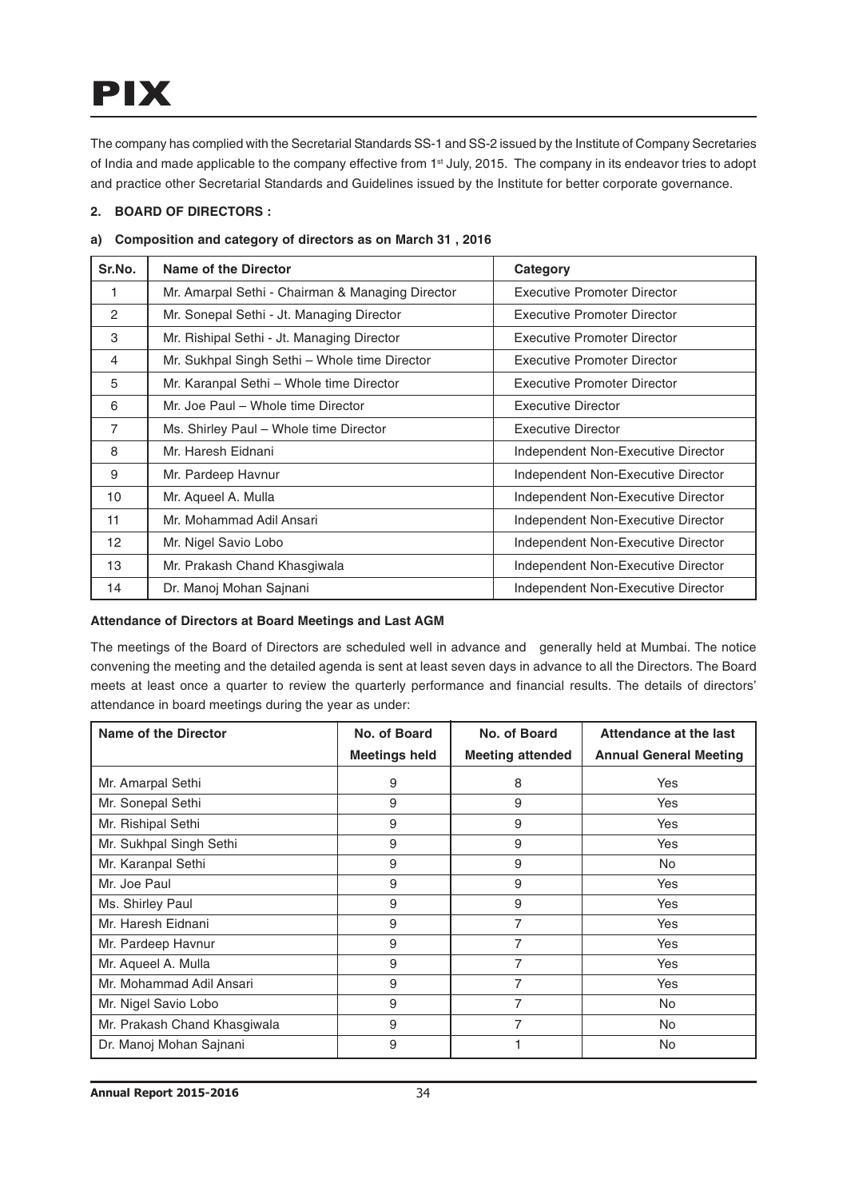The company has complied with the Secretarial Standards SS-1 and SS-2 issued by the Institute of Company Secretaries of India and made applicable to the company effective from 1st July, 2015. The company in its endeavor tries to adopt and practice other Secretarial Standards and Guidelines issued by the Institute for better corporate governance.

## 2. BOARD OF DIRECTORS :

### a) Composition and category of directors as on March 31 , 2016

| Sr.No. | Name of the Director | Category |
|---|---|---|
| 1 | Mr. Amarpal Sethi - Chairman & Managing Director | Executive Promoter Director |
| 2 | Mr. Sonepal Sethi - Jt. Managing Director | Executive Promoter Director |
| 3 | Mr. Rishipal Sethi - Jt. Managing Director | Executive Promoter Director |
| 4 | Mr. Sukhpal Singh Sethi – Whole time Director | Executive Promoter Director |
| 5 | Mr. Karanpal Sethi – Whole time Director | Executive Promoter Director |
| 6 | Mr. Joe Paul – Whole time Director | Executive Director |
| 7 | Ms. Shirley Paul – Whole time Director | Executive Director |
| 8 | Mr. Haresh Eidnani | Independent Non-Executive Director |
| 9 | Mr. Pardeep Havnur | Independent Non-Executive Director |
| 10 | Mr. Aqueel A. Mulla | Independent Non-Executive Director |
| 11 | Mr. Mohammad Adil Ansari | Independent Non-Executive Director |
| 12 | Mr. Nigel Savio Lobo | Independent Non-Executive Director |
| 13 | Mr. Prakash Chand Khasgiwala | Independent Non-Executive Director |
| 14 | Dr. Manoj Mohan Sajnani | Independent Non-Executive Director |

**Attendance of Directors at Board Meetings and Last AGM**

The meetings of the Board of Directors are scheduled well in advance and generally held at Mumbai. The notice convening the meeting and the detailed agenda is sent at least seven days in advance to all the Directors. The Board meets at least once a quarter to review the quarterly performance and financial results. The details of directors' attendance in board meetings during the year as under:

| Name of the Director | No. of Board Meetings held | No. of Board Meeting attended | Attendance at the last Annual General Meeting |
|---|---|---|---|
| Mr. Amarpal Sethi | 9 | 8 | Yes |
| Mr. Sonepal Sethi | 9 | 9 | Yes |
| Mr. Rishipal Sethi | 9 | 9 | Yes |
| Mr. Sukhpal Singh Sethi | 9 | 9 | Yes |
| Mr. Karanpal Sethi | 9 | 9 | No |
| Mr. Joe Paul | 9 | 9 | Yes |
| Ms. Shirley Paul | 9 | 9 | Yes |
| Mr. Haresh Eidnani | 9 | 7 | Yes |
| Mr. Pardeep Havnur | 9 | 7 | Yes |
| Mr. Aqueel A. Mulla | 9 | 7 | Yes |
| Mr. Mohammad Adil Ansari | 9 | 7 | Yes |
| Mr. Nigel Savio Lobo | 9 | 7 | No |
| Mr. Prakash Chand Khasgiwala | 9 | 7 | No |
| Dr. Manoj Mohan Sajnani | 9 | 1 | No |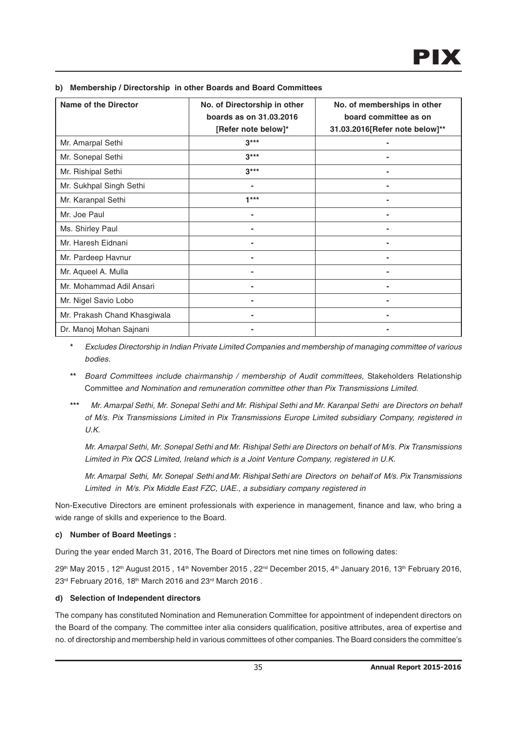**b) Membership / Directorship in other Boards and Board Committees**

| Name of the Director | No. of Directorship in other boards as on 31.03.2016 [Refer note below]* | No. of memberships in other board committee as on 31.03.2016[Refer note below]** |
|---|---|---|
| Mr. Amarpal Sethi | 3*** | - |
| Mr. Sonepal Sethi | 3*** | - |
| Mr. Rishipal Sethi | 3*** | - |
| Mr. Sukhpal Singh Sethi | - | - |
| Mr. Karanpal Sethi | 1*** | - |
| Mr. Joe Paul | - | - |
| Ms. Shirley Paul | - | - |
| Mr. Haresh Eidnani | - | - |
| Mr. Pardeep Havnur | - | - |
| Mr. Aqueel A. Mulla | - | - |
| Mr. Mohammad Adil Ansari | - | - |
| Mr. Nigel Savio Lobo | - | - |
| Mr. Prakash Chand Khasgiwala | - | - |
| Dr. Manoj Mohan Sajnani | - | - |

\* *Excludes Directorship in Indian Private Limited Companies and membership of managing committee of various bodies.*

\** *Board Committees include chairmanship / membership of Audit committees,* Stakeholders Relationship Committee *and Nomination and remuneration committee other than Pix Transmissions Limited.*

\*** *Mr. Amarpal Sethi, Mr. Sonepal Sethi and Mr. Rishipal Sethi and Mr. Karanpal Sethi are Directors on behalf of M/s. Pix Transmissions Limited in Pix Transmissions Europe Limited subsidiary Company, registered in U.K.*

*Mr. Amarpal Sethi, Mr. Sonepal Sethi and Mr. Rishipal Sethi are Directors on behalf of M/s. Pix Transmissions Limited in Pix QCS Limited, Ireland which is a Joint Venture Company, registered in U.K.*

*Mr. Amarpal Sethi, Mr. Sonepal Sethi and Mr. Rishipal Sethi are Directors on behalf of M/s. Pix Transmissions Limited in M/s. Pix Middle East FZC, UAE., a subsidiary company registered in*

Non-Executive Directors are eminent professionals with experience in management, finance and law, who bring a wide range of skills and experience to the Board.

**c) Number of Board Meetings :**

During the year ended March 31, 2016, The Board of Directors met nine times on following dates:

29th May 2015 , 12th August 2015 , 14th November 2015 , 22nd December 2015, 4th January 2016, 13th February 2016, 23rd February 2016, 18th March 2016 and 23rd March 2016 .

**d) Selection of Independent directors**

The company has constituted Nomination and Remuneration Committee for appointment of independent directors on the Board of the company. The committee inter alia considers qualification, positive attributes, area of expertise and no. of directorship and membership held in various committees of other companies. The Board considers the committee's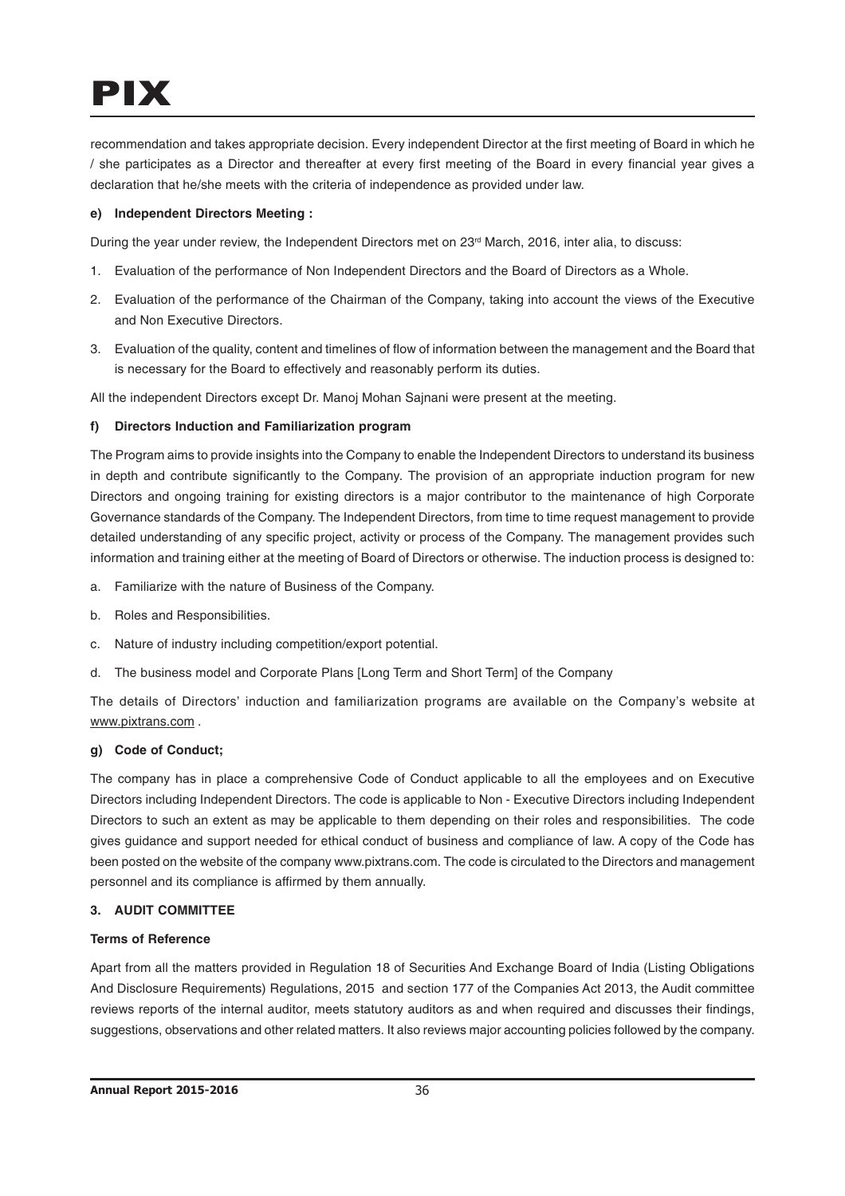recommendation and takes appropriate decision. Every independent Director at the first meeting of Board in which he / she participates as a Director and thereafter at every first meeting of the Board in every financial year gives a declaration that he/she meets with the criteria of independence as provided under law.

**e) Independent Directors Meeting :**

During the year under review, the Independent Directors met on 23rd March, 2016, inter alia, to discuss:

1. Evaluation of the performance of Non Independent Directors and the Board of Directors as a Whole.
2. Evaluation of the performance of the Chairman of the Company, taking into account the views of the Executive and Non Executive Directors.
3. Evaluation of the quality, content and timelines of flow of information between the management and the Board that is necessary for the Board to effectively and reasonably perform its duties.

All the independent Directors except Dr. Manoj Mohan Sajnani were present at the meeting.

**f) Directors Induction and Familiarization program**

The Program aims to provide insights into the Company to enable the Independent Directors to understand its business in depth and contribute significantly to the Company. The provision of an appropriate induction program for new Directors and ongoing training for existing directors is a major contributor to the maintenance of high Corporate Governance standards of the Company. The Independent Directors, from time to time request management to provide detailed understanding of any specific project, activity or process of the Company. The management provides such information and training either at the meeting of Board of Directors or otherwise. The induction process is designed to:

a. Familiarize with the nature of Business of the Company.
b. Roles and Responsibilities.
c. Nature of industry including competition/export potential.
d. The business model and Corporate Plans [Long Term and Short Term] of the Company

The details of Directors' induction and familiarization programs are available on the Company's website at www.pixtrans.com .

**g) Code of Conduct;**

The company has in place a comprehensive Code of Conduct applicable to all the employees and on Executive Directors including Independent Directors. The code is applicable to Non - Executive Directors including Independent Directors to such an extent as may be applicable to them depending on their roles and responsibilities. The code gives guidance and support needed for ethical conduct of business and compliance of law. A copy of the Code has been posted on the website of the company www.pixtrans.com. The code is circulated to the Directors and management personnel and its compliance is affirmed by them annually.

**3. AUDIT COMMITTEE**

**Terms of Reference**

Apart from all the matters provided in Regulation 18 of Securities And Exchange Board of India (Listing Obligations And Disclosure Requirements) Regulations, 2015 and section 177 of the Companies Act 2013, the Audit committee reviews reports of the internal auditor, meets statutory auditors as and when required and discusses their findings, suggestions, observations and other related matters. It also reviews major accounting policies followed by the company.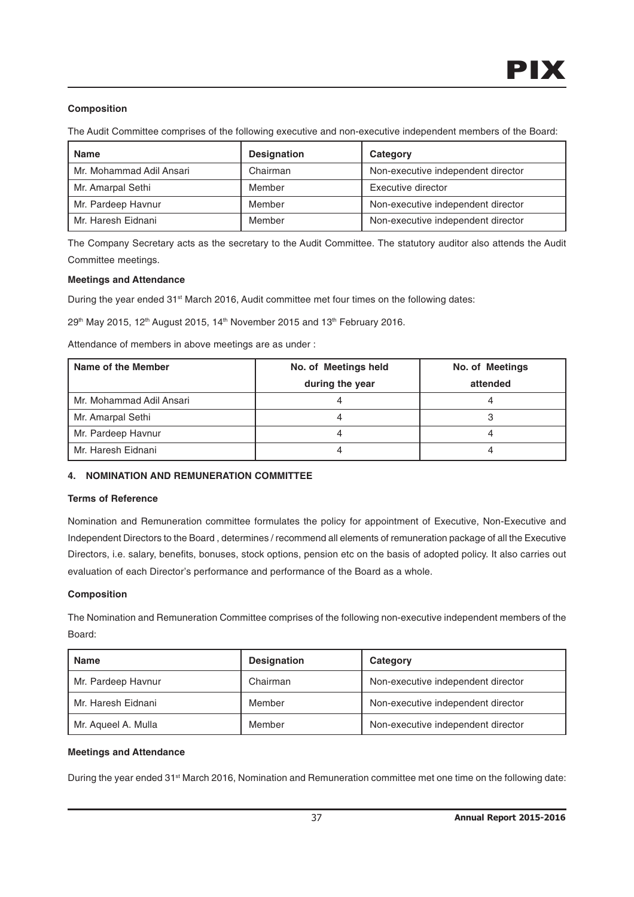**Composition**

The Audit Committee comprises of the following executive and non-executive independent members of the Board:

| Name | Designation | Category |
|---|---|---|
| Mr. Mohammad Adil Ansari | Chairman | Non-executive independent director |
| Mr. Amarpal Sethi | Member | Executive director |
| Mr. Pardeep Havnur | Member | Non-executive independent director |
| Mr. Haresh Eidnani | Member | Non-executive independent director |

The Company Secretary acts as the secretary to the Audit Committee. The statutory auditor also attends the Audit Committee meetings.

**Meetings and Attendance**

During the year ended 31st March 2016, Audit committee met four times on the following dates:

29th May 2015, 12th August 2015, 14th November 2015 and 13th February 2016.

Attendance of members in above meetings are as under :

| Name of the Member | No. of Meetings held during the year | No. of Meetings attended |
|---|---|---|
| Mr. Mohammad Adil Ansari | 4 | 4 |
| Mr. Amarpal Sethi | 4 | 3 |
| Mr. Pardeep Havnur | 4 | 4 |
| Mr. Haresh Eidnani | 4 | 4 |

## 4. NOMINATION AND REMUNERATION COMMITTEE

**Terms of Reference**

Nomination and Remuneration committee formulates the policy for appointment of Executive, Non-Executive and Independent Directors to the Board , determines / recommend all elements of remuneration package of all the Executive Directors, i.e. salary, benefits, bonuses, stock options, pension etc on the basis of adopted policy. It also carries out evaluation of each Director's performance and performance of the Board as a whole.

**Composition**

The Nomination and Remuneration Committee comprises of the following non-executive independent members of the Board:

| Name | Designation | Category |
|---|---|---|
| Mr. Pardeep Havnur | Chairman | Non-executive independent director |
| Mr. Haresh Eidnani | Member | Non-executive independent director |
| Mr. Aqueel A. Mulla | Member | Non-executive independent director |

**Meetings and Attendance**

During the year ended 31st March 2016, Nomination and Remuneration committee met one time on the following date: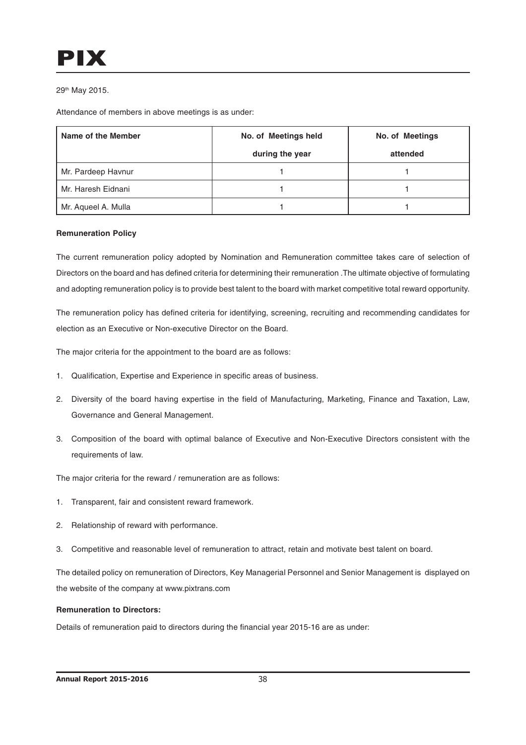29th May 2015.

Attendance of members in above meetings is as under:

| Name of the Member | No. of Meetings held during the year | No. of Meetings attended |
|---|---|---|
| Mr. Pardeep Havnur | 1 | 1 |
| Mr. Haresh Eidnani | 1 | 1 |
| Mr. Aqueel A. Mulla | 1 | 1 |

**Remuneration Policy**

The current remuneration policy adopted by Nomination and Remuneration committee takes care of selection of Directors on the board and has defined criteria for determining their remuneration .The ultimate objective of formulating and adopting remuneration policy is to provide best talent to the board with market competitive total reward opportunity.

The remuneration policy has defined criteria for identifying, screening, recruiting and recommending candidates for election as an Executive or Non-executive Director on the Board.

The major criteria for the appointment to the board are as follows:

1. Qualification, Expertise and Experience in specific areas of business.
2. Diversity of the board having expertise in the field of Manufacturing, Marketing, Finance and Taxation, Law, Governance and General Management.
3. Composition of the board with optimal balance of Executive and Non-Executive Directors consistent with the requirements of law.

The major criteria for the reward / remuneration are as follows:

1. Transparent, fair and consistent reward framework.
2. Relationship of reward with performance.
3. Competitive and reasonable level of remuneration to attract, retain and motivate best talent on board.

The detailed policy on remuneration of Directors, Key Managerial Personnel and Senior Management is displayed on the website of the company at www.pixtrans.com

**Remuneration to Directors:**

Details of remuneration paid to directors during the financial year 2015-16 are as under: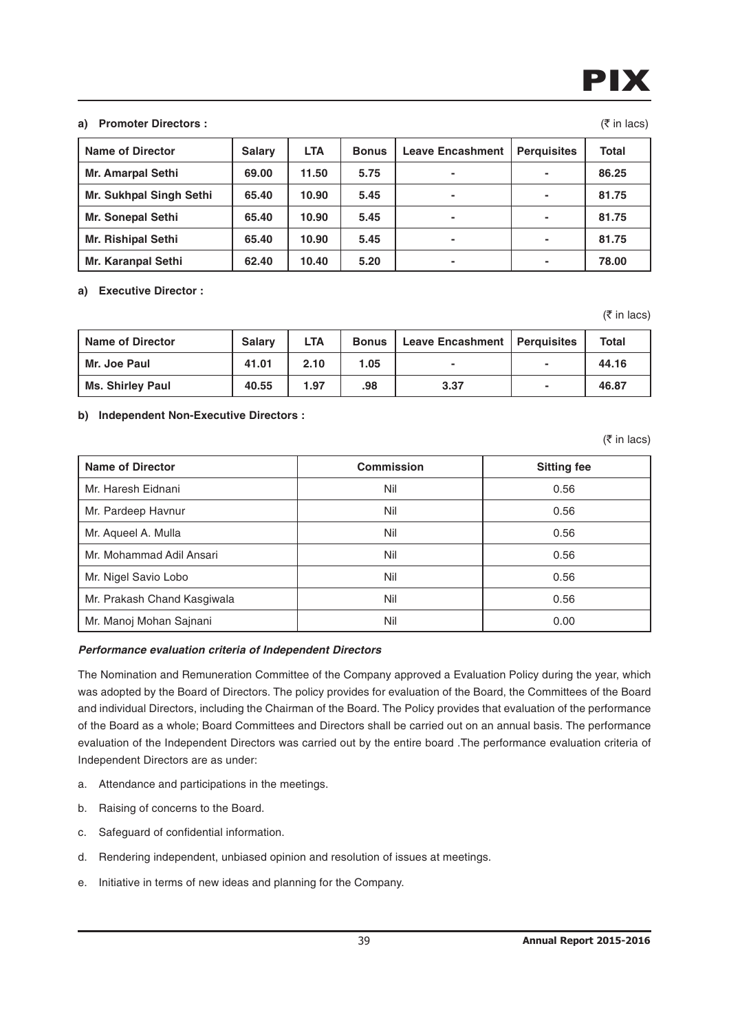**a) Promoter Directors :**

(₹ in lacs)

| Name of Director | Salary | LTA | Bonus | Leave Encashment | Perquisites | Total |
|---|---|---|---|---|---|---|
| Mr. Amarpal Sethi | 69.00 | 11.50 | 5.75 | - | - | 86.25 |
| Mr. Sukhpal Singh Sethi | 65.40 | 10.90 | 5.45 | - | - | 81.75 |
| Mr. Sonepal Sethi | 65.40 | 10.90 | 5.45 | - | - | 81.75 |
| Mr. Rishipal Sethi | 65.40 | 10.90 | 5.45 | - | - | 81.75 |
| Mr. Karanpal Sethi | 62.40 | 10.40 | 5.20 | - | - | 78.00 |

**a) Executive Director :**

(₹ in lacs)

| Name of Director | Salary | LTA | Bonus | Leave Encashment | Perquisites | Total |
|---|---|---|---|---|---|---|
| Mr. Joe Paul | 41.01 | 2.10 | 1.05 | - | - | 44.16 |
| Ms. Shirley Paul | 40.55 | 1.97 | .98 | 3.37 | - | 46.87 |

**b) Independent Non-Executive Directors :**

(₹ in lacs)

| Name of Director | Commission | Sitting fee |
|---|---|---|
| Mr. Haresh Eidnani | Nil | 0.56 |
| Mr. Pardeep Havnur | Nil | 0.56 |
| Mr. Aqueel A. Mulla | Nil | 0.56 |
| Mr. Mohammad Adil Ansari | Nil | 0.56 |
| Mr. Nigel Savio Lobo | Nil | 0.56 |
| Mr. Prakash Chand Kasgiwala | Nil | 0.56 |
| Mr. Manoj Mohan Sajnani | Nil | 0.00 |

***Performance evaluation criteria of Independent Directors***

The Nomination and Remuneration Committee of the Company approved a Evaluation Policy during the year, which was adopted by the Board of Directors. The policy provides for evaluation of the Board, the Committees of the Board and individual Directors, including the Chairman of the Board. The Policy provides that evaluation of the performance of the Board as a whole; Board Committees and Directors shall be carried out on an annual basis. The performance evaluation of the Independent Directors was carried out by the entire board .The performance evaluation criteria of Independent Directors are as under:

a. Attendance and participations in the meetings.

b. Raising of concerns to the Board.

c. Safeguard of confidential information.

d. Rendering independent, unbiased opinion and resolution of issues at meetings.

e. Initiative in terms of new ideas and planning for the Company.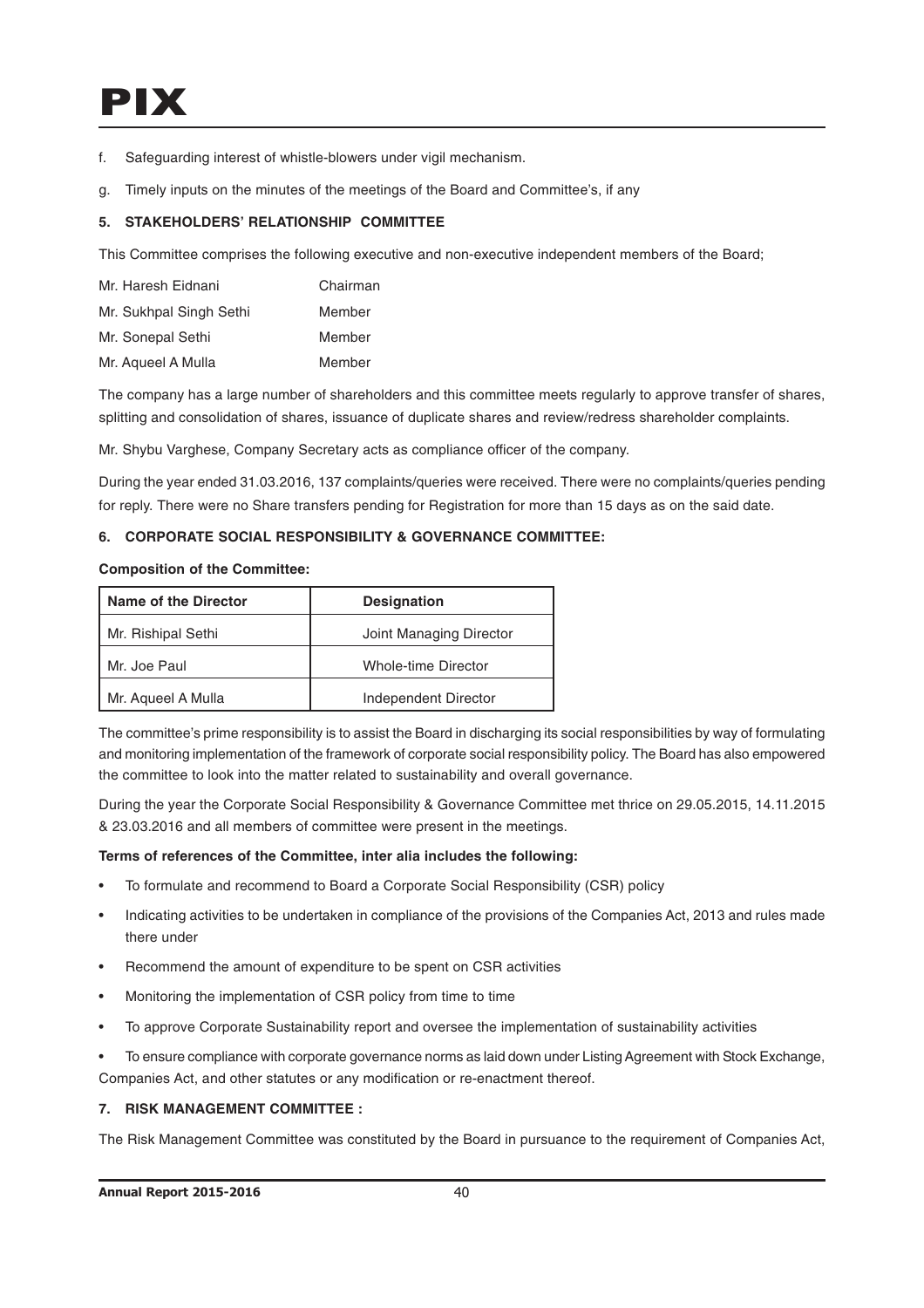f. Safeguarding interest of whistle-blowers under vigil mechanism.

g. Timely inputs on the minutes of the meetings of the Board and Committee's, if any

**5. STAKEHOLDERS' RELATIONSHIP COMMITTEE**

This Committee comprises the following executive and non-executive independent members of the Board;

| | |
|---|---|
| Mr. Haresh Eidnani | Chairman |
| Mr. Sukhpal Singh Sethi | Member |
| Mr. Sonepal Sethi | Member |
| Mr. Aqueel A Mulla | Member |

The company has a large number of shareholders and this committee meets regularly to approve transfer of shares, splitting and consolidation of shares, issuance of duplicate shares and review/redress shareholder complaints.

Mr. Shybu Varghese, Company Secretary acts as compliance officer of the company.

During the year ended 31.03.2016, 137 complaints/queries were received. There were no complaints/queries pending for reply. There were no Share transfers pending for Registration for more than 15 days as on the said date.

**6. CORPORATE SOCIAL RESPONSIBILITY & GOVERNANCE COMMITTEE:**

**Composition of the Committee:**

| Name of the Director | Designation |
|---|---|
| Mr. Rishipal Sethi | Joint Managing Director |
| Mr. Joe Paul | Whole-time Director |
| Mr. Aqueel A Mulla | Independent Director |

The committee's prime responsibility is to assist the Board in discharging its social responsibilities by way of formulating and monitoring implementation of the framework of corporate social responsibility policy. The Board has also empowered the committee to look into the matter related to sustainability and overall governance.

During the year the Corporate Social Responsibility & Governance Committee met thrice on 29.05.2015, 14.11.2015 & 23.03.2016 and all members of committee were present in the meetings.

**Terms of references of the Committee, inter alia includes the following:**

- To formulate and recommend to Board a Corporate Social Responsibility (CSR) policy
- Indicating activities to be undertaken in compliance of the provisions of the Companies Act, 2013 and rules made there under
- Recommend the amount of expenditure to be spent on CSR activities
- Monitoring the implementation of CSR policy from time to time
- To approve Corporate Sustainability report and oversee the implementation of sustainability activities
- To ensure compliance with corporate governance norms as laid down under Listing Agreement with Stock Exchange, Companies Act, and other statutes or any modification or re-enactment thereof.

**7. RISK MANAGEMENT COMMITTEE :**

The Risk Management Committee was constituted by the Board in pursuance to the requirement of Companies Act,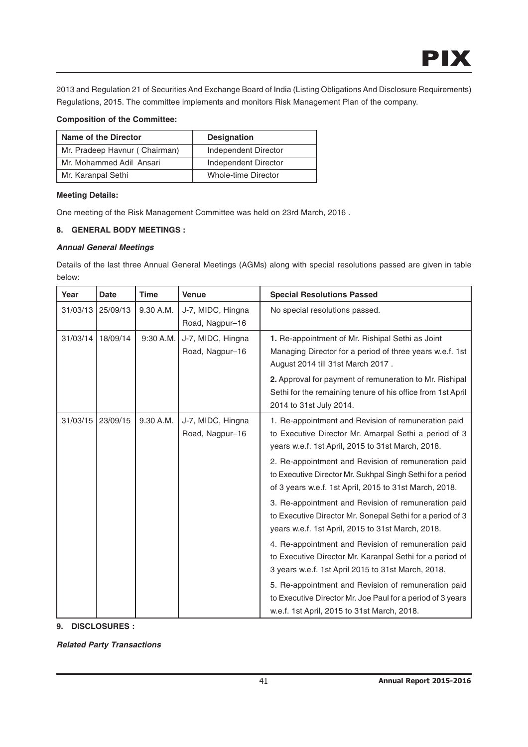2013 and Regulation 21 of Securities And Exchange Board of India (Listing Obligations And Disclosure Requirements) Regulations, 2015. The committee implements and monitors Risk Management Plan of the company.

**Composition of the Committee:**

| Name of the Director | Designation |
|---|---|
| Mr. Pradeep Havnur ( Chairman) | Independent Director |
| Mr. Mohammed Adil Ansari | Independent Director |
| Mr. Karanpal Sethi | Whole-time Director |

**Meeting Details:**

One meeting of the Risk Management Committee was held on 23rd March, 2016 .

**8. GENERAL BODY MEETINGS :**

***Annual General Meetings***

Details of the last three Annual General Meetings (AGMs) along with special resolutions passed are given in table below:

| Year | Date | Time | Venue | Special Resolutions Passed |
|---|---|---|---|---|
| 31/03/13 | 25/09/13 | 9.30 A.M. | J-7, MIDC, Hingna Road, Nagpur–16 | No special resolutions passed. |
| 31/03/14 | 18/09/14 | 9:30 A.M. | J-7, MIDC, Hingna Road, Nagpur–16 | **1.** Re-appointment of Mr. Rishipal Sethi as Joint Managing Director for a period of three years w.e.f. 1st August 2014 till 31st March 2017 .<br>**2.** Approval for payment of remuneration to Mr. Rishipal Sethi for the remaining tenure of his office from 1st April 2014 to 31st July 2014. |
| 31/03/15 | 23/09/15 | 9.30 A.M. | J-7, MIDC, Hingna Road, Nagpur–16 | 1. Re-appointment and Revision of remuneration paid to Executive Director Mr. Amarpal Sethi a period of 3 years w.e.f. 1st April, 2015 to 31st March, 2018.<br>2. Re-appointment and Revision of remuneration paid to Executive Director Mr. Sukhpal Singh Sethi for a period of 3 years w.e.f. 1st April, 2015 to 31st March, 2018.<br>3. Re-appointment and Revision of remuneration paid to Executive Director Mr. Sonepal Sethi for a period of 3 years w.e.f. 1st April, 2015 to 31st March, 2018.<br>4. Re-appointment and Revision of remuneration paid to Executive Director Mr. Karanpal Sethi for a period of 3 years w.e.f. 1st April 2015 to 31st March, 2018.<br>5. Re-appointment and Revision of remuneration paid to Executive Director Mr. Joe Paul for a period of 3 years w.e.f. 1st April, 2015 to 31st March, 2018. |

**9. DISCLOSURES :**

***Related Party Transactions***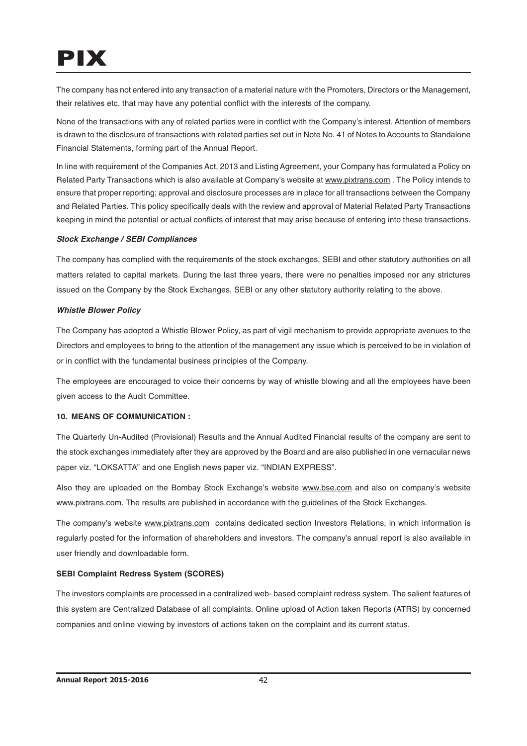The company has not entered into any transaction of a material nature with the Promoters, Directors or the Management, their relatives etc. that may have any potential conflict with the interests of the company.

None of the transactions with any of related parties were in conflict with the Company's interest. Attention of members is drawn to the disclosure of transactions with related parties set out in Note No. 41 of Notes to Accounts to Standalone Financial Statements, forming part of the Annual Report.

In line with requirement of the Companies Act, 2013 and Listing Agreement, your Company has formulated a Policy on Related Party Transactions which is also available at Company's website at www.pixtrans.com . The Policy intends to ensure that proper reporting; approval and disclosure processes are in place for all transactions between the Company and Related Parties. This policy specifically deals with the review and approval of Material Related Party Transactions keeping in mind the potential or actual conflicts of interest that may arise because of entering into these transactions.

***Stock Exchange / SEBI Compliances***

The company has complied with the requirements of the stock exchanges, SEBI and other statutory authorities on all matters related to capital markets. During the last three years, there were no penalties imposed nor any strictures issued on the Company by the Stock Exchanges, SEBI or any other statutory authority relating to the above.

***Whistle Blower Policy***

The Company has adopted a Whistle Blower Policy, as part of vigil mechanism to provide appropriate avenues to the Directors and employees to bring to the attention of the management any issue which is perceived to be in violation of or in conflict with the fundamental business principles of the Company.

The employees are encouraged to voice their concerns by way of whistle blowing and all the employees have been given access to the Audit Committee.

**10. MEANS OF COMMUNICATION :**

The Quarterly Un-Audited (Provisional) Results and the Annual Audited Financial results of the company are sent to the stock exchanges immediately after they are approved by the Board and are also published in one vernacular news paper viz. "LOKSATTA" and one English news paper viz. "INDIAN EXPRESS".

Also they are uploaded on the Bombay Stock Exchange's website www.bse.com and also on company's website www.pixtrans.com. The results are published in accordance with the guidelines of the Stock Exchanges.

The company's website www.pixtrans.com contains dedicated section Investors Relations, in which information is regularly posted for the information of shareholders and investors. The company's annual report is also available in user friendly and downloadable form.

**SEBI Complaint Redress System (SCORES)**

The investors complaints are processed in a centralized web- based complaint redress system. The salient features of this system are Centralized Database of all complaints. Online upload of Action taken Reports (ATRS) by concerned companies and online viewing by investors of actions taken on the complaint and its current status.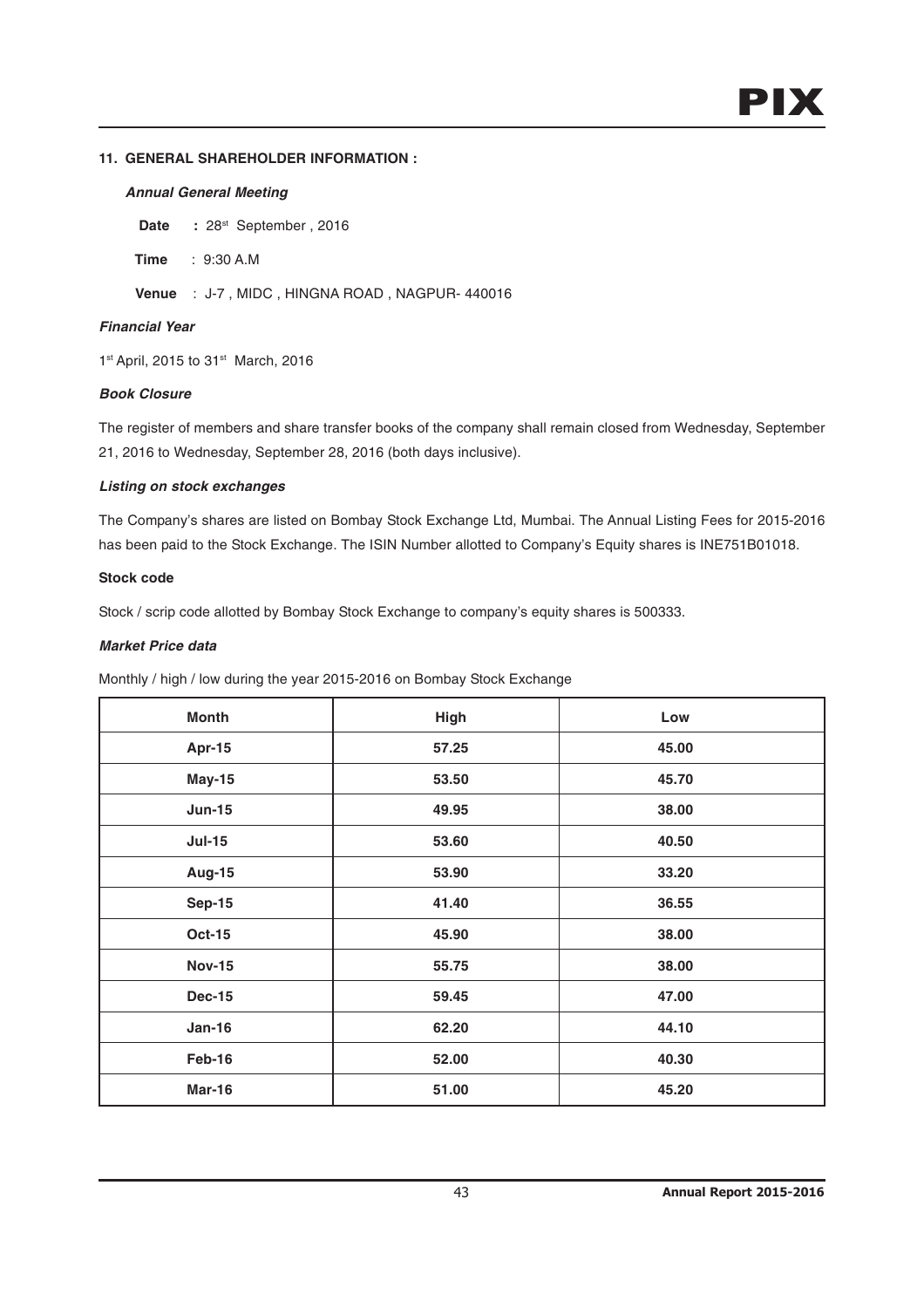## 11. GENERAL SHAREHOLDER INFORMATION :

***Annual General Meeting***

**Date** : 28st September , 2016

**Time** : 9:30 A.M

**Venue** : J-7 , MIDC , HINGNA ROAD , NAGPUR- 440016

***Financial Year***

1st April, 2015 to 31st March, 2016

***Book Closure***

The register of members and share transfer books of the company shall remain closed from Wednesday, September 21, 2016 to Wednesday, September 28, 2016 (both days inclusive).

***Listing on stock exchanges***

The Company's shares are listed on Bombay Stock Exchange Ltd, Mumbai. The Annual Listing Fees for 2015-2016 has been paid to the Stock Exchange. The ISIN Number allotted to Company's Equity shares is INE751B01018.

**Stock code**

Stock / scrip code allotted by Bombay Stock Exchange to company's equity shares is 500333.

***Market Price data***

Monthly / high / low during the year 2015-2016 on Bombay Stock Exchange

| Month | High | Low |
|---|---|---|
| Apr-15 | 57.25 | 45.00 |
| May-15 | 53.50 | 45.70 |
| Jun-15 | 49.95 | 38.00 |
| Jul-15 | 53.60 | 40.50 |
| Aug-15 | 53.90 | 33.20 |
| Sep-15 | 41.40 | 36.55 |
| Oct-15 | 45.90 | 38.00 |
| Nov-15 | 55.75 | 38.00 |
| Dec-15 | 59.45 | 47.00 |
| Jan-16 | 62.20 | 44.10 |
| Feb-16 | 52.00 | 40.30 |
| Mar-16 | 51.00 | 45.20 |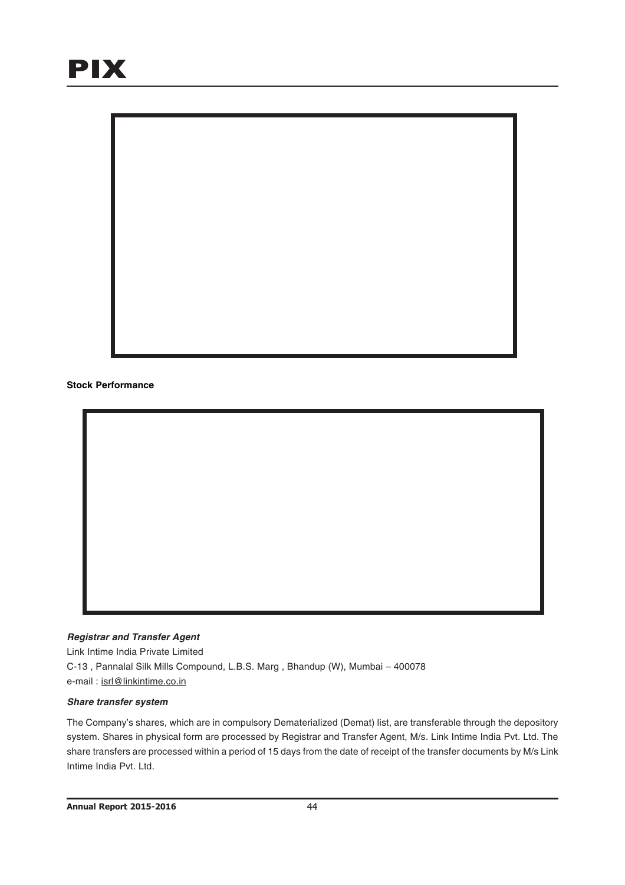**Stock Performance**

***Registrar and Transfer Agent***

Link Intime India Private Limited

C-13 , Pannalal Silk Mills Compound, L.B.S. Marg , Bhandup (W), Mumbai – 400078

e-mail : isrl@linkintime.co.in

***Share transfer system***

The Company's shares, which are in compulsory Dematerialized (Demat) list, are transferable through the depository system. Shares in physical form are processed by Registrar and Transfer Agent, M/s. Link Intime India Pvt. Ltd. The share transfers are processed within a period of 15 days from the date of receipt of the transfer documents by M/s Link Intime India Pvt. Ltd.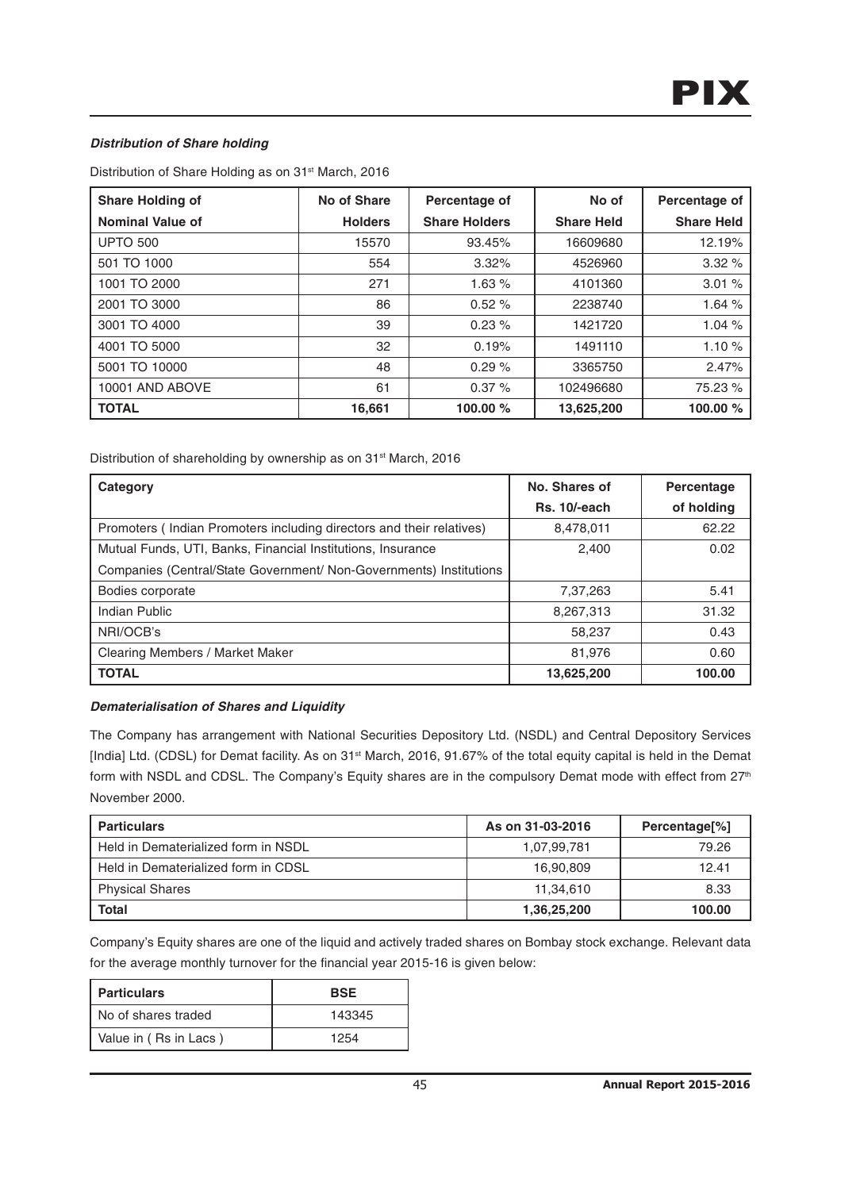***Distribution of Share holding***

Distribution of Share Holding as on 31st March, 2016

| Share Holding of Nominal Value of | No of Share Holders | Percentage of Share Holders | No of Share Held | Percentage of Share Held |
|---|---|---|---|---|
| UPTO 500 | 15570 | 93.45% | 16609680 | 12.19% |
| 501 TO 1000 | 554 | 3.32% | 4526960 | 3.32 % |
| 1001 TO 2000 | 271 | 1.63 % | 4101360 | 3.01 % |
| 2001 TO 3000 | 86 | 0.52 % | 2238740 | 1.64 % |
| 3001 TO 4000 | 39 | 0.23 % | 1421720 | 1.04 % |
| 4001 TO 5000 | 32 | 0.19% | 1491110 | 1.10 % |
| 5001 TO 10000 | 48 | 0.29 % | 3365750 | 2.47% |
| 10001 AND ABOVE | 61 | 0.37 % | 102496680 | 75.23 % |
| **TOTAL** | **16,661** | **100.00 %** | **13,625,200** | **100.00 %** |

Distribution of shareholding by ownership as on 31st March, 2016

| Category | No. Shares of Rs. 10/-each | Percentage of holding |
|---|---|---|
| Promoters ( Indian Promoters including directors and their relatives) | 8,478,011 | 62.22 |
| Mutual Funds, UTI, Banks, Financial Institutions, Insurance Companies (Central/State Government/ Non-Governments) Institutions | 2,400 | 0.02 |
| Bodies corporate | 7,37,263 | 5.41 |
| Indian Public | 8,267,313 | 31.32 |
| NRI/OCB's | 58,237 | 0.43 |
| Clearing Members / Market Maker | 81,976 | 0.60 |
| **TOTAL** | **13,625,200** | **100.00** |

***Dematerialisation of Shares and Liquidity***

The Company has arrangement with National Securities Depository Ltd. (NSDL) and Central Depository Services [India] Ltd. (CDSL) for Demat facility. As on 31st March, 2016, 91.67% of the total equity capital is held in the Demat form with NSDL and CDSL. The Company's Equity shares are in the compulsory Demat mode with effect from 27th November 2000.

| Particulars | As on 31-03-2016 | Percentage[%] |
|---|---|---|
| Held in Dematerialized form in NSDL | 1,07,99,781 | 79.26 |
| Held in Dematerialized form in CDSL | 16,90,809 | 12.41 |
| Physical Shares | 11,34,610 | 8.33 |
| **Total** | **1,36,25,200** | **100.00** |

Company's Equity shares are one of the liquid and actively traded shares on Bombay stock exchange. Relevant data for the average monthly turnover for the financial year 2015-16 is given below:

| Particulars | BSE |
|---|---|
| No of shares traded | 143345 |
| Value in ( Rs in Lacs ) | 1254 |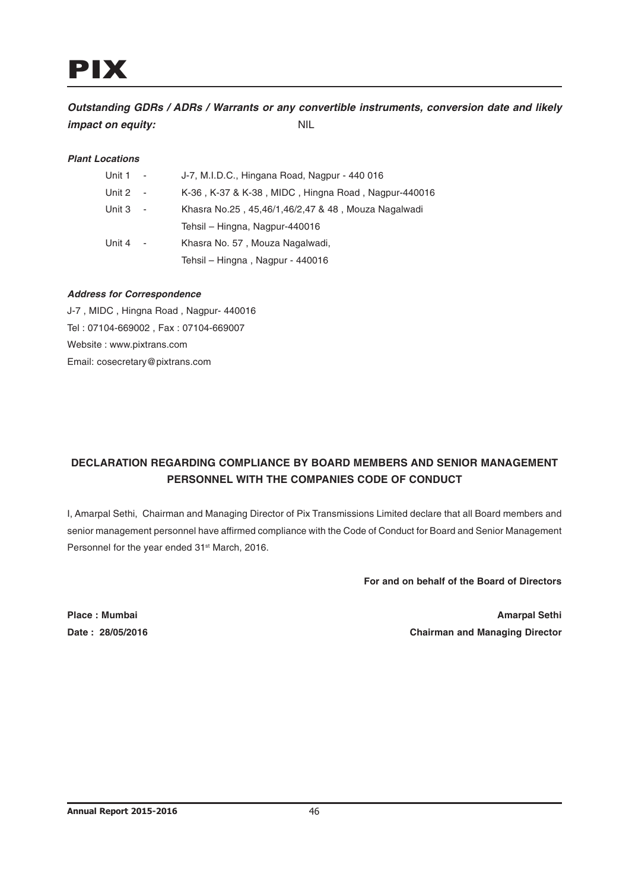***Outstanding GDRs / ADRs / Warrants or any convertible instruments, conversion date and likely impact on equity:*** NIL

***Plant Locations***

| | |
|---|---|
| Unit 1 - | J-7, M.I.D.C., Hingana Road, Nagpur - 440 016 |
| Unit 2 - | K-36 , K-37 & K-38 , MIDC , Hingna Road , Nagpur-440016 |
| Unit 3 - | Khasra No.25 , 45,46/1,46/2,47 & 48 , Mouza Nagalwadi Tehsil – Hingna, Nagpur-440016 |
| Unit 4 - | Khasra No. 57 , Mouza Nagalwadi, Tehsil – Hingna , Nagpur - 440016 |

***Address for Correspondence***

J-7 , MIDC , Hingna Road , Nagpur- 440016
Tel : 07104-669002 , Fax : 07104-669007
Website : www.pixtrans.com
Email: cosecretary@pixtrans.com

## DECLARATION REGARDING COMPLIANCE BY BOARD MEMBERS AND SENIOR MANAGEMENT PERSONNEL WITH THE COMPANIES CODE OF CONDUCT

I, Amarpal Sethi, Chairman and Managing Director of Pix Transmissions Limited declare that all Board members and senior management personnel have affirmed compliance with the Code of Conduct for Board and Senior Management Personnel for the year ended 31st March, 2016.

**For and on behalf of the Board of Directors**

**Place : Mumbai**
**Date : 28/05/2016**

**Amarpal Sethi**
**Chairman and Managing Director**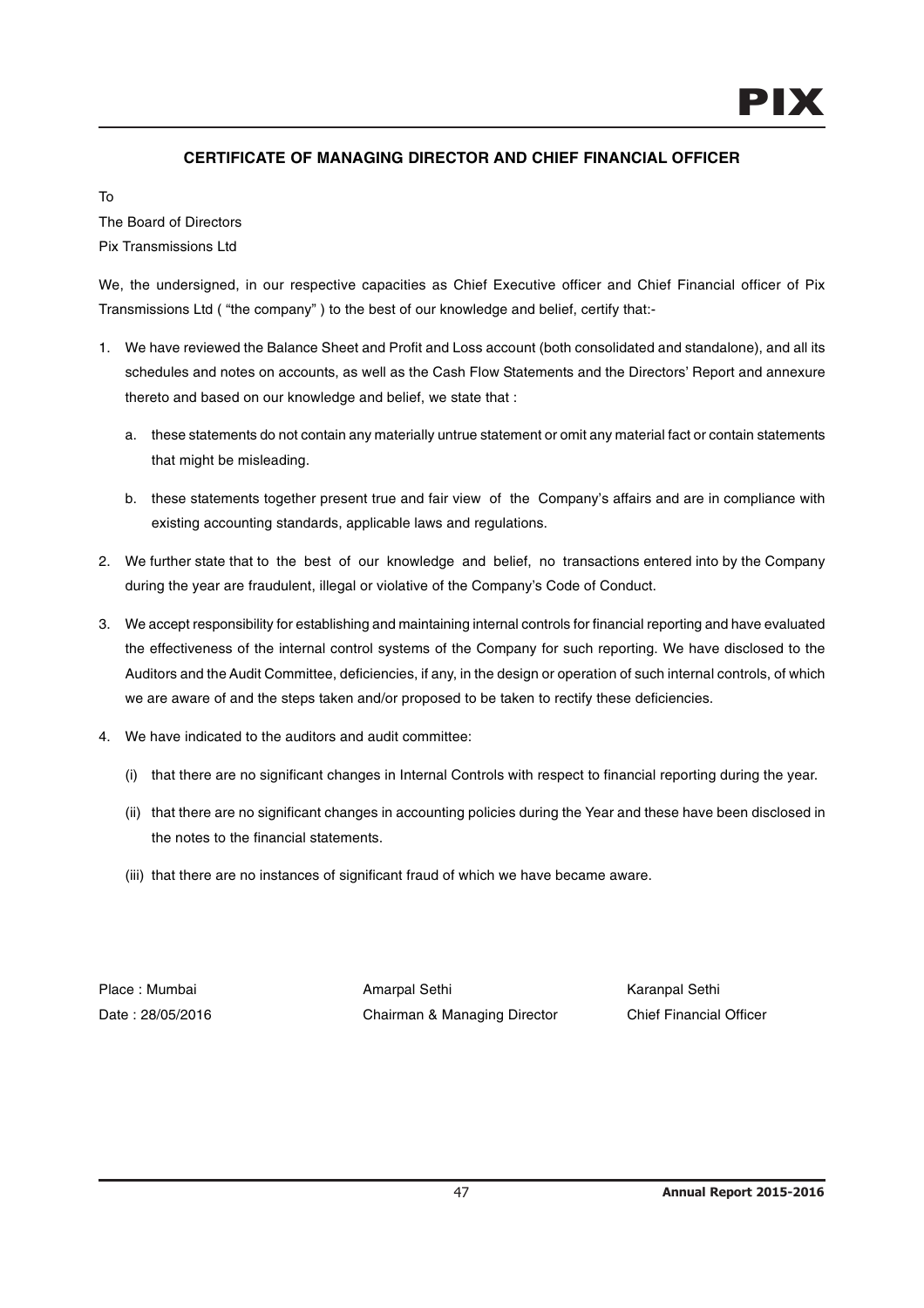## CERTIFICATE OF MANAGING DIRECTOR AND CHIEF FINANCIAL OFFICER

To

The Board of Directors

Pix Transmissions Ltd

We, the undersigned, in our respective capacities as Chief Executive officer and Chief Financial officer of Pix Transmissions Ltd ( "the company" ) to the best of our knowledge and belief, certify that:-

1. We have reviewed the Balance Sheet and Profit and Loss account (both consolidated and standalone), and all its schedules and notes on accounts, as well as the Cash Flow Statements and the Directors' Report and annexure thereto and based on our knowledge and belief, we state that :

   a. these statements do not contain any materially untrue statement or omit any material fact or contain statements that might be misleading.

   b. these statements together present true and fair view of the Company's affairs and are in compliance with existing accounting standards, applicable laws and regulations.

2. We further state that to the best of our knowledge and belief, no transactions entered into by the Company during the year are fraudulent, illegal or violative of the Company's Code of Conduct.

3. We accept responsibility for establishing and maintaining internal controls for financial reporting and have evaluated the effectiveness of the internal control systems of the Company for such reporting. We have disclosed to the Auditors and the Audit Committee, deficiencies, if any, in the design or operation of such internal controls, of which we are aware of and the steps taken and/or proposed to be taken to rectify these deficiencies.

4. We have indicated to the auditors and audit committee:

   (i) that there are no significant changes in Internal Controls with respect to financial reporting during the year.

   (ii) that there are no significant changes in accounting policies during the Year and these have been disclosed in the notes to the financial statements.

   (iii) that there are no instances of significant fraud of which we have became aware.

Place : Mumbai
Date : 28/05/2016

Amarpal Sethi
Chairman & Managing Director

Karanpal Sethi
Chief Financial Officer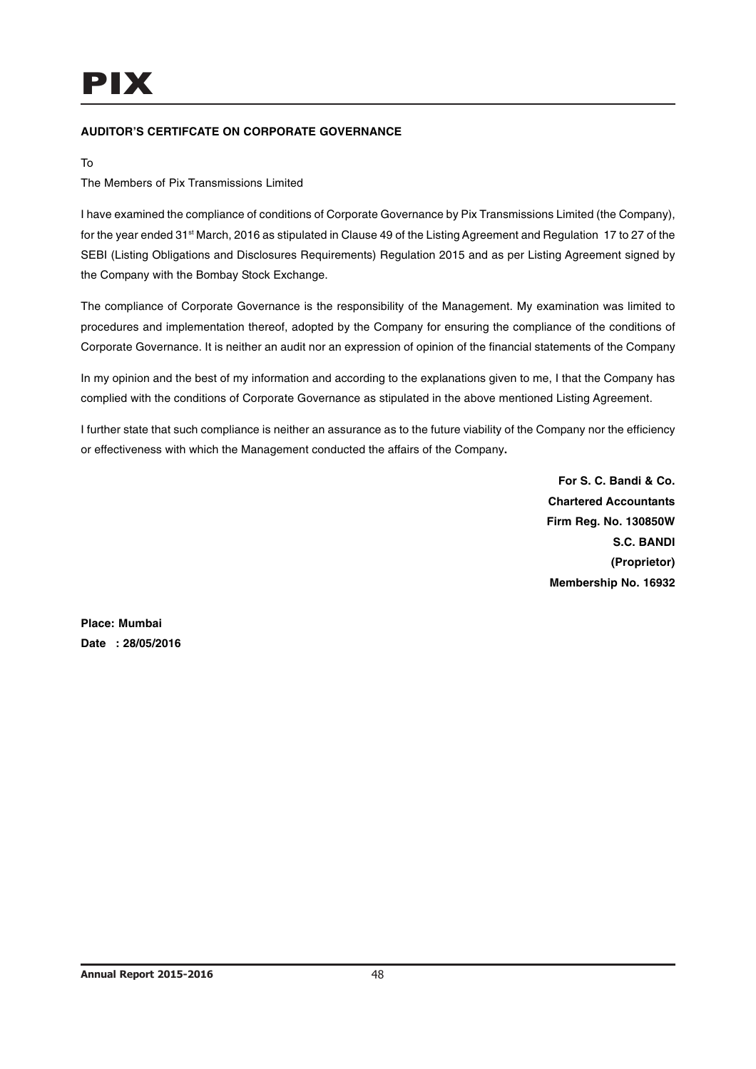**AUDITOR'S CERTIFCATE ON CORPORATE GOVERNANCE**

To

The Members of Pix Transmissions Limited

I have examined the compliance of conditions of Corporate Governance by Pix Transmissions Limited (the Company), for the year ended 31st March, 2016 as stipulated in Clause 49 of the Listing Agreement and Regulation 17 to 27 of the SEBI (Listing Obligations and Disclosures Requirements) Regulation 2015 and as per Listing Agreement signed by the Company with the Bombay Stock Exchange.

The compliance of Corporate Governance is the responsibility of the Management. My examination was limited to procedures and implementation thereof, adopted by the Company for ensuring the compliance of the conditions of Corporate Governance. It is neither an audit nor an expression of opinion of the financial statements of the Company

In my opinion and the best of my information and according to the explanations given to me, I that the Company has complied with the conditions of Corporate Governance as stipulated in the above mentioned Listing Agreement.

I further state that such compliance is neither an assurance as to the future viability of the Company nor the efficiency or effectiveness with which the Management conducted the affairs of the Company.

**For S. C. Bandi & Co.**
**Chartered Accountants**
**Firm Reg. No. 130850W**
**S.C. BANDI**
**(Proprietor)**
**Membership No. 16932**

**Place: Mumbai**
**Date : 28/05/2016**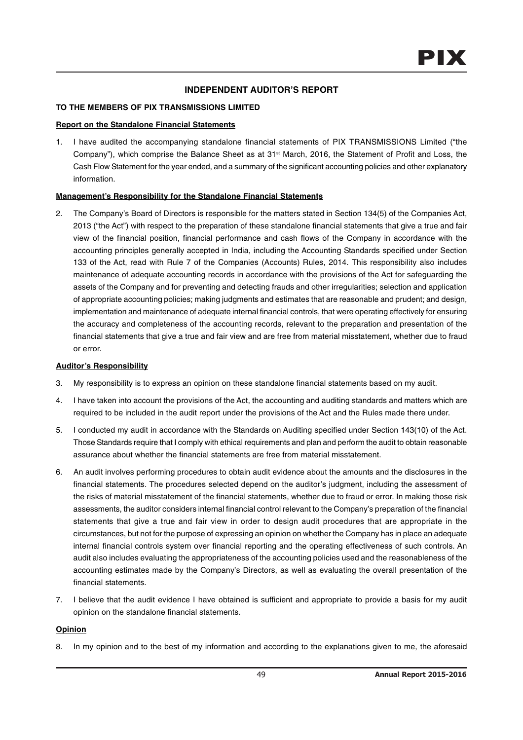## INDEPENDENT AUDITOR'S REPORT

**TO THE MEMBERS OF PIX TRANSMISSIONS LIMITED**

**Report on the Standalone Financial Statements**

1. I have audited the accompanying standalone financial statements of PIX TRANSMISSIONS Limited ("the Company"), which comprise the Balance Sheet as at 31st March, 2016, the Statement of Profit and Loss, the Cash Flow Statement for the year ended, and a summary of the significant accounting policies and other explanatory information.

**Management's Responsibility for the Standalone Financial Statements**

2. The Company's Board of Directors is responsible for the matters stated in Section 134(5) of the Companies Act, 2013 ("the Act") with respect to the preparation of these standalone financial statements that give a true and fair view of the financial position, financial performance and cash flows of the Company in accordance with the accounting principles generally accepted in India, including the Accounting Standards specified under Section 133 of the Act, read with Rule 7 of the Companies (Accounts) Rules, 2014. This responsibility also includes maintenance of adequate accounting records in accordance with the provisions of the Act for safeguarding the assets of the Company and for preventing and detecting frauds and other irregularities; selection and application of appropriate accounting policies; making judgments and estimates that are reasonable and prudent; and design, implementation and maintenance of adequate internal financial controls, that were operating effectively for ensuring the accuracy and completeness of the accounting records, relevant to the preparation and presentation of the financial statements that give a true and fair view and are free from material misstatement, whether due to fraud or error.

**Auditor's Responsibility**

3. My responsibility is to express an opinion on these standalone financial statements based on my audit.

4. I have taken into account the provisions of the Act, the accounting and auditing standards and matters which are required to be included in the audit report under the provisions of the Act and the Rules made there under.

5. I conducted my audit in accordance with the Standards on Auditing specified under Section 143(10) of the Act. Those Standards require that I comply with ethical requirements and plan and perform the audit to obtain reasonable assurance about whether the financial statements are free from material misstatement.

6. An audit involves performing procedures to obtain audit evidence about the amounts and the disclosures in the financial statements. The procedures selected depend on the auditor's judgment, including the assessment of the risks of material misstatement of the financial statements, whether due to fraud or error. In making those risk assessments, the auditor considers internal financial control relevant to the Company's preparation of the financial statements that give a true and fair view in order to design audit procedures that are appropriate in the circumstances, but not for the purpose of expressing an opinion on whether the Company has in place an adequate internal financial controls system over financial reporting and the operating effectiveness of such controls. An audit also includes evaluating the appropriateness of the accounting policies used and the reasonableness of the accounting estimates made by the Company's Directors, as well as evaluating the overall presentation of the financial statements.

7. I believe that the audit evidence I have obtained is sufficient and appropriate to provide a basis for my audit opinion on the standalone financial statements.

**Opinion**

8. In my opinion and to the best of my information and according to the explanations given to me, the aforesaid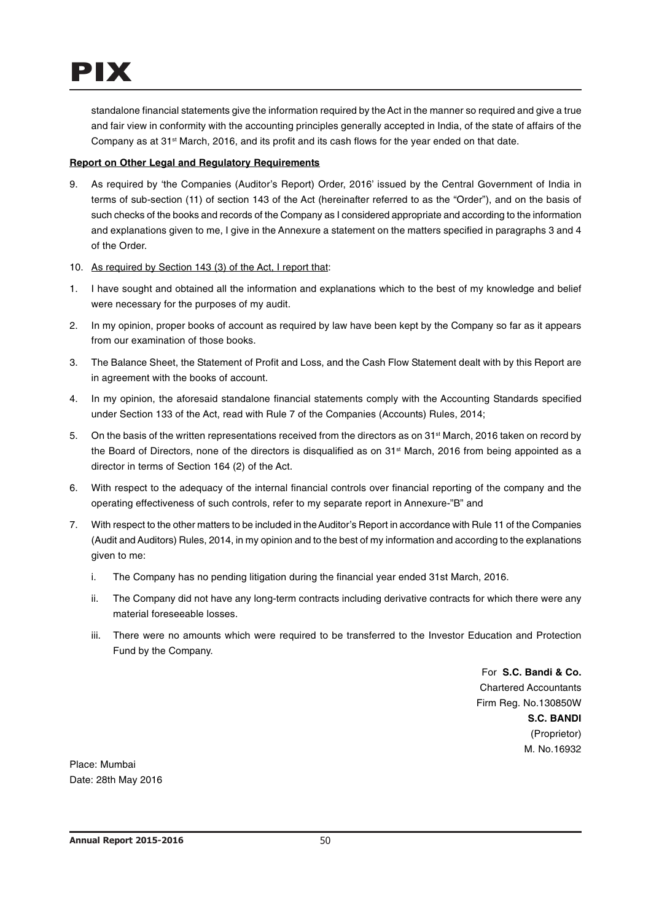standalone financial statements give the information required by the Act in the manner so required and give a true and fair view in conformity with the accounting principles generally accepted in India, of the state of affairs of the Company as at 31st March, 2016, and its profit and its cash flows for the year ended on that date.

**Report on Other Legal and Regulatory Requirements**

9. As required by 'the Companies (Auditor's Report) Order, 2016' issued by the Central Government of India in terms of sub-section (11) of section 143 of the Act (hereinafter referred to as the "Order"), and on the basis of such checks of the books and records of the Company as I considered appropriate and according to the information and explanations given to me, I give in the Annexure a statement on the matters specified in paragraphs 3 and 4 of the Order.

10. As required by Section 143 (3) of the Act, I report that:

1. I have sought and obtained all the information and explanations which to the best of my knowledge and belief were necessary for the purposes of my audit.

2. In my opinion, proper books of account as required by law have been kept by the Company so far as it appears from our examination of those books.

3. The Balance Sheet, the Statement of Profit and Loss, and the Cash Flow Statement dealt with by this Report are in agreement with the books of account.

4. In my opinion, the aforesaid standalone financial statements comply with the Accounting Standards specified under Section 133 of the Act, read with Rule 7 of the Companies (Accounts) Rules, 2014;

5. On the basis of the written representations received from the directors as on 31st March, 2016 taken on record by the Board of Directors, none of the directors is disqualified as on 31st March, 2016 from being appointed as a director in terms of Section 164 (2) of the Act.

6. With respect to the adequacy of the internal financial controls over financial reporting of the company and the operating effectiveness of such controls, refer to my separate report in Annexure-"B" and

7. With respect to the other matters to be included in the Auditor's Report in accordance with Rule 11 of the Companies (Audit and Auditors) Rules, 2014, in my opinion and to the best of my information and according to the explanations given to me:

   i. The Company has no pending litigation during the financial year ended 31st March, 2016.

   ii. The Company did not have any long-term contracts including derivative contracts for which there were any material foreseeable losses.

   iii. There were no amounts which were required to be transferred to the Investor Education and Protection Fund by the Company.

For **S.C. Bandi & Co.**
Chartered Accountants
Firm Reg. No.130850W
**S.C. BANDI**
(Proprietor)
M. No.16932

Place: Mumbai
Date: 28th May 2016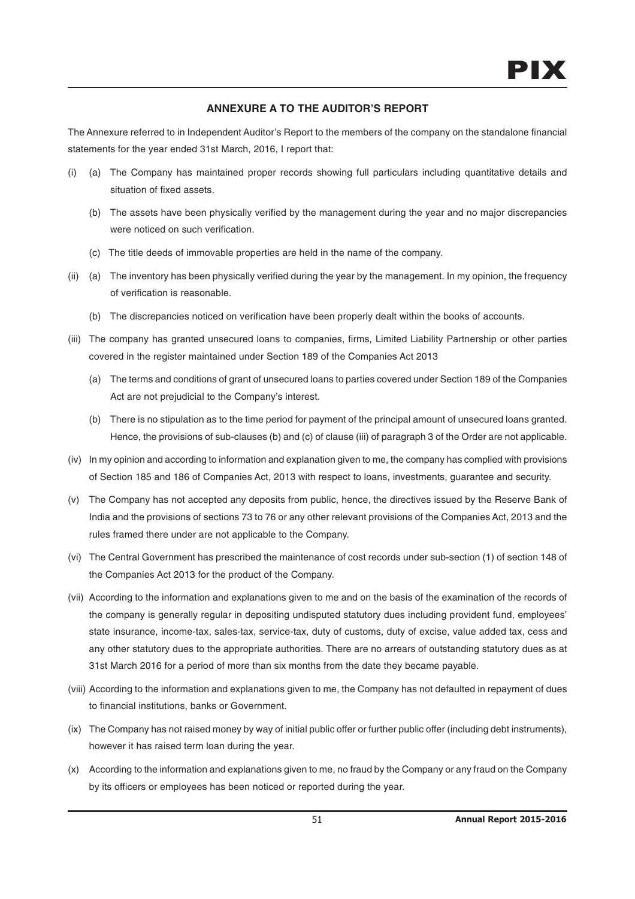## ANNEXURE A TO THE AUDITOR'S REPORT

The Annexure referred to in Independent Auditor's Report to the members of the company on the standalone financial statements for the year ended 31st March, 2016, I report that:

(i) (a) The Company has maintained proper records showing full particulars including quantitative details and situation of fixed assets.

(b) The assets have been physically verified by the management during the year and no major discrepancies were noticed on such verification.

(c) The title deeds of immovable properties are held in the name of the company.

(ii) (a) The inventory has been physically verified during the year by the management. In my opinion, the frequency of verification is reasonable.

(b) The discrepancies noticed on verification have been properly dealt within the books of accounts.

(iii) The company has granted unsecured loans to companies, firms, Limited Liability Partnership or other parties covered in the register maintained under Section 189 of the Companies Act 2013

(a) The terms and conditions of grant of unsecured loans to parties covered under Section 189 of the Companies Act are not prejudicial to the Company's interest.

(b) There is no stipulation as to the time period for payment of the principal amount of unsecured loans granted. Hence, the provisions of sub-clauses (b) and (c) of clause (iii) of paragraph 3 of the Order are not applicable.

(iv) In my opinion and according to information and explanation given to me, the company has complied with provisions of Section 185 and 186 of Companies Act, 2013 with respect to loans, investments, guarantee and security.

(v) The Company has not accepted any deposits from public, hence, the directives issued by the Reserve Bank of India and the provisions of sections 73 to 76 or any other relevant provisions of the Companies Act, 2013 and the rules framed there under are not applicable to the Company.

(vi) The Central Government has prescribed the maintenance of cost records under sub-section (1) of section 148 of the Companies Act 2013 for the product of the Company.

(vii) According to the information and explanations given to me and on the basis of the examination of the records of the company is generally regular in depositing undisputed statutory dues including provident fund, employees' state insurance, income-tax, sales-tax, service-tax, duty of customs, duty of excise, value added tax, cess and any other statutory dues to the appropriate authorities. There are no arrears of outstanding statutory dues as at 31st March 2016 for a period of more than six months from the date they became payable.

(viii) According to the information and explanations given to me, the Company has not defaulted in repayment of dues to financial institutions, banks or Government.

(ix) The Company has not raised money by way of initial public offer or further public offer (including debt instruments), however it has raised term loan during the year.

(x) According to the information and explanations given to me, no fraud by the Company or any fraud on the Company by its officers or employees has been noticed or reported during the year.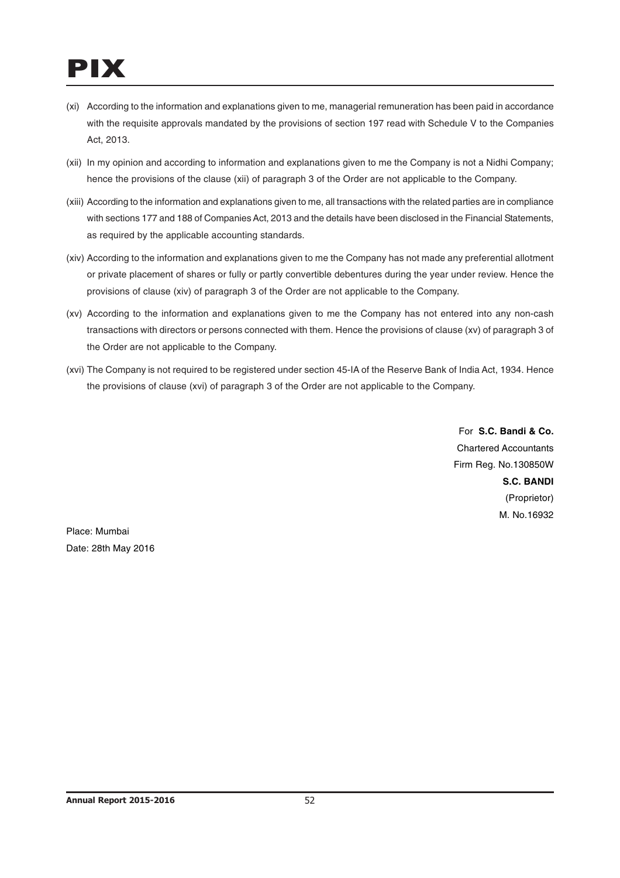(xi) According to the information and explanations given to me, managerial remuneration has been paid in accordance with the requisite approvals mandated by the provisions of section 197 read with Schedule V to the Companies Act, 2013.

(xii) In my opinion and according to information and explanations given to me the Company is not a Nidhi Company; hence the provisions of the clause (xii) of paragraph 3 of the Order are not applicable to the Company.

(xiii) According to the information and explanations given to me, all transactions with the related parties are in compliance with sections 177 and 188 of Companies Act, 2013 and the details have been disclosed in the Financial Statements, as required by the applicable accounting standards.

(xiv) According to the information and explanations given to me the Company has not made any preferential allotment or private placement of shares or fully or partly convertible debentures during the year under review. Hence the provisions of clause (xiv) of paragraph 3 of the Order are not applicable to the Company.

(xv) According to the information and explanations given to me the Company has not entered into any non-cash transactions with directors or persons connected with them. Hence the provisions of clause (xv) of paragraph 3 of the Order are not applicable to the Company.

(xvi) The Company is not required to be registered under section 45-IA of the Reserve Bank of India Act, 1934. Hence the provisions of clause (xvi) of paragraph 3 of the Order are not applicable to the Company.

For **S.C. Bandi & Co.**
Chartered Accountants
Firm Reg. No.130850W
**S.C. BANDI**
(Proprietor)
M. No.16932

Place: Mumbai
Date: 28th May 2016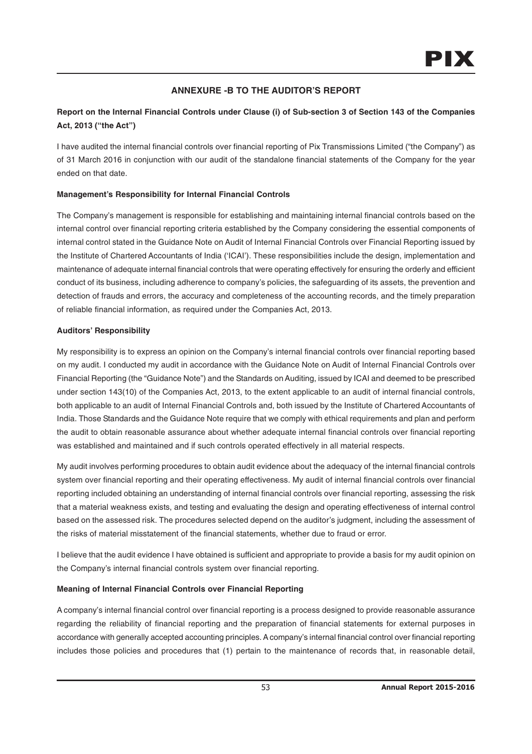## ANNEXURE -B TO THE AUDITOR'S REPORT

**Report on the Internal Financial Controls under Clause (i) of Sub-section 3 of Section 143 of the Companies Act, 2013 ("the Act")**

I have audited the internal financial controls over financial reporting of Pix Transmissions Limited ("the Company") as of 31 March 2016 in conjunction with our audit of the standalone financial statements of the Company for the year ended on that date.

**Management's Responsibility for Internal Financial Controls**

The Company's management is responsible for establishing and maintaining internal financial controls based on the internal control over financial reporting criteria established by the Company considering the essential components of internal control stated in the Guidance Note on Audit of Internal Financial Controls over Financial Reporting issued by the Institute of Chartered Accountants of India ('ICAI'). These responsibilities include the design, implementation and maintenance of adequate internal financial controls that were operating effectively for ensuring the orderly and efficient conduct of its business, including adherence to company's policies, the safeguarding of its assets, the prevention and detection of frauds and errors, the accuracy and completeness of the accounting records, and the timely preparation of reliable financial information, as required under the Companies Act, 2013.

**Auditors' Responsibility**

My responsibility is to express an opinion on the Company's internal financial controls over financial reporting based on my audit. I conducted my audit in accordance with the Guidance Note on Audit of Internal Financial Controls over Financial Reporting (the "Guidance Note") and the Standards on Auditing, issued by ICAI and deemed to be prescribed under section 143(10) of the Companies Act, 2013, to the extent applicable to an audit of internal financial controls, both applicable to an audit of Internal Financial Controls and, both issued by the Institute of Chartered Accountants of India. Those Standards and the Guidance Note require that we comply with ethical requirements and plan and perform the audit to obtain reasonable assurance about whether adequate internal financial controls over financial reporting was established and maintained and if such controls operated effectively in all material respects.

My audit involves performing procedures to obtain audit evidence about the adequacy of the internal financial controls system over financial reporting and their operating effectiveness. My audit of internal financial controls over financial reporting included obtaining an understanding of internal financial controls over financial reporting, assessing the risk that a material weakness exists, and testing and evaluating the design and operating effectiveness of internal control based on the assessed risk. The procedures selected depend on the auditor's judgment, including the assessment of the risks of material misstatement of the financial statements, whether due to fraud or error.

I believe that the audit evidence I have obtained is sufficient and appropriate to provide a basis for my audit opinion on the Company's internal financial controls system over financial reporting.

**Meaning of Internal Financial Controls over Financial Reporting**

A company's internal financial control over financial reporting is a process designed to provide reasonable assurance regarding the reliability of financial reporting and the preparation of financial statements for external purposes in accordance with generally accepted accounting principles. A company's internal financial control over financial reporting includes those policies and procedures that (1) pertain to the maintenance of records that, in reasonable detail,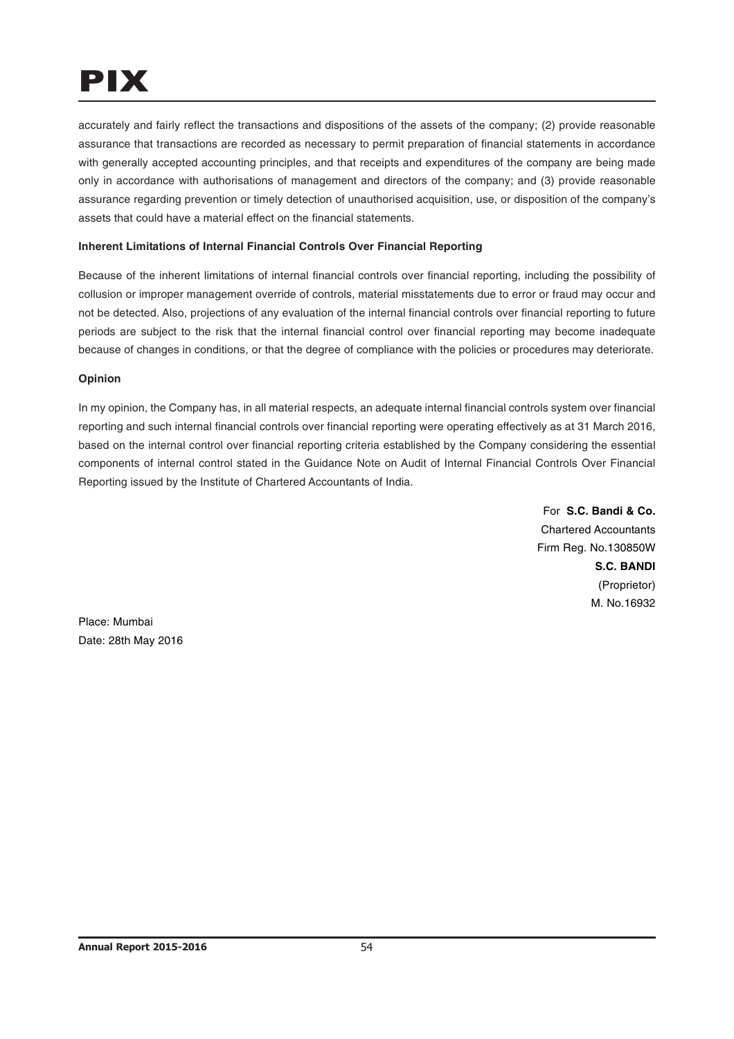accurately and fairly reflect the transactions and dispositions of the assets of the company; (2) provide reasonable assurance that transactions are recorded as necessary to permit preparation of financial statements in accordance with generally accepted accounting principles, and that receipts and expenditures of the company are being made only in accordance with authorisations of management and directors of the company; and (3) provide reasonable assurance regarding prevention or timely detection of unauthorised acquisition, use, or disposition of the company's assets that could have a material effect on the financial statements.

**Inherent Limitations of Internal Financial Controls Over Financial Reporting**

Because of the inherent limitations of internal financial controls over financial reporting, including the possibility of collusion or improper management override of controls, material misstatements due to error or fraud may occur and not be detected. Also, projections of any evaluation of the internal financial controls over financial reporting to future periods are subject to the risk that the internal financial control over financial reporting may become inadequate because of changes in conditions, or that the degree of compliance with the policies or procedures may deteriorate.

**Opinion**

In my opinion, the Company has, in all material respects, an adequate internal financial controls system over financial reporting and such internal financial controls over financial reporting were operating effectively as at 31 March 2016, based on the internal control over financial reporting criteria established by the Company considering the essential components of internal control stated in the Guidance Note on Audit of Internal Financial Controls Over Financial Reporting issued by the Institute of Chartered Accountants of India.

For **S.C. Bandi & Co.**
Chartered Accountants
Firm Reg. No.130850W
**S.C. BANDI**
(Proprietor)
M. No.16932

Place: Mumbai
Date: 28th May 2016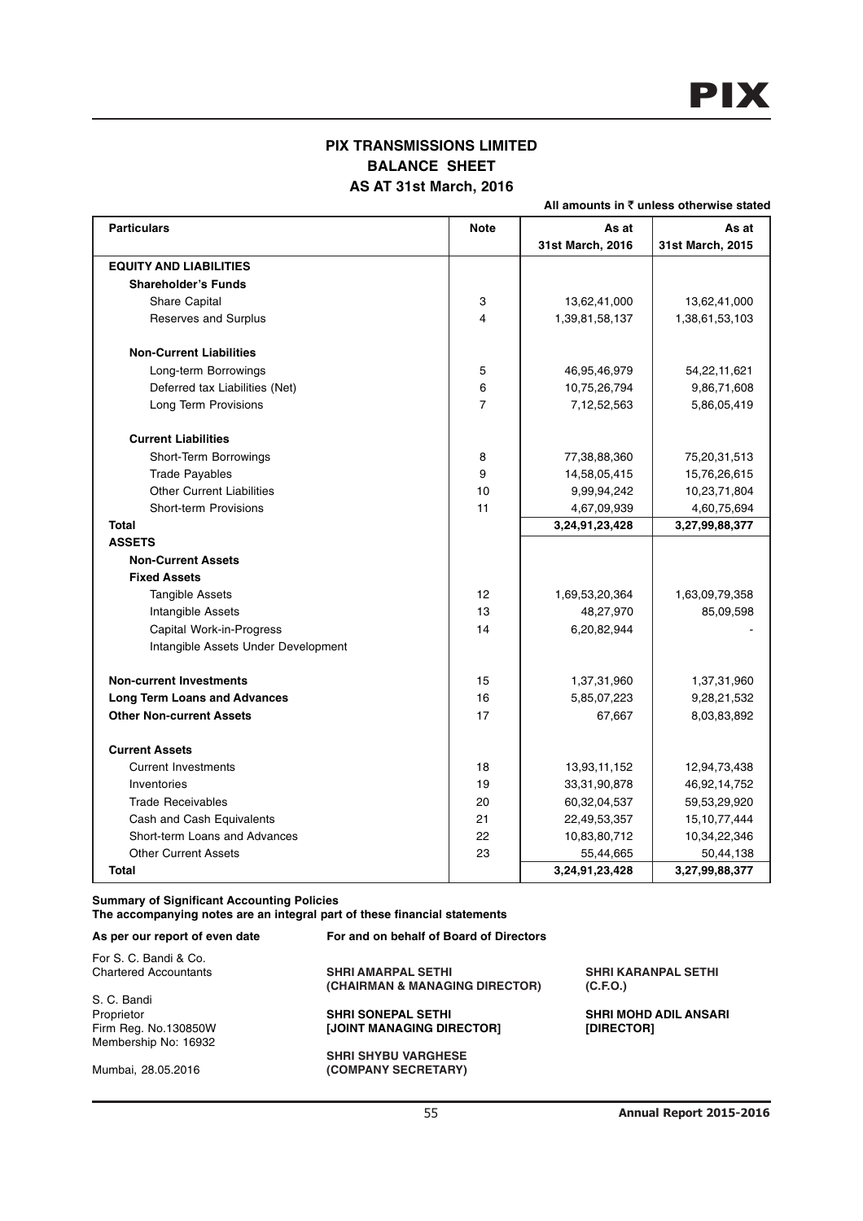# PIX TRANSMISSIONS LIMITED
## BALANCE SHEET
## AS AT 31st March, 2016

**All amounts in ₹ unless otherwise stated**

| Particulars | Note | As at 31st March, 2016 | As at 31st March, 2015 |
|---|---|---|---|
| **EQUITY AND LIABILITIES** | | | |
| **Shareholder's Funds** | | | |
| Share Capital | 3 | 13,62,41,000 | 13,62,41,000 |
| Reserves and Surplus | 4 | 1,39,81,58,137 | 1,38,61,53,103 |
| **Non-Current Liabilities** | | | |
| Long-term Borrowings | 5 | 46,95,46,979 | 54,22,11,621 |
| Deferred tax Liabilities (Net) | 6 | 10,75,26,794 | 9,86,71,608 |
| Long Term Provisions | 7 | 7,12,52,563 | 5,86,05,419 |
| **Current Liabilities** | | | |
| Short-Term Borrowings | 8 | 77,38,88,360 | 75,20,31,513 |
| Trade Payables | 9 | 14,58,05,415 | 15,76,26,615 |
| Other Current Liabilities | 10 | 9,99,94,242 | 10,23,71,804 |
| Short-term Provisions | 11 | 4,67,09,939 | 4,60,75,694 |
| **Total** | | **3,24,91,23,428** | **3,27,99,88,377** |
| **ASSETS** | | | |
| **Non-Current Assets** | | | |
| **Fixed Assets** | | | |
| Tangible Assets | 12 | 1,69,53,20,364 | 1,63,09,79,358 |
| Intangible Assets | 13 | 48,27,970 | 85,09,598 |
| Capital Work-in-Progress | 14 | 6,20,82,944 | - |
| Intangible Assets Under Development | | | |
| **Non-current Investments** | 15 | 1,37,31,960 | 1,37,31,960 |
| **Long Term Loans and Advances** | 16 | 5,85,07,223 | 9,28,21,532 |
| **Other Non-current Assets** | 17 | 67,667 | 8,03,83,892 |
| **Current Assets** | | | |
| Current Investments | 18 | 13,93,11,152 | 12,94,73,438 |
| Inventories | 19 | 33,31,90,878 | 46,92,14,752 |
| Trade Receivables | 20 | 60,32,04,537 | 59,53,29,920 |
| Cash and Cash Equivalents | 21 | 22,49,53,357 | 15,10,77,444 |
| Short-term Loans and Advances | 22 | 10,83,80,712 | 10,34,22,346 |
| Other Current Assets | 23 | 55,44,665 | 50,44,138 |
| **Total** | | **3,24,91,23,428** | **3,27,99,88,377** |

**Summary of Significant Accounting Policies**
**The accompanying notes are an integral part of these financial statements**

**As per our report of even date**

For S. C. Bandi & Co.
Chartered Accountants

S. C. Bandi
Proprietor
Firm Reg. No.130850W
Membership No: 16932

Mumbai, 28.05.2016

**For and on behalf of Board of Directors**

**SHRI AMARPAL SETHI**
**(CHAIRMAN & MANAGING DIRECTOR)**

**SHRI KARANPAL SETHI**
**(C.F.O.)**

**SHRI SONEPAL SETHI**
**[JOINT MANAGING DIRECTOR]**

**SHRI MOHD ADIL ANSARI**
**[DIRECTOR]**

**SHRI SHYBU VARGHESE**
**(COMPANY SECRETARY)**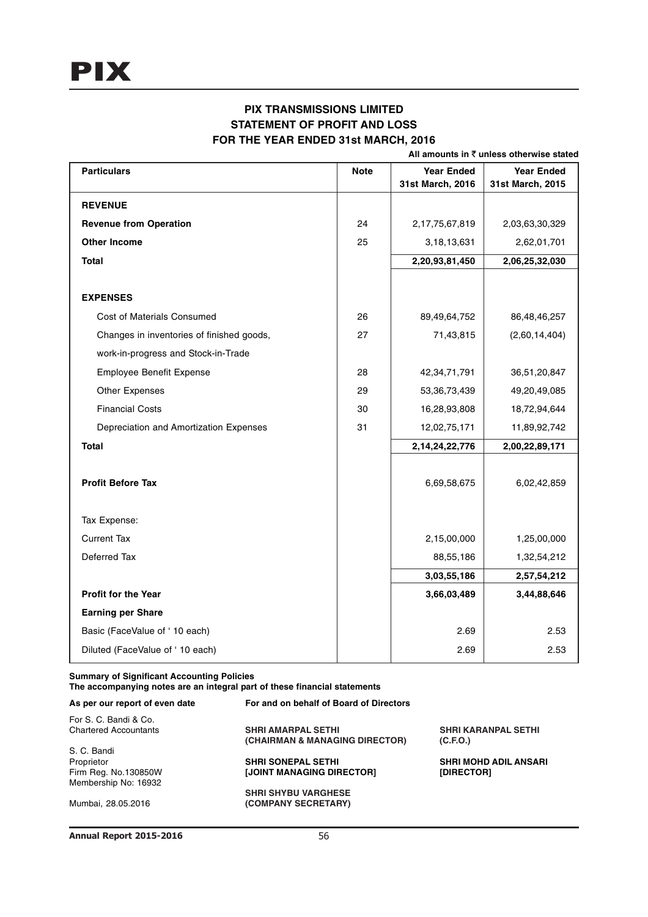# PIX TRANSMISSIONS LIMITED
## STATEMENT OF PROFIT AND LOSS
## FOR THE YEAR ENDED 31st MARCH, 2016

**All amounts in ₹ unless otherwise stated**

| Particulars | Note | Year Ended 31st March, 2016 | Year Ended 31st March, 2015 |
|---|---|---|---|
| **REVENUE** | | | |
| **Revenue from Operation** | 24 | 2,17,75,67,819 | 2,03,63,30,329 |
| **Other Income** | 25 | 3,18,13,631 | 2,62,01,701 |
| **Total** | | **2,20,93,81,450** | **2,06,25,32,030** |
| **EXPENSES** | | | |
| Cost of Materials Consumed | 26 | 89,49,64,752 | 86,48,46,257 |
| Changes in inventories of finished goods, work-in-progress and Stock-in-Trade | 27 | 71,43,815 | (2,60,14,404) |
| Employee Benefit Expense | 28 | 42,34,71,791 | 36,51,20,847 |
| Other Expenses | 29 | 53,36,73,439 | 49,20,49,085 |
| Financial Costs | 30 | 16,28,93,808 | 18,72,94,644 |
| Depreciation and Amortization Expenses | 31 | 12,02,75,171 | 11,89,92,742 |
| **Total** | | **2,14,24,22,776** | **2,00,22,89,171** |
| **Profit Before Tax** | | 6,69,58,675 | 6,02,42,859 |
| Tax Expense: | | | |
| Current Tax | | 2,15,00,000 | 1,25,00,000 |
| Deferred Tax | | 88,55,186 | 1,32,54,212 |
| | | **3,03,55,186** | **2,57,54,212** |
| **Profit for the Year** | | **3,66,03,489** | **3,44,88,646** |
| **Earning per Share** | | | |
| Basic (FaceValue of ' 10 each) | | 2.69 | 2.53 |
| Diluted (FaceValue of ' 10 each) | | 2.69 | 2.53 |

**Summary of Significant Accounting Policies**
**The accompanying notes are an integral part of these financial statements**

**As per our report of even date**

For S. C. Bandi & Co.
Chartered Accountants

S. C. Bandi
Proprietor
Firm Reg. No.130850W
Membership No: 16932

Mumbai, 28.05.2016

**For and on behalf of Board of Directors**

**SHRI AMARPAL SETHI**
**(CHAIRMAN & MANAGING DIRECTOR)**

**SHRI KARANPAL SETHI**
**(C.F.O.)**

**SHRI SONEPAL SETHI**
**[JOINT MANAGING DIRECTOR]**

**SHRI MOHD ADIL ANSARI**
**[DIRECTOR]**

**SHRI SHYBU VARGHESE**
**(COMPANY SECRETARY)**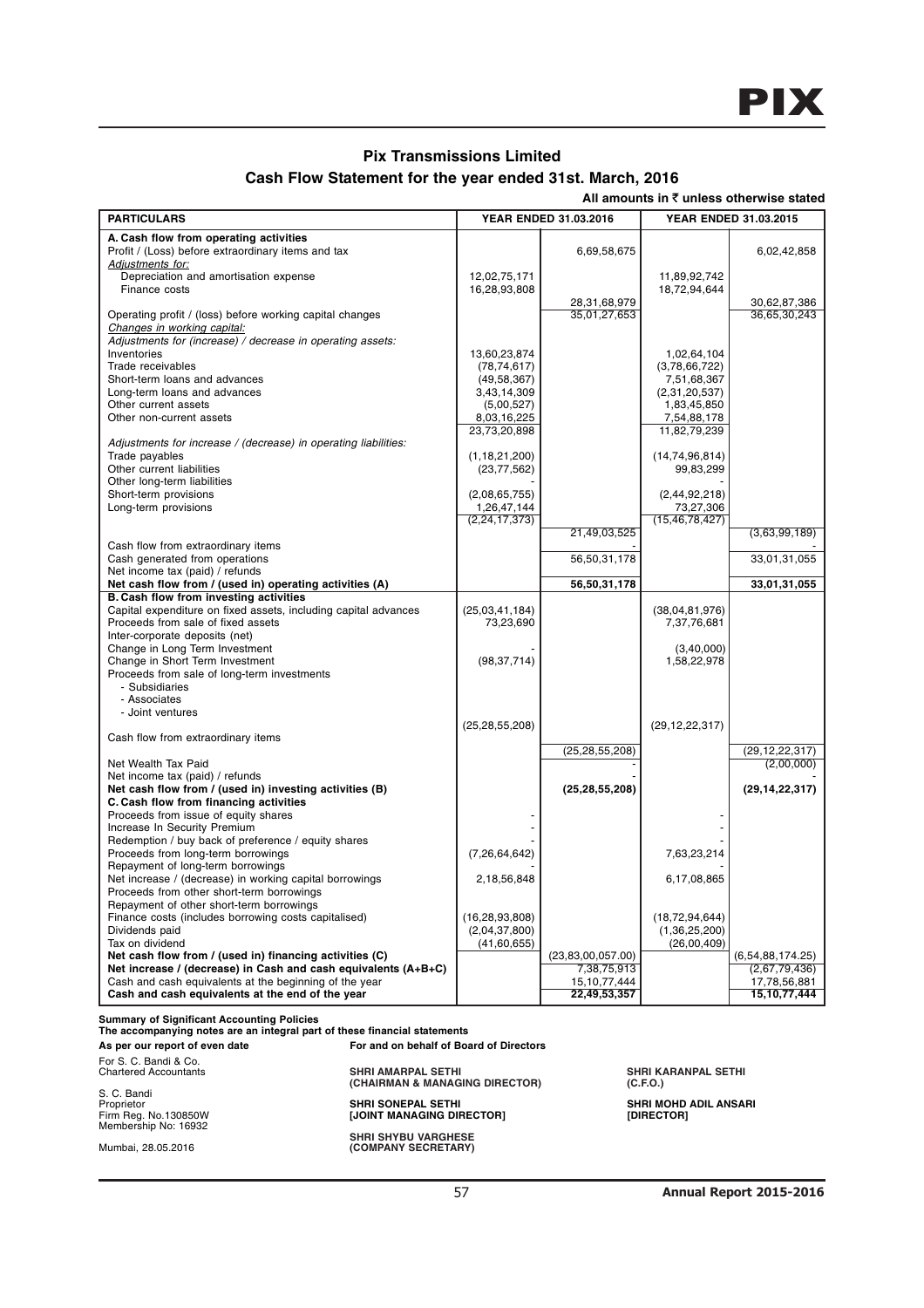## Pix Transmissions Limited

### Cash Flow Statement for the year ended 31st. March, 2016

**All amounts in ₹ unless otherwise stated**

| PARTICULARS | YEAR ENDED 31.03.2016 | | YEAR ENDED 31.03.2015 | |
|---|---|---|---|---|
| **A. Cash flow from operating activities** | | | | |
| Profit / (Loss) before extraordinary items and tax | | 6,69,58,675 | | 6,02,42,858 |
| *Adjustments for:* | | | | |
| Depreciation and amortisation expense | 12,02,75,171 | | 11,89,92,742 | |
| Finance costs | 16,28,93,808 | | 18,72,94,644 | |
| | | 28,31,68,979 | | 30,62,87,386 |
| Operating profit / (loss) before working capital changes | | 35,01,27,653 | | 36,65,30,243 |
| *Changes in working capital:* | | | | |
| *Adjustments for (increase) / decrease in operating assets:* | | | | |
| Inventories | 13,60,23,874 | | 1,02,64,104 | |
| Trade receivables | (78,74,617) | | (3,78,66,722) | |
| Short-term loans and advances | (49,58,367) | | 7,51,68,367 | |
| Long-term loans and advances | 3,43,14,309 | | (2,31,20,537) | |
| Other current assets | (5,00,527) | | 1,83,45,850 | |
| Other non-current assets | 8,03,16,225 | | 7,54,88,178 | |
| | 23,73,20,898 | | 11,82,79,239 | |
| *Adjustments for increase / (decrease) in operating liabilities:* | | | | |
| Trade payables | (1,18,21,200) | | (14,74,96,814) | |
| Other current liabilities | (23,77,562) | | 99,83,299 | |
| Other long-term liabilities | - | | - | |
| Short-term provisions | (2,08,65,755) | | (2,44,92,218) | |
| Long-term provisions | 1,26,47,144 | | 73,27,306 | |
| | (2,24,17,373) | | (15,46,78,427) | |
| | | 21,49,03,525 | | (3,63,99,189) |
| Cash flow from extraordinary items | | - | | - |
| Cash generated from operations | | 56,50,31,178 | | 33,01,31,055 |
| Net income tax (paid) / refunds | | | | |
| **Net cash flow from / (used in) operating activities (A)** | | **56,50,31,178** | | **33,01,31,055** |
| **B. Cash flow from investing activities** | | | | |
| Capital expenditure on fixed assets, including capital advances | (25,03,41,184) | | (38,04,81,976) | |
| Proceeds from sale of fixed assets | 73,23,690 | | 7,37,76,681 | |
| Inter-corporate deposits (net) | | | | |
| Change in Long Term Investment | - | | (3,40,000) | |
| Change in Short Term Investment | (98,37,714) | | 1,58,22,978 | |
| Proceeds from sale of long-term investments | | | | |
| - Subsidiaries | | | | |
| - Associates | | | | |
| - Joint ventures | | | | |
| | (25,28,55,208) | | (29,12,22,317) | |
| Cash flow from extraordinary items | | | | |
| | | (25,28,55,208) | | (29,12,22,317) |
| Net Wealth Tax Paid | | - | | (2,00,000) |
| Net income tax (paid) / refunds | | - | | - |
| **Net cash flow from / (used in) investing activities (B)** | | **(25,28,55,208)** | | **(29,14,22,317)** |
| **C. Cash flow from financing activities** | | | | |
| Proceeds from issue of equity shares | - | | - | |
| Increase In Security Premium | - | | - | |
| Redemption / buy back of preference / equity shares | - | | - | |
| Proceeds from long-term borrowings | (7,26,64,642) | | 7,63,23,214 | |
| Repayment of long-term borrowings | - | | | |
| Net increase / (decrease) in working capital borrowings | 2,18,56,848 | | 6,17,08,865 | |
| Proceeds from other short-term borrowings | | | | |
| Repayment of other short-term borrowings | | | | |
| Finance costs (includes borrowing costs capitalised) | (16,28,93,808) | | (18,72,94,644) | |
| Dividends paid | (2,04,37,800) | | (1,36,25,200) | |
| Tax on dividend | (41,60,655) | | (26,00,409) | |
| **Net cash flow from / (used in) financing activities (C)** | | (23,83,00,057.00) | | (6,54,88,174.25) |
| **Net increase / (decrease) in Cash and cash equivalents (A+B+C)** | | 7,38,75,913 | | (2,67,79,436) |
| Cash and cash equivalents at the beginning of the year | | 15,10,77,444 | | 17,78,56,881 |
| **Cash and cash equivalents at the end of the year** | | **22,49,53,357** | | **15,10,77,444** |

**Summary of Significant Accounting Policies**
**The accompanying notes are an integral part of these financial statements**

**As per our report of even date**
For S. C. Bandi & Co.
Chartered Accountants

S. C. Bandi
Proprietor
Firm Reg. No.130850W
Membership No: 16932

Mumbai, 28.05.2016

**For and on behalf of Board of Directors**

**SHRI AMARPAL SETHI**
**(CHAIRMAN & MANAGING DIRECTOR)**

**SHRI SONEPAL SETHI**
**[JOINT MANAGING DIRECTOR]**

**SHRI SHYBU VARGHESE**
**(COMPANY SECRETARY)**

**SHRI KARANPAL SETHI**
**(C.F.O.)**

**SHRI MOHD ADIL ANSARI**
**[DIRECTOR]**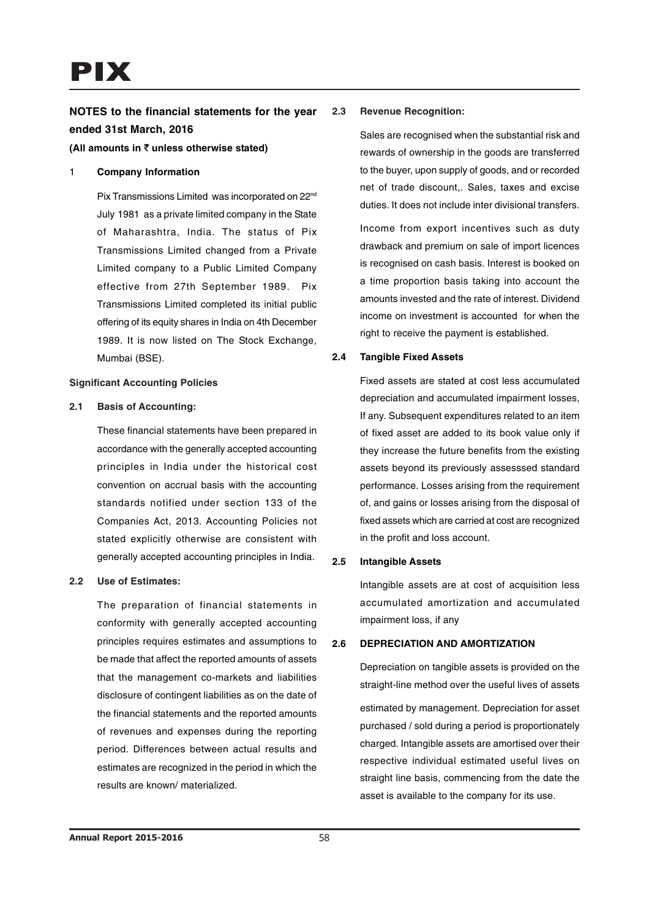## NOTES to the financial statements for the year ended 31st March, 2016

**(All amounts in ₹ unless otherwise stated)**

### 1 Company Information

Pix Transmissions Limited was incorporated on 22nd July 1981 as a private limited company in the State of Maharashtra, India. The status of Pix Transmissions Limited changed from a Private Limited company to a Public Limited Company effective from 27th September 1989. Pix Transmissions Limited completed its initial public offering of its equity shares in India on 4th December 1989. It is now listed on The Stock Exchange, Mumbai (BSE).

### Significant Accounting Policies

#### 2.1 Basis of Accounting:

These financial statements have been prepared in accordance with the generally accepted accounting principles in India under the historical cost convention on accrual basis with the accounting standards notified under section 133 of the Companies Act, 2013. Accounting Policies not stated explicitly otherwise are consistent with generally accepted accounting principles in India.

#### 2.2 Use of Estimates:

The preparation of financial statements in conformity with generally accepted accounting principles requires estimates and assumptions to be made that affect the reported amounts of assets that the management co-markets and liabilities disclosure of contingent liabilities as on the date of the financial statements and the reported amounts of revenues and expenses during the reporting period. Differences between actual results and estimates are recognized in the period in which the results are known/ materialized.

#### 2.3 Revenue Recognition:

Sales are recognised when the substantial risk and rewards of ownership in the goods are transferred to the buyer, upon supply of goods, and or recorded net of trade discount,. Sales, taxes and excise duties. It does not include inter divisional transfers.

Income from export incentives such as duty drawback and premium on sale of import licences is recognised on cash basis. Interest is booked on a time proportion basis taking into account the amounts invested and the rate of interest. Dividend income on investment is accounted for when the right to receive the payment is established.

#### 2.4 Tangible Fixed Assets

Fixed assets are stated at cost less accumulated depreciation and accumulated impairment losses, If any. Subsequent expenditures related to an item of fixed asset are added to its book value only if they increase the future benefits from the existing assets beyond its previously assesssed standard performance. Losses arising from the requirement of, and gains or losses arising from the disposal of fixed assets which are carried at cost are recognized in the profit and loss account.

#### 2.5 Intangible Assets

Intangible assets are at cost of acquisition less accumulated amortization and accumulated impairment loss, if any

#### 2.6 DEPRECIATION AND AMORTIZATION

Depreciation on tangible assets is provided on the straight-line method over the useful lives of assets estimated by management. Depreciation for asset purchased / sold during a period is proportionately charged. Intangible assets are amortised over their respective individual estimated useful lives on straight line basis, commencing from the date the asset is available to the company for its use.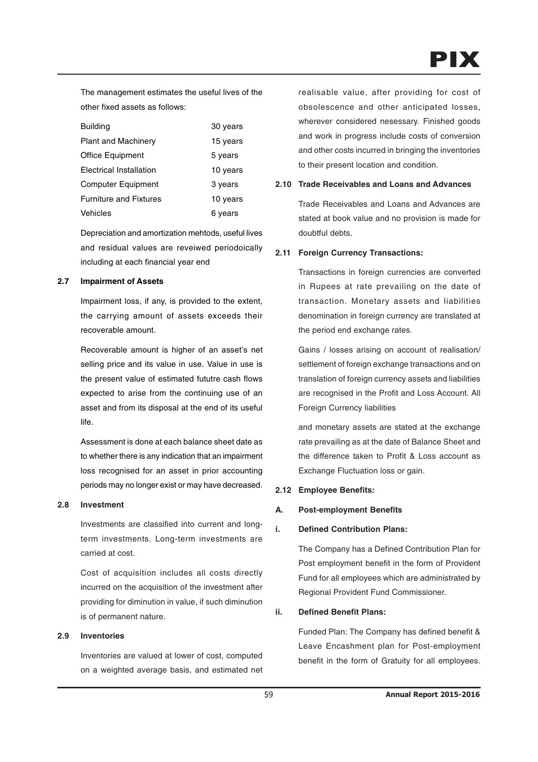The management estimates the useful lives of the other fixed assets as follows:

| Building | 30 years |
|---|---|
| Plant and Machinery | 15 years |
| Office Equipment | 5 years |
| Electrical Installation | 10 years |
| Computer Equipment | 3 years |
| Furniture and Fixtures | 10 years |
| Vehicles | 6 years |

Depreciation and amortization mehtods, useful lives and residual values are reveiwed periodoically including at each financial year end

**2.7 Impairment of Assets**

Impairment loss, if any, is provided to the extent, the carrying amount of assets exceeds their recoverable amount.

Recoverable amount is higher of an asset's net selling price and its value in use. Value in use is the present value of estimated fututre cash flows expected to arise from the continuing use of an asset and from its disposal at the end of its useful life.

Assessment is done at each balance sheet date as to whether there is any indication that an impairment loss recognised for an asset in prior accounting periods may no longer exist or may have decreased.

**2.8 Investment**

Investments are classified into current and long-term investments. Long-term investments are carried at cost.

Cost of acquisition includes all costs directly incurred on the acquisition of the investment after providing for diminution in value, if such diminution is of permanent nature.

**2.9 Inventories**

Inventories are valued at lower of cost, computed on a weighted average basis, and estimated net realisable value, after providing for cost of obsolescence and other anticipated losses, wherever considered nesessary. Finished goods and work in progress include costs of conversion and other costs incurred in bringing the inventories to their present location and condition.

**2.10 Trade Receivables and Loans and Advances**

Trade Receivables and Loans and Advances are stated at book value and no provision is made for doubtful debts.

**2.11 Foreign Currency Transactions:**

Transactions in foreign currencies are converted in Rupees at rate prevailing on the date of transaction. Monetary assets and liabilities denomination in foreign currency are translated at the period end exchange rates.

Gains / losses arising on account of realisation/ settlement of foreign exchange transactions and on translation of foreign currency assets and liabilities are recognised in the Profit and Loss Account. All Foreign Currency liabilities

and monetary assets are stated at the exchange rate prevailing as at the date of Balance Sheet and the difference taken to Profit & Loss account as Exchange Fluctuation loss or gain.

**2.12 Employee Benefits:**

**A. Post-employment Benefits**

**i. Defined Contribution Plans:**

The Company has a Defined Contribution Plan for Post employment benefit in the form of Provident Fund for all employees which are administrated by Regional Provident Fund Commissioner.

**ii. Defined Benefit Plans:**

Funded Plan: The Company has defined benefit & Leave Encashment plan for Post-employment benefit in the form of Gratuity for all employees.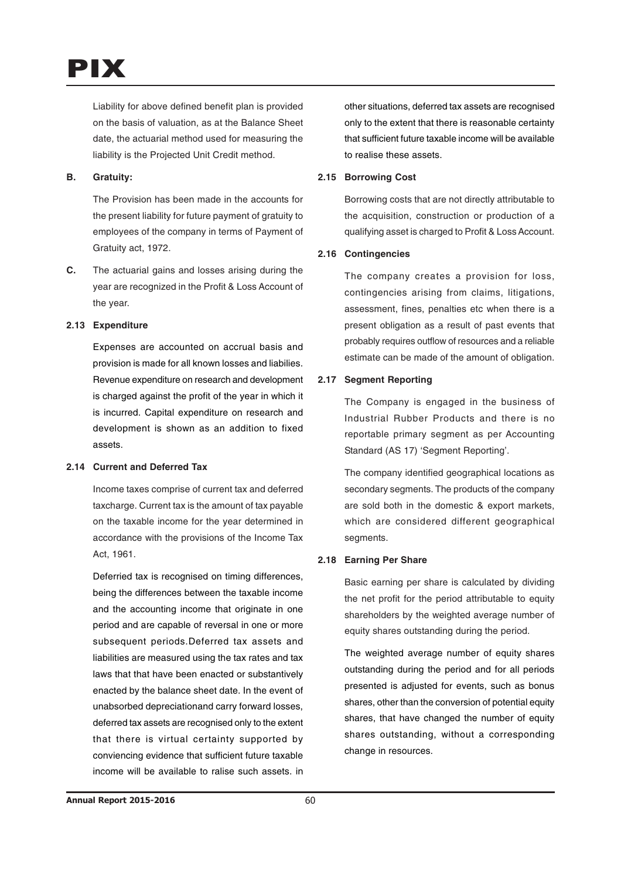Liability for above defined benefit plan is provided on the basis of valuation, as at the Balance Sheet date, the actuarial method used for measuring the liability is the Projected Unit Credit method.

**B. Gratuity:**

The Provision has been made in the accounts for the present liability for future payment of gratuity to employees of the company in terms of Payment of Gratuity act, 1972.

**C.** The actuarial gains and losses arising during the year are recognized in the Profit & Loss Account of the year.

**2.13 Expenditure**

Expenses are accounted on accrual basis and provision is made for all known losses and liabilies. Revenue expenditure on research and development is charged against the profit of the year in which it is incurred. Capital expenditure on research and development is shown as an addition to fixed assets.

**2.14 Current and Deferred Tax**

Income taxes comprise of current tax and deferred taxcharge. Current tax is the amount of tax payable on the taxable income for the year determined in accordance with the provisions of the Income Tax Act, 1961.

Deferried tax is recognised on timing differences, being the differences between the taxable income and the accounting income that originate in one period and are capable of reversal in one or more subsequent periods.Deferred tax assets and liabilities are measured using the tax rates and tax laws that that have been enacted or substantively enacted by the balance sheet date. In the event of unabsorbed depreciationand carry forward losses, deferred tax assets are recognised only to the extent that there is virtual certainty supported by conviencing evidence that sufficient future taxable income will be available to ralise such assets. in other situations, deferred tax assets are recognised only to the extent that there is reasonable certainty that sufficient future taxable income will be available to realise these assets.

**2.15 Borrowing Cost**

Borrowing costs that are not directly attributable to the acquisition, construction or production of a qualifying asset is charged to Profit & Loss Account.

**2.16 Contingencies**

The company creates a provision for loss, contingencies arising from claims, litigations, assessment, fines, penalties etc when there is a present obligation as a result of past events that probably requires outflow of resources and a reliable estimate can be made of the amount of obligation.

**2.17 Segment Reporting**

The Company is engaged in the business of Industrial Rubber Products and there is no reportable primary segment as per Accounting Standard (AS 17) 'Segment Reporting'.

The company identified geographical locations as secondary segments. The products of the company are sold both in the domestic & export markets, which are considered different geographical segments.

**2.18 Earning Per Share**

Basic earning per share is calculated by dividing the net profit for the period attributable to equity shareholders by the weighted average number of equity shares outstanding during the period.

The weighted average number of equity shares outstanding during the period and for all periods presented is adjusted for events, such as bonus shares, other than the conversion of potential equity shares, that have changed the number of equity shares outstanding, without a corresponding change in resources.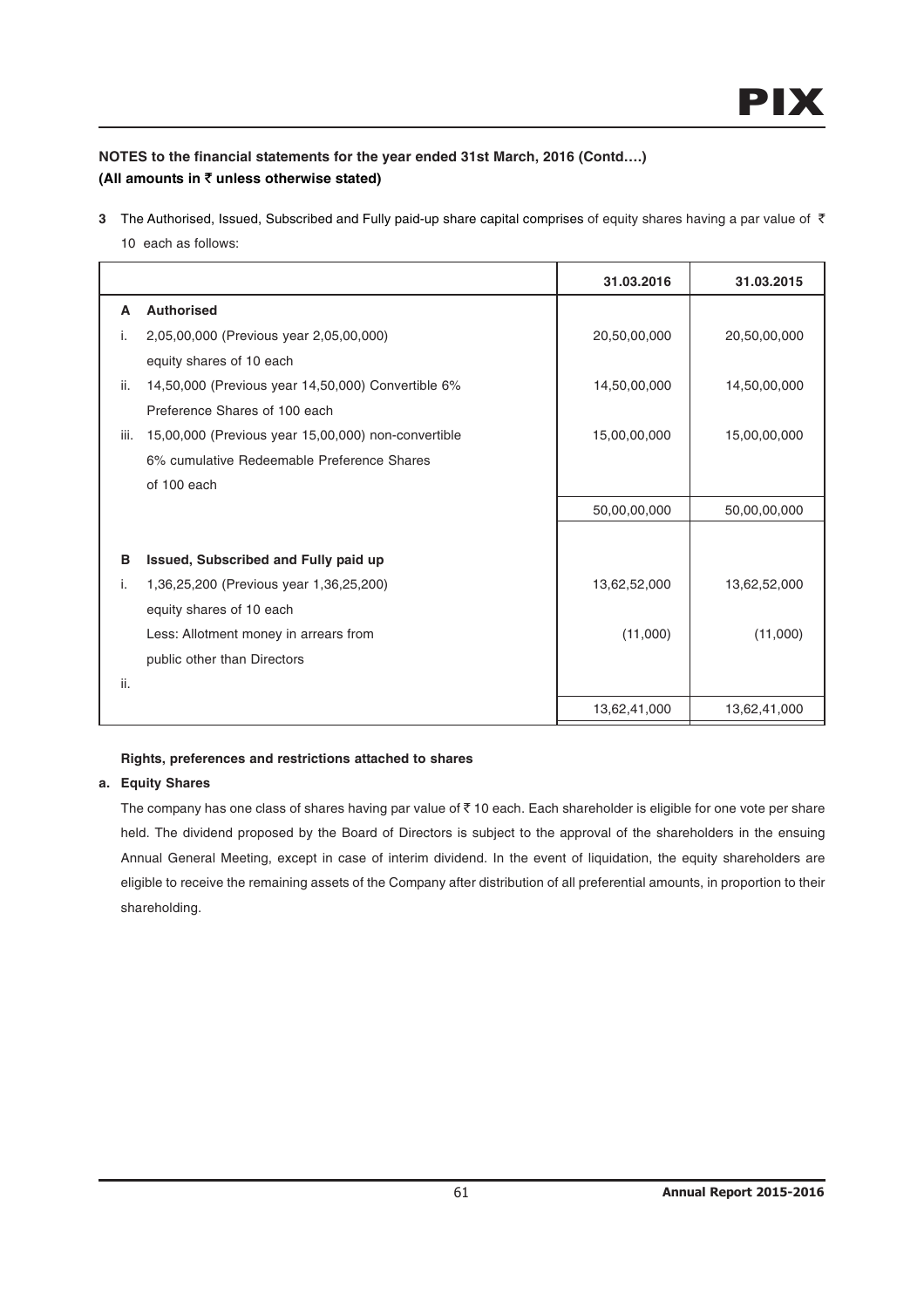## NOTES to the financial statements for the year ended 31st March, 2016 (Contd….)
**(All amounts in ₹ unless otherwise stated)**

**3** The Authorised, Issued, Subscribed and Fully paid-up share capital comprises of equity shares having a par value of ₹ 10 each as follows:

| | | 31.03.2016 | 31.03.2015 |
|---|---|---|---|
| **A** | **Authorised** | | |
| i. | 2,05,00,000 (Previous year 2,05,00,000) equity shares of 10 each | 20,50,00,000 | 20,50,00,000 |
| ii. | 14,50,000 (Previous year 14,50,000) Convertible 6% Preference Shares of 100 each | 14,50,00,000 | 14,50,00,000 |
| iii. | 15,00,000 (Previous year 15,00,000) non-convertible 6% cumulative Redeemable Preference Shares of 100 each | 15,00,00,000 | 15,00,00,000 |
| | | 50,00,00,000 | 50,00,00,000 |
| **B** | **Issued, Subscribed and Fully paid up** | | |
| i. | 1,36,25,200 (Previous year 1,36,25,200) equity shares of 10 each | 13,62,52,000 | 13,62,52,000 |
| | Less: Allotment money in arrears from public other than Directors | (11,000) | (11,000) |
| ii. | | | |
| | | 13,62,41,000 | 13,62,41,000 |

**Rights, preferences and restrictions attached to shares**

**a. Equity Shares**

The company has one class of shares having par value of ₹ 10 each. Each shareholder is eligible for one vote per share held. The dividend proposed by the Board of Directors is subject to the approval of the shareholders in the ensuing Annual General Meeting, except in case of interim dividend. In the event of liquidation, the equity shareholders are eligible to receive the remaining assets of the Company after distribution of all preferential amounts, in proportion to their shareholding.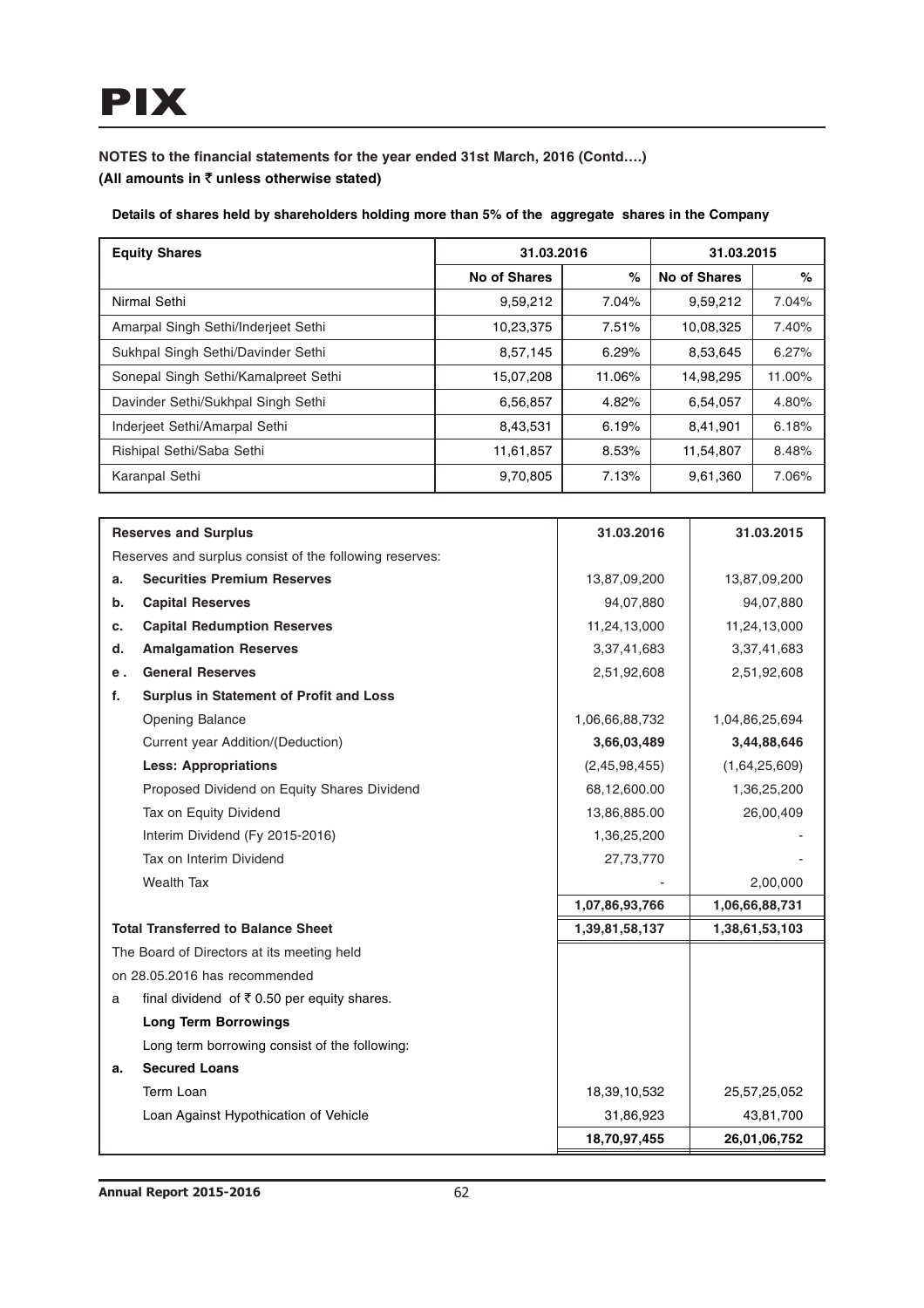**NOTES to the financial statements for the year ended 31st March, 2016 (Contd….)**
**(All amounts in ₹ unless otherwise stated)**

**Details of shares held by shareholders holding more than 5% of the aggregate shares in the Company**

| Equity Shares | 31.03.2016 | | 31.03.2015 | |
|---|---|---|---|---|
| | No of Shares | % | No of Shares | % |
| Nirmal Sethi | 9,59,212 | 7.04% | 9,59,212 | 7.04% |
| Amarpal Singh Sethi/Inderjeet Sethi | 10,23,375 | 7.51% | 10,08,325 | 7.40% |
| Sukhpal Singh Sethi/Davinder Sethi | 8,57,145 | 6.29% | 8,53,645 | 6.27% |
| Sonepal Singh Sethi/Kamalpreet Sethi | 15,07,208 | 11.06% | 14,98,295 | 11.00% |
| Davinder Sethi/Sukhpal Singh Sethi | 6,56,857 | 4.82% | 6,54,057 | 4.80% |
| Inderjeet Sethi/Amarpal Sethi | 8,43,531 | 6.19% | 8,41,901 | 6.18% |
| Rishipal Sethi/Saba Sethi | 11,61,857 | 8.53% | 11,54,807 | 8.48% |
| Karanpal Sethi | 9,70,805 | 7.13% | 9,61,360 | 7.06% |

| | **Reserves and Surplus** | **31.03.2016** | **31.03.2015** |
|---|---|---|---|
| | Reserves and surplus consist of the following reserves: | | |
| **a.** | **Securities Premium Reserves** | 13,87,09,200 | 13,87,09,200 |
| **b.** | **Capital Reserves** | 94,07,880 | 94,07,880 |
| **c.** | **Capital Redumption Reserves** | 11,24,13,000 | 11,24,13,000 |
| **d.** | **Amalgamation Reserves** | 3,37,41,683 | 3,37,41,683 |
| **e .** | **General Reserves** | 2,51,92,608 | 2,51,92,608 |
| **f.** | **Surplus in Statement of Profit and Loss** | | |
| | Opening Balance | 1,06,66,88,732 | 1,04,86,25,694 |
| | Current year Addition/(Deduction) | **3,66,03,489** | **3,44,88,646** |
| | **Less: Appropriations** | (2,45,98,455) | (1,64,25,609) |
| | Proposed Dividend on Equity Shares Dividend | 68,12,600.00 | 1,36,25,200 |
| | Tax on Equity Dividend | 13,86,885.00 | 26,00,409 |
| | Interim Dividend (Fy 2015-2016) | 1,36,25,200 | - |
| | Tax on Interim Dividend | 27,73,770 | - |
| | Wealth Tax | - | 2,00,000 |
| | | **1,07,86,93,766** | **1,06,66,88,731** |
| | **Total Transferred to Balance Sheet** | **1,39,81,58,137** | **1,38,61,53,103** |
| | The Board of Directors at its meeting held | | |
| | on 28.05.2016 has recommended | | |
| a | final dividend of ₹ 0.50 per equity shares. | | |
| | **Long Term Borrowings** | | |
| | Long term borrowing consist of the following: | | |
| **a.** | **Secured Loans** | | |
| | Term Loan | 18,39,10,532 | 25,57,25,052 |
| | Loan Against Hypothication of Vehicle | 31,86,923 | 43,81,700 |
| | | **18,70,97,455** | **26,01,06,752** |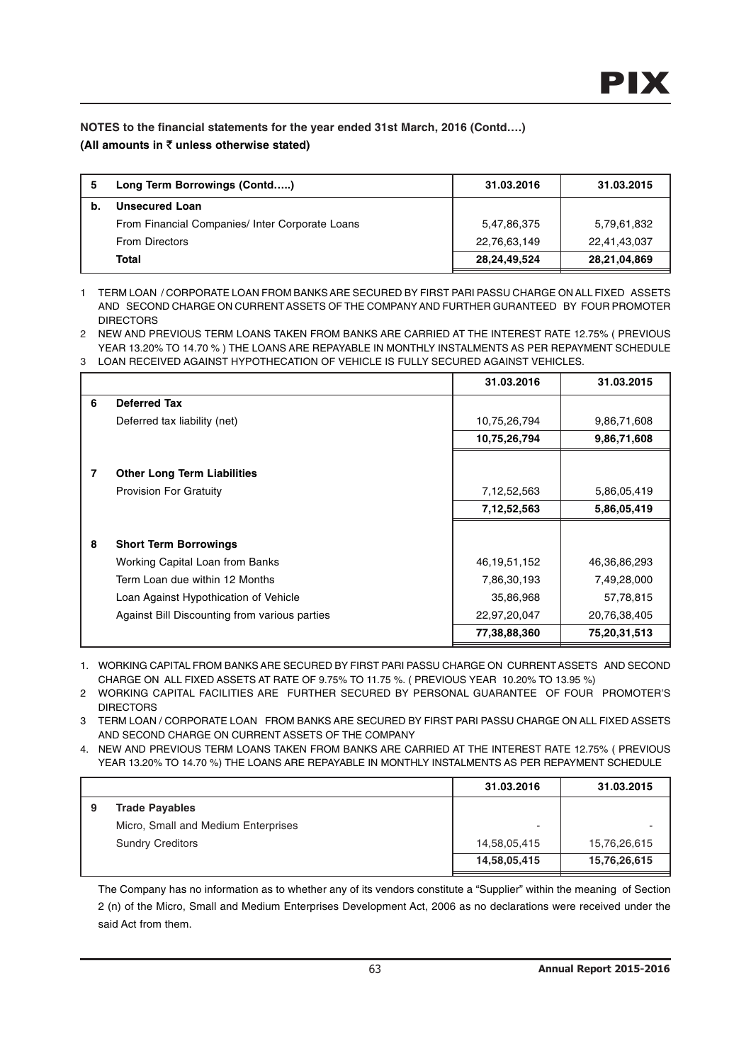**NOTES to the financial statements for the year ended 31st March, 2016 (Contd….)**

**(All amounts in ₹ unless otherwise stated)**

| 5 | Long Term Borrowings (Contd…..) | 31.03.2016 | 31.03.2015 |
|---|---|---|---|
| b. | **Unsecured Loan** | | |
| | From Financial Companies/ Inter Corporate Loans | 5,47,86,375 | 5,79,61,832 |
| | From Directors | 22,76,63,149 | 22,41,43,037 |
| | **Total** | **28,24,49,524** | **28,21,04,869** |

1 TERM LOAN / CORPORATE LOAN FROM BANKS ARE SECURED BY FIRST PARI PASSU CHARGE ON ALL FIXED ASSETS AND SECOND CHARGE ON CURRENT ASSETS OF THE COMPANY AND FURTHER GURANTEED BY FOUR PROMOTER DIRECTORS

2 NEW AND PREVIOUS TERM LOANS TAKEN FROM BANKS ARE CARRIED AT THE INTEREST RATE 12.75% ( PREVIOUS YEAR 13.20% TO 14.70 % ) THE LOANS ARE REPAYABLE IN MONTHLY INSTALMENTS AS PER REPAYMENT SCHEDULE

3 LOAN RECEIVED AGAINST HYPOTHECATION OF VEHICLE IS FULLY SECURED AGAINST VEHICLES.

| | | 31.03.2016 | 31.03.2015 |
|---|---|---|---|
| 6 | **Deferred Tax** | | |
| | Deferred tax liability (net) | 10,75,26,794 | 9,86,71,608 |
| | | **10,75,26,794** | **9,86,71,608** |
| 7 | **Other Long Term Liabilities** | | |
| | Provision For Gratuity | 7,12,52,563 | 5,86,05,419 |
| | | **7,12,52,563** | **5,86,05,419** |
| 8 | **Short Term Borrowings** | | |
| | Working Capital Loan from Banks | 46,19,51,152 | 46,36,86,293 |
| | Term Loan due within 12 Months | 7,86,30,193 | 7,49,28,000 |
| | Loan Against Hypothication of Vehicle | 35,86,968 | 57,78,815 |
| | Against Bill Discounting from various parties | 22,97,20,047 | 20,76,38,405 |
| | | **77,38,88,360** | **75,20,31,513** |

1. WORKING CAPITAL FROM BANKS ARE SECURED BY FIRST PARI PASSU CHARGE ON CURRENT ASSETS AND SECOND CHARGE ON ALL FIXED ASSETS AT RATE OF 9.75% TO 11.75 %. ( PREVIOUS YEAR 10.20% TO 13.95 %)

2 WORKING CAPITAL FACILITIES ARE FURTHER SECURED BY PERSONAL GUARANTEE OF FOUR PROMOTER'S DIRECTORS

3 TERM LOAN / CORPORATE LOAN FROM BANKS ARE SECURED BY FIRST PARI PASSU CHARGE ON ALL FIXED ASSETS AND SECOND CHARGE ON CURRENT ASSETS OF THE COMPANY

4. NEW AND PREVIOUS TERM LOANS TAKEN FROM BANKS ARE CARRIED AT THE INTEREST RATE 12.75% ( PREVIOUS YEAR 13.20% TO 14.70 %) THE LOANS ARE REPAYABLE IN MONTHLY INSTALMENTS AS PER REPAYMENT SCHEDULE

| | | 31.03.2016 | 31.03.2015 |
|---|---|---|---|
| 9 | **Trade Payables** | | |
| | Micro, Small and Medium Enterprises | - | - |
| | Sundry Creditors | 14,58,05,415 | 15,76,26,615 |
| | | **14,58,05,415** | **15,76,26,615** |

The Company has no information as to whether any of its vendors constitute a "Supplier" within the meaning of Section 2 (n) of the Micro, Small and Medium Enterprises Development Act, 2006 as no declarations were received under the said Act from them.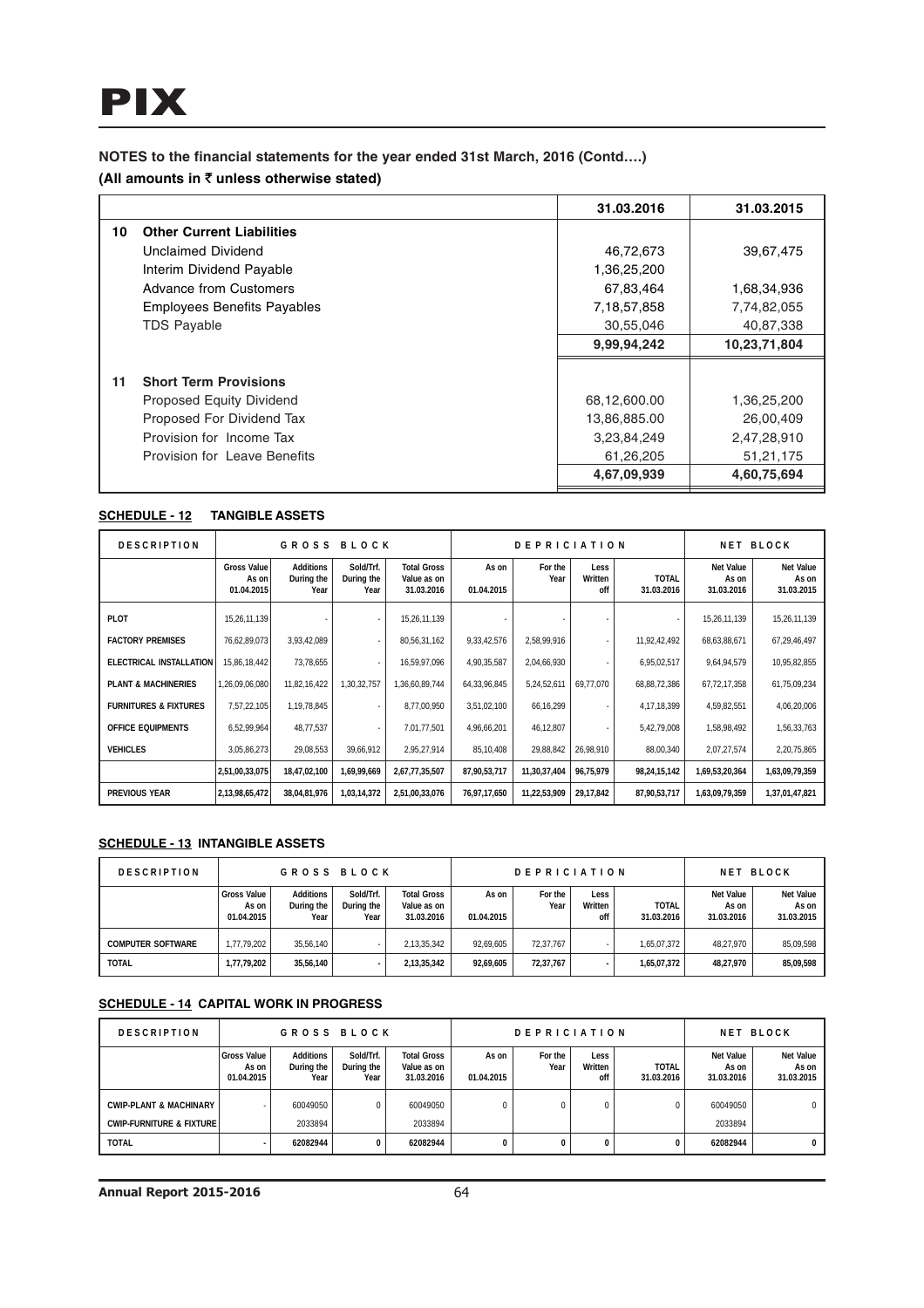## NOTES to the financial statements for the year ended 31st March, 2016 (Contd….)

**(All amounts in ₹ unless otherwise stated)**

| | | 31.03.2016 | 31.03.2015 |
|---|---|---|---|
| **10** | **Other Current Liabilities** | | |
| | Unclaimed Dividend | 46,72,673 | 39,67,475 |
| | Interim Dividend Payable | 1,36,25,200 | |
| | Advance from Customers | 67,83,464 | 1,68,34,936 |
| | Employees Benefits Payables | 7,18,57,858 | 7,74,82,055 |
| | TDS Payable | 30,55,046 | 40,87,338 |
| | | **9,99,94,242** | **10,23,71,804** |
| **11** | **Short Term Provisions** | | |
| | Proposed Equity Dividend | 68,12,600.00 | 1,36,25,200 |
| | Proposed For Dividend Tax | 13,86,885.00 | 26,00,409 |
| | Provision for Income Tax | 3,23,84,249 | 2,47,28,910 |
| | Provision for Leave Benefits | 61,26,205 | 51,21,175 |
| | | **4,67,09,939** | **4,60,75,694** |

### SCHEDULE - 12 TANGIBLE ASSETS

| DESCRIPTION | GROSS BLOCK | | | | DEPRICIATION | | | | NET BLOCK | |
|---|---|---|---|---|---|---|---|---|---|---|
| | Gross Value As on 01.04.2015 | Additions During the Year | Sold/Trf. During the Year | Total Gross Value as on 31.03.2016 | As on 01.04.2015 | For the Year | Less Written off | TOTAL 31.03.2016 | Net Value As on 31.03.2016 | Net Value As on 31.03.2015 |
| PLOT | 15,26,11,139 | - | - | 15,26,11,139 | - | - | - | - | 15,26,11,139 | 15,26,11,139 |
| FACTORY PREMISES | 76,62,89,073 | 3,93,42,089 | - | 80,56,31,162 | 9,33,42,576 | 2,58,99,916 | - | 11,92,42,492 | 68,63,88,671 | 67,29,46,497 |
| ELECTRICAL INSTALLATION | 15,86,18,442 | 73,78,655 | - | 16,59,97,096 | 4,90,35,587 | 2,04,66,930 | - | 6,95,02,517 | 9,64,94,579 | 10,95,82,855 |
| PLANT & MACHINERIES | 1,26,09,06,080 | 11,82,16,422 | 1,30,32,757 | 1,36,60,89,744 | 64,33,96,845 | 5,24,52,611 | 69,77,070 | 68,88,72,386 | 67,72,17,358 | 61,75,09,234 |
| FURNITURES & FIXTURES | 7,57,22,105 | 1,19,78,845 | - | 8,77,00,950 | 3,51,02,100 | 66,16,299 | - | 4,17,18,399 | 4,59,82,551 | 4,06,20,006 |
| OFFICE EQUIPMENTS | 6,52,99,964 | 48,77,537 | - | 7,01,77,501 | 4,96,66,201 | 46,12,807 | - | 5,42,79,008 | 1,58,98,492 | 1,56,33,763 |
| VEHICLES | 3,05,86,273 | 29,08,553 | 39,66,912 | 2,95,27,914 | 85,10,408 | 29,88,842 | 26,98,910 | 88,00,340 | 2,07,27,574 | 2,20,75,865 |
| | 2,51,00,33,075 | 18,47,02,100 | 1,69,99,669 | 2,67,77,35,507 | 87,90,53,717 | 11,30,37,404 | 96,75,979 | 98,24,15,142 | 1,69,53,20,364 | 1,63,09,79,359 |
| PREVIOUS YEAR | 2,13,98,65,472 | 38,04,81,976 | 1,03,14,372 | 2,51,00,33,076 | 76,97,17,650 | 11,22,53,909 | 29,17,842 | 87,90,53,717 | 1,63,09,79,359 | 1,37,01,47,821 |

### SCHEDULE - 13 INTANGIBLE ASSETS

| DESCRIPTION | GROSS BLOCK | | | | DEPRICIATION | | | | NET BLOCK | |
|---|---|---|---|---|---|---|---|---|---|---|
| | Gross Value As on 01.04.2015 | Additions During the Year | Sold/Trf. During the Year | Total Gross Value as on 31.03.2016 | As on 01.04.2015 | For the Year | Less Written off | TOTAL 31.03.2016 | Net Value As on 31.03.2016 | Net Value As on 31.03.2015 |
| COMPUTER SOFTWARE | 1,77,79,202 | 35,56,140 | - | 2,13,35,342 | 92,69,605 | 72,37,767 | - | 1,65,07,372 | 48,27,970 | 85,09,598 |
| TOTAL | 1,77,79,202 | 35,56,140 | - | 2,13,35,342 | 92,69,605 | 72,37,767 | - | 1,65,07,372 | 48,27,970 | 85,09,598 |

### SCHEDULE - 14 CAPITAL WORK IN PROGRESS

| DESCRIPTION | GROSS BLOCK | | | | DEPRICIATION | | | | NET BLOCK | |
|---|---|---|---|---|---|---|---|---|---|---|
| | Gross Value As on 01.04.2015 | Additions During the Year | Sold/Trf. During the Year | Total Gross Value as on 31.03.2016 | As on 01.04.2015 | For the Year | Less Written off | TOTAL 31.03.2016 | Net Value As on 31.03.2016 | Net Value As on 31.03.2015 |
| CWIP-PLANT & MACHINARY | - | 60049050 | 0 | 60049050 | 0 | 0 | 0 | 0 | 60049050 | 0 |
| CWIP-FURNITURE & FIXTURE | | 2033894 | | 2033894 | | | | | 2033894 | |
| TOTAL | - | 62082944 | 0 | 62082944 | 0 | 0 | 0 | 0 | 62082944 | 0 |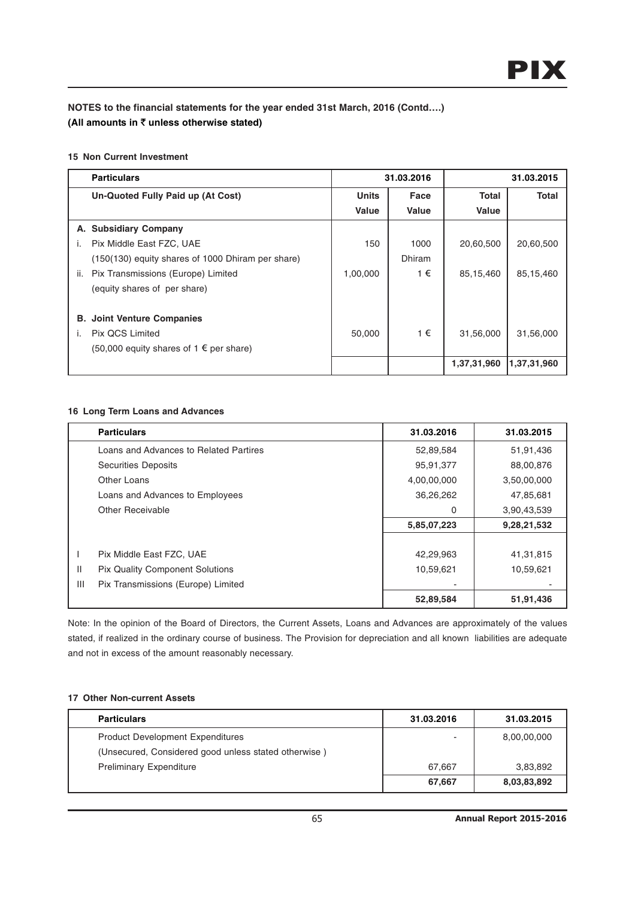**NOTES to the financial statements for the year ended 31st March, 2016 (Contd….)**
**(All amounts in ₹ unless otherwise stated)**

#### 15 Non Current Investment

| | Particulars | 31.03.2016 | | | 31.03.2015 |
|---|---|---|---|---|---|
| | **Un-Quoted Fully Paid up (At Cost)** | **Units Value** | **Face Value** | **Total Value** | **Total** |
| **A.** | **Subsidiary Company** | | | | |
| i. | Pix Middle East FZC, UAE | 150 | 1000 | 20,60,500 | 20,60,500 |
| | (150(130) equity shares of 1000 Dhiram per share) | | Dhiram | | |
| ii. | Pix Transmissions (Europe) Limited | 1,00,000 | 1 € | 85,15,460 | 85,15,460 |
| | (equity shares of per share) | | | | |
| **B.** | **Joint Venture Companies** | | | | |
| i. | Pix QCS Limited | 50,000 | 1 € | 31,56,000 | 31,56,000 |
| | (50,000 equity shares of 1 € per share) | | | | |
| | | | | **1,37,31,960** | **1,37,31,960** |

#### 16 Long Term Loans and Advances

| | Particulars | 31.03.2016 | 31.03.2015 |
|---|---|---|---|
| | Loans and Advances to Related Partires | 52,89,584 | 51,91,436 |
| | Securities Deposits | 95,91,377 | 88,00,876 |
| | Other Loans | 4,00,00,000 | 3,50,00,000 |
| | Loans and Advances to Employees | 36,26,262 | 47,85,681 |
| | Other Receivable | 0 | 3,90,43,539 |
| | | **5,85,07,223** | **9,28,21,532** |
| I | Pix Middle East FZC, UAE | 42,29,963 | 41,31,815 |
| II | Pix Quality Component Solutions | 10,59,621 | 10,59,621 |
| III | Pix Transmissions (Europe) Limited | - | - |
| | | **52,89,584** | **51,91,436** |

Note: In the opinion of the Board of Directors, the Current Assets, Loans and Advances are approximately of the values stated, if realized in the ordinary course of business. The Provision for depreciation and all known liabilities are adequate and not in excess of the amount reasonably necessary.

#### 17 Other Non-current Assets

| Particulars | 31.03.2016 | 31.03.2015 |
|---|---|---|
| Product Development Expenditures | - | 8,00,00,000 |
| (Unsecured, Considered good unless stated otherwise ) | | |
| Preliminary Expenditure | 67,667 | 3,83,892 |
| | **67,667** | **8,03,83,892** |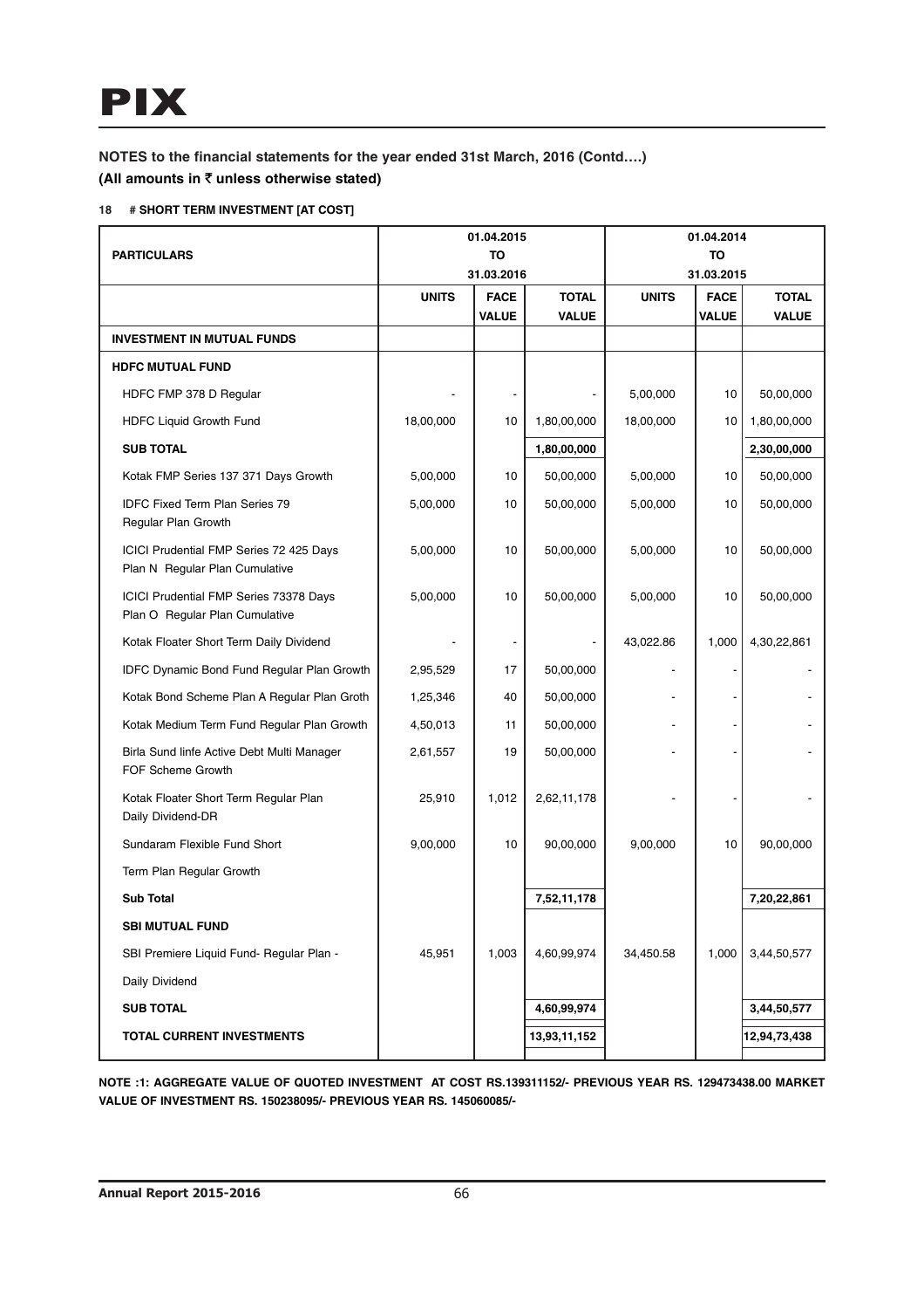**NOTES to the financial statements for the year ended 31st March, 2016 (Contd….)**

**(All amounts in ₹ unless otherwise stated)**

**18 # SHORT TERM INVESTMENT [AT COST]**

| PARTICULARS | 01.04.2015 TO 31.03.2016 | | | 01.04.2014 TO 31.03.2015 | | |
|---|---|---|---|---|---|---|
| | UNITS | FACE VALUE | TOTAL VALUE | UNITS | FACE VALUE | TOTAL VALUE |
| **INVESTMENT IN MUTUAL FUNDS** | | | | | | |
| **HDFC MUTUAL FUND** | | | | | | |
| HDFC FMP 378 D Regular | - | - | - | 5,00,000 | 10 | 50,00,000 |
| HDFC Liquid Growth Fund | 18,00,000 | 10 | 1,80,00,000 | 18,00,000 | 10 | 1,80,00,000 |
| **SUB TOTAL** | | | **1,80,00,000** | | | **2,30,00,000** |
| Kotak FMP Series 137 371 Days Growth | 5,00,000 | 10 | 50,00,000 | 5,00,000 | 10 | 50,00,000 |
| IDFC Fixed Term Plan Series 79 Regular Plan Growth | 5,00,000 | 10 | 50,00,000 | 5,00,000 | 10 | 50,00,000 |
| ICICI Prudential FMP Series 72 425 Days Plan N Regular Plan Cumulative | 5,00,000 | 10 | 50,00,000 | 5,00,000 | 10 | 50,00,000 |
| ICICI Prudential FMP Series 73378 Days Plan O Regular Plan Cumulative | 5,00,000 | 10 | 50,00,000 | 5,00,000 | 10 | 50,00,000 |
| Kotak Floater Short Term Daily Dividend | - | - | - | 43,022.86 | 1,000 | 4,30,22,861 |
| IDFC Dynamic Bond Fund Regular Plan Growth | 2,95,529 | 17 | 50,00,000 | - | - | - |
| Kotak Bond Scheme Plan A Regular Plan Groth | 1,25,346 | 40 | 50,00,000 | - | - | - |
| Kotak Medium Term Fund Regular Plan Growth | 4,50,013 | 11 | 50,00,000 | - | - | - |
| Birla Sund linfe Active Debt Multi Manager FOF Scheme Growth | 2,61,557 | 19 | 50,00,000 | - | - | - |
| Kotak Floater Short Term Regular Plan Daily Dividend-DR | 25,910 | 1,012 | 2,62,11,178 | - | - | - |
| Sundaram Flexible Fund Short Term Plan Regular Growth | 9,00,000 | 10 | 90,00,000 | 9,00,000 | 10 | 90,00,000 |
| **Sub Total** | | | **7,52,11,178** | | | **7,20,22,861** |
| **SBI MUTUAL FUND** | | | | | | |
| SBI Premiere Liquid Fund- Regular Plan - Daily Dividend | 45,951 | 1,003 | 4,60,99,974 | 34,450.58 | 1,000 | 3,44,50,577 |
| **SUB TOTAL** | | | **4,60,99,974** | | | **3,44,50,577** |
| **TOTAL CURRENT INVESTMENTS** | | | **13,93,11,152** | | | **12,94,73,438** |

**NOTE :1: AGGREGATE VALUE OF QUOTED INVESTMENT AT COST RS.139311152/- PREVIOUS YEAR RS. 129473438.00 MARKET VALUE OF INVESTMENT RS. 150238095/- PREVIOUS YEAR RS. 145060085/-**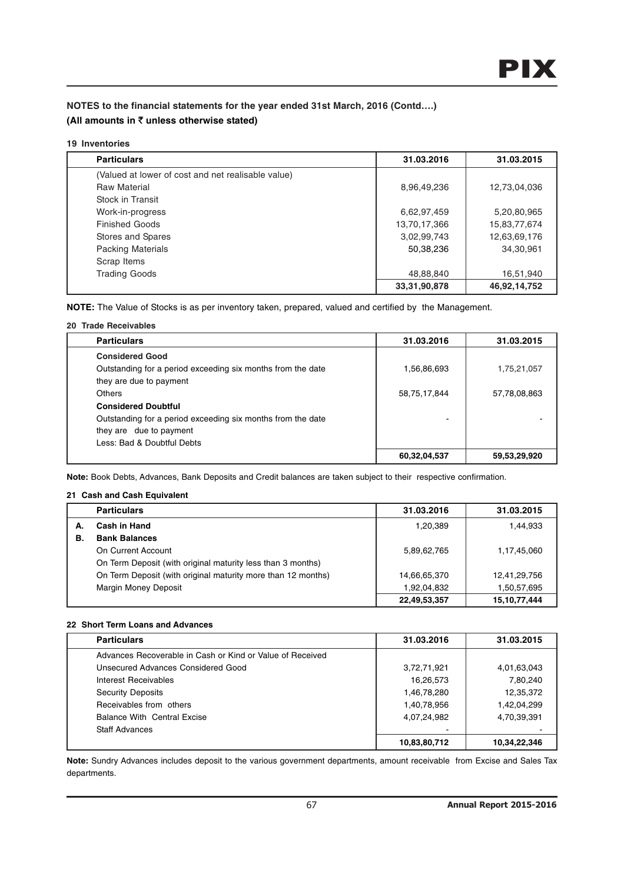**NOTES to the financial statements for the year ended 31st March, 2016 (Contd….)**
**(All amounts in ₹ unless otherwise stated)**

**19 Inventories**

| Particulars | 31.03.2016 | 31.03.2015 |
|---|---|---|
| (Valued at lower of cost and net realisable value) | | |
| Raw Material | 8,96,49,236 | 12,73,04,036 |
| Stock in Transit | | |
| Work-in-progress | 6,62,97,459 | 5,20,80,965 |
| Finished Goods | 13,70,17,366 | 15,83,77,674 |
| Stores and Spares | 3,02,99,743 | 12,63,69,176 |
| Packing Materials | 50,38,236 | 34,30,961 |
| Scrap Items | | |
| Trading Goods | 48,88,840 | 16,51,940 |
| | **33,31,90,878** | **46,92,14,752** |

**NOTE:** The Value of Stocks is as per inventory taken, prepared, valued and certified by the Management.

**20 Trade Receivables**

| Particulars | 31.03.2016 | 31.03.2015 |
|---|---|---|
| **Considered Good** | | |
| Outstanding for a period exceeding six months from the date they are due to payment | 1,56,86,693 | 1,75,21,057 |
| Others | 58,75,17,844 | 57,78,08,863 |
| **Considered Doubtful** | | |
| Outstanding for a period exceeding six months from the date they are due to payment | - | - |
| Less: Bad & Doubtful Debts | | |
| | **60,32,04,537** | **59,53,29,920** |

**Note:** Book Debts, Advances, Bank Deposits and Credit balances are taken subject to their respective confirmation.

**21 Cash and Cash Equivalent**

| | Particulars | 31.03.2016 | 31.03.2015 |
|---|---|---|---|
| **A.** | **Cash in Hand** | 1,20,389 | 1,44,933 |
| **B.** | **Bank Balances** | | |
| | On Current Account | 5,89,62,765 | 1,17,45,060 |
| | On Term Deposit (with original maturity less than 3 months) | | |
| | On Term Deposit (with original maturity more than 12 months) | 14,66,65,370 | 12,41,29,756 |
| | Margin Money Deposit | 1,92,04,832 | 1,50,57,695 |
| | | **22,49,53,357** | **15,10,77,444** |

**22 Short Term Loans and Advances**

| Particulars | 31.03.2016 | 31.03.2015 |
|---|---|---|
| Advances Recoverable in Cash or Kind or Value of Received | | |
| Unsecured Advances Considered Good | 3,72,71,921 | 4,01,63,043 |
| Interest Receivables | 16,26,573 | 7,80,240 |
| Security Deposits | 1,46,78,280 | 12,35,372 |
| Receivables from others | 1,40,78,956 | 1,42,04,299 |
| Balance With Central Excise | 4,07,24,982 | 4,70,39,391 |
| Staff Advances | - | - |
| | **10,83,80,712** | **10,34,22,346** |

**Note:** Sundry Advances includes deposit to the various government departments, amount receivable from Excise and Sales Tax departments.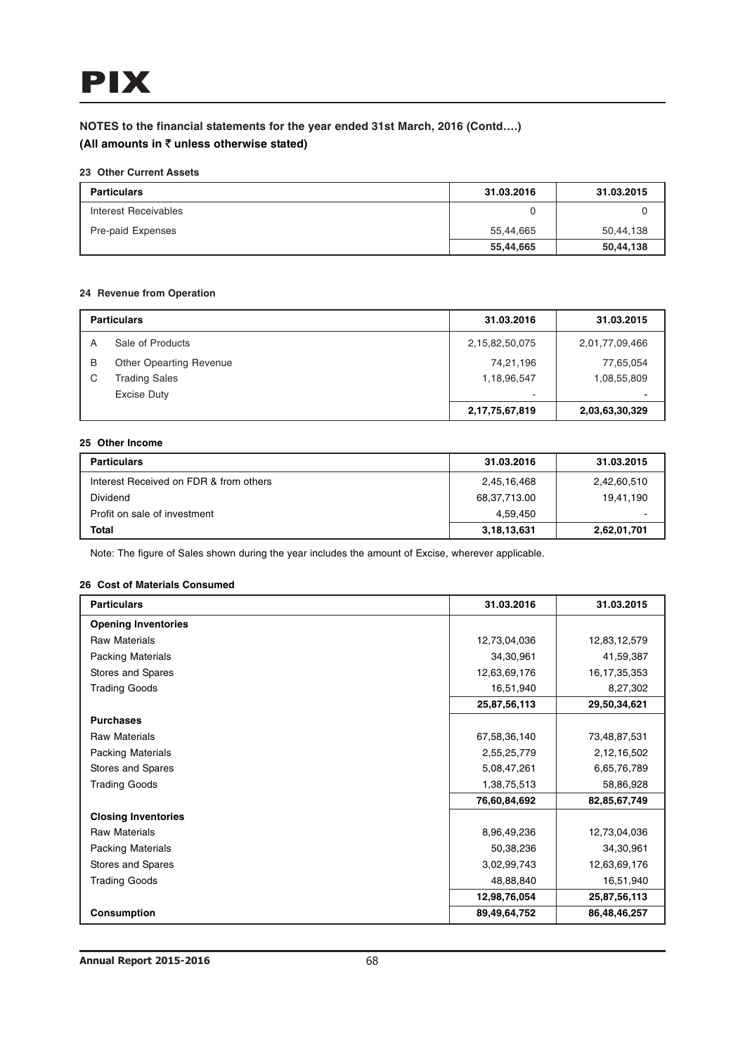## NOTES to the financial statements for the year ended 31st March, 2016 (Contd….)

**(All amounts in ₹ unless otherwise stated)**

### 23 Other Current Assets

| Particulars | 31.03.2016 | 31.03.2015 |
|---|---|---|
| Interest Receivables | 0 | 0 |
| Pre-paid Expenses | 55,44,665 | 50,44,138 |
| | **55,44,665** | **50,44,138** |

### 24 Revenue from Operation

| | Particulars | 31.03.2016 | 31.03.2015 |
|---|---|---|---|
| A | Sale of Products | 2,15,82,50,075 | 2,01,77,09,466 |
| B | Other Opearting Revenue | 74,21,196 | 77,65,054 |
| C | Trading Sales | 1,18,96,547 | 1,08,55,809 |
| | Excise Duty | - | - |
| | | **2,17,75,67,819** | **2,03,63,30,329** |

### 25 Other Income

| Particulars | 31.03.2016 | 31.03.2015 |
|---|---|---|
| Interest Received on FDR & from others | 2,45,16,468 | 2,42,60,510 |
| Dividend | 68,37,713.00 | 19,41,190 |
| Profit on sale of investment | 4,59,450 | - |
| **Total** | **3,18,13,631** | **2,62,01,701** |

Note: The figure of Sales shown during the year includes the amount of Excise, wherever applicable.

### 26 Cost of Materials Consumed

| Particulars | 31.03.2016 | 31.03.2015 |
|---|---|---|
| **Opening Inventories** | | |
| Raw Materials | 12,73,04,036 | 12,83,12,579 |
| Packing Materials | 34,30,961 | 41,59,387 |
| Stores and Spares | 12,63,69,176 | 16,17,35,353 |
| Trading Goods | 16,51,940 | 8,27,302 |
| | **25,87,56,113** | **29,50,34,621** |
| **Purchases** | | |
| Raw Materials | 67,58,36,140 | 73,48,87,531 |
| Packing Materials | 2,55,25,779 | 2,12,16,502 |
| Stores and Spares | 5,08,47,261 | 6,65,76,789 |
| Trading Goods | 1,38,75,513 | 58,86,928 |
| | **76,60,84,692** | **82,85,67,749** |
| **Closing Inventories** | | |
| Raw Materials | 8,96,49,236 | 12,73,04,036 |
| Packing Materials | 50,38,236 | 34,30,961 |
| Stores and Spares | 3,02,99,743 | 12,63,69,176 |
| Trading Goods | 48,88,840 | 16,51,940 |
| | **12,98,76,054** | **25,87,56,113** |
| **Consumption** | **89,49,64,752** | **86,48,46,257** |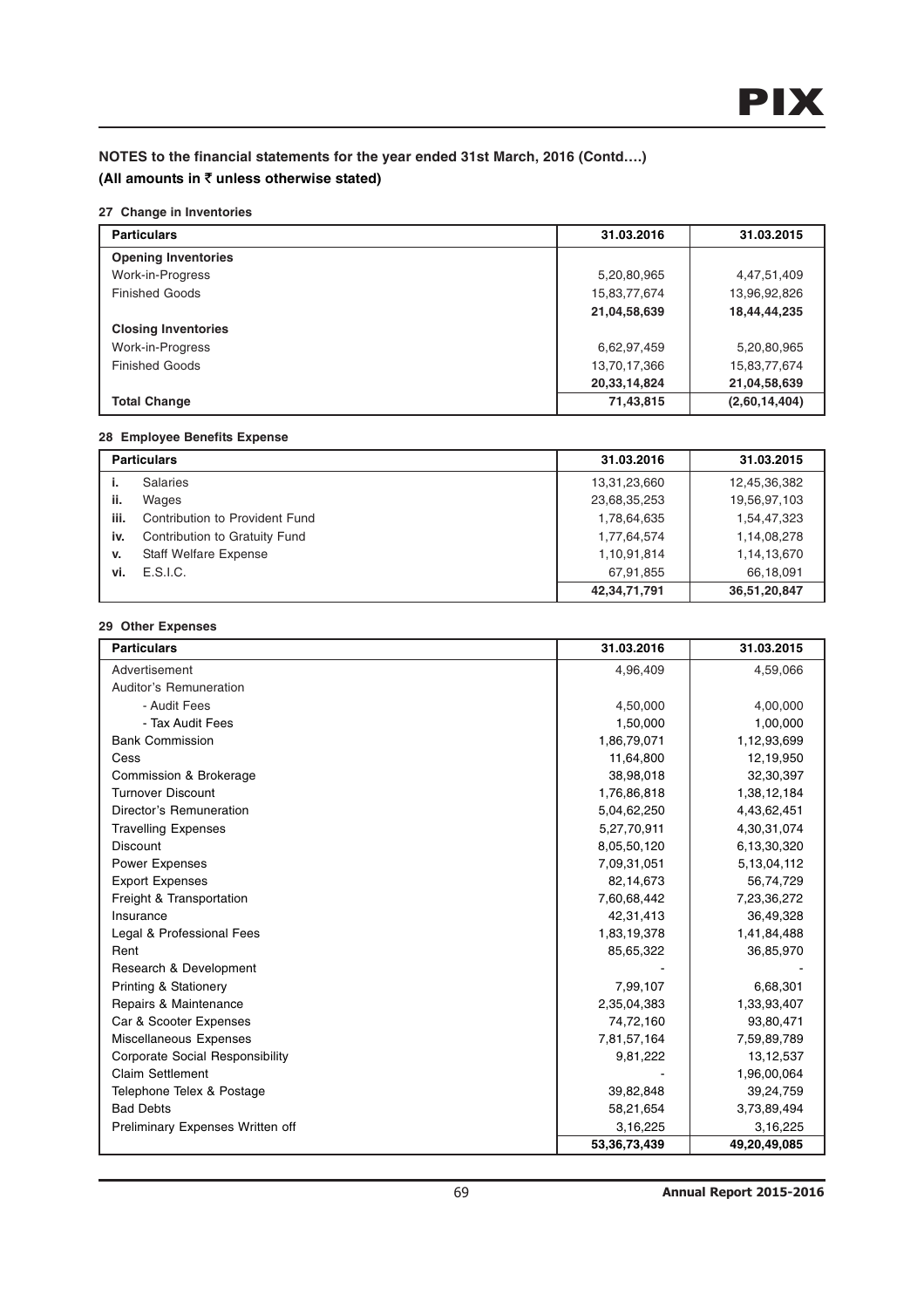**NOTES to the financial statements for the year ended 31st March, 2016 (Contd….)**
**(All amounts in ₹ unless otherwise stated)**

**27 Change in Inventories**

| Particulars | 31.03.2016 | 31.03.2015 |
|---|---|---|
| **Opening Inventories** | | |
| Work-in-Progress | 5,20,80,965 | 4,47,51,409 |
| Finished Goods | 15,83,77,674 | 13,96,92,826 |
| | **21,04,58,639** | **18,44,44,235** |
| **Closing Inventories** | | |
| Work-in-Progress | 6,62,97,459 | 5,20,80,965 |
| Finished Goods | 13,70,17,366 | 15,83,77,674 |
| | **20,33,14,824** | **21,04,58,639** |
| **Total Change** | **71,43,815** | **(2,60,14,404)** |

**28 Employee Benefits Expense**

| | Particulars | 31.03.2016 | 31.03.2015 |
|---|---|---|---|
| **i.** | Salaries | 13,31,23,660 | 12,45,36,382 |
| **ii.** | Wages | 23,68,35,253 | 19,56,97,103 |
| **iii.** | Contribution to Provident Fund | 1,78,64,635 | 1,54,47,323 |
| **iv.** | Contribution to Gratuity Fund | 1,77,64,574 | 1,14,08,278 |
| **v.** | Staff Welfare Expense | 1,10,91,814 | 1,14,13,670 |
| **vi.** | E.S.I.C. | 67,91,855 | 66,18,091 |
| | | **42,34,71,791** | **36,51,20,847** |

**29 Other Expenses**

| Particulars | 31.03.2016 | 31.03.2015 |
|---|---|---|
| Advertisement | 4,96,409 | 4,59,066 |
| Auditor's Remuneration | | |
| - Audit Fees | 4,50,000 | 4,00,000 |
| - Tax Audit Fees | 1,50,000 | 1,00,000 |
| Bank Commission | 1,86,79,071 | 1,12,93,699 |
| Cess | 11,64,800 | 12,19,950 |
| Commission & Brokerage | 38,98,018 | 32,30,397 |
| Turnover Discount | 1,76,86,818 | 1,38,12,184 |
| Director's Remuneration | 5,04,62,250 | 4,43,62,451 |
| Travelling Expenses | 5,27,70,911 | 4,30,31,074 |
| Discount | 8,05,50,120 | 6,13,30,320 |
| Power Expenses | 7,09,31,051 | 5,13,04,112 |
| Export Expenses | 82,14,673 | 56,74,729 |
| Freight & Transportation | 7,60,68,442 | 7,23,36,272 |
| Insurance | 42,31,413 | 36,49,328 |
| Legal & Professional Fees | 1,83,19,378 | 1,41,84,488 |
| Rent | 85,65,322 | 36,85,970 |
| Research & Development | - | - |
| Printing & Stationery | 7,99,107 | 6,68,301 |
| Repairs & Maintenance | 2,35,04,383 | 1,33,93,407 |
| Car & Scooter Expenses | 74,72,160 | 93,80,471 |
| Miscellaneous Expenses | 7,81,57,164 | 7,59,89,789 |
| Corporate Social Responsibility | 9,81,222 | 13,12,537 |
| Claim Settlement | - | 1,96,00,064 |
| Telephone Telex & Postage | 39,82,848 | 39,24,759 |
| Bad Debts | 58,21,654 | 3,73,89,494 |
| Preliminary Expenses Written off | 3,16,225 | 3,16,225 |
| | **53,36,73,439** | **49,20,49,085** |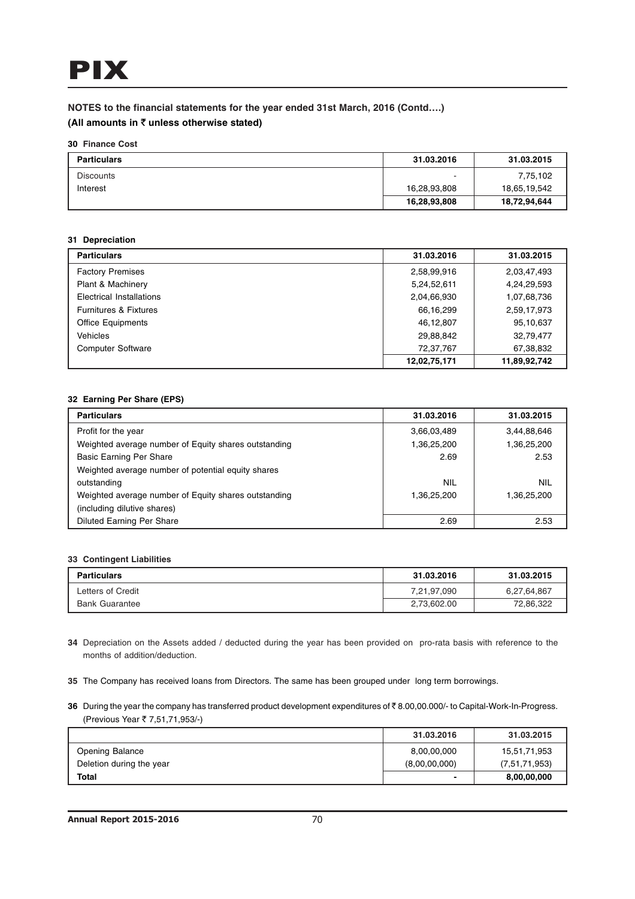## NOTES to the financial statements for the year ended 31st March, 2016 (Contd….)

**(All amounts in ₹ unless otherwise stated)**

### 30 Finance Cost

| Particulars | 31.03.2016 | 31.03.2015 |
|---|---|---|
| Discounts | - | 7,75,102 |
| Interest | 16,28,93,808 | 18,65,19,542 |
| | **16,28,93,808** | **18,72,94,644** |

### 31 Depreciation

| Particulars | 31.03.2016 | 31.03.2015 |
|---|---|---|
| Factory Premises | 2,58,99,916 | 2,03,47,493 |
| Plant & Machinery | 5,24,52,611 | 4,24,29,593 |
| Electrical Installations | 2,04,66,930 | 1,07,68,736 |
| Furnitures & Fixtures | 66,16,299 | 2,59,17,973 |
| Office Equipments | 46,12,807 | 95,10,637 |
| Vehicles | 29,88,842 | 32,79,477 |
| Computer Software | 72,37,767 | 67,38,832 |
| | **12,02,75,171** | **11,89,92,742** |

### 32 Earning Per Share (EPS)

| Particulars | 31.03.2016 | 31.03.2015 |
|---|---|---|
| Profit for the year | 3,66,03,489 | 3,44,88,646 |
| Weighted average number of Equity shares outstanding | 1,36,25,200 | 1,36,25,200 |
| Basic Earning Per Share | 2.69 | 2.53 |
| Weighted average number of potential equity shares outstanding | NIL | NIL |
| Weighted average number of Equity shares outstanding (including dilutive shares) | 1,36,25,200 | 1,36,25,200 |
| Diluted Earning Per Share | 2.69 | 2.53 |

### 33 Contingent Liabilities

| Particulars | 31.03.2016 | 31.03.2015 |
|---|---|---|
| Letters of Credit | 7,21,97,090 | 6,27,64,867 |
| Bank Guarantee | 2,73,602.00 | 72,86,322 |

**34** Depreciation on the Assets added / deducted during the year has been provided on pro-rata basis with reference to the months of addition/deduction.

**35** The Company has received loans from Directors. The same has been grouped under long term borrowings.

**36** During the year the company has transferred product development expenditures of ₹ 8.00,00.000/- to Capital-Work-In-Progress. (Previous Year ₹ 7,51,71,953/-)

| | 31.03.2016 | 31.03.2015 |
|---|---|---|
| Opening Balance | 8,00,00,000 | 15,51,71,953 |
| Deletion during the year | (8,00,00,000) | (7,51,71,953) |
| **Total** | **-** | **8,00,00,000** |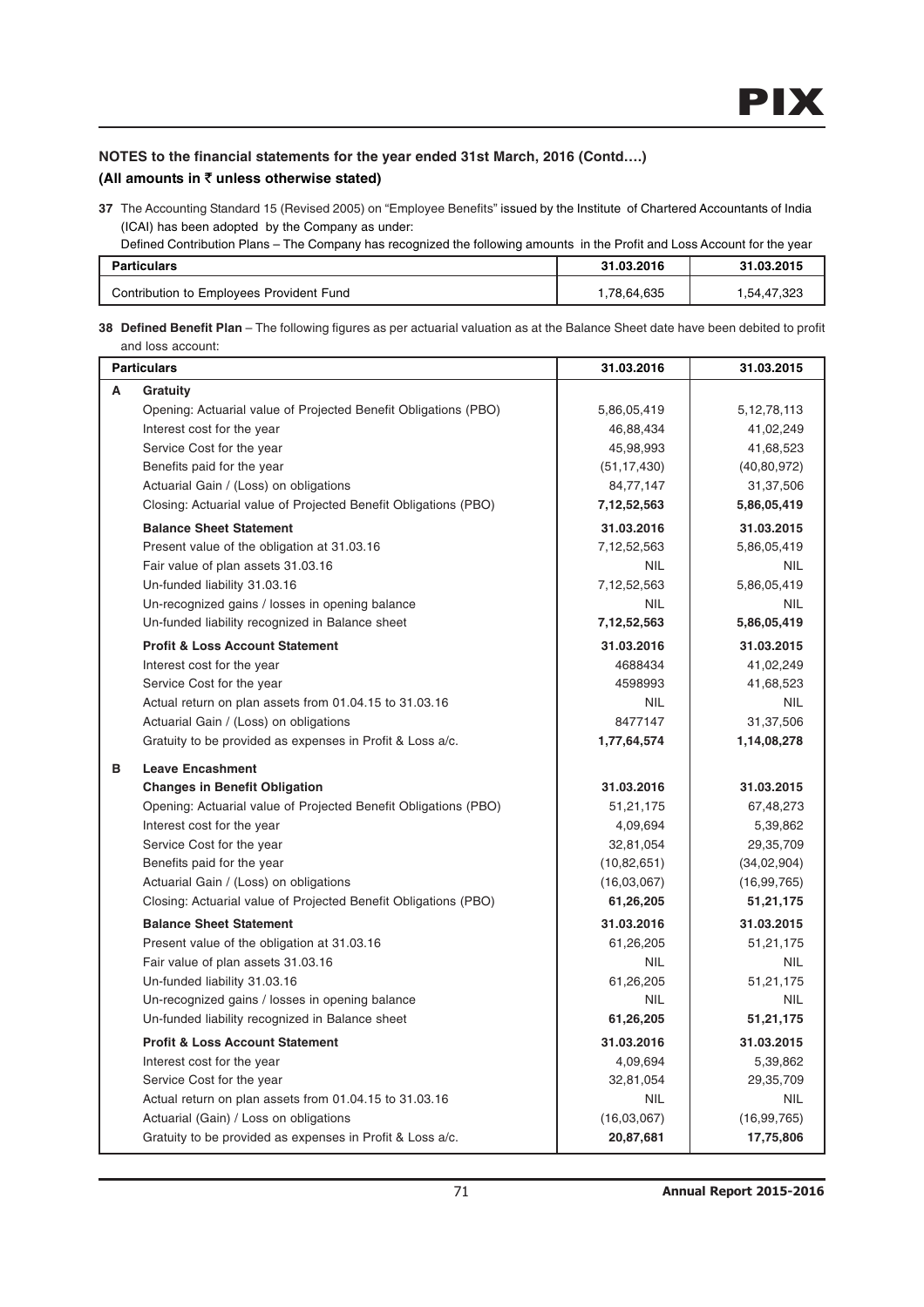## NOTES to the financial statements for the year ended 31st March, 2016 (Contd….)

### (All amounts in ₹ unless otherwise stated)

**37** The Accounting Standard 15 (Revised 2005) on "Employee Benefits" issued by the Institute of Chartered Accountants of India (ICAI) has been adopted by the Company as under:

Defined Contribution Plans – The Company has recognized the following amounts in the Profit and Loss Account for the year

| Particulars | 31.03.2016 | 31.03.2015 |
|---|---|---|
| Contribution to Employees Provident Fund | 1,78,64,635 | 1,54,47,323 |

**38** **Defined Benefit Plan** – The following figures as per actuarial valuation as at the Balance Sheet date have been debited to profit and loss account:

| | Particulars | 31.03.2016 | 31.03.2015 |
|---|---|---|---|
| **A** | **Gratuity** | | |
| | Opening: Actuarial value of Projected Benefit Obligations (PBO) | 5,86,05,419 | 5,12,78,113 |
| | Interest cost for the year | 46,88,434 | 41,02,249 |
| | Service Cost for the year | 45,98,993 | 41,68,523 |
| | Benefits paid for the year | (51,17,430) | (40,80,972) |
| | Actuarial Gain / (Loss) on obligations | 84,77,147 | 31,37,506 |
| | Closing: Actuarial value of Projected Benefit Obligations (PBO) | **7,12,52,563** | **5,86,05,419** |
| | **Balance Sheet Statement** | **31.03.2016** | **31.03.2015** |
| | Present value of the obligation at 31.03.16 | 7,12,52,563 | 5,86,05,419 |
| | Fair value of plan assets 31.03.16 | NIL | NIL |
| | Un-funded liability 31.03.16 | 7,12,52,563 | 5,86,05,419 |
| | Un-recognized gains / losses in opening balance | NIL | NIL |
| | Un-funded liability recognized in Balance sheet | **7,12,52,563** | **5,86,05,419** |
| | **Profit & Loss Account Statement** | **31.03.2016** | **31.03.2015** |
| | Interest cost for the year | 4688434 | 41,02,249 |
| | Service Cost for the year | 4598993 | 41,68,523 |
| | Actual return on plan assets from 01.04.15 to 31.03.16 | NIL | NIL |
| | Actuarial Gain / (Loss) on obligations | 8477147 | 31,37,506 |
| | Gratuity to be provided as expenses in Profit & Loss a/c. | **1,77,64,574** | **1,14,08,278** |
| **B** | **Leave Encashment** | | |
| | **Changes in Benefit Obligation** | **31.03.2016** | **31.03.2015** |
| | Opening: Actuarial value of Projected Benefit Obligations (PBO) | 51,21,175 | 67,48,273 |
| | Interest cost for the year | 4,09,694 | 5,39,862 |
| | Service Cost for the year | 32,81,054 | 29,35,709 |
| | Benefits paid for the year | (10,82,651) | (34,02,904) |
| | Actuarial Gain / (Loss) on obligations | (16,03,067) | (16,99,765) |
| | Closing: Actuarial value of Projected Benefit Obligations (PBO) | **61,26,205** | **51,21,175** |
| | **Balance Sheet Statement** | **31.03.2016** | **31.03.2015** |
| | Present value of the obligation at 31.03.16 | 61,26,205 | 51,21,175 |
| | Fair value of plan assets 31.03.16 | NIL | NIL |
| | Un-funded liability 31.03.16 | 61,26,205 | 51,21,175 |
| | Un-recognized gains / losses in opening balance | NIL | NIL |
| | Un-funded liability recognized in Balance sheet | **61,26,205** | **51,21,175** |
| | **Profit & Loss Account Statement** | **31.03.2016** | **31.03.2015** |
| | Interest cost for the year | 4,09,694 | 5,39,862 |
| | Service Cost for the year | 32,81,054 | 29,35,709 |
| | Actual return on plan assets from 01.04.15 to 31.03.16 | NIL | NIL |
| | Actuarial (Gain) / Loss on obligations | (16,03,067) | (16,99,765) |
| | Gratuity to be provided as expenses in Profit & Loss a/c. | **20,87,681** | **17,75,806** |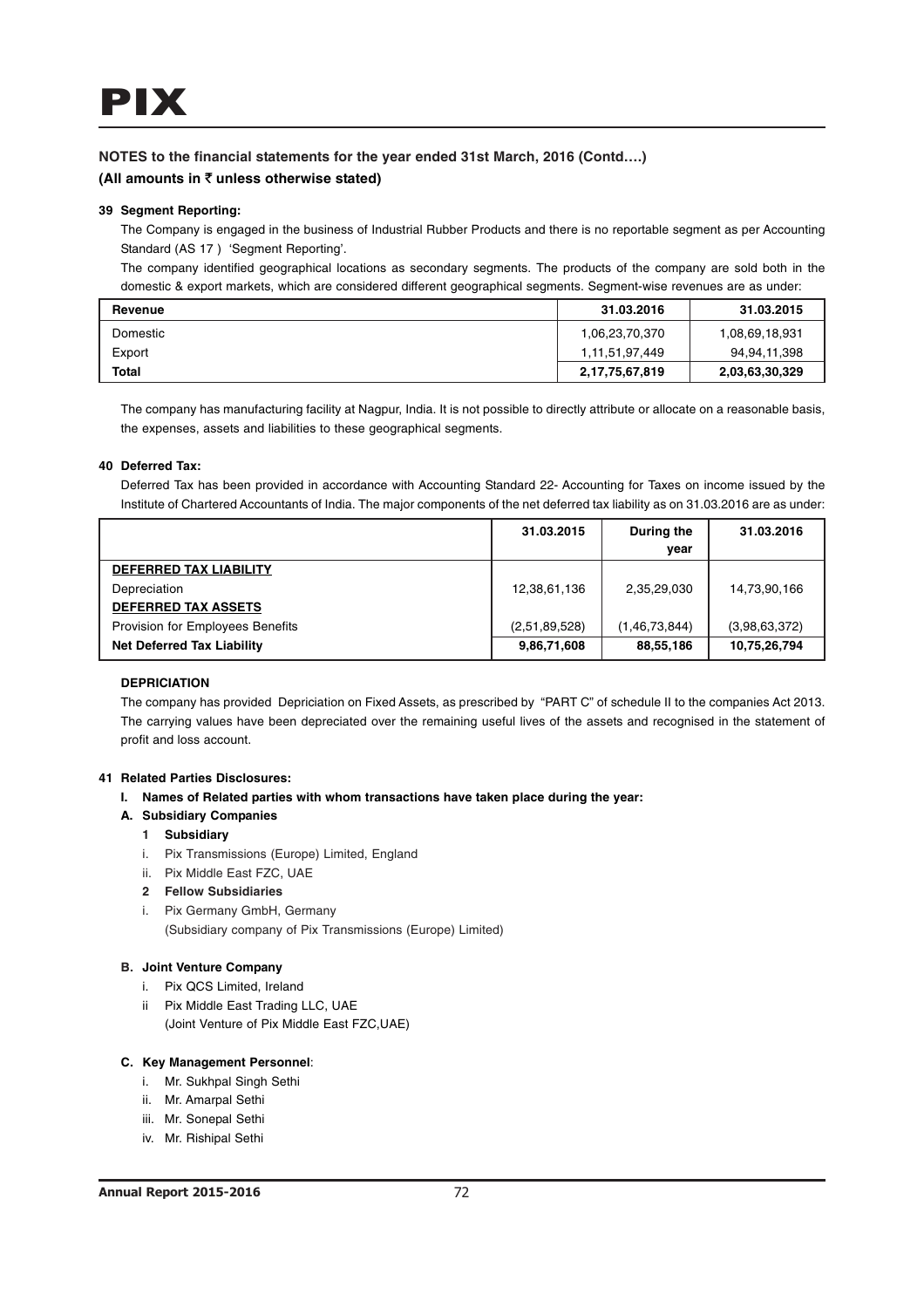**NOTES to the financial statements for the year ended 31st March, 2016 (Contd….)**

**(All amounts in ₹ unless otherwise stated)**

**39 Segment Reporting:**

The Company is engaged in the business of Industrial Rubber Products and there is no reportable segment as per Accounting Standard (AS 17 ) 'Segment Reporting'.

The company identified geographical locations as secondary segments. The products of the company are sold both in the domestic & export markets, which are considered different geographical segments. Segment-wise revenues are as under:

| Revenue | 31.03.2016 | 31.03.2015 |
|---|---|---|
| Domestic | 1,06,23,70,370 | 1,08,69,18,931 |
| Export | 1,11,51,97,449 | 94,94,11,398 |
| **Total** | **2,17,75,67,819** | **2,03,63,30,329** |

The company has manufacturing facility at Nagpur, India. It is not possible to directly attribute or allocate on a reasonable basis, the expenses, assets and liabilities to these geographical segments.

**40 Deferred Tax:**

Deferred Tax has been provided in accordance with Accounting Standard 22- Accounting for Taxes on income issued by the Institute of Chartered Accountants of India. The major components of the net deferred tax liability as on 31.03.2016 are as under:

| | 31.03.2015 | During the year | 31.03.2016 |
|---|---|---|---|
| **DEFERRED TAX LIABILITY** | | | |
| Depreciation | 12,38,61,136 | 2,35,29,030 | 14,73,90,166 |
| **DEFERRED TAX ASSETS** | | | |
| Provision for Employees Benefits | (2,51,89,528) | (1,46,73,844) | (3,98,63,372) |
| **Net Deferred Tax Liability** | **9,86,71,608** | **88,55,186** | **10,75,26,794** |

**DEPRICIATION**

The company has provided Depriciation on Fixed Assets, as prescribed by "PART C" of schedule II to the companies Act 2013. The carrying values have been depreciated over the remaining useful lives of the assets and recognised in the statement of profit and loss account.

**41 Related Parties Disclosures:**

**I. Names of Related parties with whom transactions have taken place during the year:**

**A. Subsidiary Companies**

**1 Subsidiary**

i. Pix Transmissions (Europe) Limited, England

ii. Pix Middle East FZC, UAE

**2 Fellow Subsidiaries**

i. Pix Germany GmbH, Germany
(Subsidiary company of Pix Transmissions (Europe) Limited)

**B. Joint Venture Company**

i. Pix QCS Limited, Ireland

ii Pix Middle East Trading LLC, UAE
(Joint Venture of Pix Middle East FZC,UAE)

**C. Key Management Personnel**:

i. Mr. Sukhpal Singh Sethi

ii. Mr. Amarpal Sethi

iii. Mr. Sonepal Sethi

iv. Mr. Rishipal Sethi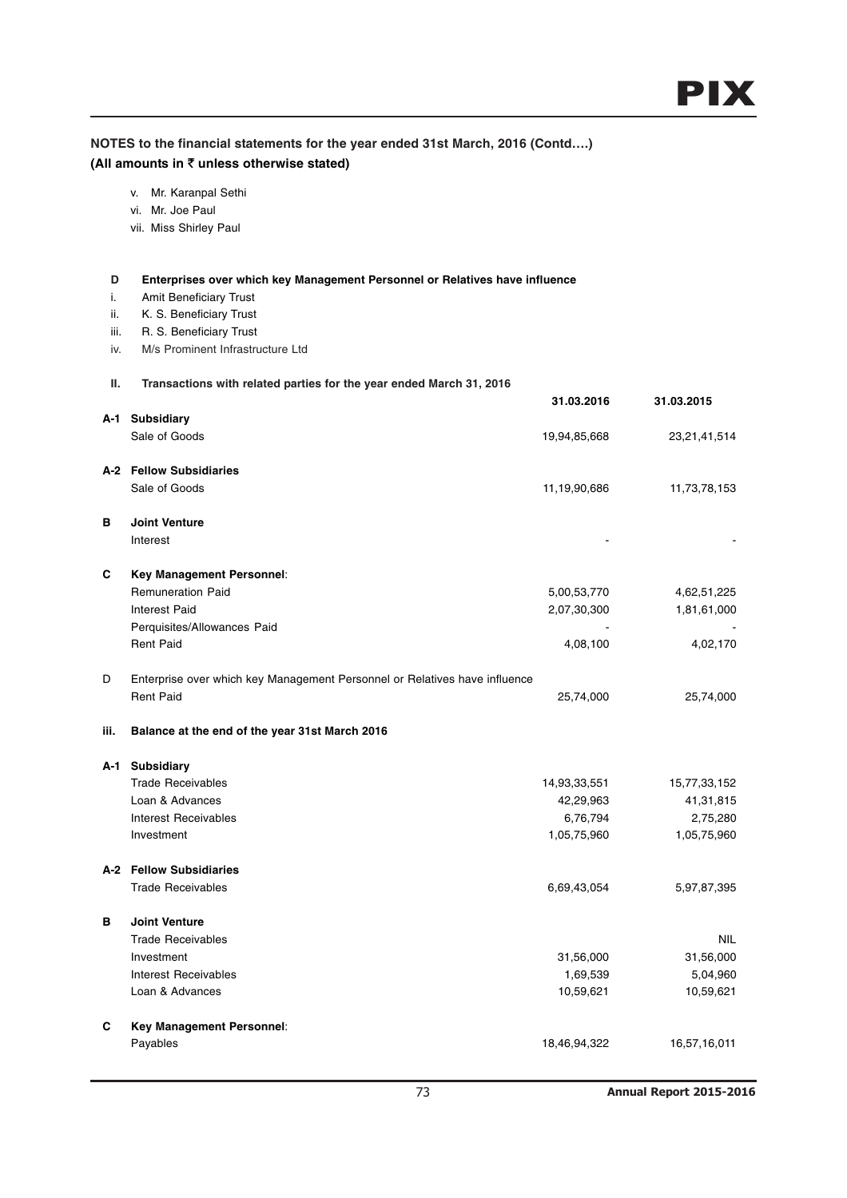## NOTES to the financial statements for the year ended 31st March, 2016 (Contd….)
### (All amounts in ₹ unless otherwise stated)

v. Mr. Karanpal Sethi
vi. Mr. Joe Paul
vii. Miss Shirley Paul

**D Enterprises over which key Management Personnel or Relatives have influence**

i. Amit Beneficiary Trust
ii. K. S. Beneficiary Trust
iii. R. S. Beneficiary Trust
iv. M/s Prominent Infrastructure Ltd

**II. Transactions with related parties for the year ended March 31, 2016**

| | | 31.03.2016 | 31.03.2015 |
|---|---|---|---|
| **A-1** | **Subsidiary** | | |
| | Sale of Goods | 19,94,85,668 | 23,21,41,514 |
| **A-2** | **Fellow Subsidiaries** | | |
| | Sale of Goods | 11,19,90,686 | 11,73,78,153 |
| **B** | **Joint Venture** | | |
| | Interest | - | - |
| **C** | **Key Management Personnel**: | | |
| | Remuneration Paid | 5,00,53,770 | 4,62,51,225 |
| | Interest Paid | 2,07,30,300 | 1,81,61,000 |
| | Perquisites/Allowances Paid | - | - |
| | Rent Paid | 4,08,100 | 4,02,170 |
| D | Enterprise over which key Management Personnel or Relatives have influence | | |
| | Rent Paid | 25,74,000 | 25,74,000 |

**iii. Balance at the end of the year 31st March 2016**

| | | 31.03.2016 | 31.03.2015 |
|---|---|---|---|
| **A-1** | **Subsidiary** | | |
| | Trade Receivables | 14,93,33,551 | 15,77,33,152 |
| | Loan & Advances | 42,29,963 | 41,31,815 |
| | Interest Receivables | 6,76,794 | 2,75,280 |
| | Investment | 1,05,75,960 | 1,05,75,960 |
| **A-2** | **Fellow Subsidiaries** | | |
| | Trade Receivables | 6,69,43,054 | 5,97,87,395 |
| **B** | **Joint Venture** | | |
| | Trade Receivables | | NIL |
| | Investment | 31,56,000 | 31,56,000 |
| | Interest Receivables | 1,69,539 | 5,04,960 |
| | Loan & Advances | 10,59,621 | 10,59,621 |
| **C** | **Key Management Personnel**: | | |
| | Payables | 18,46,94,322 | 16,57,16,011 |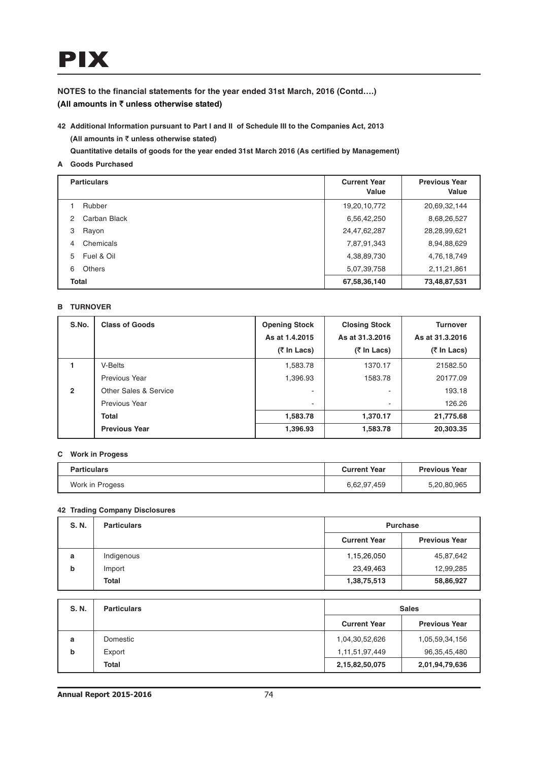# PIX

**NOTES to the financial statements for the year ended 31st March, 2016 (Contd….)**
**(All amounts in ₹ unless otherwise stated)**

**42 Additional Information pursuant to Part I and II of Schedule III to the Companies Act, 2013**
**(All amounts in ₹ unless otherwise stated)**
**Quantitative details of goods for the year ended 31st March 2016 (As certified by Management)**

**A Goods Purchased**

| Particulars | Current Year Value | Previous Year Value |
|---|---|---|
| 1 Rubber | 19,20,10,772 | 20,69,32,144 |
| 2 Carban Black | 6,56,42,250 | 8,68,26,527 |
| 3 Rayon | 24,47,62,287 | 28,28,99,621 |
| 4 Chemicals | 7,87,91,343 | 8,94,88,629 |
| 5 Fuel & Oil | 4,38,89,730 | 4,76,18,749 |
| 6 Others | 5,07,39,758 | 2,11,21,861 |
| **Total** | **67,58,36,140** | **73,48,87,531** |

**B TURNOVER**

| S.No. | Class of Goods | Opening Stock As at 1.4.2015 (₹ In Lacs) | Closing Stock As at 31.3.2016 (₹ In Lacs) | Turnover As at 31.3.2016 (₹ In Lacs) |
|---|---|---|---|---|
| 1 | V-Belts | 1,583.78 | 1370.17 | 21582.50 |
| | Previous Year | 1,396.93 | 1583.78 | 20177.09 |
| 2 | Other Sales & Service | - | - | 193.18 |
| | Previous Year | - | - | 126.26 |
| | **Total** | **1,583.78** | **1,370.17** | **21,775.68** |
| | **Previous Year** | **1,396.93** | **1,583.78** | **20,303.35** |

**C Work in Progess**

| Particulars | Current Year | Previous Year |
|---|---|---|
| Work in Progess | 6,62,97,459 | 5,20,80,965 |

**42 Trading Company Disclosures**

| S. N. | Particulars | Purchase | |
|---|---|---|---|
| | | Current Year | Previous Year |
| a | Indigenous | 1,15,26,050 | 45,87,642 |
| b | Import | 23,49,463 | 12,99,285 |
| | **Total** | **1,38,75,513** | **58,86,927** |

| S. N. | Particulars | Sales | |
|---|---|---|---|
| | | Current Year | Previous Year |
| a | Domestic | 1,04,30,52,626 | 1,05,59,34,156 |
| b | Export | 1,11,51,97,449 | 96,35,45,480 |
| | **Total** | **2,15,82,50,075** | **2,01,94,79,636** |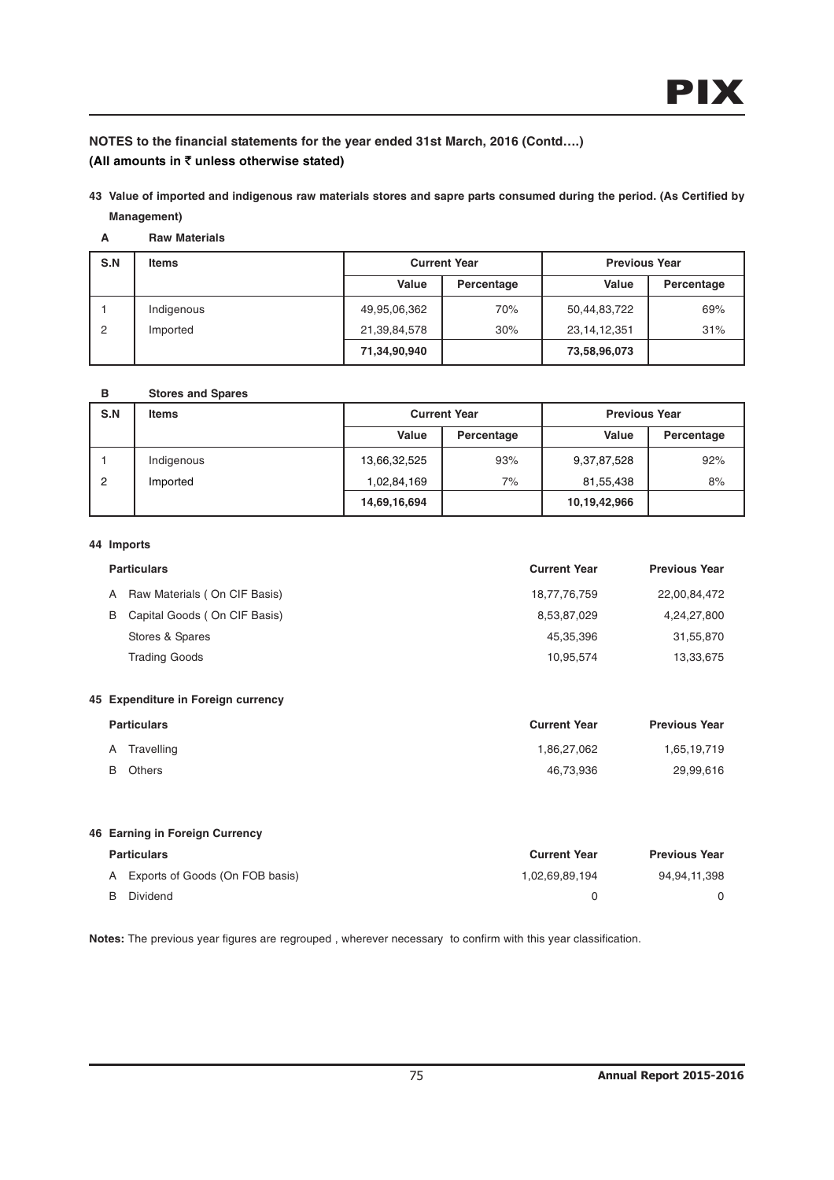## NOTES to the financial statements for the year ended 31st March, 2016 (Contd….)

**(All amounts in ₹ unless otherwise stated)**

**43 Value of imported and indigenous raw materials stores and sapre parts consumed during the period. (As Certified by Management)**

**A Raw Materials**

| S.N | Items | Current Year | | Previous Year | |
|---|---|---|---|---|---|
| | | Value | Percentage | Value | Percentage |
| 1 | Indigenous | 49,95,06,362 | 70% | 50,44,83,722 | 69% |
| 2 | Imported | 21,39,84,578 | 30% | 23,14,12,351 | 31% |
| | | **71,34,90,940** | | **73,58,96,073** | |

**B Stores and Spares**

| S.N | Items | Current Year | | Previous Year | |
|---|---|---|---|---|---|
| | | Value | Percentage | Value | Percentage |
| 1 | Indigenous | 13,66,32,525 | 93% | 9,37,87,528 | 92% |
| 2 | Imported | 1,02,84,169 | 7% | 81,55,438 | 8% |
| | | **14,69,16,694** | | **10,19,42,966** | |

**44 Imports**

| Particulars | Current Year | Previous Year |
|---|---|---|
| A Raw Materials ( On CIF Basis) | 18,77,76,759 | 22,00,84,472 |
| B Capital Goods ( On CIF Basis) | 8,53,87,029 | 4,24,27,800 |
| Stores & Spares | 45,35,396 | 31,55,870 |
| Trading Goods | 10,95,574 | 13,33,675 |

**45 Expenditure in Foreign currency**

| Particulars | Current Year | Previous Year |
|---|---|---|
| A Travelling | 1,86,27,062 | 1,65,19,719 |
| B Others | 46,73,936 | 29,99,616 |

**46 Earning in Foreign Currency**

| Particulars | Current Year | Previous Year |
|---|---|---|
| A Exports of Goods (On FOB basis) | 1,02,69,89,194 | 94,94,11,398 |
| B Dividend | 0 | 0 |

**Notes:** The previous year figures are regrouped , wherever necessary to confirm with this year classification.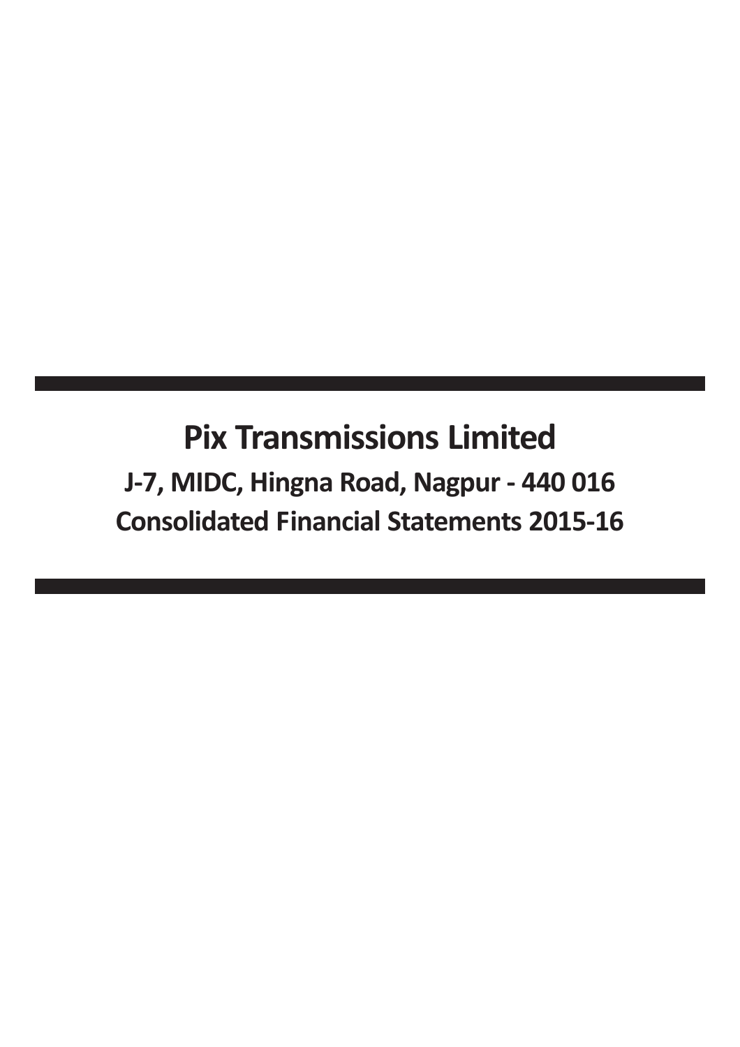# Pix Transmissions Limited

## J-7, MIDC, Hingna Road, Nagpur - 440 016

## Consolidated Financial Statements 2015-16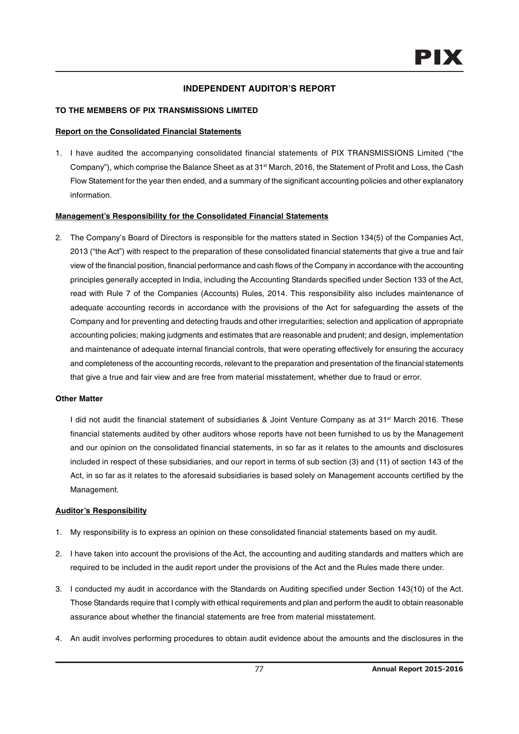## INDEPENDENT AUDITOR'S REPORT

**TO THE MEMBERS OF PIX TRANSMISSIONS LIMITED**

**Report on the Consolidated Financial Statements**

1. I have audited the accompanying consolidated financial statements of PIX TRANSMISSIONS Limited ("the Company"), which comprise the Balance Sheet as at 31st March, 2016, the Statement of Profit and Loss, the Cash Flow Statement for the year then ended, and a summary of the significant accounting policies and other explanatory information.

**Management's Responsibility for the Consolidated Financial Statements**

2. The Company's Board of Directors is responsible for the matters stated in Section 134(5) of the Companies Act, 2013 ("the Act") with respect to the preparation of these consolidated financial statements that give a true and fair view of the financial position, financial performance and cash flows of the Company in accordance with the accounting principles generally accepted in India, including the Accounting Standards specified under Section 133 of the Act, read with Rule 7 of the Companies (Accounts) Rules, 2014. This responsibility also includes maintenance of adequate accounting records in accordance with the provisions of the Act for safeguarding the assets of the Company and for preventing and detecting frauds and other irregularities; selection and application of appropriate accounting policies; making judgments and estimates that are reasonable and prudent; and design, implementation and maintenance of adequate internal financial controls, that were operating effectively for ensuring the accuracy and completeness of the accounting records, relevant to the preparation and presentation of the financial statements that give a true and fair view and are free from material misstatement, whether due to fraud or error.

**Other Matter**

I did not audit the financial statement of subsidiaries & Joint Venture Company as at 31st March 2016. These financial statements audited by other auditors whose reports have not been furnished to us by the Management and our opinion on the consolidated financial statements, in so far as it relates to the amounts and disclosures included in respect of these subsidiaries, and our report in terms of sub section (3) and (11) of section 143 of the Act, in so far as it relates to the aforesaid subsidiaries is based solely on Management accounts certified by the Management.

**Auditor's Responsibility**

1. My responsibility is to express an opinion on these consolidated financial statements based on my audit.
2. I have taken into account the provisions of the Act, the accounting and auditing standards and matters which are required to be included in the audit report under the provisions of the Act and the Rules made there under.
3. I conducted my audit in accordance with the Standards on Auditing specified under Section 143(10) of the Act. Those Standards require that I comply with ethical requirements and plan and perform the audit to obtain reasonable assurance about whether the financial statements are free from material misstatement.
4. An audit involves performing procedures to obtain audit evidence about the amounts and the disclosures in the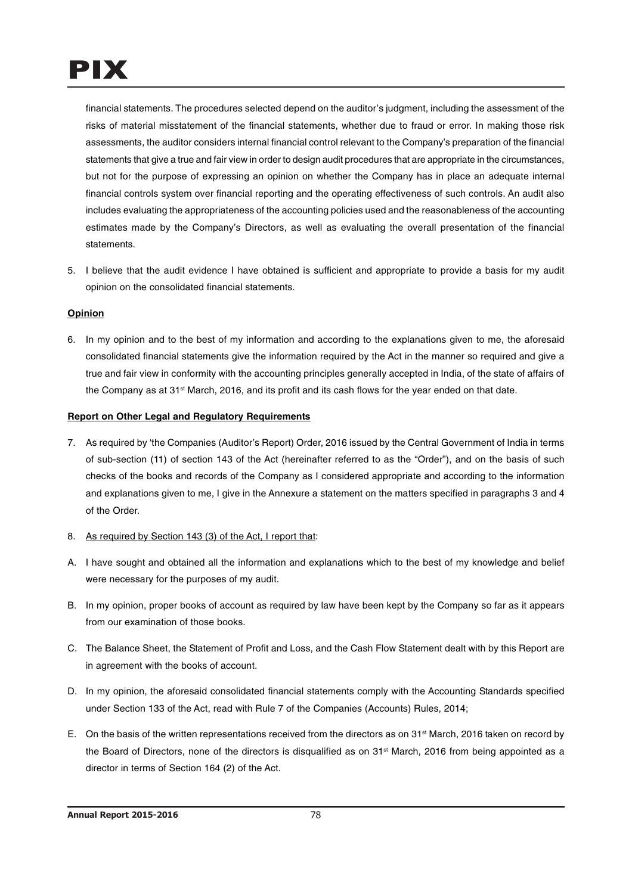financial statements. The procedures selected depend on the auditor's judgment, including the assessment of the risks of material misstatement of the financial statements, whether due to fraud or error. In making those risk assessments, the auditor considers internal financial control relevant to the Company's preparation of the financial statements that give a true and fair view in order to design audit procedures that are appropriate in the circumstances, but not for the purpose of expressing an opinion on whether the Company has in place an adequate internal financial controls system over financial reporting and the operating effectiveness of such controls. An audit also includes evaluating the appropriateness of the accounting policies used and the reasonableness of the accounting estimates made by the Company's Directors, as well as evaluating the overall presentation of the financial statements.

5. I believe that the audit evidence I have obtained is sufficient and appropriate to provide a basis for my audit opinion on the consolidated financial statements.

**Opinion**

6. In my opinion and to the best of my information and according to the explanations given to me, the aforesaid consolidated financial statements give the information required by the Act in the manner so required and give a true and fair view in conformity with the accounting principles generally accepted in India, of the state of affairs of the Company as at 31st March, 2016, and its profit and its cash flows for the year ended on that date.

**Report on Other Legal and Regulatory Requirements**

7. As required by 'the Companies (Auditor's Report) Order, 2016 issued by the Central Government of India in terms of sub-section (11) of section 143 of the Act (hereinafter referred to as the "Order"), and on the basis of such checks of the books and records of the Company as I considered appropriate and according to the information and explanations given to me, I give in the Annexure a statement on the matters specified in paragraphs 3 and 4 of the Order.

8. As required by Section 143 (3) of the Act, I report that:

A. I have sought and obtained all the information and explanations which to the best of my knowledge and belief were necessary for the purposes of my audit.

B. In my opinion, proper books of account as required by law have been kept by the Company so far as it appears from our examination of those books.

C. The Balance Sheet, the Statement of Profit and Loss, and the Cash Flow Statement dealt with by this Report are in agreement with the books of account.

D. In my opinion, the aforesaid consolidated financial statements comply with the Accounting Standards specified under Section 133 of the Act, read with Rule 7 of the Companies (Accounts) Rules, 2014;

E. On the basis of the written representations received from the directors as on 31st March, 2016 taken on record by the Board of Directors, none of the directors is disqualified as on 31st March, 2016 from being appointed as a director in terms of Section 164 (2) of the Act.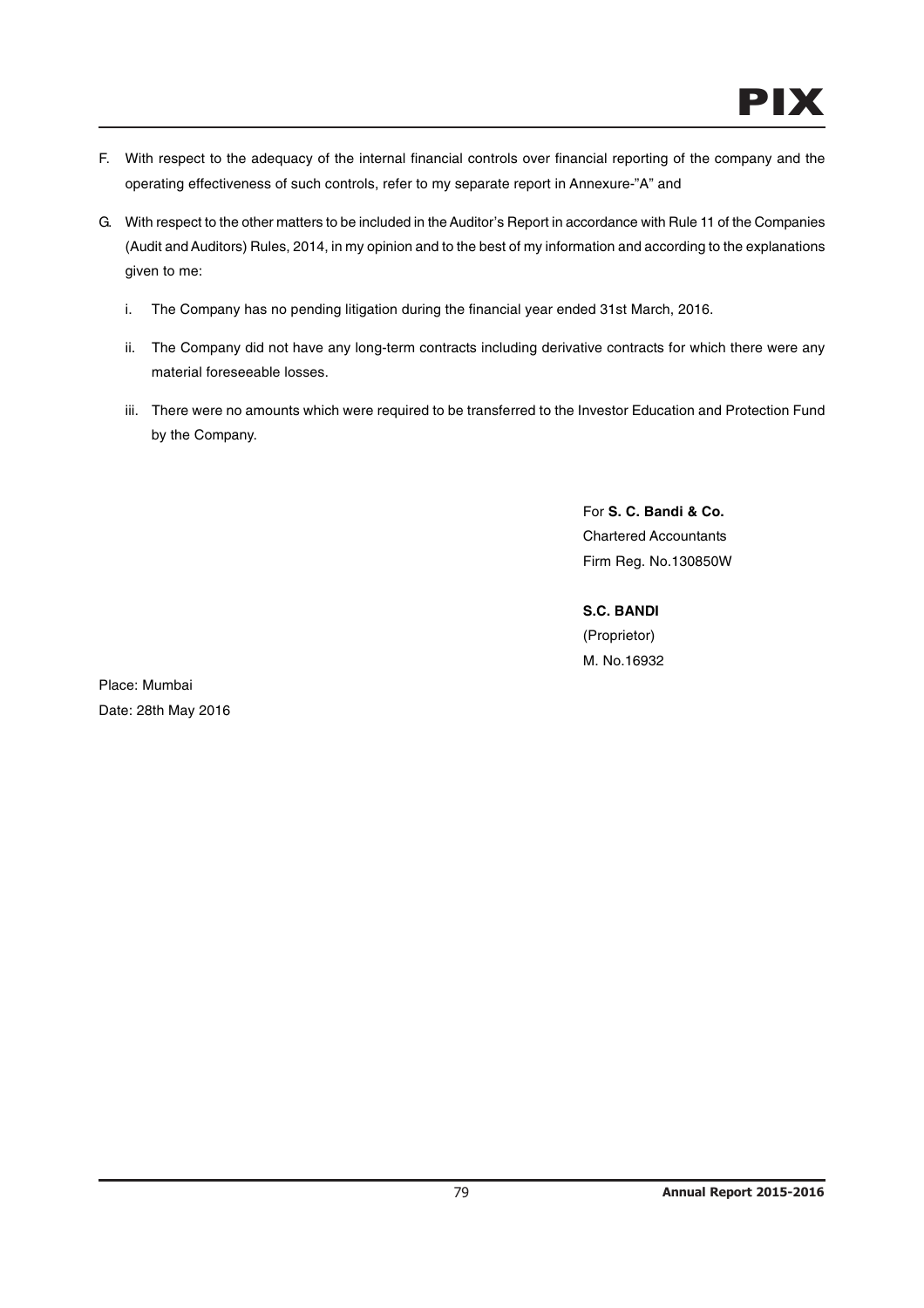F. With respect to the adequacy of the internal financial controls over financial reporting of the company and the operating effectiveness of such controls, refer to my separate report in Annexure-"A" and

G. With respect to the other matters to be included in the Auditor's Report in accordance with Rule 11 of the Companies (Audit and Auditors) Rules, 2014, in my opinion and to the best of my information and according to the explanations given to me:

   i. The Company has no pending litigation during the financial year ended 31st March, 2016.

   ii. The Company did not have any long-term contracts including derivative contracts for which there were any material foreseeable losses.

   iii. There were no amounts which were required to be transferred to the Investor Education and Protection Fund by the Company.

For **S. C. Bandi & Co.**
Chartered Accountants
Firm Reg. No.130850W

**S.C. BANDI**
(Proprietor)
M. No.16932

Place: Mumbai
Date: 28th May 2016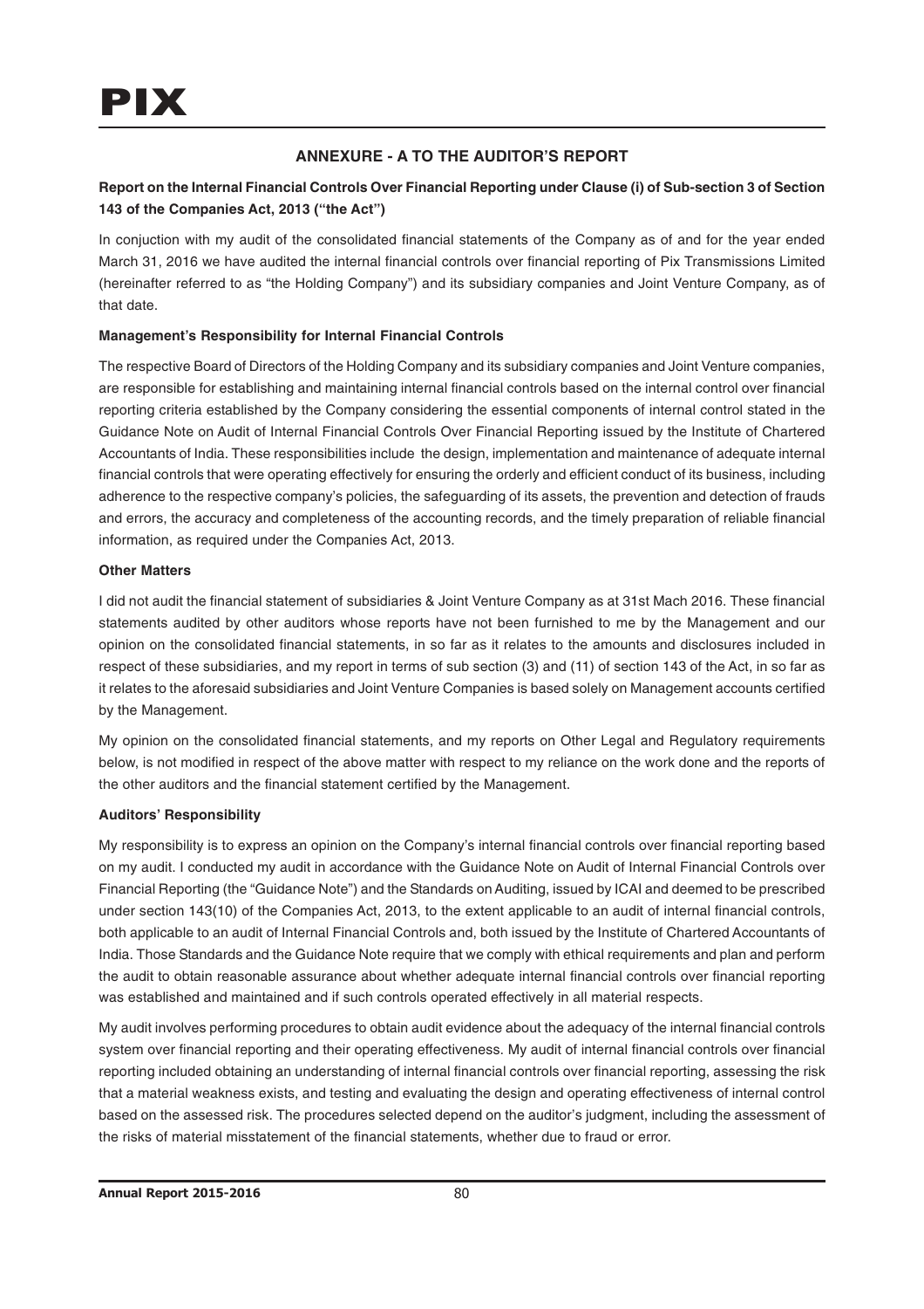## ANNEXURE - A TO THE AUDITOR'S REPORT

**Report on the Internal Financial Controls Over Financial Reporting under Clause (i) of Sub-section 3 of Section 143 of the Companies Act, 2013 ("the Act")**

In conjuction with my audit of the consolidated financial statements of the Company as of and for the year ended March 31, 2016 we have audited the internal financial controls over financial reporting of Pix Transmissions Limited (hereinafter referred to as "the Holding Company") and its subsidiary companies and Joint Venture Company, as of that date.

**Management's Responsibility for Internal Financial Controls**

The respective Board of Directors of the Holding Company and its subsidiary companies and Joint Venture companies, are responsible for establishing and maintaining internal financial controls based on the internal control over financial reporting criteria established by the Company considering the essential components of internal control stated in the Guidance Note on Audit of Internal Financial Controls Over Financial Reporting issued by the Institute of Chartered Accountants of India. These responsibilities include the design, implementation and maintenance of adequate internal financial controls that were operating effectively for ensuring the orderly and efficient conduct of its business, including adherence to the respective company's policies, the safeguarding of its assets, the prevention and detection of frauds and errors, the accuracy and completeness of the accounting records, and the timely preparation of reliable financial information, as required under the Companies Act, 2013.

**Other Matters**

I did not audit the financial statement of subsidiaries & Joint Venture Company as at 31st Mach 2016. These financial statements audited by other auditors whose reports have not been furnished to me by the Management and our opinion on the consolidated financial statements, in so far as it relates to the amounts and disclosures included in respect of these subsidiaries, and my report in terms of sub section (3) and (11) of section 143 of the Act, in so far as it relates to the aforesaid subsidiaries and Joint Venture Companies is based solely on Management accounts certified by the Management.

My opinion on the consolidated financial statements, and my reports on Other Legal and Regulatory requirements below, is not modified in respect of the above matter with respect to my reliance on the work done and the reports of the other auditors and the financial statement certified by the Management.

**Auditors' Responsibility**

My responsibility is to express an opinion on the Company's internal financial controls over financial reporting based on my audit. I conducted my audit in accordance with the Guidance Note on Audit of Internal Financial Controls over Financial Reporting (the "Guidance Note") and the Standards on Auditing, issued by ICAI and deemed to be prescribed under section 143(10) of the Companies Act, 2013, to the extent applicable to an audit of internal financial controls, both applicable to an audit of Internal Financial Controls and, both issued by the Institute of Chartered Accountants of India. Those Standards and the Guidance Note require that we comply with ethical requirements and plan and perform the audit to obtain reasonable assurance about whether adequate internal financial controls over financial reporting was established and maintained and if such controls operated effectively in all material respects.

My audit involves performing procedures to obtain audit evidence about the adequacy of the internal financial controls system over financial reporting and their operating effectiveness. My audit of internal financial controls over financial reporting included obtaining an understanding of internal financial controls over financial reporting, assessing the risk that a material weakness exists, and testing and evaluating the design and operating effectiveness of internal control based on the assessed risk. The procedures selected depend on the auditor's judgment, including the assessment of the risks of material misstatement of the financial statements, whether due to fraud or error.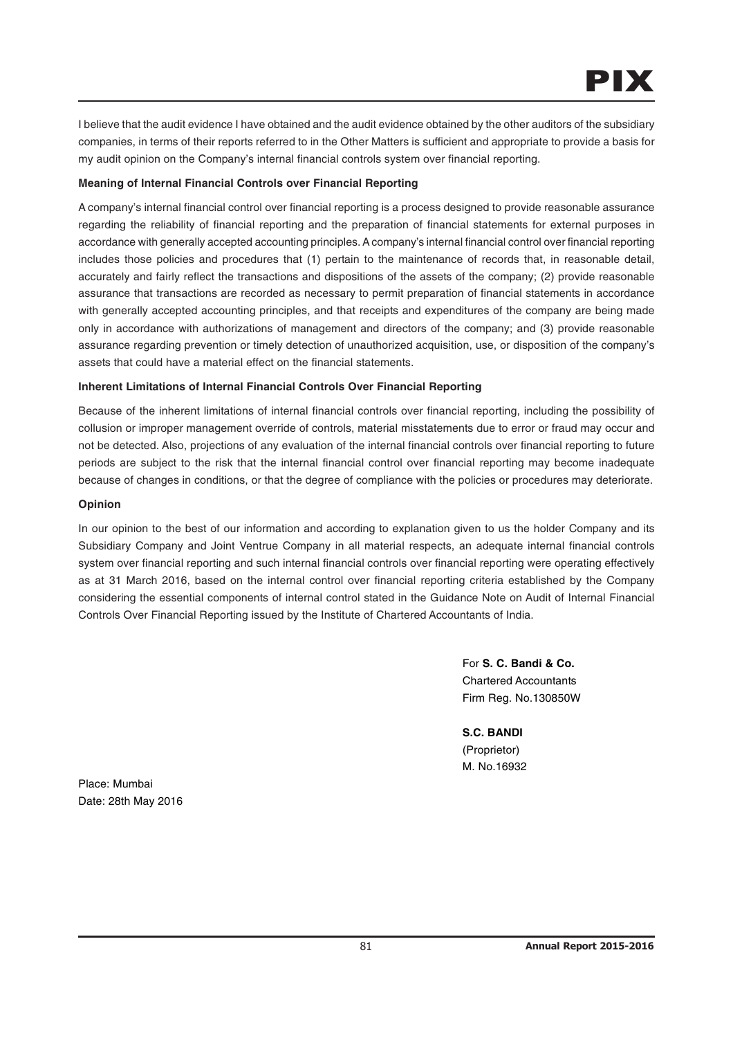I believe that the audit evidence I have obtained and the audit evidence obtained by the other auditors of the subsidiary companies, in terms of their reports referred to in the Other Matters is sufficient and appropriate to provide a basis for my audit opinion on the Company's internal financial controls system over financial reporting.

**Meaning of Internal Financial Controls over Financial Reporting**

A company's internal financial control over financial reporting is a process designed to provide reasonable assurance regarding the reliability of financial reporting and the preparation of financial statements for external purposes in accordance with generally accepted accounting principles. A company's internal financial control over financial reporting includes those policies and procedures that (1) pertain to the maintenance of records that, in reasonable detail, accurately and fairly reflect the transactions and dispositions of the assets of the company; (2) provide reasonable assurance that transactions are recorded as necessary to permit preparation of financial statements in accordance with generally accepted accounting principles, and that receipts and expenditures of the company are being made only in accordance with authorizations of management and directors of the company; and (3) provide reasonable assurance regarding prevention or timely detection of unauthorized acquisition, use, or disposition of the company's assets that could have a material effect on the financial statements.

**Inherent Limitations of Internal Financial Controls Over Financial Reporting**

Because of the inherent limitations of internal financial controls over financial reporting, including the possibility of collusion or improper management override of controls, material misstatements due to error or fraud may occur and not be detected. Also, projections of any evaluation of the internal financial controls over financial reporting to future periods are subject to the risk that the internal financial control over financial reporting may become inadequate because of changes in conditions, or that the degree of compliance with the policies or procedures may deteriorate.

**Opinion**

In our opinion to the best of our information and according to explanation given to us the holder Company and its Subsidiary Company and Joint Ventrue Company in all material respects, an adequate internal financial controls system over financial reporting and such internal financial controls over financial reporting were operating effectively as at 31 March 2016, based on the internal control over financial reporting criteria established by the Company considering the essential components of internal control stated in the Guidance Note on Audit of Internal Financial Controls Over Financial Reporting issued by the Institute of Chartered Accountants of India.

For **S. C. Bandi & Co.**
Chartered Accountants
Firm Reg. No.130850W

**S.C. BANDI**
(Proprietor)
M. No.16932

Place: Mumbai
Date: 28th May 2016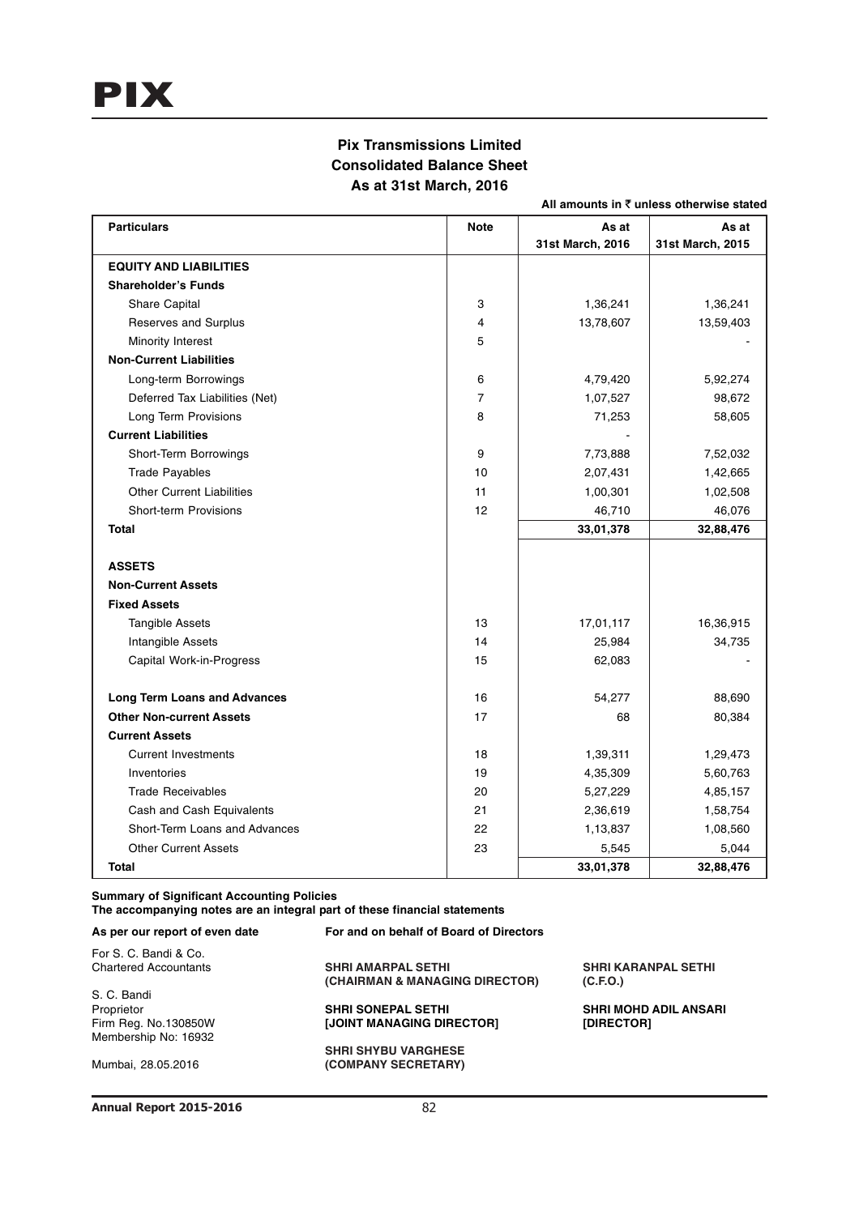# Pix Transmissions Limited
## Consolidated Balance Sheet
### As at 31st March, 2016

**All amounts in ₹ unless otherwise stated**

| Particulars | Note | As at 31st March, 2016 | As at 31st March, 2015 |
|---|---|---|---|
| **EQUITY AND LIABILITIES** | | | |
| **Shareholder's Funds** | | | |
| Share Capital | 3 | 1,36,241 | 1,36,241 |
| Reserves and Surplus | 4 | 13,78,607 | 13,59,403 |
| Minority Interest | 5 | | - |
| **Non-Current Liabilities** | | | |
| Long-term Borrowings | 6 | 4,79,420 | 5,92,274 |
| Deferred Tax Liabilities (Net) | 7 | 1,07,527 | 98,672 |
| Long Term Provisions | 8 | 71,253 | 58,605 |
| **Current Liabilities** | | - | |
| Short-Term Borrowings | 9 | 7,73,888 | 7,52,032 |
| Trade Payables | 10 | 2,07,431 | 1,42,665 |
| Other Current Liabilities | 11 | 1,00,301 | 1,02,508 |
| Short-term Provisions | 12 | 46,710 | 46,076 |
| **Total** | | **33,01,378** | **32,88,476** |
| **ASSETS** | | | |
| **Non-Current Assets** | | | |
| **Fixed Assets** | | | |
| Tangible Assets | 13 | 17,01,117 | 16,36,915 |
| Intangible Assets | 14 | 25,984 | 34,735 |
| Capital Work-in-Progress | 15 | 62,083 | - |
| **Long Term Loans and Advances** | 16 | 54,277 | 88,690 |
| **Other Non-current Assets** | 17 | 68 | 80,384 |
| **Current Assets** | | | |
| Current Investments | 18 | 1,39,311 | 1,29,473 |
| Inventories | 19 | 4,35,309 | 5,60,763 |
| Trade Receivables | 20 | 5,27,229 | 4,85,157 |
| Cash and Cash Equivalents | 21 | 2,36,619 | 1,58,754 |
| Short-Term Loans and Advances | 22 | 1,13,837 | 1,08,560 |
| Other Current Assets | 23 | 5,545 | 5,044 |
| **Total** | | **33,01,378** | **32,88,476** |

**Summary of Significant Accounting Policies**
**The accompanying notes are an integral part of these financial statements**

**As per our report of even date**

For S. C. Bandi & Co.
Chartered Accountants

S. C. Bandi
Proprietor
Firm Reg. No.130850W
Membership No: 16932

Mumbai, 28.05.2016

**For and on behalf of Board of Directors**

**SHRI AMARPAL SETHI**
**(CHAIRMAN & MANAGING DIRECTOR)**

**SHRI KARANPAL SETHI**
**(C.F.O.)**

**SHRI SONEPAL SETHI**
**[JOINT MANAGING DIRECTOR]**

**SHRI MOHD ADIL ANSARI**
**[DIRECTOR]**

**SHRI SHYBU VARGHESE**
**(COMPANY SECRETARY)**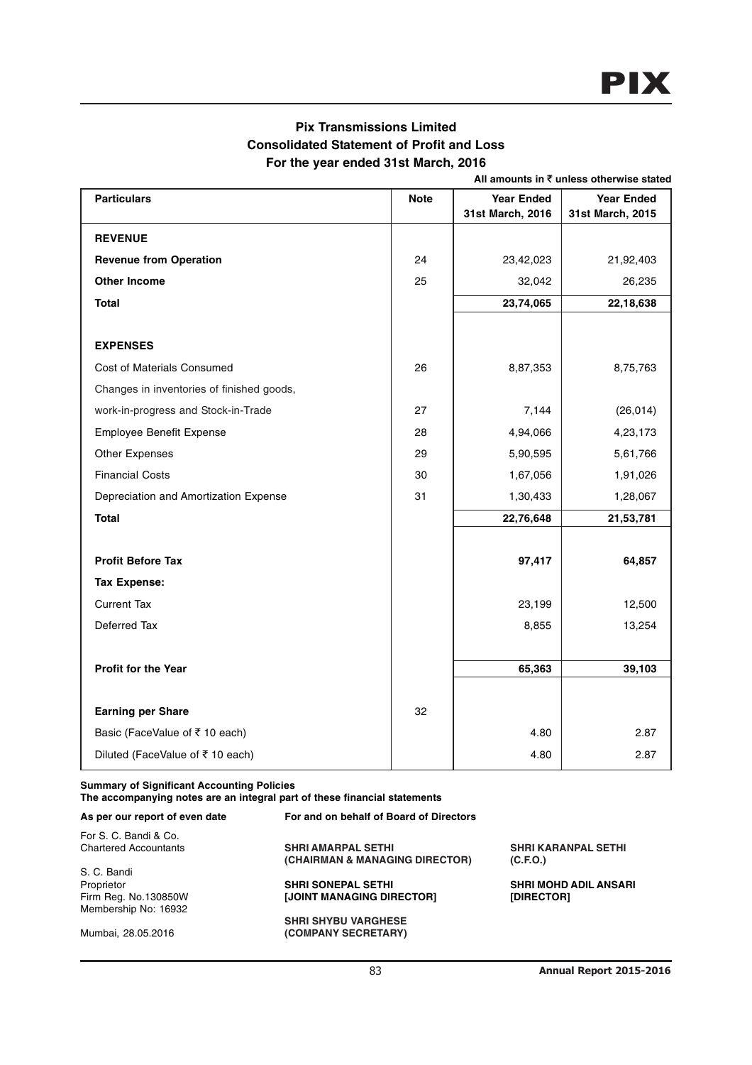# Pix Transmissions Limited

## Consolidated Statement of Profit and Loss

### For the year ended 31st March, 2016

**All amounts in ₹ unless otherwise stated**

| Particulars | Note | Year Ended 31st March, 2016 | Year Ended 31st March, 2015 |
|---|---|---|---|
| **REVENUE** | | | |
| **Revenue from Operation** | 24 | 23,42,023 | 21,92,403 |
| **Other Income** | 25 | 32,042 | 26,235 |
| **Total** | | **23,74,065** | **22,18,638** |
| | | | |
| **EXPENSES** | | | |
| Cost of Materials Consumed | 26 | 8,87,353 | 8,75,763 |
| Changes in inventories of finished goods, work-in-progress and Stock-in-Trade | 27 | 7,144 | (26,014) |
| Employee Benefit Expense | 28 | 4,94,066 | 4,23,173 |
| Other Expenses | 29 | 5,90,595 | 5,61,766 |
| Financial Costs | 30 | 1,67,056 | 1,91,026 |
| Depreciation and Amortization Expense | 31 | 1,30,433 | 1,28,067 |
| **Total** | | **22,76,648** | **21,53,781** |
| | | | |
| **Profit Before Tax** | | **97,417** | **64,857** |
| **Tax Expense:** | | | |
| Current Tax | | 23,199 | 12,500 |
| Deferred Tax | | 8,855 | 13,254 |
| | | | |
| **Profit for the Year** | | **65,363** | **39,103** |
| | | | |
| **Earning per Share** | 32 | | |
| Basic (FaceValue of ₹ 10 each) | | 4.80 | 2.87 |
| Diluted (FaceValue of ₹ 10 each) | | 4.80 | 2.87 |

**Summary of Significant Accounting Policies**

**The accompanying notes are an integral part of these financial statements**

**As per our report of even date**

For S. C. Bandi & Co.
Chartered Accountants

S. C. Bandi
Proprietor
Firm Reg. No.130850W
Membership No: 16932

Mumbai, 28.05.2016

**For and on behalf of Board of Directors**

**SHRI AMARPAL SETHI**
**(CHAIRMAN & MANAGING DIRECTOR)**

**SHRI KARANPAL SETHI**
**(C.F.O.)**

**SHRI SONEPAL SETHI**
**[JOINT MANAGING DIRECTOR]**

**SHRI MOHD ADIL ANSARI**
**[DIRECTOR]**

**SHRI SHYBU VARGHESE**
**(COMPANY SECRETARY)**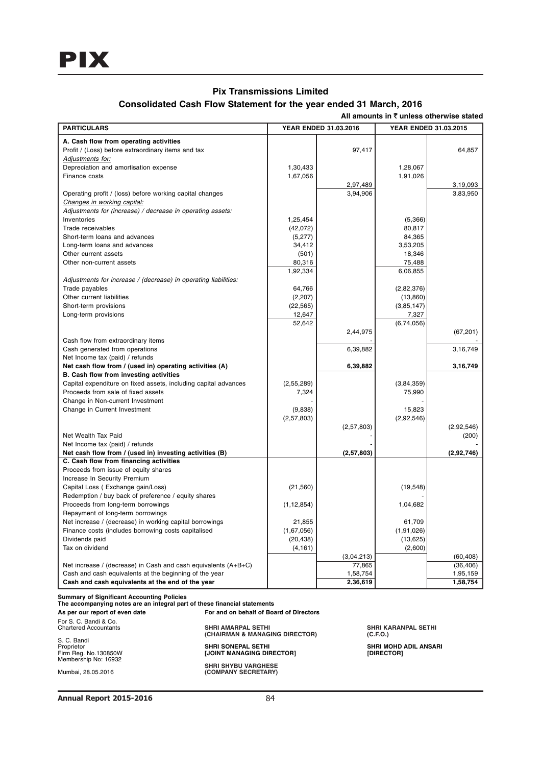# Pix Transmissions Limited

## Consolidated Cash Flow Statement for the year ended 31 March, 2016

**All amounts in ₹ unless otherwise stated**

| PARTICULARS | YEAR ENDED 31.03.2016 | | YEAR ENDED 31.03.2015 | |
|---|---|---|---|---|
| **A. Cash flow from operating activities** | | | | |
| Profit / (Loss) before extraordinary items and tax | | 97,417 | | 64,857 |
| *Adjustments for:* | | | | |
| Depreciation and amortisation expense | 1,30,433 | | 1,28,067 | |
| Finance costs | 1,67,056 | | 1,91,026 | |
| | | 2,97,489 | | 3,19,093 |
| Operating profit / (loss) before working capital changes | | 3,94,906 | | 3,83,950 |
| *Changes in working capital:* | | | | |
| *Adjustments for (increase) / decrease in operating assets:* | | | | |
| Inventories | 1,25,454 | | (5,366) | |
| Trade receivables | (42,072) | | 80,817 | |
| Short-term loans and advances | (5,277) | | 84,365 | |
| Long-term loans and advances | 34,412 | | 3,53,205 | |
| Other current assets | (501) | | 18,346 | |
| Other non-current assets | 80,316 | | 75,488 | |
| | 1,92,334 | | 6,06,855 | |
| *Adjustments for increase / (decrease) in operating liabilities:* | | | | |
| Trade payables | 64,766 | | (2,82,376) | |
| Other current liabilities | (2,207) | | (13,860) | |
| Short-term provisions | (22,565) | | (3,85,147) | |
| Long-term provisions | 12,647 | | 7,327 | |
| | 52,642 | | (6,74,056) | |
| | | 2,44,975 | | (67,201) |
| Cash flow from extraordinary items | | - | | - |
| Cash generated from operations | | 6,39,882 | | 3,16,749 |
| Net Income tax (paid) / refunds | | | | |
| **Net cash flow from / (used in) operating activities (A)** | | **6,39,882** | | **3,16,749** |
| **B. Cash flow from investing activities** | | | | |
| Capital expenditure on fixed assets, including capital advances | (2,55,289) | | (3,84,359) | |
| Proceeds from sale of fixed assets | 7,324 | | 75,990 | |
| Change in Non-current Investment | - | | - | |
| Change in Current Investment | (9,838) | | 15,823 | |
| | (2,57,803) | | (2,92,546) | |
| | | (2,57,803) | | (2,92,546) |
| Net Wealth Tax Paid | | - | | (200) |
| Net Income tax (paid) / refunds | | - | | - |
| **Net cash flow from / (used in) investing activities (B)** | | **(2,57,803)** | | **(2,92,746)** |
| **C. Cash flow from financing activities** | | | | |
| Proceeds from issue of equity shares | | | | |
| Increase In Security Premium | | | | |
| Capital Loss ( Exchange gain/Loss) | (21,560) | | (19,548) | |
| Redemption / buy back of preference / equity shares | | | - | |
| Proceeds from long-term borrowings | (1,12,854) | | 1,04,682 | |
| Repayment of long-term borrowings | | | | |
| Net increase / (decrease) in working capital borrowings | 21,855 | | 61,709 | |
| Finance costs (includes borrowing costs capitalised | (1,67,056) | | (1,91,026) | |
| Dividends paid | (20,438) | | (13,625) | |
| Tax on dividend | (4,161) | | (2,600) | |
| | | (3,04,213) | | (60,408) |
| Net increase / (decrease) in Cash and cash equivalents (A+B+C) | | 77,865 | | (36,406) |
| Cash and cash equivalents at the beginning of the year | | 1,58,754 | | 1,95,159 |
| **Cash and cash equivalents at the end of the year** | | **2,36,619** | | **1,58,754** |

**Summary of Significant Accounting Policies**
**The accompanying notes are an integral part of these financial statements**

**As per our report of even date**

For S. C. Bandi & Co.
Chartered Accountants

S. C. Bandi
Proprietor
Firm Reg. No.130850W
Membership No: 16932

Mumbai, 28.05.2016

**For and on behalf of Board of Directors**

**SHRI AMARPAL SETHI**
**(CHAIRMAN & MANAGING DIRECTOR)**

**SHRI SONEPAL SETHI**
**[JOINT MANAGING DIRECTOR]**

**SHRI SHYBU VARGHESE**
**(COMPANY SECRETARY)**

**SHRI KARANPAL SETHI**
**(C.F.O.)**

**SHRI MOHD ADIL ANSARI**
**[DIRECTOR]**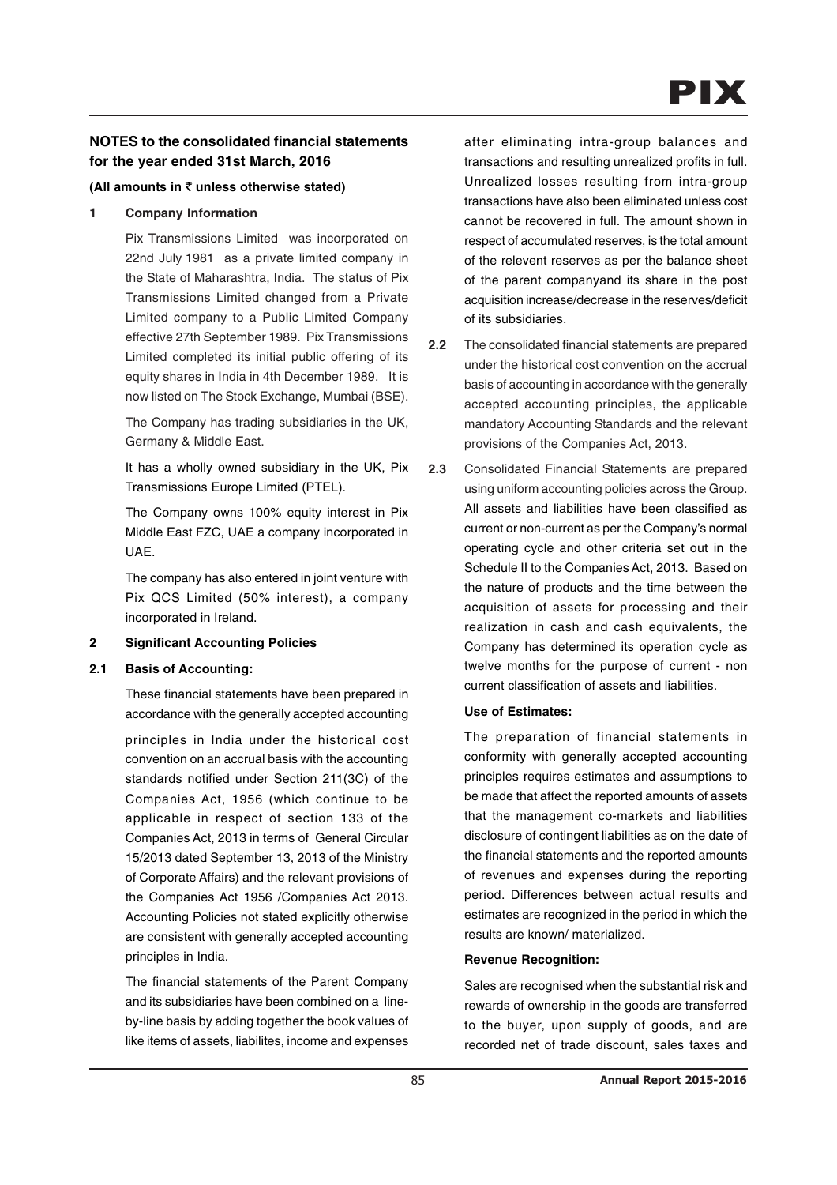## NOTES to the consolidated financial statements for the year ended 31st March, 2016

**(All amounts in ₹ unless otherwise stated)**

**1 Company Information**

Pix Transmissions Limited was incorporated on 22nd July 1981 as a private limited company in the State of Maharashtra, India. The status of Pix Transmissions Limited changed from a Private Limited company to a Public Limited Company effective 27th September 1989. Pix Transmissions Limited completed its initial public offering of its equity shares in India in 4th December 1989. It is now listed on The Stock Exchange, Mumbai (BSE).

The Company has trading subsidiaries in the UK, Germany & Middle East.

It has a wholly owned subsidiary in the UK, Pix Transmissions Europe Limited (PTEL).

The Company owns 100% equity interest in Pix Middle East FZC, UAE a company incorporated in UAE.

The company has also entered in joint venture with Pix QCS Limited (50% interest), a company incorporated in Ireland.

**2 Significant Accounting Policies**

**2.1 Basis of Accounting:**

These financial statements have been prepared in accordance with the generally accepted accounting principles in India under the historical cost convention on an accrual basis with the accounting standards notified under Section 211(3C) of the Companies Act, 1956 (which continue to be applicable in respect of section 133 of the Companies Act, 2013 in terms of General Circular 15/2013 dated September 13, 2013 of the Ministry of Corporate Affairs) and the relevant provisions of the Companies Act 1956 /Companies Act 2013. Accounting Policies not stated explicitly otherwise are consistent with generally accepted accounting principles in India.

The financial statements of the Parent Company and its subsidiaries have been combined on a line-by-line basis by adding together the book values of like items of assets, liabilites, income and expenses after eliminating intra-group balances and transactions and resulting unrealized profits in full. Unrealized losses resulting from intra-group transactions have also been eliminated unless cost cannot be recovered in full. The amount shown in respect of accumulated reserves, is the total amount of the relevent reserves as per the balance sheet of the parent companyand its share in the post acquisition increase/decrease in the reserves/deficit of its subsidiaries.

**2.2** The consolidated financial statements are prepared under the historical cost convention on the accrual basis of accounting in accordance with the generally accepted accounting principles, the applicable mandatory Accounting Standards and the relevant provisions of the Companies Act, 2013.

**2.3** Consolidated Financial Statements are prepared using uniform accounting policies across the Group. All assets and liabilities have been classified as current or non-current as per the Company's normal operating cycle and other criteria set out in the Schedule II to the Companies Act, 2013. Based on the nature of products and the time between the acquisition of assets for processing and their realization in cash and cash equivalents, the Company has determined its operation cycle as twelve months for the purpose of current - non current classification of assets and liabilities.

**Use of Estimates:**

The preparation of financial statements in conformity with generally accepted accounting principles requires estimates and assumptions to be made that affect the reported amounts of assets that the management co-markets and liabilities disclosure of contingent liabilities as on the date of the financial statements and the reported amounts of revenues and expenses during the reporting period. Differences between actual results and estimates are recognized in the period in which the results are known/ materialized.

**Revenue Recognition:**

Sales are recognised when the substantial risk and rewards of ownership in the goods are transferred to the buyer, upon supply of goods, and are recorded net of trade discount, sales taxes and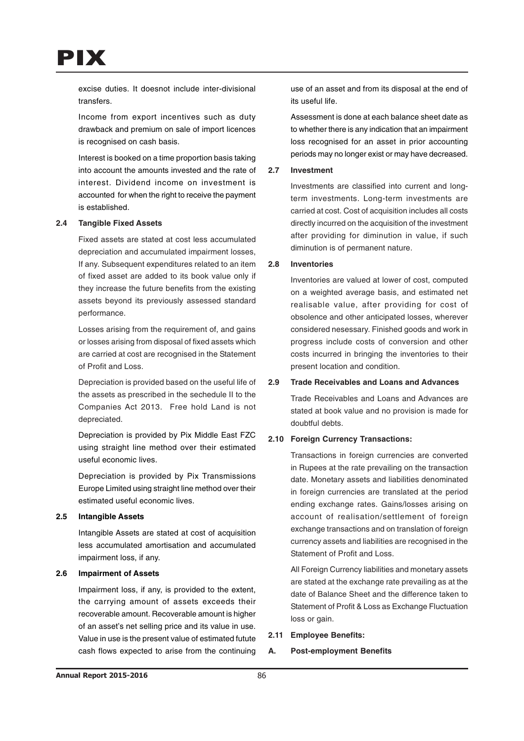excise duties. It doesnot include inter-divisional transfers.

Income from export incentives such as duty drawback and premium on sale of import licences is recognised on cash basis.

Interest is booked on a time proportion basis taking into account the amounts invested and the rate of interest. Dividend income on investment is accounted for when the right to receive the payment is established.

**2.4 Tangible Fixed Assets**

Fixed assets are stated at cost less accumulated depreciation and accumulated impairment losses, If any. Subsequent expenditures related to an item of fixed asset are added to its book value only if they increase the future benefits from the existing assets beyond its previously assessed standard performance.

Losses arising from the requirement of, and gains or losses arising from disposal of fixed assets which are carried at cost are recognised in the Statement of Profit and Loss.

Depreciation is provided based on the useful life of the assets as prescribed in the sechedule II to the Companies Act 2013. Free hold Land is not depreciated.

Depreciation is provided by Pix Middle East FZC using straight line method over their estimated useful economic lives.

Depreciation is provided by Pix Transmissions Europe Limited using straight line method over their estimated useful economic lives.

**2.5 Intangible Assets**

Intangible Assets are stated at cost of acquisition less accumulated amortisation and accumulated impairment loss, if any.

**2.6 Impairment of Assets**

Impairment loss, if any, is provided to the extent, the carrying amount of assets exceeds their recoverable amount. Recoverable amount is higher of an asset's net selling price and its value in use. Value in use is the present value of estimated futute cash flows expected to arise from the continuing use of an asset and from its disposal at the end of its useful life.

Assessment is done at each balance sheet date as to whether there is any indication that an impairment loss recognised for an asset in prior accounting periods may no longer exist or may have decreased.

**2.7 Investment**

Investments are classified into current and long-term investments. Long-term investments are carried at cost. Cost of acquisition includes all costs directly incurred on the acquisition of the investment after providing for diminution in value, if such diminution is of permanent nature.

**2.8 Inventories**

Inventories are valued at lower of cost, computed on a weighted average basis, and estimated net realisable value, after providing for cost of obsolence and other anticipated losses, wherever considered nesessary. Finished goods and work in progress include costs of conversion and other costs incurred in bringing the inventories to their present location and condition.

**2.9 Trade Receivables and Loans and Advances**

Trade Receivables and Loans and Advances are stated at book value and no provision is made for doubtful debts.

**2.10 Foreign Currency Transactions:**

Transactions in foreign currencies are converted in Rupees at the rate prevailing on the transaction date. Monetary assets and liabilities denominated in foreign currencies are translated at the period ending exchange rates. Gains/losses arising on account of realisation/settlement of foreign exchange transactions and on translation of foreign currency assets and liabilities are recognised in the Statement of Profit and Loss.

All Foreign Currency liabilities and monetary assets are stated at the exchange rate prevailing as at the date of Balance Sheet and the difference taken to Statement of Profit & Loss as Exchange Fluctuation loss or gain.

**2.11 Employee Benefits:**

**A. Post-employment Benefits**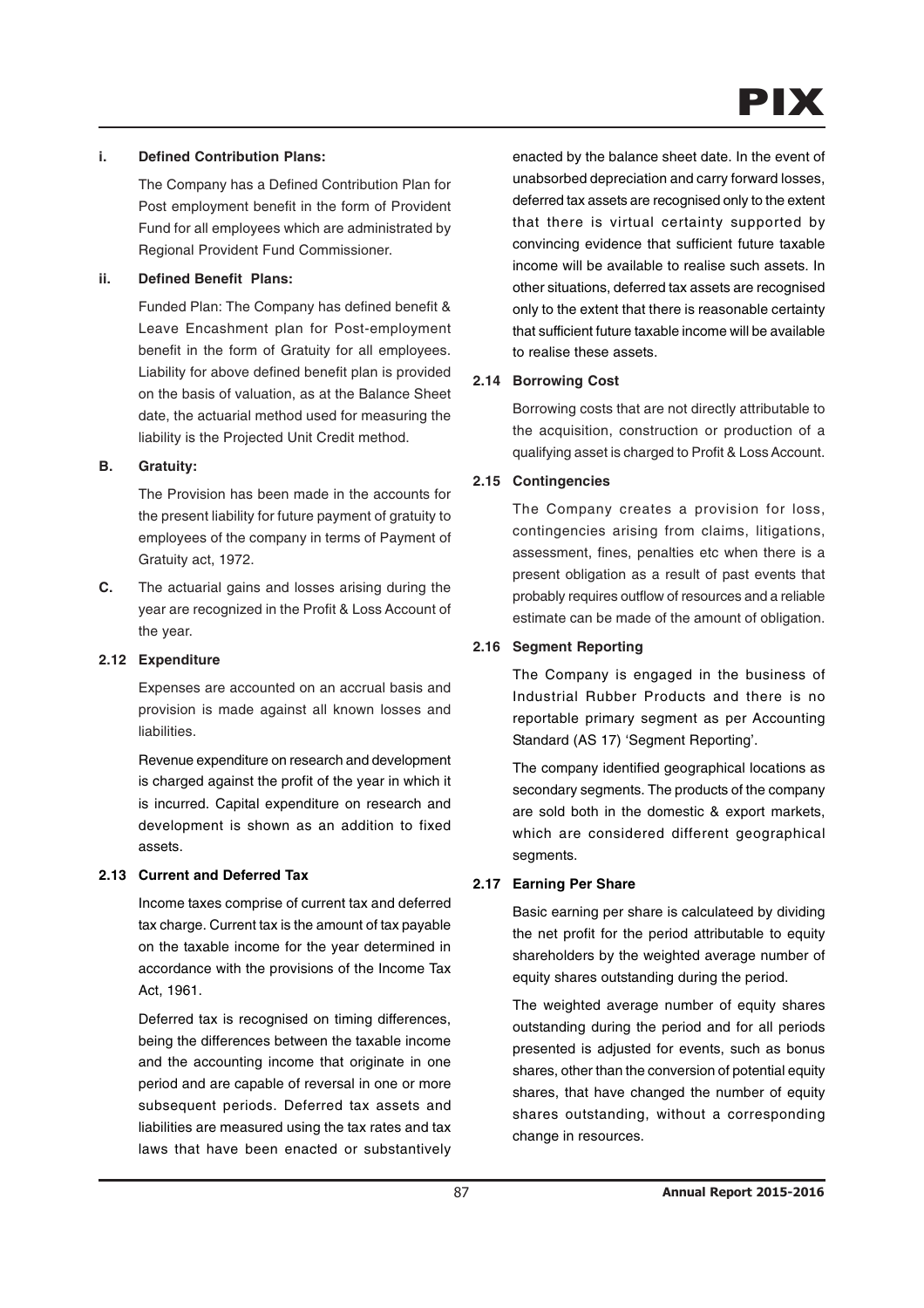#### i. Defined Contribution Plans:

The Company has a Defined Contribution Plan for Post employment benefit in the form of Provident Fund for all employees which are administrated by Regional Provident Fund Commissioner.

#### ii. Defined Benefit Plans:

Funded Plan: The Company has defined benefit & Leave Encashment plan for Post-employment benefit in the form of Gratuity for all employees. Liability for above defined benefit plan is provided on the basis of valuation, as at the Balance Sheet date, the actuarial method used for measuring the liability is the Projected Unit Credit method.

#### B. Gratuity:

The Provision has been made in the accounts for the present liability for future payment of gratuity to employees of the company in terms of Payment of Gratuity act, 1972.

**C.** The actuarial gains and losses arising during the year are recognized in the Profit & Loss Account of the year.

### 2.12 Expenditure

Expenses are accounted on an accrual basis and provision is made against all known losses and liabilities.

Revenue expenditure on research and development is charged against the profit of the year in which it is incurred. Capital expenditure on research and development is shown as an addition to fixed assets.

### 2.13 Current and Deferred Tax

Income taxes comprise of current tax and deferred tax charge. Current tax is the amount of tax payable on the taxable income for the year determined in accordance with the provisions of the Income Tax Act, 1961.

Deferred tax is recognised on timing differences, being the differences between the taxable income and the accounting income that originate in one period and are capable of reversal in one or more subsequent periods. Deferred tax assets and liabilities are measured using the tax rates and tax laws that have been enacted or substantively enacted by the balance sheet date. In the event of unabsorbed depreciation and carry forward losses, deferred tax assets are recognised only to the extent that there is virtual certainty supported by convincing evidence that sufficient future taxable income will be available to realise such assets. In other situations, deferred tax assets are recognised only to the extent that there is reasonable certainty that sufficient future taxable income will be available to realise these assets.

### 2.14 Borrowing Cost

Borrowing costs that are not directly attributable to the acquisition, construction or production of a qualifying asset is charged to Profit & Loss Account.

### 2.15 Contingencies

The Company creates a provision for loss, contingencies arising from claims, litigations, assessment, fines, penalties etc when there is a present obligation as a result of past events that probably requires outflow of resources and a reliable estimate can be made of the amount of obligation.

### 2.16 Segment Reporting

The Company is engaged in the business of Industrial Rubber Products and there is no reportable primary segment as per Accounting Standard (AS 17) 'Segment Reporting'.

The company identified geographical locations as secondary segments. The products of the company are sold both in the domestic & export markets, which are considered different geographical segments.

### 2.17 Earning Per Share

Basic earning per share is calculateed by dividing the net profit for the period attributable to equity shareholders by the weighted average number of equity shares outstanding during the period.

The weighted average number of equity shares outstanding during the period and for all periods presented is adjusted for events, such as bonus shares, other than the conversion of potential equity shares, that have changed the number of equity shares outstanding, without a corresponding change in resources.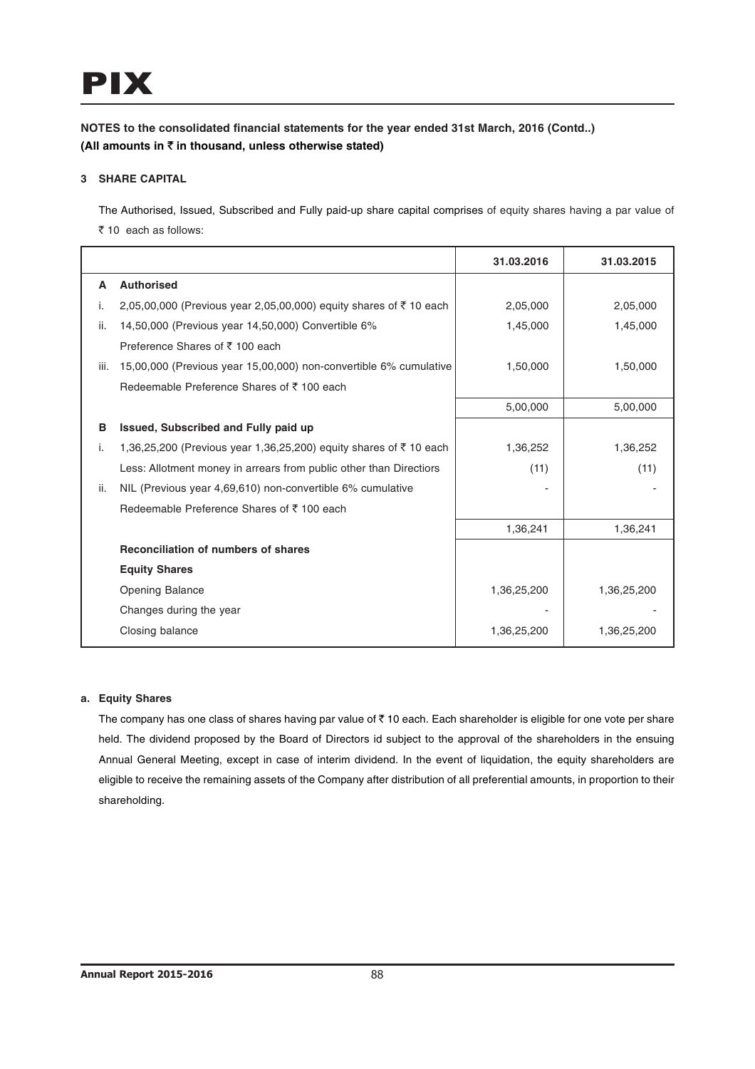## NOTES to the consolidated financial statements for the year ended 31st March, 2016 (Contd..)

**(All amounts in ₹ in thousand, unless otherwise stated)**

### 3 SHARE CAPITAL

The Authorised, Issued, Subscribed and Fully paid-up share capital comprises of equity shares having a par value of ₹ 10 each as follows:

| | | 31.03.2016 | 31.03.2015 |
|---|---|---|---|
| **A** | **Authorised** | | |
| i. | 2,05,00,000 (Previous year 2,05,00,000) equity shares of ₹ 10 each | 2,05,000 | 2,05,000 |
| ii. | 14,50,000 (Previous year 14,50,000) Convertible 6% Preference Shares of ₹ 100 each | 1,45,000 | 1,45,000 |
| iii. | 15,00,000 (Previous year 15,00,000) non-convertible 6% cumulative Redeemable Preference Shares of ₹ 100 each | 1,50,000 | 1,50,000 |
| | | 5,00,000 | 5,00,000 |
| **B** | **Issued, Subscribed and Fully paid up** | | |
| i. | 1,36,25,200 (Previous year 1,36,25,200) equity shares of ₹ 10 each | 1,36,252 | 1,36,252 |
| | Less: Allotment money in arrears from public other than Directors | (11) | (11) |
| ii. | NIL (Previous year 4,69,610) non-convertible 6% cumulative Redeemable Preference Shares of ₹ 100 each | - | - |
| | | 1,36,241 | 1,36,241 |
| | **Reconciliation of numbers of shares** | | |
| | **Equity Shares** | | |
| | Opening Balance | 1,36,25,200 | 1,36,25,200 |
| | Changes during the year | - | - |
| | Closing balance | 1,36,25,200 | 1,36,25,200 |

**a. Equity Shares**

The company has one class of shares having par value of ₹ 10 each. Each shareholder is eligible for one vote per share held. The dividend proposed by the Board of Directors id subject to the approval of the shareholders in the ensuing Annual General Meeting, except in case of interim dividend. In the event of liquidation, the equity shareholders are eligible to receive the remaining assets of the Company after distribution of all preferential amounts, in proportion to their shareholding.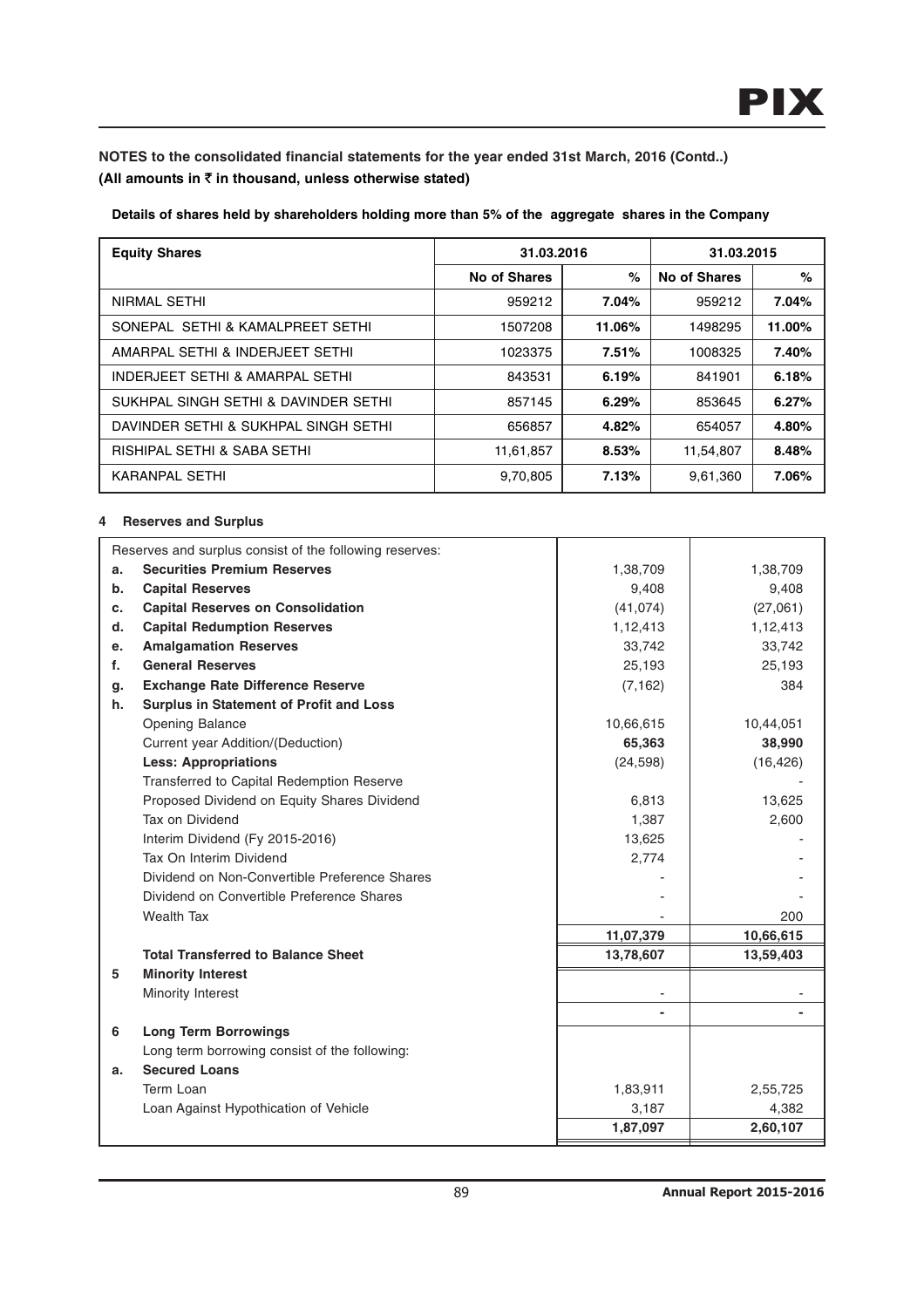**NOTES to the consolidated financial statements for the year ended 31st March, 2016 (Contd..)**
**(All amounts in ₹ in thousand, unless otherwise stated)**

**Details of shares held by shareholders holding more than 5% of the aggregate shares in the Company**

| Equity Shares | 31.03.2016 | | 31.03.2015 | |
|---|---|---|---|---|
| | No of Shares | % | No of Shares | % |
| NIRMAL SETHI | 959212 | **7.04%** | 959212 | **7.04%** |
| SONEPAL SETHI & KAMALPREET SETHI | 1507208 | **11.06%** | 1498295 | **11.00%** |
| AMARPAL SETHI & INDERJEET SETHI | 1023375 | **7.51%** | 1008325 | **7.40%** |
| INDERJEET SETHI & AMARPAL SETHI | 843531 | **6.19%** | 841901 | **6.18%** |
| SUKHPAL SINGH SETHI & DAVINDER SETHI | 857145 | **6.29%** | 853645 | **6.27%** |
| DAVINDER SETHI & SUKHPAL SINGH SETHI | 656857 | **4.82%** | 654057 | **4.80%** |
| RISHIPAL SETHI & SABA SETHI | 11,61,857 | **8.53%** | 11,54,807 | **8.48%** |
| KARANPAL SETHI | 9,70,805 | **7.13%** | 9,61,360 | **7.06%** |

**4 Reserves and Surplus**

| | | | |
|---|---|---|---|
| | Reserves and surplus consist of the following reserves: | | |
| a. | **Securities Premium Reserves** | 1,38,709 | 1,38,709 |
| b. | **Capital Reserves** | 9,408 | 9,408 |
| c. | **Capital Reserves on Consolidation** | (41,074) | (27,061) |
| d. | **Capital Redumption Reserves** | 1,12,413 | 1,12,413 |
| e. | **Amalgamation Reserves** | 33,742 | 33,742 |
| f. | **General Reserves** | 25,193 | 25,193 |
| g. | **Exchange Rate Difference Reserve** | (7,162) | 384 |
| h. | **Surplus in Statement of Profit and Loss** | | |
| | Opening Balance | 10,66,615 | 10,44,051 |
| | Current year Addition/(Deduction) | **65,363** | **38,990** |
| | **Less: Appropriations** | (24,598) | (16,426) |
| | Transferred to Capital Redemption Reserve | | - |
| | Proposed Dividend on Equity Shares Dividend | 6,813 | 13,625 |
| | Tax on Dividend | 1,387 | 2,600 |
| | Interim Dividend (Fy 2015-2016) | 13,625 | - |
| | Tax On Interim Dividend | 2,774 | - |
| | Dividend on Non-Convertible Preference Shares | - | - |
| | Dividend on Convertible Preference Shares | - | - |
| | Wealth Tax | - | 200 |
| | | **11,07,379** | **10,66,615** |
| | **Total Transferred to Balance Sheet** | **13,78,607** | **13,59,403** |
| **5** | **Minority Interest** | | |
| | Minority Interest | - | - |
| | | **-** | **-** |
| **6** | **Long Term Borrowings** | | |
| | Long term borrowing consist of the following: | | |
| a. | **Secured Loans** | | |
| | Term Loan | 1,83,911 | 2,55,725 |
| | Loan Against Hypothication of Vehicle | 3,187 | 4,382 |
| | | **1,87,097** | **2,60,107** |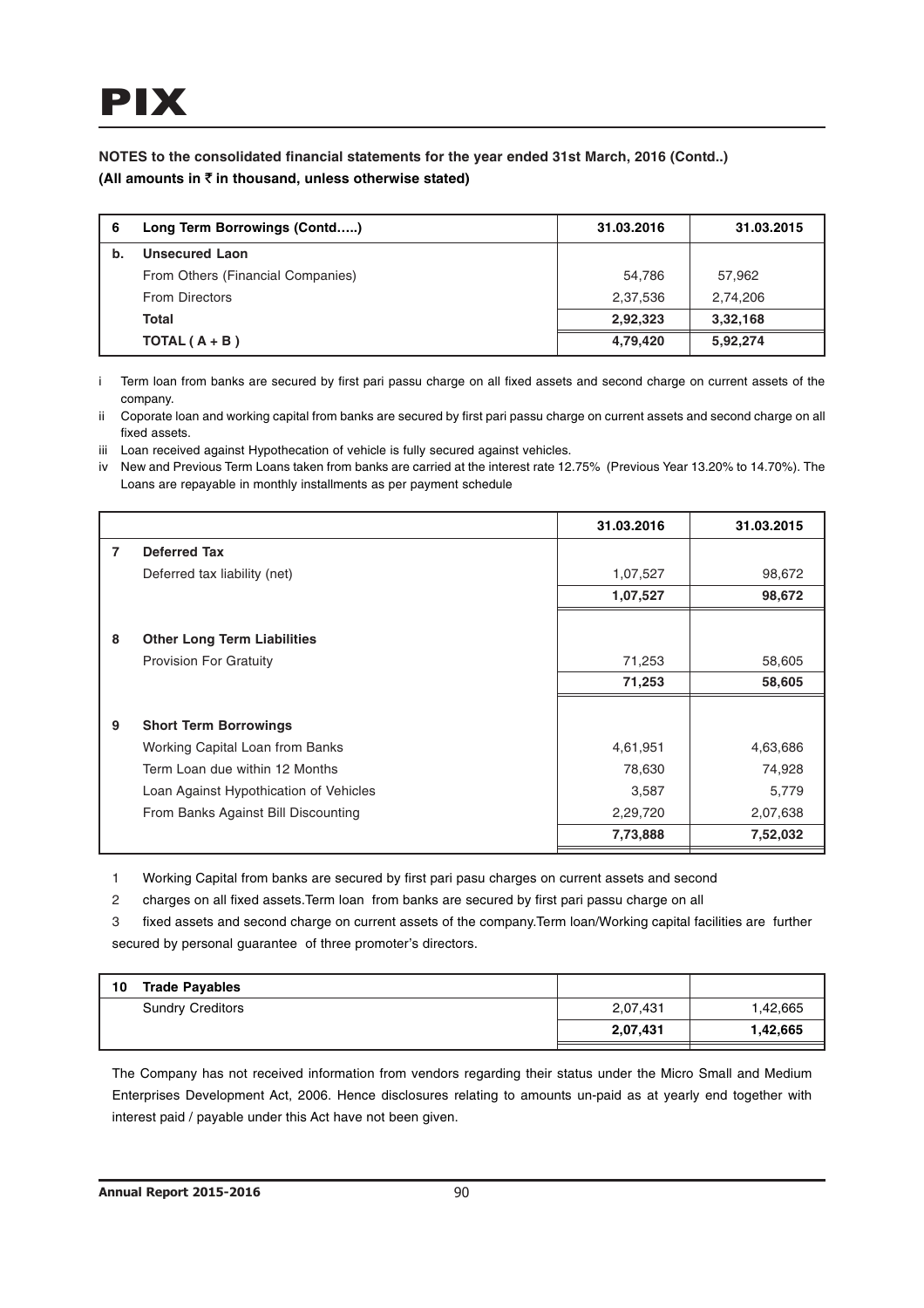**NOTES to the consolidated financial statements for the year ended 31st March, 2016 (Contd..)**
**(All amounts in ₹ in thousand, unless otherwise stated)**

| 6 | Long Term Borrowings (Contd.....) | 31.03.2016 | 31.03.2015 |
|---|---|---|---|
| b. | **Unsecured Laon** | | |
| | From Others (Financial Companies) | 54,786 | 57,962 |
| | From Directors | 2,37,536 | 2,74,206 |
| | **Total** | **2,92,323** | **3,32,168** |
| | **TOTAL ( A + B )** | **4,79,420** | **5,92,274** |

i Term loan from banks are secured by first pari passu charge on all fixed assets and second charge on current assets of the company.

ii Coporate loan and working capital from banks are secured by first pari passu charge on current assets and second charge on all fixed assets.

iii Loan received against Hypothecation of vehicle is fully secured against vehicles.

iv New and Previous Term Loans taken from banks are carried at the interest rate 12.75% (Previous Year 13.20% to 14.70%). The Loans are repayable in monthly installments as per payment schedule

| | | 31.03.2016 | 31.03.2015 |
|---|---|---|---|
| 7 | **Deferred Tax** | | |
| | Deferred tax liability (net) | 1,07,527 | 98,672 |
| | | **1,07,527** | **98,672** |
| 8 | **Other Long Term Liabilities** | | |
| | Provision For Gratuity | 71,253 | 58,605 |
| | | **71,253** | **58,605** |
| 9 | **Short Term Borrowings** | | |
| | Working Capital Loan from Banks | 4,61,951 | 4,63,686 |
| | Term Loan due within 12 Months | 78,630 | 74,928 |
| | Loan Against Hypothication of Vehicles | 3,587 | 5,779 |
| | From Banks Against Bill Discounting | 2,29,720 | 2,07,638 |
| | | **7,73,888** | **7,52,032** |

1 Working Capital from banks are secured by first pari pasu charges on current assets and second

2 charges on all fixed assets.Term loan from banks are secured by first pari passu charge on all

3 fixed assets and second charge on current assets of the company.Term loan/Working capital facilities are further secured by personal guarantee of three promoter's directors.

| 10 | **Trade Payables** | | |
|---|---|---|---|
| | Sundry Creditors | 2,07,431 | 1,42,665 |
| | | **2,07,431** | **1,42,665** |

The Company has not received information from vendors regarding their status under the Micro Small and Medium Enterprises Development Act, 2006. Hence disclosures relating to amounts un-paid as at yearly end together with interest paid / payable under this Act have not been given.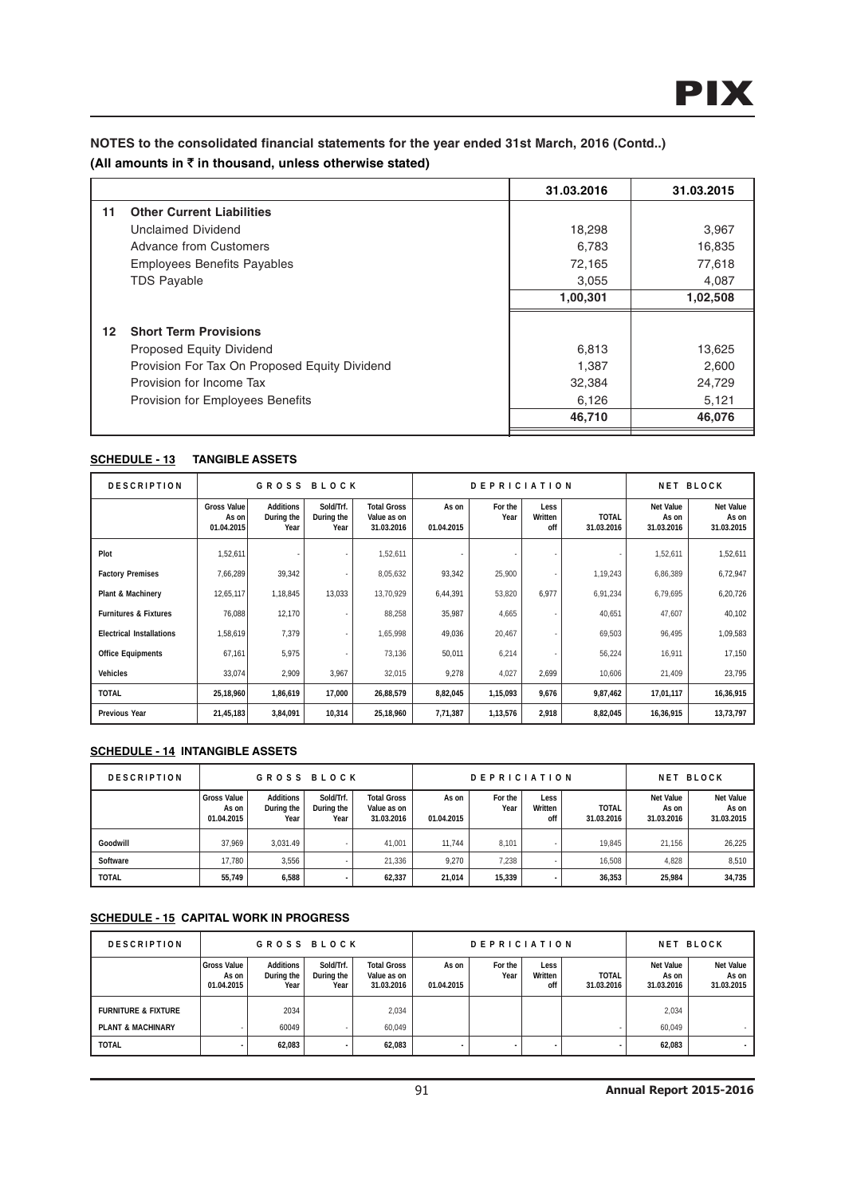## NOTES to the consolidated financial statements for the year ended 31st March, 2016 (Contd..)

**(All amounts in ₹ in thousand, unless otherwise stated)**

| | | 31.03.2016 | 31.03.2015 |
|---|---|---|---|
| **11** | **Other Current Liabilities** | | |
| | Unclaimed Dividend | 18,298 | 3,967 |
| | Advance from Customers | 6,783 | 16,835 |
| | Employees Benefits Payables | 72,165 | 77,618 |
| | TDS Payable | 3,055 | 4,087 |
| | | **1,00,301** | **1,02,508** |
| **12** | **Short Term Provisions** | | |
| | Proposed Equity Dividend | 6,813 | 13,625 |
| | Provision For Tax On Proposed Equity Dividend | 1,387 | 2,600 |
| | Provision for Income Tax | 32,384 | 24,729 |
| | Provision for Employees Benefits | 6,126 | 5,121 |
| | | **46,710** | **46,076** |

### SCHEDULE - 13 TANGIBLE ASSETS

| DESCRIPTION | GROSS BLOCK | | | | DEPRICIATION | | | | NET BLOCK | |
|---|---|---|---|---|---|---|---|---|---|---|
| | Gross Value As on 01.04.2015 | Additions During the Year | Sold/Trf. During the Year | Total Gross Value as on 31.03.2016 | As on 01.04.2015 | For the Year | Less Written off | TOTAL 31.03.2016 | Net Value As on 31.03.2016 | Net Value As on 31.03.2015 |
| Plot | 1,52,611 | - | - | 1,52,611 | - | - | - | - | 1,52,611 | 1,52,611 |
| Factory Premises | 7,66,289 | 39,342 | - | 8,05,632 | 93,342 | 25,900 | - | 1,19,243 | 6,86,389 | 6,72,947 |
| Plant & Machinery | 12,65,117 | 1,18,845 | 13,033 | 13,70,929 | 6,44,391 | 53,820 | 6,977 | 6,91,234 | 6,79,695 | 6,20,726 |
| Furnitures & Fixtures | 76,088 | 12,170 | - | 88,258 | 35,987 | 4,665 | - | 40,651 | 47,607 | 40,102 |
| Electrical Installations | 1,58,619 | 7,379 | - | 1,65,998 | 49,036 | 20,467 | - | 69,503 | 96,495 | 1,09,583 |
| Office Equipments | 67,161 | 5,975 | - | 73,136 | 50,011 | 6,214 | - | 56,224 | 16,911 | 17,150 |
| Vehicles | 33,074 | 2,909 | 3,967 | 32,015 | 9,278 | 4,027 | 2,699 | 10,606 | 21,409 | 23,795 |
| **TOTAL** | **25,18,960** | **1,86,619** | **17,000** | **26,88,579** | **8,82,045** | **1,15,093** | **9,676** | **9,87,462** | **17,01,117** | **16,36,915** |
| **Previous Year** | **21,45,183** | **3,84,091** | **10,314** | **25,18,960** | **7,71,387** | **1,13,576** | **2,918** | **8,82,045** | **16,36,915** | **13,73,797** |

### SCHEDULE - 14 INTANGIBLE ASSETS

| DESCRIPTION | GROSS BLOCK | | | | DEPRICIATION | | | | NET BLOCK | |
|---|---|---|---|---|---|---|---|---|---|---|
| | Gross Value As on 01.04.2015 | Additions During the Year | Sold/Trf. During the Year | Total Gross Value as on 31.03.2016 | As on 01.04.2015 | For the Year | Less Written off | TOTAL 31.03.2016 | Net Value As on 31.03.2016 | Net Value As on 31.03.2015 |
| Goodwill | 37,969 | 3,031.49 | - | 41,001 | 11,744 | 8,101 | - | 19,845 | 21,156 | 26,225 |
| Software | 17,780 | 3,556 | - | 21,336 | 9,270 | 7,238 | - | 16,508 | 4,828 | 8,510 |
| **TOTAL** | **55,749** | **6,588** | **-** | **62,337** | **21,014** | **15,339** | **-** | **36,353** | **25,984** | **34,735** |

### SCHEDULE - 15 CAPITAL WORK IN PROGRESS

| DESCRIPTION | GROSS BLOCK | | | | DEPRICIATION | | | | NET BLOCK | |
|---|---|---|---|---|---|---|---|---|---|---|
| | Gross Value As on 01.04.2015 | Additions During the Year | Sold/Trf. During the Year | Total Gross Value as on 31.03.2016 | As on 01.04.2015 | For the Year | Less Written off | TOTAL 31.03.2016 | Net Value As on 31.03.2016 | Net Value As on 31.03.2016 |
| FURNITURE & FIXTURE | | 2034 | | 2,034 | | | | | 2,034 | |
| PLANT & MACHINARY | - | 60049 | - | 60,049 | | | | - | 60,049 | - |
| **TOTAL** | **-** | **62,083** | **-** | **62,083** | **-** | **-** | **-** | **-** | **62,083** | **-** |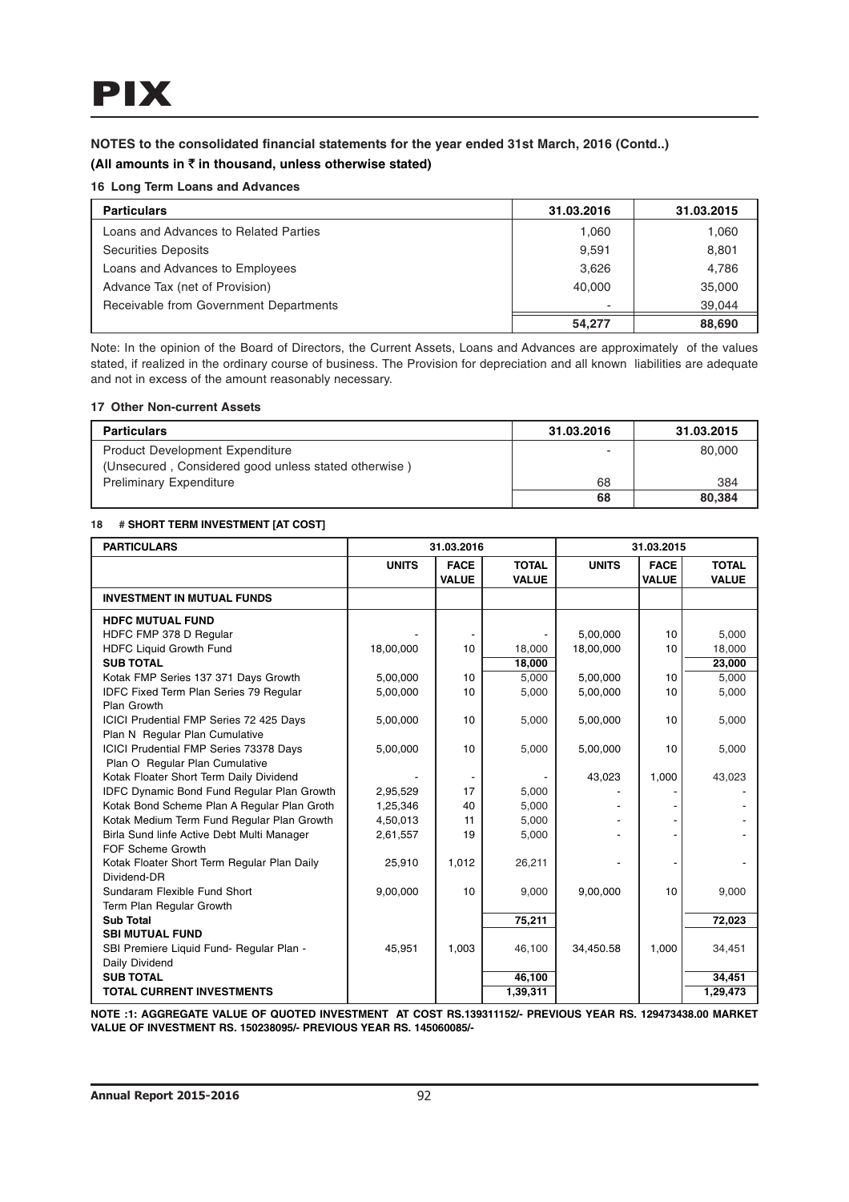**NOTES to the consolidated financial statements for the year ended 31st March, 2016 (Contd..)**

**(All amounts in ₹ in thousand, unless otherwise stated)**

**16 Long Term Loans and Advances**

| Particulars | 31.03.2016 | 31.03.2015 |
|---|---|---|
| Loans and Advances to Related Parties | 1,060 | 1,060 |
| Securities Deposits | 9,591 | 8,801 |
| Loans and Advances to Employees | 3,626 | 4,786 |
| Advance Tax (net of Provision) | 40,000 | 35,000 |
| Receivable from Government Departments | - | 39,044 |
| | 54,277 | 88,690 |

Note: In the opinion of the Board of Directors, the Current Assets, Loans and Advances are approximately of the values stated, if realized in the ordinary course of business. The Provision for depreciation and all known liabilities are adequate and not in excess of the amount reasonably necessary.

**17 Other Non-current Assets**

| Particulars | 31.03.2016 | 31.03.2015 |
|---|---|---|
| Product Development Expenditure (Unsecured , Considered good unless stated otherwise ) | - | 80,000 |
| Preliminary Expenditure | 68 | 384 |
| | 68 | 80,384 |

**18 # SHORT TERM INVESTMENT [AT COST]**

| PARTICULARS | 31.03.2016 | | | 31.03.2015 | | |
|---|---|---|---|---|---|---|
| | UNITS | FACE VALUE | TOTAL VALUE | UNITS | FACE VALUE | TOTAL VALUE |
| **INVESTMENT IN MUTUAL FUNDS** | | | | | | |
| **HDFC MUTUAL FUND** | | | | | | |
| HDFC FMP 378 D Regular | - | - | - | 5,00,000 | 10 | 5,000 |
| HDFC Liquid Growth Fund | 18,00,000 | 10 | 18,000 | 18,00,000 | 10 | 18,000 |
| **SUB TOTAL** | | | **18,000** | | | **23,000** |
| Kotak FMP Series 137 371 Days Growth | 5,00,000 | 10 | 5,000 | 5,00,000 | 10 | 5,000 |
| IDFC Fixed Term Plan Series 79 Regular Plan Growth | 5,00,000 | 10 | 5,000 | 5,00,000 | 10 | 5,000 |
| ICICI Prudential FMP Series 72 425 Days Plan N Regular Plan Cumulative | 5,00,000 | 10 | 5,000 | 5,00,000 | 10 | 5,000 |
| ICICI Prudential FMP Series 73378 Days Plan O Regular Plan Cumulative | 5,00,000 | 10 | 5,000 | 5,00,000 | 10 | 5,000 |
| Kotak Floater Short Term Daily Dividend | - | - | - | 43,023 | 1,000 | 43,023 |
| IDFC Dynamic Bond Fund Regular Plan Growth | 2,95,529 | 17 | 5,000 | - | - | - |
| Kotak Bond Scheme Plan A Regular Plan Groth | 1,25,346 | 40 | 5,000 | - | - | - |
| Kotak Medium Term Fund Regular Plan Growth | 4,50,013 | 11 | 5,000 | - | - | - |
| Birla Sund linfe Active Debt Multi Manager FOF Scheme Growth | 2,61,557 | 19 | 5,000 | - | - | - |
| Kotak Floater Short Term Regular Plan Daily Dividend-DR | 25,910 | 1,012 | 26,211 | - | - | - |
| Sundaram Flexible Fund Short Term Plan Regular Growth | 9,00,000 | 10 | 9,000 | 9,00,000 | 10 | 9,000 |
| **Sub Total** | | | **75,211** | | | **72,023** |
| **SBI MUTUAL FUND** | | | | | | |
| SBI Premiere Liquid Fund- Regular Plan - Daily Dividend | 45,951 | 1,003 | 46,100 | 34,450.58 | 1,000 | 34,451 |
| **SUB TOTAL** | | | **46,100** | | | **34,451** |
| **TOTAL CURRENT INVESTMENTS** | | | **1,39,311** | | | **1,29,473** |

**NOTE :1: AGGREGATE VALUE OF QUOTED INVESTMENT AT COST RS.139311152/- PREVIOUS YEAR RS. 129473438.00 MARKET VALUE OF INVESTMENT RS. 150238095/- PREVIOUS YEAR RS. 145060085/-**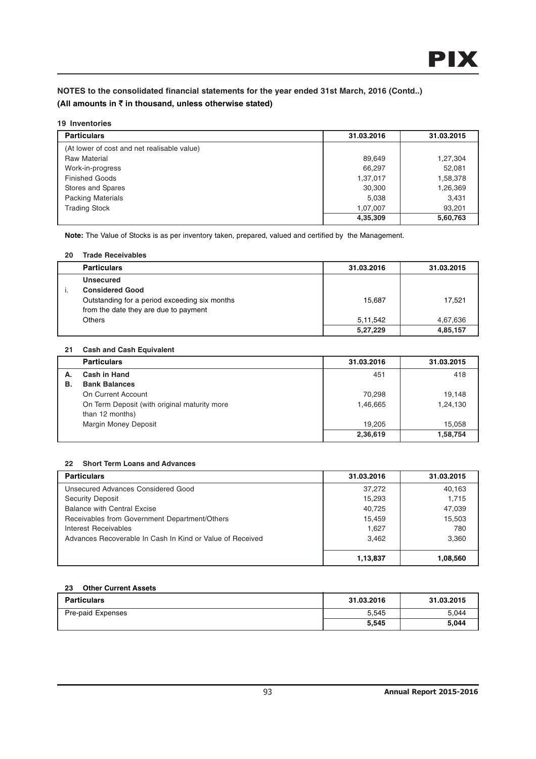## NOTES to the consolidated financial statements for the year ended 31st March, 2016 (Contd..)

**(All amounts in ₹ in thousand, unless otherwise stated)**

### 19 Inventories

| Particulars | 31.03.2016 | 31.03.2015 |
|---|---|---|
| (At lower of cost and net realisable value) | | |
| Raw Material | 89,649 | 1,27,304 |
| Work-in-progress | 66,297 | 52,081 |
| Finished Goods | 1,37,017 | 1,58,378 |
| Stores and Spares | 30,300 | 1,26,369 |
| Packing Materials | 5,038 | 3,431 |
| Trading Stock | 1,07,007 | 93,201 |
| | **4,35,309** | **5,60,763** |

**Note:** The Value of Stocks is as per inventory taken, prepared, valued and certified by the Management.

### 20 Trade Receivables

| | Particulars | 31.03.2016 | 31.03.2015 |
|---|---|---|---|
| | **Unsecured** | | |
| i. | **Considered Good** | | |
| | Outstanding for a period exceeding six months from the date they are due to payment | 15,687 | 17,521 |
| | Others | 5,11,542 | 4,67,636 |
| | | **5,27,229** | **4,85,157** |

### 21 Cash and Cash Equivalent

| | Particulars | 31.03.2016 | 31.03.2015 |
|---|---|---|---|
| A. | **Cash in Hand** | 451 | 418 |
| B. | **Bank Balances** | | |
| | On Current Account | 70,298 | 19,148 |
| | On Term Deposit (with original maturity more than 12 months) | 1,46,665 | 1,24,130 |
| | Margin Money Deposit | 19,205 | 15,058 |
| | | **2,36,619** | **1,58,754** |

### 22 Short Term Loans and Advances

| Particulars | 31.03.2016 | 31.03.2015 |
|---|---|---|
| Unsecured Advances Considered Good | 37,272 | 40,163 |
| Security Deposit | 15,293 | 1,715 |
| Balance with Central Excise | 40,725 | 47,039 |
| Receivables from Government Department/Others | 15,459 | 15,503 |
| Interest Receivables | 1,627 | 780 |
| Advances Recoverable In Cash In Kind or Value of Received | 3,462 | 3,360 |
| | **1,13,837** | **1,08,560** |

### 23 Other Current Assets

| Particulars | 31.03.2016 | 31.03.2015 |
|---|---|---|
| Pre-paid Expenses | 5,545 | 5,044 |
| | **5,545** | **5,044** |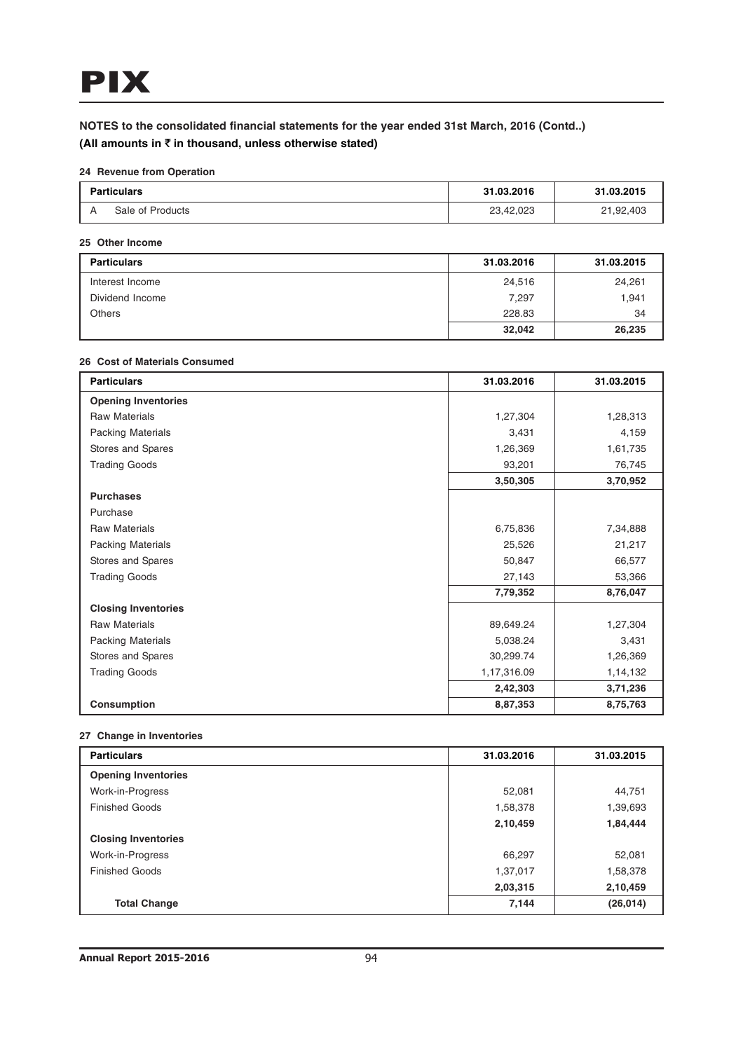**PIX**

## NOTES to the consolidated financial statements for the year ended 31st March, 2016 (Contd..)

### (All amounts in ₹ in thousand, unless otherwise stated)

#### 24 Revenue from Operation

| Particulars | 31.03.2016 | 31.03.2015 |
|---|---|---|
| A Sale of Products | 23,42,023 | 21,92,403 |

#### 25 Other Income

| Particulars | 31.03.2016 | 31.03.2015 |
|---|---|---|
| Interest Income | 24,516 | 24,261 |
| Dividend Income | 7,297 | 1,941 |
| Others | 228.83 | 34 |
| | **32,042** | **26,235** |

#### 26 Cost of Materials Consumed

| Particulars | 31.03.2016 | 31.03.2015 |
|---|---|---|
| **Opening Inventories** | | |
| Raw Materials | 1,27,304 | 1,28,313 |
| Packing Materials | 3,431 | 4,159 |
| Stores and Spares | 1,26,369 | 1,61,735 |
| Trading Goods | 93,201 | 76,745 |
| | **3,50,305** | **3,70,952** |
| **Purchases** | | |
| Purchase | | |
| Raw Materials | 6,75,836 | 7,34,888 |
| Packing Materials | 25,526 | 21,217 |
| Stores and Spares | 50,847 | 66,577 |
| Trading Goods | 27,143 | 53,366 |
| | **7,79,352** | **8,76,047** |
| **Closing Inventories** | | |
| Raw Materials | 89,649.24 | 1,27,304 |
| Packing Materials | 5,038.24 | 3,431 |
| Stores and Spares | 30,299.74 | 1,26,369 |
| Trading Goods | 1,17,316.09 | 1,14,132 |
| | **2,42,303** | **3,71,236** |
| **Consumption** | **8,87,353** | **8,75,763** |

#### 27 Change in Inventories

| Particulars | 31.03.2016 | 31.03.2015 |
|---|---|---|
| **Opening Inventories** | | |
| Work-in-Progress | 52,081 | 44,751 |
| Finished Goods | 1,58,378 | 1,39,693 |
| | **2,10,459** | **1,84,444** |
| **Closing Inventories** | | |
| Work-in-Progress | 66,297 | 52,081 |
| Finished Goods | 1,37,017 | 1,58,378 |
| | **2,03,315** | **2,10,459** |
| **Total Change** | **7,144** | **(26,014)** |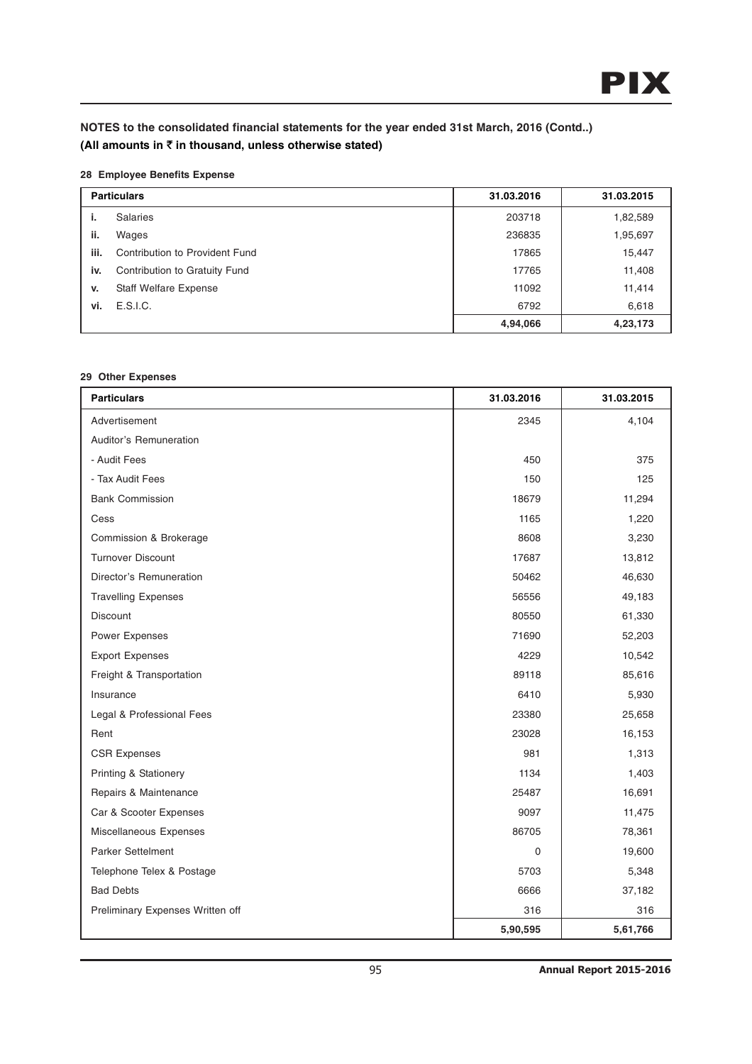**NOTES to the consolidated financial statements for the year ended 31st March, 2016 (Contd..)**
**(All amounts in ₹ in thousand, unless otherwise stated)**

**28 Employee Benefits Expense**

| | Particulars | 31.03.2016 | 31.03.2015 |
|---|---|---|---|
| i. | Salaries | 203718 | 1,82,589 |
| ii. | Wages | 236835 | 1,95,697 |
| iii. | Contribution to Provident Fund | 17865 | 15,447 |
| iv. | Contribution to Gratuity Fund | 17765 | 11,408 |
| v. | Staff Welfare Expense | 11092 | 11,414 |
| vi. | E.S.I.C. | 6792 | 6,618 |
| | | **4,94,066** | **4,23,173** |

**29 Other Expenses**

| Particulars | 31.03.2016 | 31.03.2015 |
|---|---|---|
| Advertisement | 2345 | 4,104 |
| Auditor's Remuneration | | |
| - Audit Fees | 450 | 375 |
| - Tax Audit Fees | 150 | 125 |
| Bank Commission | 18679 | 11,294 |
| Cess | 1165 | 1,220 |
| Commission & Brokerage | 8608 | 3,230 |
| Turnover Discount | 17687 | 13,812 |
| Director's Remuneration | 50462 | 46,630 |
| Travelling Expenses | 56556 | 49,183 |
| Discount | 80550 | 61,330 |
| Power Expenses | 71690 | 52,203 |
| Export Expenses | 4229 | 10,542 |
| Freight & Transportation | 89118 | 85,616 |
| Insurance | 6410 | 5,930 |
| Legal & Professional Fees | 23380 | 25,658 |
| Rent | 23028 | 16,153 |
| CSR Expenses | 981 | 1,313 |
| Printing & Stationery | 1134 | 1,403 |
| Repairs & Maintenance | 25487 | 16,691 |
| Car & Scooter Expenses | 9097 | 11,475 |
| Miscellaneous Expenses | 86705 | 78,361 |
| Parker Settelment | 0 | 19,600 |
| Telephone Telex & Postage | 5703 | 5,348 |
| Bad Debts | 6666 | 37,182 |
| Preliminary Expenses Written off | 316 | 316 |
| | **5,90,595** | **5,61,766** |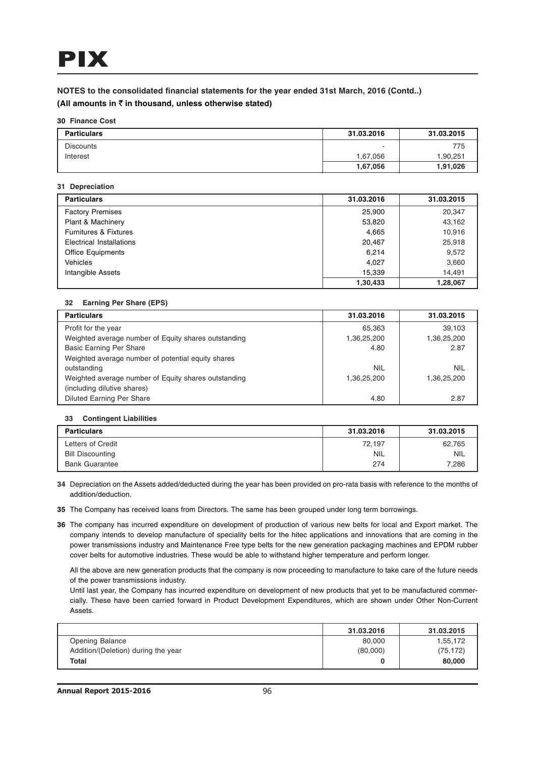## NOTES to the consolidated financial statements for the year ended 31st March, 2016 (Contd..)

**(All amounts in ₹ in thousand, unless otherwise stated)**

**30 Finance Cost**

| Particulars | 31.03.2016 | 31.03.2015 |
|---|---|---|
| Discounts | - | 775 |
| Interest | 1,67,056 | 1,90,251 |
| | **1,67,056** | **1,91,026** |

**31 Depreciation**

| Particulars | 31.03.2016 | 31.03.2015 |
|---|---|---|
| Factory Premises | 25,900 | 20,347 |
| Plant & Machinery | 53,820 | 43,162 |
| Furnitures & Fixtures | 4,665 | 10,916 |
| Electrical Installations | 20,467 | 25,918 |
| Office Equipments | 6,214 | 9,572 |
| Vehicles | 4,027 | 3,660 |
| Intangible Assets | 15,339 | 14,491 |
| | **1,30,433** | **1,28,067** |

**32 Earning Per Share (EPS)**

| Particulars | 31.03.2016 | 31.03.2015 |
|---|---|---|
| Profit for the year | 65,363 | 39,103 |
| Weighted average number of Equity shares outstanding | 1,36,25,200 | 1,36,25,200 |
| Basic Earning Per Share | 4.80 | 2.87 |
| Weighted average number of potential equity shares outstanding | NIL | NIL |
| Weighted average number of Equity shares outstanding (including dilutive shares) | 1,36,25,200 | 1,36,25,200 |
| Diluted Earning Per Share | 4.80 | 2.87 |

**33 Contingent Liabilities**

| Particulars | 31.03.2016 | 31.03.2015 |
|---|---|---|
| Letters of Credit | 72,197 | 62,765 |
| Bill Discounting | NIL | NIL |
| Bank Guarantee | 274 | 7,286 |

**34** Depreciation on the Assets added/deducted during the year has been provided on pro-rata basis with reference to the months of addition/deduction.

**35** The Company has received loans from Directors. The same has been grouped under long term borrowings.

**36** The company has incurred expenditure on development of production of various new belts for local and Export market. The company intends to develop manufacture of speciality belts for the hitec applications and innovations that are coming in the power transmissions industry and Maintenance Free type belts for the new generation packaging machines and EPDM rubber cover belts for automotive industries. These would be able to withstand higher temperature and perform longer.

All the above are new generation products that the company is now proceeding to manufacture to take care of the future needs of the power transmissions industry.

Until last year, the Company has incurred expenditure on development of new products that yet to be manufactured commercially. These have been carried forward in Product Development Expenditures, which are shown under Other Non-Current Assets.

| | 31.03.2016 | 31.03.2015 |
|---|---|---|
| Opening Balance | 80,000 | 1,55,172 |
| Addition/(Deletion) during the year | (80,000) | (75,172) |
| **Total** | **0** | **80,000** |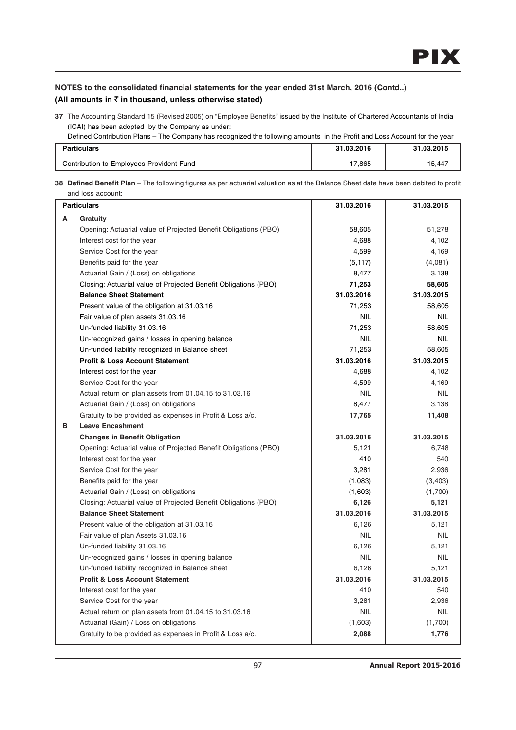## NOTES to the consolidated financial statements for the year ended 31st March, 2016 (Contd..)

### (All amounts in ₹ in thousand, unless otherwise stated)

**37** The Accounting Standard 15 (Revised 2005) on "Employee Benefits" issued by the Institute of Chartered Accountants of India (ICAI) has been adopted by the Company as under:

Defined Contribution Plans – The Company has recognized the following amounts in the Profit and Loss Account for the year

| Particulars | 31.03.2016 | 31.03.2015 |
|---|---|---|
| Contribution to Employees Provident Fund | 17,865 | 15,447 |

**38 Defined Benefit Plan** – The following figures as per actuarial valuation as at the Balance Sheet date have been debited to profit and loss account:

| | Particulars | 31.03.2016 | 31.03.2015 |
|---|---|---|---|
| **A** | **Gratuity** | | |
| | Opening: Actuarial value of Projected Benefit Obligations (PBO) | 58,605 | 51,278 |
| | Interest cost for the year | 4,688 | 4,102 |
| | Service Cost for the year | 4,599 | 4,169 |
| | Benefits paid for the year | (5,117) | (4,081) |
| | Actuarial Gain / (Loss) on obligations | 8,477 | 3,138 |
| | Closing: Actuarial value of Projected Benefit Obligations (PBO) | **71,253** | **58,605** |
| | **Balance Sheet Statement** | **31.03.2016** | **31.03.2015** |
| | Present value of the obligation at 31.03.16 | 71,253 | 58,605 |
| | Fair value of plan assets 31.03.16 | NIL | NIL |
| | Un-funded liability 31.03.16 | 71,253 | 58,605 |
| | Un-recognized gains / losses in opening balance | NIL | NIL |
| | Un-funded liability recognized in Balance sheet | 71,253 | 58,605 |
| | **Profit & Loss Account Statement** | **31.03.2016** | **31.03.2015** |
| | Interest cost for the year | 4,688 | 4,102 |
| | Service Cost for the year | 4,599 | 4,169 |
| | Actual return on plan assets from 01.04.15 to 31.03.16 | NIL | NIL |
| | Actuarial Gain / (Loss) on obligations | 8,477 | 3,138 |
| | Gratuity to be provided as expenses in Profit & Loss a/c. | **17,765** | **11,408** |
| **B** | **Leave Encashment** | | |
| | **Changes in Benefit Obligation** | **31.03.2016** | **31.03.2015** |
| | Opening: Actuarial value of Projected Benefit Obligations (PBO) | 5,121 | 6,748 |
| | Interest cost for the year | 410 | 540 |
| | Service Cost for the year | 3,281 | 2,936 |
| | Benefits paid for the year | (1,083) | (3,403) |
| | Actuarial Gain / (Loss) on obligations | (1,603) | (1,700) |
| | Closing: Actuarial value of Projected Benefit Obligations (PBO) | **6,126** | **5,121** |
| | **Balance Sheet Statement** | **31.03.2016** | **31.03.2015** |
| | Present value of the obligation at 31.03.16 | 6,126 | 5,121 |
| | Fair value of plan Assets 31.03.16 | NIL | NIL |
| | Un-funded liability 31.03.16 | 6,126 | 5,121 |
| | Un-recognized gains / losses in opening balance | NIL | NIL |
| | Un-funded liability recognized in Balance sheet | 6,126 | 5,121 |
| | **Profit & Loss Account Statement** | **31.03.2016** | **31.03.2015** |
| | Interest cost for the year | 410 | 540 |
| | Service Cost for the year | 3,281 | 2,936 |
| | Actual return on plan assets from 01.04.15 to 31.03.16 | NIL | NIL |
| | Actuarial (Gain) / Loss on obligations | (1,603) | (1,700) |
| | Gratuity to be provided as expenses in Profit & Loss a/c. | **2,088** | **1,776** |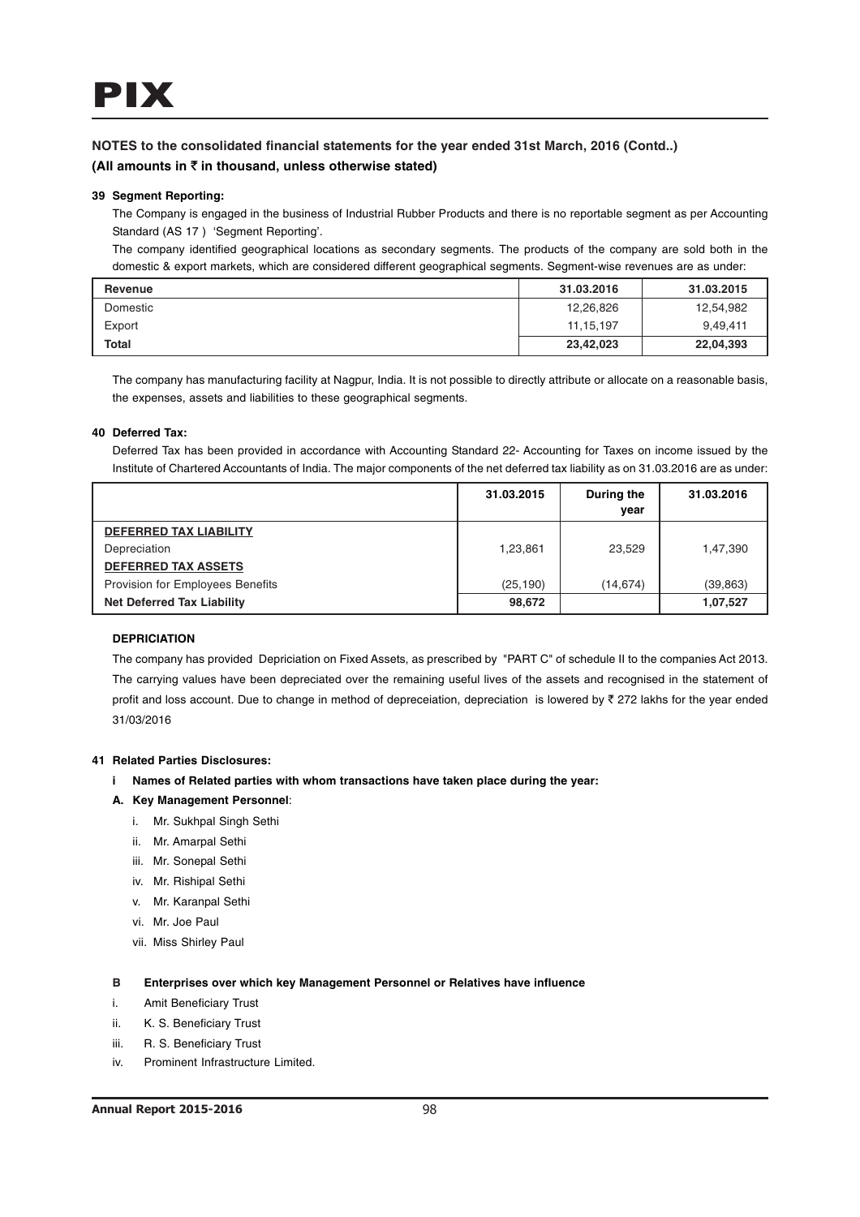## NOTES to the consolidated financial statements for the year ended 31st March, 2016 (Contd..)

**(All amounts in ₹ in thousand, unless otherwise stated)**

### 39 Segment Reporting:

The Company is engaged in the business of Industrial Rubber Products and there is no reportable segment as per Accounting Standard (AS 17 ) 'Segment Reporting'.

The company identified geographical locations as secondary segments. The products of the company are sold both in the domestic & export markets, which are considered different geographical segments. Segment-wise revenues are as under:

| Revenue | 31.03.2016 | 31.03.2015 |
|---|---|---|
| Domestic | 12,26,826 | 12,54,982 |
| Export | 11,15,197 | 9,49,411 |
| **Total** | **23,42,023** | **22,04,393** |

The company has manufacturing facility at Nagpur, India. It is not possible to directly attribute or allocate on a reasonable basis, the expenses, assets and liabilities to these geographical segments.

### 40 Deferred Tax:

Deferred Tax has been provided in accordance with Accounting Standard 22- Accounting for Taxes on income issued by the Institute of Chartered Accountants of India. The major components of the net deferred tax liability as on 31.03.2016 are as under:

| | 31.03.2015 | During the year | 31.03.2016 |
|---|---|---|---|
| **DEFERRED TAX LIABILITY** | | | |
| Depreciation | 1,23,861 | 23,529 | 1,47,390 |
| **DEFERRED TAX ASSETS** | | | |
| Provision for Employees Benefits | (25,190) | (14,674) | (39,863) |
| **Net Deferred Tax Liability** | **98,672** | | **1,07,527** |

**DEPRICIATION**

The company has provided Depriciation on Fixed Assets, as prescribed by "PART C" of schedule II to the companies Act 2013. The carrying values have been depreciated over the remaining useful lives of the assets and recognised in the statement of profit and loss account. Due to change in method of depreceiation, depreciation is lowered by ₹ 272 lakhs for the year ended 31/03/2016

### 41 Related Parties Disclosures:

**i Names of Related parties with whom transactions have taken place during the year:**

**A. Key Management Personnel**:

- i. Mr. Sukhpal Singh Sethi
- ii. Mr. Amarpal Sethi
- iii. Mr. Sonepal Sethi
- iv. Mr. Rishipal Sethi
- v. Mr. Karanpal Sethi
- vi. Mr. Joe Paul
- vii. Miss Shirley Paul

**B Enterprises over which key Management Personnel or Relatives have influence**

- i. Amit Beneficiary Trust
- ii. K. S. Beneficiary Trust
- iii. R. S. Beneficiary Trust
- iv. Prominent Infrastructure Limited.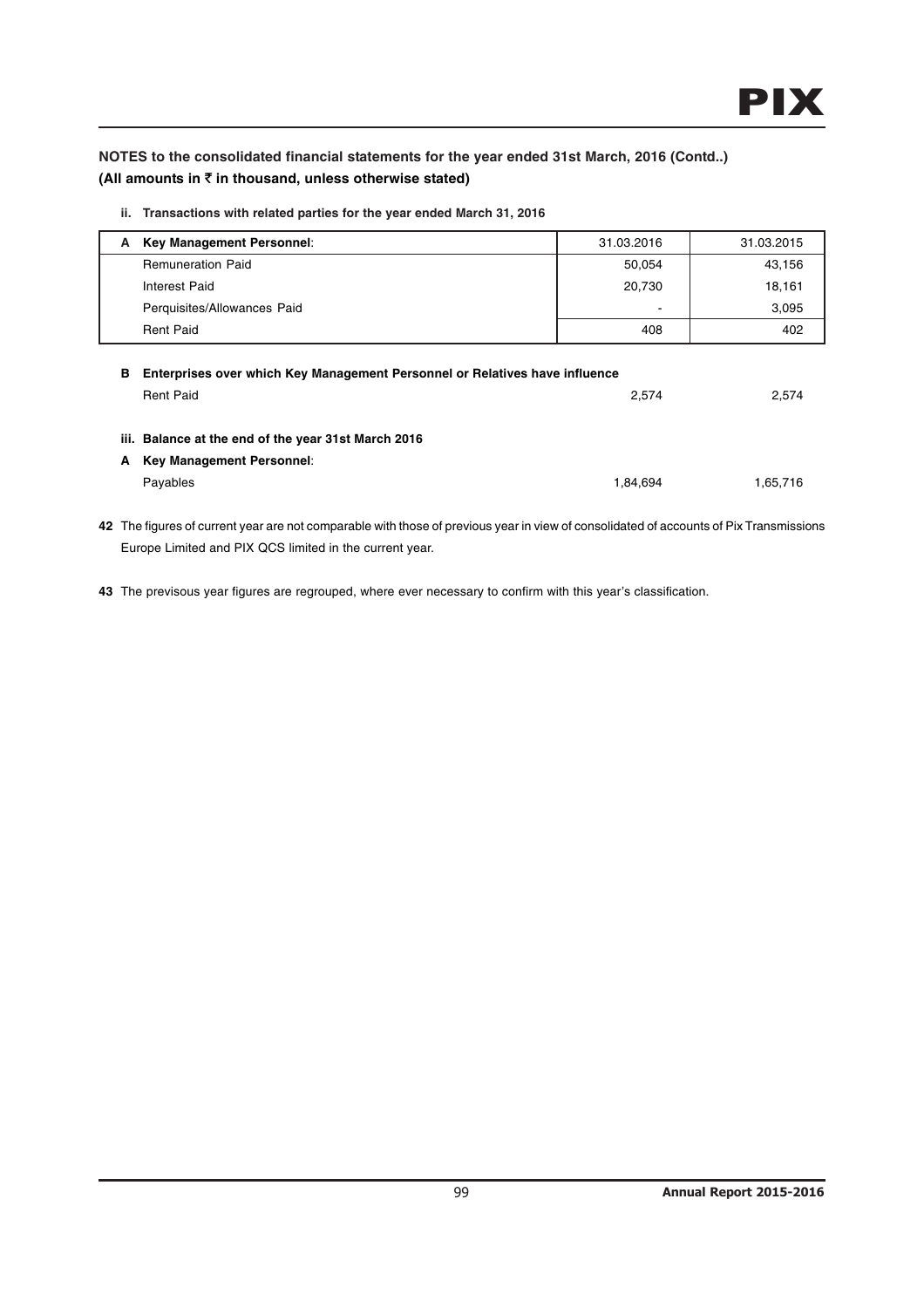**NOTES to the consolidated financial statements for the year ended 31st March, 2016 (Contd..)**
**(All amounts in ₹ in thousand, unless otherwise stated)**

**ii. Transactions with related parties for the year ended March 31, 2016**

| A | Key Management Personnel: | 31.03.2016 | 31.03.2015 |
|---|---|---|---|
| | Remuneration Paid | 50,054 | 43,156 |
| | Interest Paid | 20,730 | 18,161 |
| | Perquisites/Allowances Paid | - | 3,095 |
| | Rent Paid | 408 | 402 |
| **B** | **Enterprises over which Key Management Personnel or Relatives have influence** | | |
| | Rent Paid | 2,574 | 2,574 |

**iii. Balance at the end of the year 31st March 2016**

| A | Key Management Personnel: | | |
|---|---|---|---|
| | Payables | 1,84,694 | 1,65,716 |

**42** The figures of current year are not comparable with those of previous year in view of consolidated of accounts of Pix Transmissions Europe Limited and PIX QCS limited in the current year.

**43** The previsous year figures are regrouped, where ever necessary to confirm with this year's classification.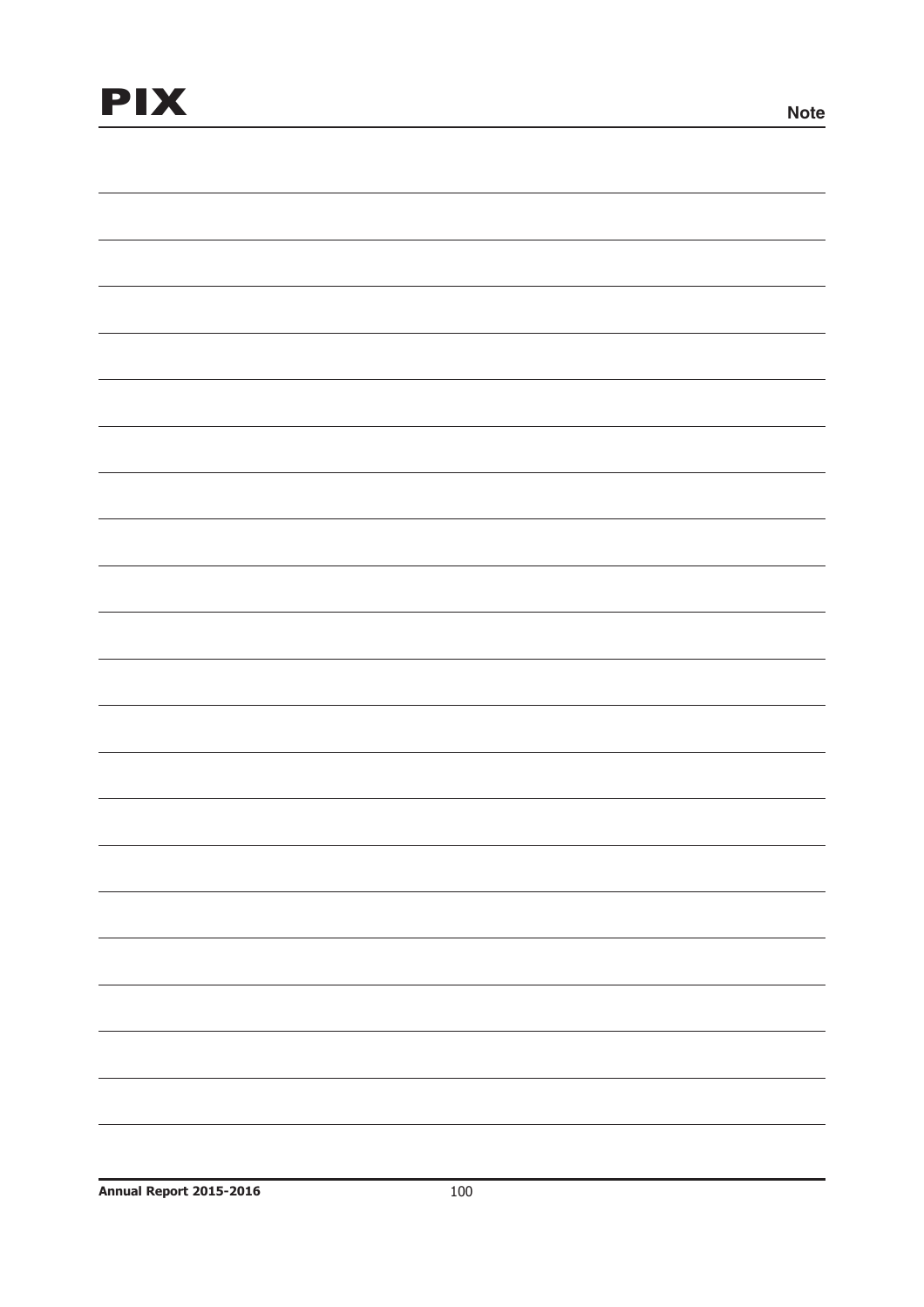## Note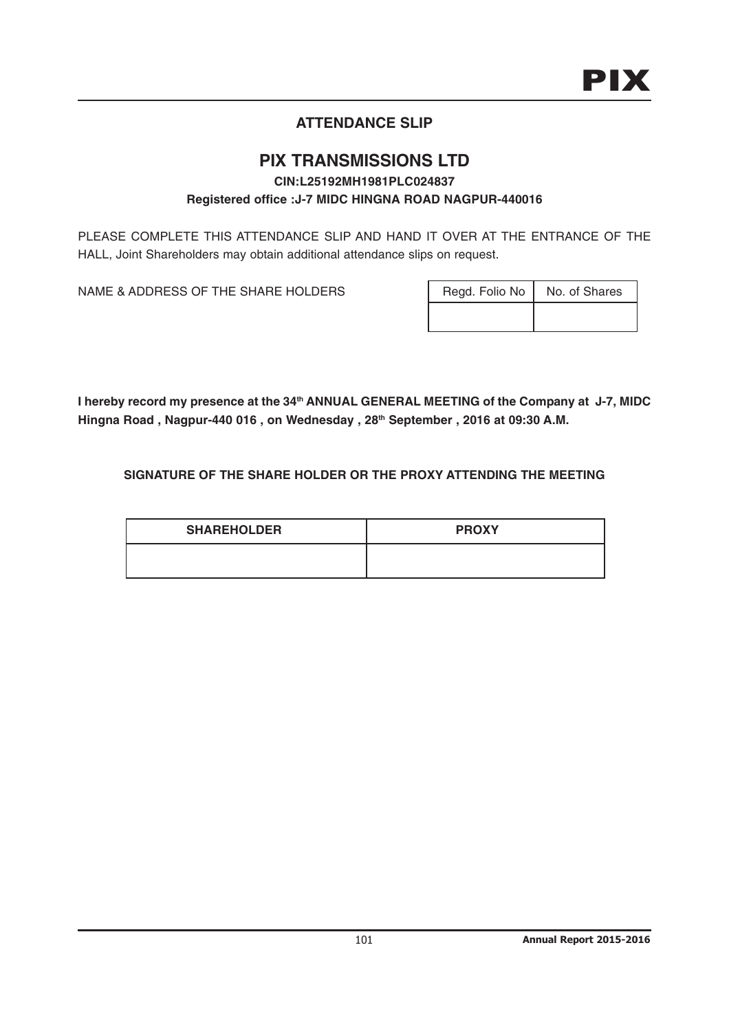## ATTENDANCE SLIP

# PIX TRANSMISSIONS LTD

**CIN:L25192MH1981PLC024837**

**Registered office :J-7 MIDC HINGNA ROAD NAGPUR-440016**

PLEASE COMPLETE THIS ATTENDANCE SLIP AND HAND IT OVER AT THE ENTRANCE OF THE HALL, Joint Shareholders may obtain additional attendance slips on request.

NAME & ADDRESS OF THE SHARE HOLDERS

| Regd. Folio No | No. of Shares |
|---|---|
| | |

**I hereby record my presence at the 34th ANNUAL GENERAL MEETING of the Company at J-7, MIDC Hingna Road , Nagpur-440 016 , on Wednesday , 28th September , 2016 at 09:30 A.M.**

**SIGNATURE OF THE SHARE HOLDER OR THE PROXY ATTENDING THE MEETING**

| SHAREHOLDER | PROXY |
|---|---|
| | |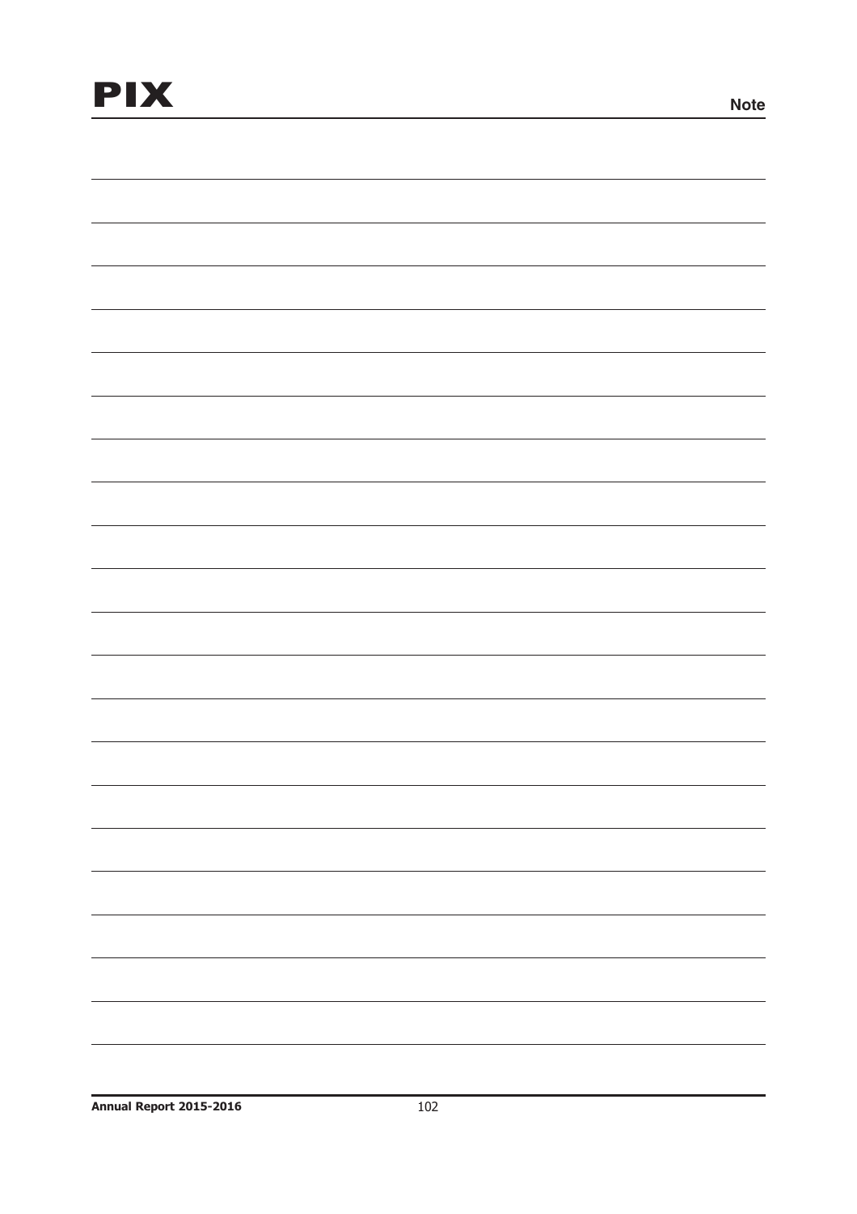# Note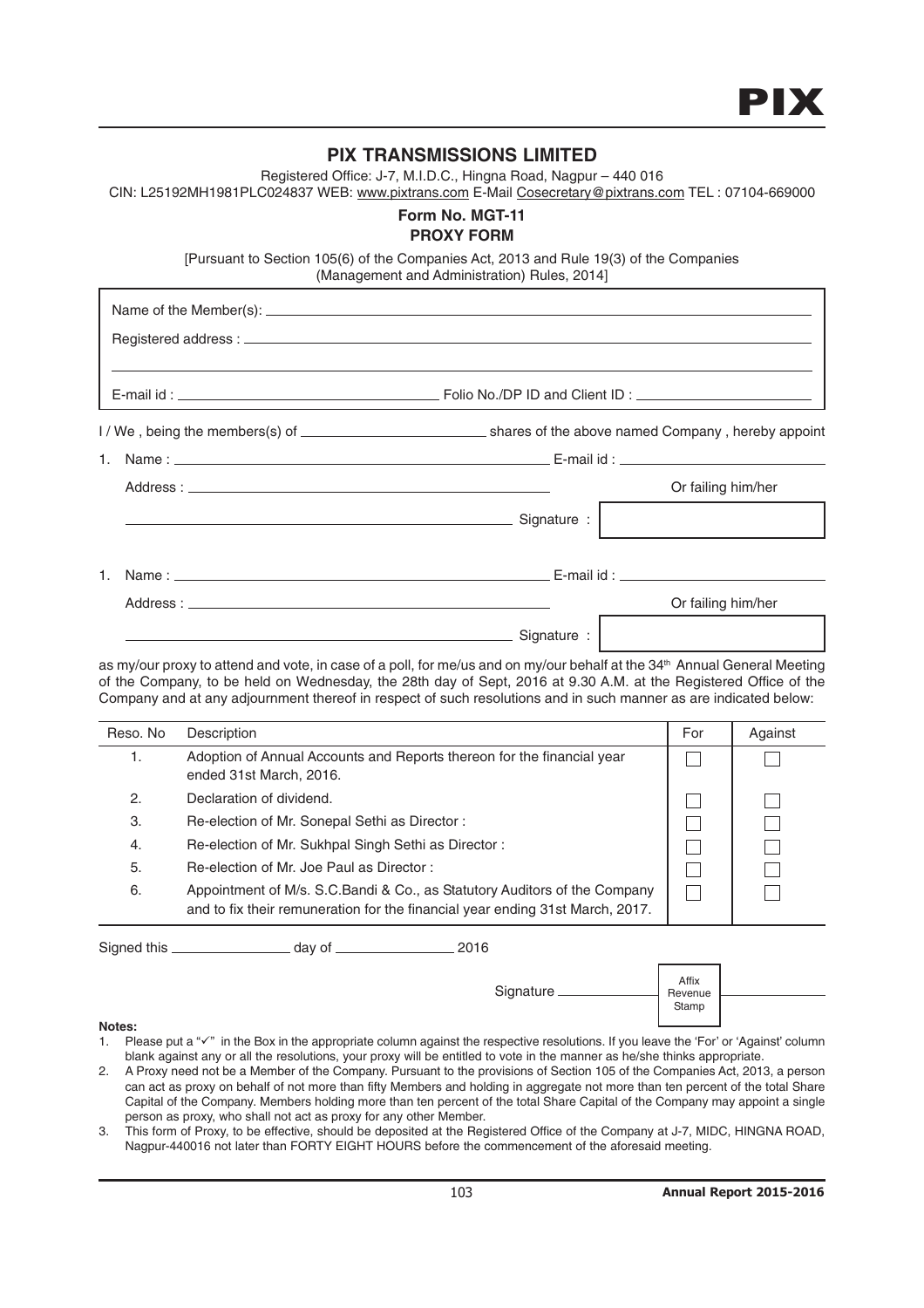# PIX TRANSMISSIONS LIMITED

Registered Office: J-7, M.I.D.C., Hingna Road, Nagpur – 440 016
CIN: L25192MH1981PLC024837 WEB: www.pixtrans.com E-Mail Cosecretary@pixtrans.com TEL : 07104-669000

## Form No. MGT-11
## PROXY FORM

[Pursuant to Section 105(6) of the Companies Act, 2013 and Rule 19(3) of the Companies (Management and Administration) Rules, 2014]

Name of the Member(s): ____________________

Registered address : ____________________

E-mail id : ____________________ Folio No./DP ID and Client ID : ____________________

I / We , being the members(s) of ____________________ shares of the above named Company , hereby appoint

1. Name : ____________________ E-mail id : ____________________

   Address : ____________________ Or failing him/her

   ____________________ Signature :

1. Name : ____________________ E-mail id : ____________________

   Address : ____________________ Or failing him/her

   ____________________ Signature :

as my/our proxy to attend and vote, in case of a poll, for me/us and on my/our behalf at the 34th Annual General Meeting of the Company, to be held on Wednesday, the 28th day of Sept, 2016 at 9.30 A.M. at the Registered Office of the Company and at any adjournment thereof in respect of such resolutions and in such manner as are indicated below:

| Reso. No | Description | For | Against |
|---|---|---|---|
| 1. | Adoption of Annual Accounts and Reports thereon for the financial year ended 31st March, 2016. | ☐ | ☐ |
| 2. | Declaration of dividend. | ☐ | ☐ |
| 3. | Re-election of Mr. Sonepal Sethi as Director : | ☐ | ☐ |
| 4. | Re-election of Mr. Sukhpal Singh Sethi as Director : | ☐ | ☐ |
| 5. | Re-election of Mr. Joe Paul as Director : | ☐ | ☐ |
| 6. | Appointment of M/s. S.C.Bandi & Co., as Statutory Auditors of the Company and to fix their remuneration for the financial year ending 31st March, 2017. | ☐ | ☐ |

Signed this ____________ day of ____________ 2016

Signature ____________ [Affix Revenue Stamp]

**Notes:**

1. Please put a "✓" in the Box in the appropriate column against the respective resolutions. If you leave the 'For' or 'Against' column blank against any or all the resolutions, your proxy will be entitled to vote in the manner as he/she thinks appropriate.
2. A Proxy need not be a Member of the Company. Pursuant to the provisions of Section 105 of the Companies Act, 2013, a person can act as proxy on behalf of not more than fifty Members and holding in aggregate not more than ten percent of the total Share Capital of the Company. Members holding more than ten percent of the total Share Capital of the Company may appoint a single person as proxy, who shall not act as proxy for any other Member.
3. This form of Proxy, to be effective, should be deposited at the Registered Office of the Company at J-7, MIDC, HINGNA ROAD, Nagpur-440016 not later than FORTY EIGHT HOURS before the commencement of the aforesaid meeting.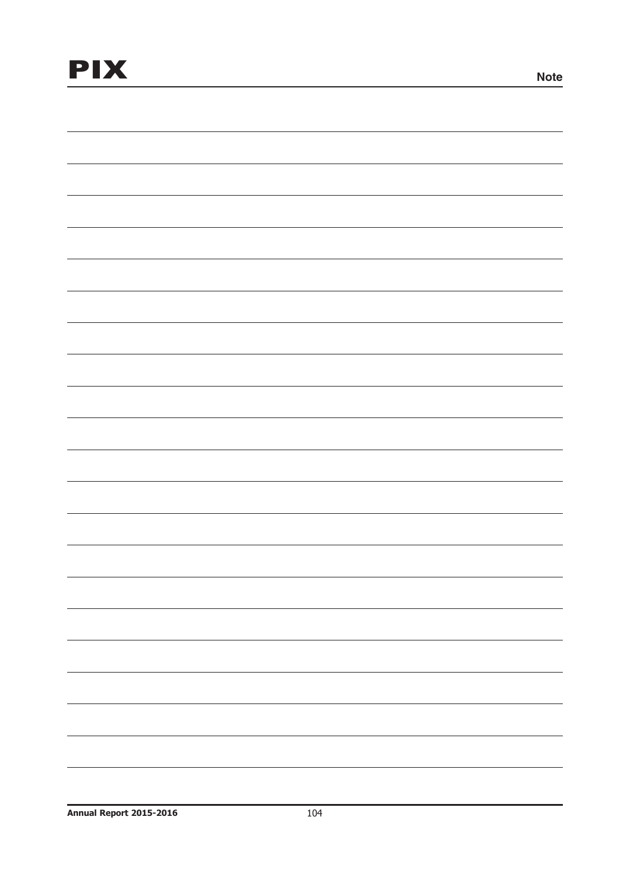## Note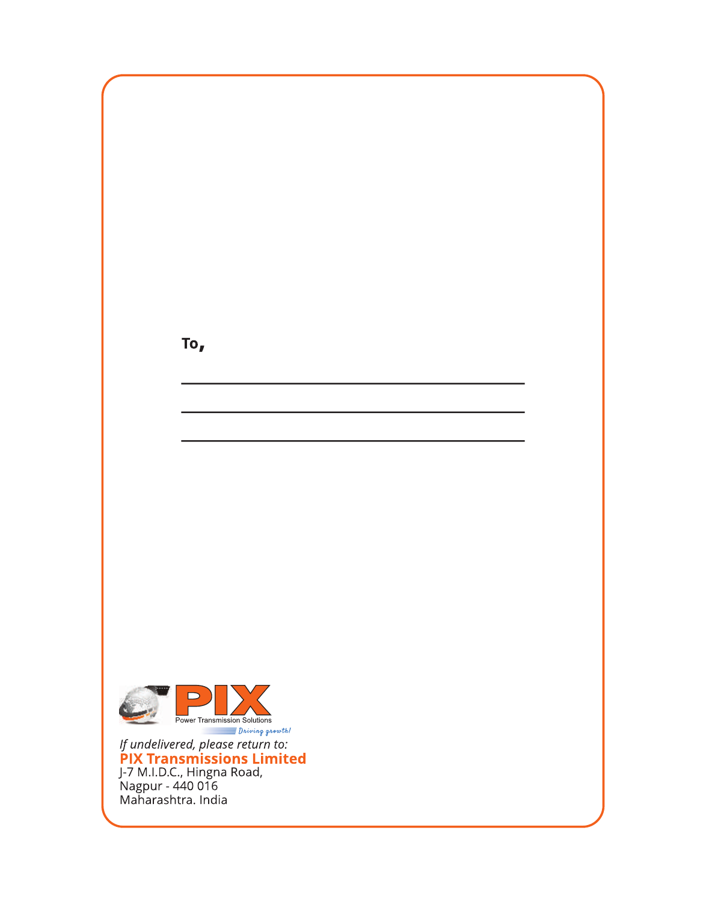**To,**

\_\_\_\_\_\_\_\_\_\_\_\_\_\_\_\_\_\_\_\_\_\_\_\_\_\_\_\_\_\_\_\_\_\_\_\_\_\_\_\_

\_\_\_\_\_\_\_\_\_\_\_\_\_\_\_\_\_\_\_\_\_\_\_\_\_\_\_\_\_\_\_\_\_\_\_\_\_\_\_\_

\_\_\_\_\_\_\_\_\_\_\_\_\_\_\_\_\_\_\_\_\_\_\_\_\_\_\_\_\_\_\_\_\_\_\_\_\_\_\_\_

PIX
Power Transmission Solutions
Driving growth!

*If undelivered, please return to:*

**PIX Transmissions Limited**

J-7 M.I.D.C., Hingna Road,
Nagpur - 440 016
Maharashtra. India